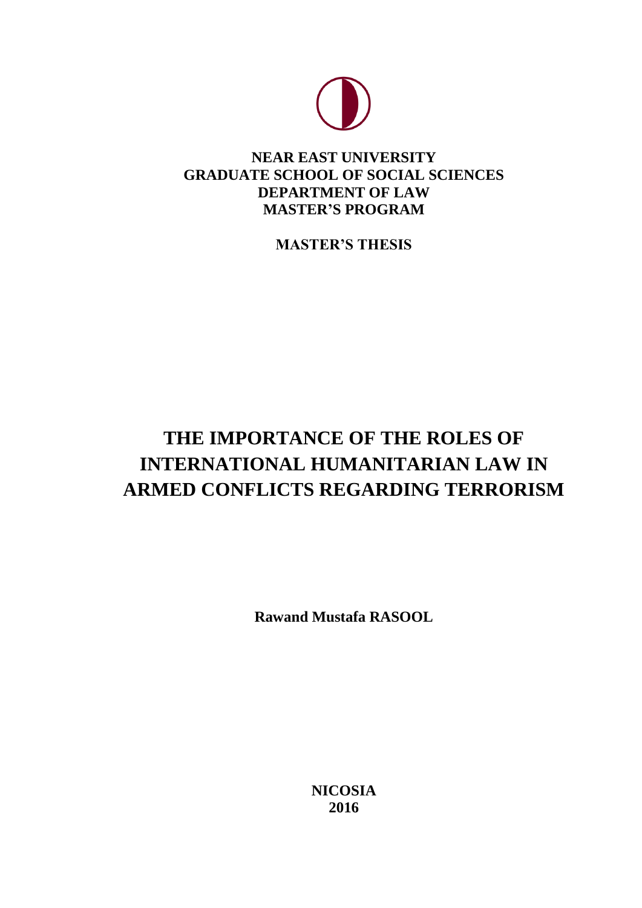**NEAR EAST UNIVERSITY**
**GRADUATE SCHOOL OF SOCIAL SCIENCES**
**DEPARTMENT OF LAW**
**MASTER'S PROGRAM**

**MASTER'S THESIS**

# THE IMPORTANCE OF THE ROLES OF INTERNATIONAL HUMANITARIAN LAW IN ARMED CONFLICTS REGARDING TERRORISM

**Rawand Mustafa RASOOL**

**NICOSIA**
**2016**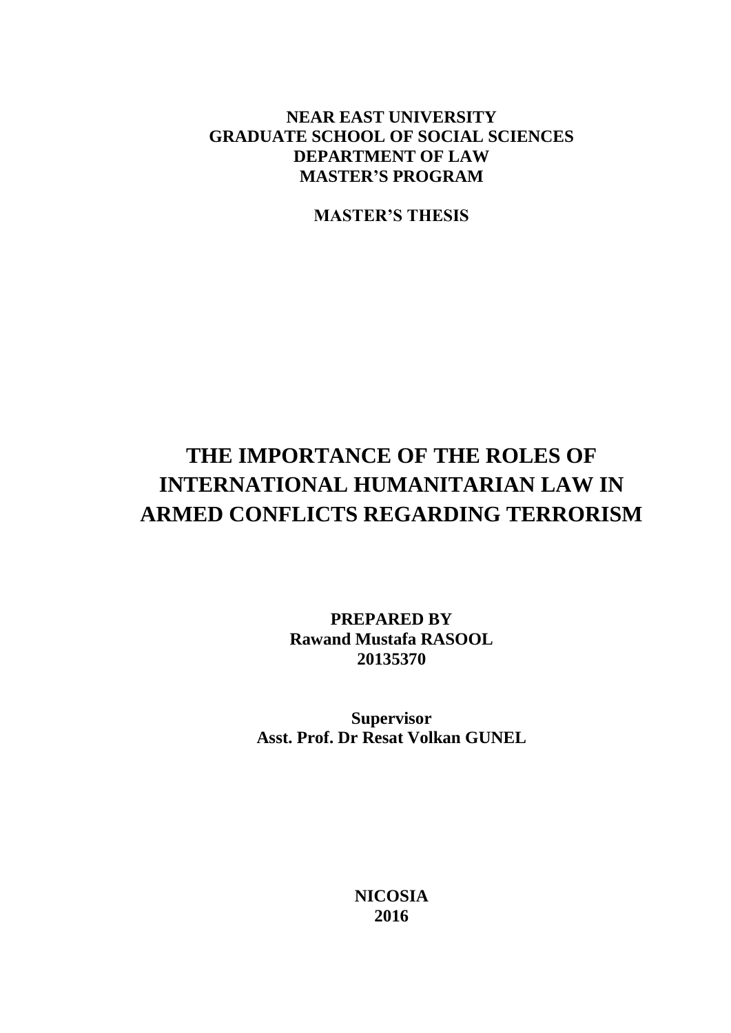**NEAR EAST UNIVERSITY**
**GRADUATE SCHOOL OF SOCIAL SCIENCES**
**DEPARTMENT OF LAW**
**MASTER'S PROGRAM**

**MASTER'S THESIS**

# THE IMPORTANCE OF THE ROLES OF INTERNATIONAL HUMANITARIAN LAW IN ARMED CONFLICTS REGARDING TERRORISM

**PREPARED BY**
**Rawand Mustafa RASOOL**
**20135370**

**Supervisor**
**Asst. Prof. Dr Resat Volkan GUNEL**

**NICOSIA**
**2016**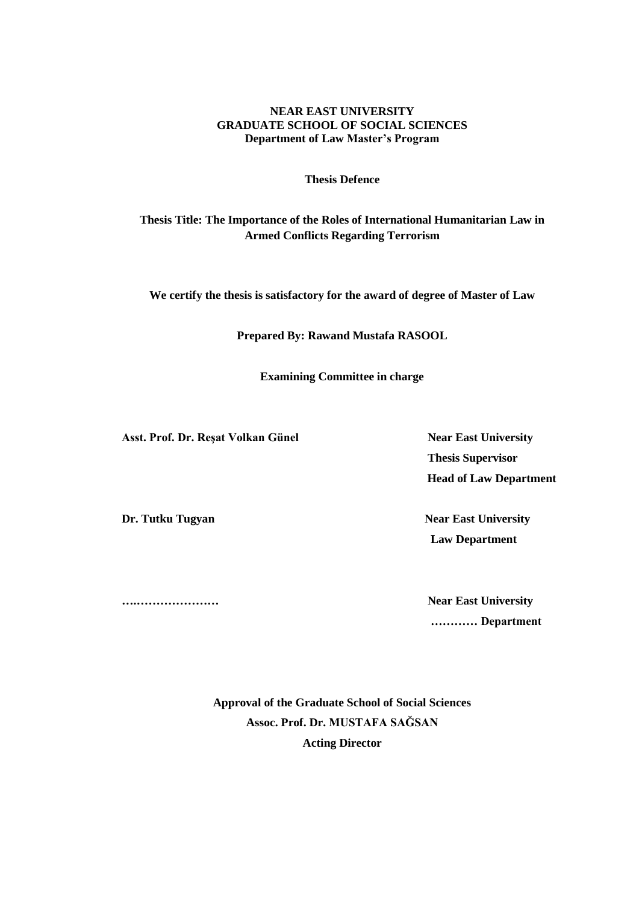**NEAR EAST UNIVERSITY**
**GRADUATE SCHOOL OF SOCIAL SCIENCES**
**Department of Law Master's Program**

**Thesis Defence**

**Thesis Title: The Importance of the Roles of International Humanitarian Law in Armed Conflicts Regarding Terrorism**

**We certify the thesis is satisfactory for the award of degree of Master of Law**

**Prepared By: Rawand Mustafa RASOOL**

**Examining Committee in charge**

**Asst. Prof. Dr. Reşat Volkan Günel** — **Near East University**
**Thesis Supervisor**
**Head of Law Department**

**Dr. Tutku Tugyan** — **Near East University**
**Law Department**

**….…………………** — **Near East University**
**………… Department**

**Approval of the Graduate School of Social Sciences**
**Assoc. Prof. Dr. MUSTAFA SAĞSAN**
**Acting Director**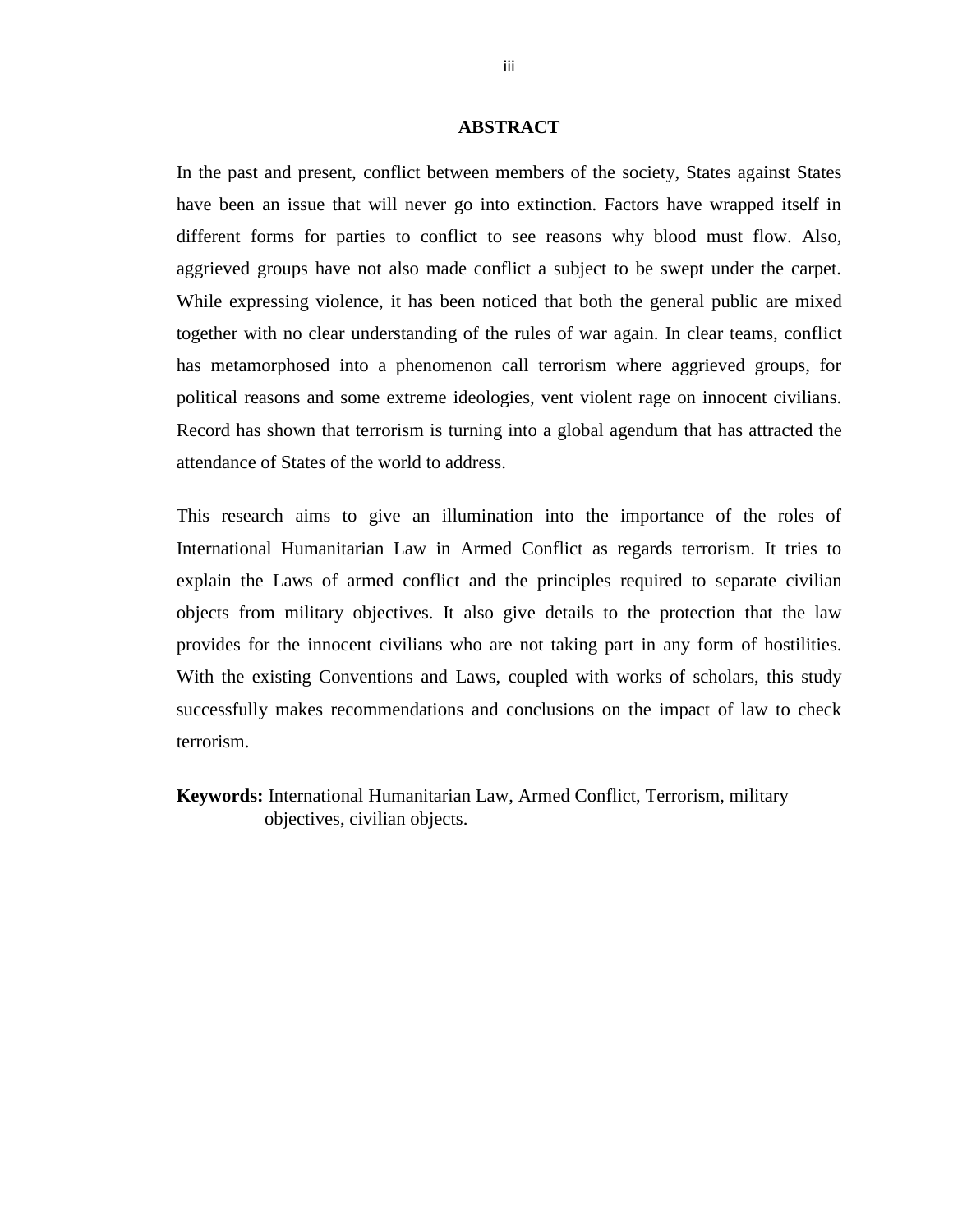## ABSTRACT

In the past and present, conflict between members of the society, States against States have been an issue that will never go into extinction. Factors have wrapped itself in different forms for parties to conflict to see reasons why blood must flow. Also, aggrieved groups have not also made conflict a subject to be swept under the carpet. While expressing violence, it has been noticed that both the general public are mixed together with no clear understanding of the rules of war again. In clear teams, conflict has metamorphosed into a phenomenon call terrorism where aggrieved groups, for political reasons and some extreme ideologies, vent violent rage on innocent civilians. Record has shown that terrorism is turning into a global agendum that has attracted the attendance of States of the world to address.

This research aims to give an illumination into the importance of the roles of International Humanitarian Law in Armed Conflict as regards terrorism. It tries to explain the Laws of armed conflict and the principles required to separate civilian objects from military objectives. It also give details to the protection that the law provides for the innocent civilians who are not taking part in any form of hostilities. With the existing Conventions and Laws, coupled with works of scholars, this study successfully makes recommendations and conclusions on the impact of law to check terrorism.

**Keywords:** International Humanitarian Law, Armed Conflict, Terrorism, military objectives, civilian objects.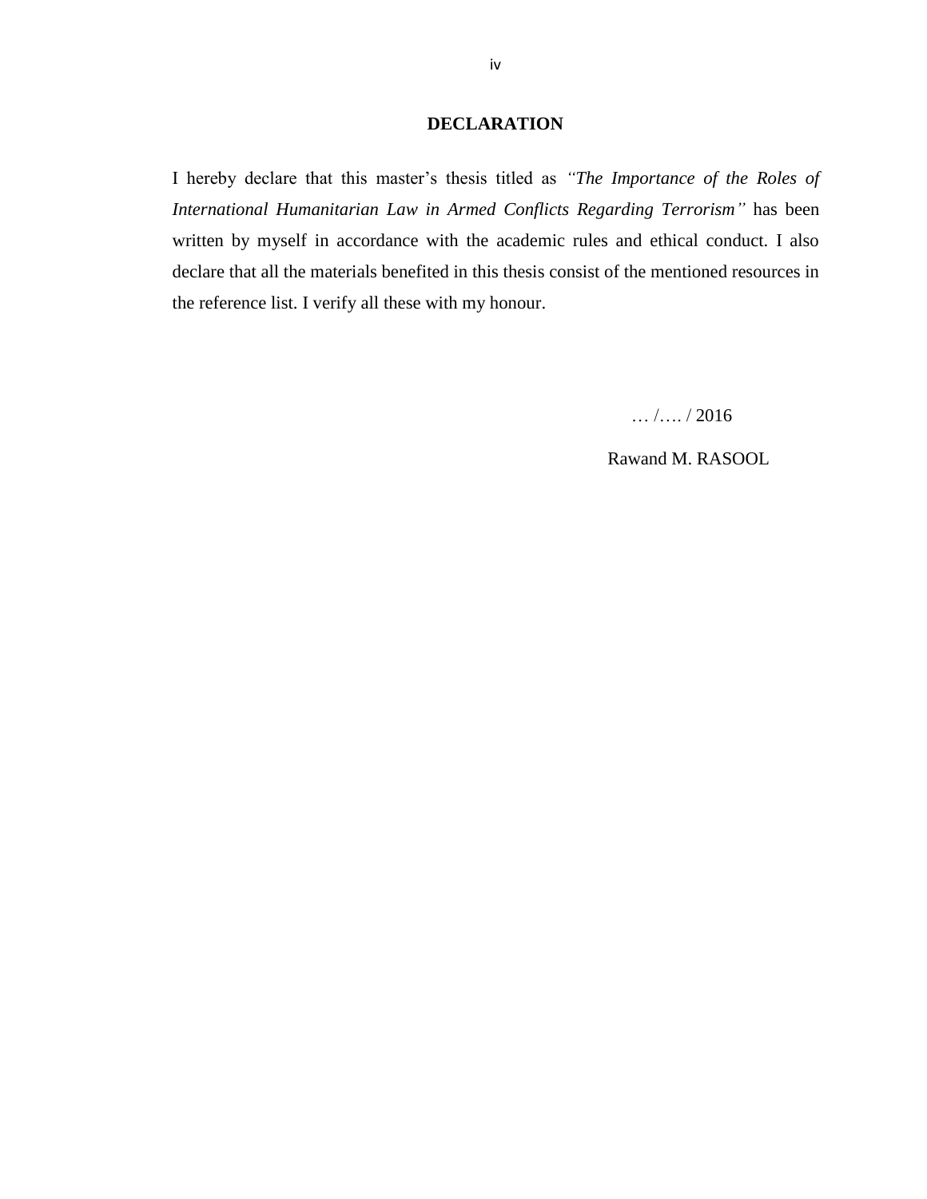# DECLARATION

I hereby declare that this master's thesis titled as *"The Importance of the Roles of International Humanitarian Law in Armed Conflicts Regarding Terrorism"* has been written by myself in accordance with the academic rules and ethical conduct. I also declare that all the materials benefited in this thesis consist of the mentioned resources in the reference list. I verify all these with my honour.

… /…. / 2016

Rawand M. RASOOL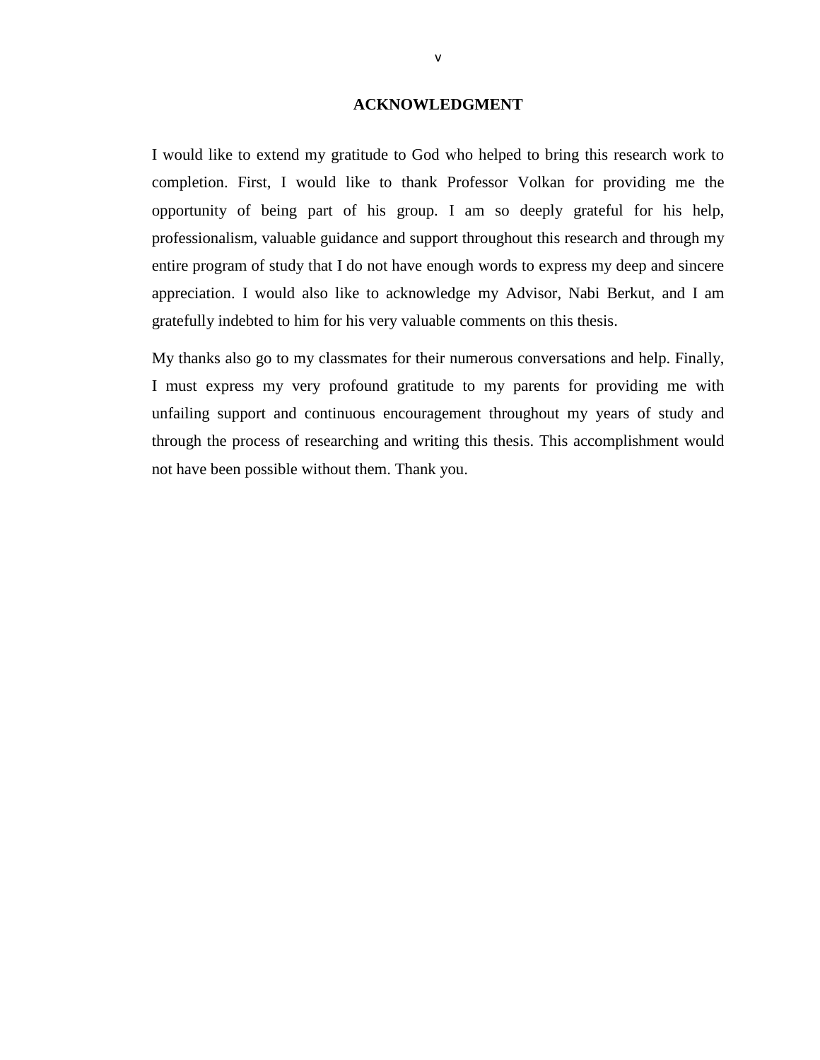# ACKNOWLEDGMENT

I would like to extend my gratitude to God who helped to bring this research work to completion. First, I would like to thank Professor Volkan for providing me the opportunity of being part of his group. I am so deeply grateful for his help, professionalism, valuable guidance and support throughout this research and through my entire program of study that I do not have enough words to express my deep and sincere appreciation. I would also like to acknowledge my Advisor, Nabi Berkut, and I am gratefully indebted to him for his very valuable comments on this thesis.

My thanks also go to my classmates for their numerous conversations and help. Finally, I must express my very profound gratitude to my parents for providing me with unfailing support and continuous encouragement throughout my years of study and through the process of researching and writing this thesis. This accomplishment would not have been possible without them. Thank you.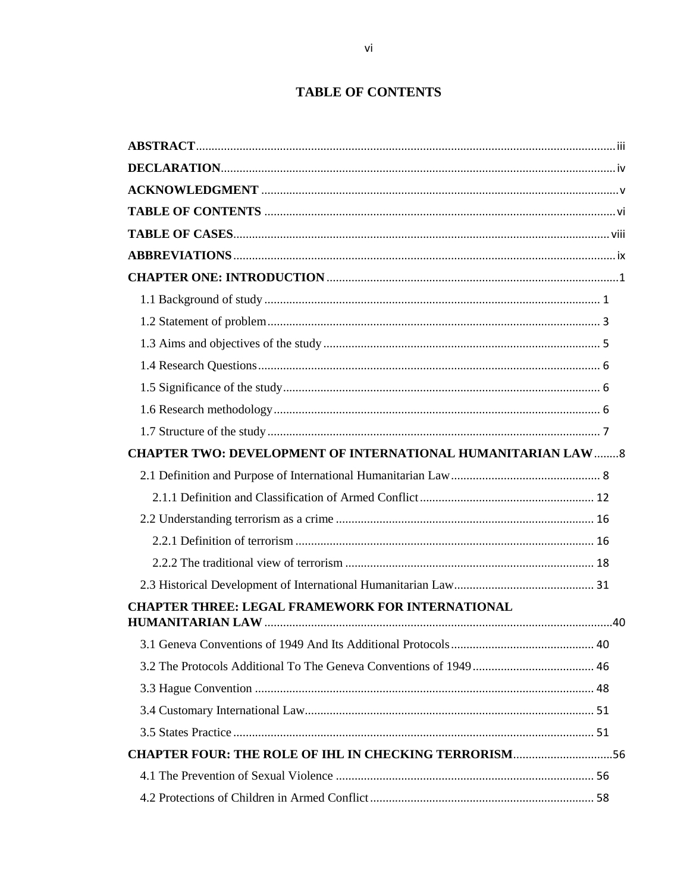# TABLE OF CONTENTS

**ABSTRACT** ..... iii
**DECLARATION** ..... iv
**ACKNOWLEDGMENT** ..... v
**TABLE OF CONTENTS** ..... vi
**TABLE OF CASES** ..... viii
**ABBREVIATIONS** ..... ix
**CHAPTER ONE: INTRODUCTION** ..... 1
- 1.1 Background of study ..... 1
- 1.2 Statement of problem ..... 3
- 1.3 Aims and objectives of the study ..... 5
- 1.4 Research Questions ..... 6
- 1.5 Significance of the study ..... 6
- 1.6 Research methodology ..... 6
- 1.7 Structure of the study ..... 7

**CHAPTER TWO: DEVELOPMENT OF INTERNATIONAL HUMANITARIAN LAW** ..... 8
- 2.1 Definition and Purpose of International Humanitarian Law ..... 8
  - 2.1.1 Definition and Classification of Armed Conflict ..... 12
- 2.2 Understanding terrorism as a crime ..... 16
  - 2.2.1 Definition of terrorism ..... 16
  - 2.2.2 The traditional view of terrorism ..... 18
- 2.3 Historical Development of International Humanitarian Law ..... 31

**CHAPTER THREE: LEGAL FRAMEWORK FOR INTERNATIONAL HUMANITARIAN LAW** ..... 40
- 3.1 Geneva Conventions of 1949 And Its Additional Protocols ..... 40
- 3.2 The Protocols Additional To The Geneva Conventions of 1949 ..... 46
- 3.3 Hague Convention ..... 48
- 3.4 Customary International Law ..... 51
- 3.5 States Practice ..... 51

**CHAPTER FOUR: THE ROLE OF IHL IN CHECKING TERRORISM** ..... 56
- 4.1 The Prevention of Sexual Violence ..... 56
- 4.2 Protections of Children in Armed Conflict ..... 58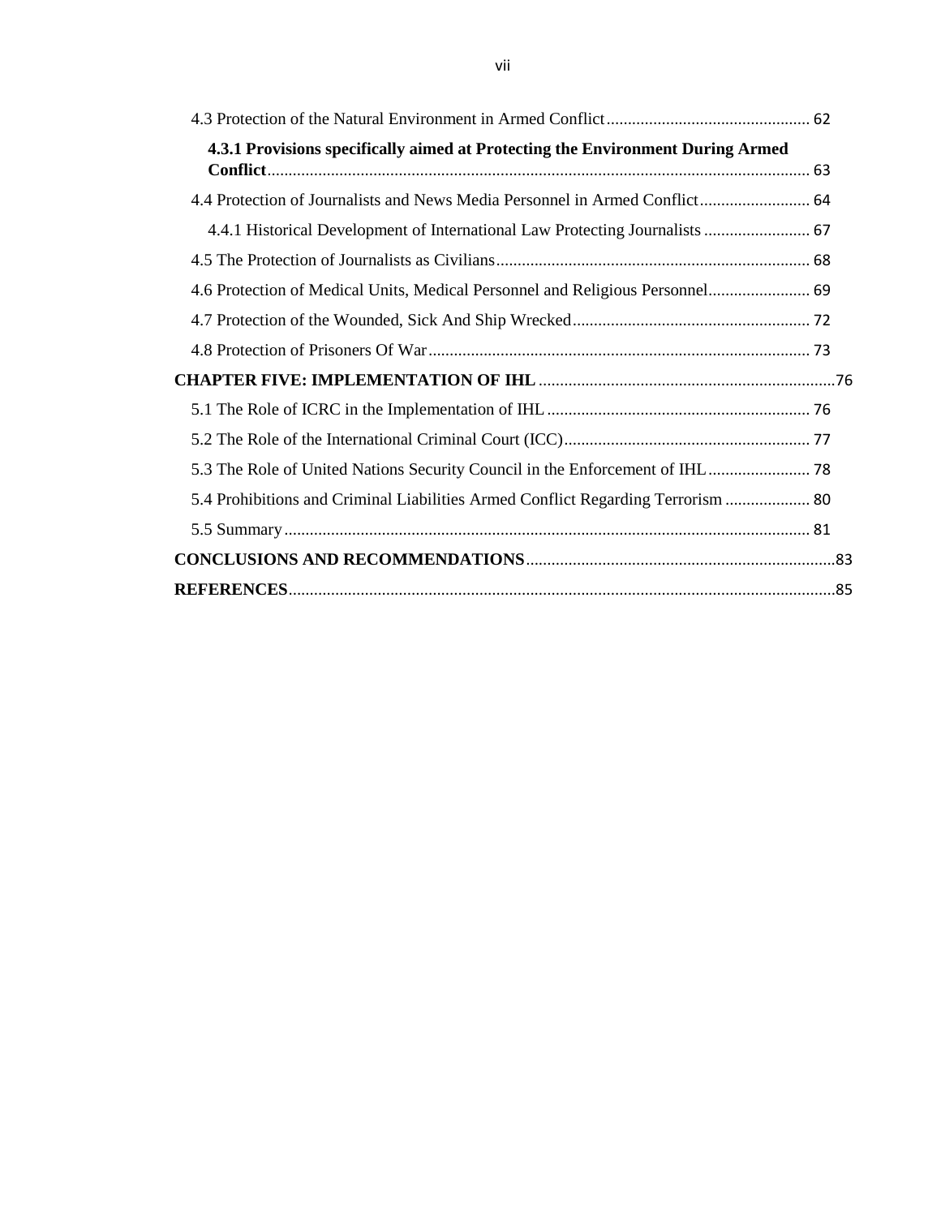4.3 Protection of the Natural Environment in Armed Conflict ................................................ 62

**4.3.1 Provisions specifically aimed at Protecting the Environment During Armed Conflict** ................................................................................................................ 63

4.4 Protection of Journalists and News Media Personnel in Armed Conflict .......................... 64

4.4.1 Historical Development of International Law Protecting Journalists ......................... 67

4.5 The Protection of Journalists as Civilians .......................................................................... 68

4.6 Protection of Medical Units, Medical Personnel and Religious Personnel ........................ 69

4.7 Protection of the Wounded, Sick And Ship Wrecked ........................................................ 72

4.8 Protection of Prisoners Of War .......................................................................................... 73

**CHAPTER FIVE: IMPLEMENTATION OF IHL** ...................................................................... 76

5.1 The Role of ICRC in the Implementation of IHL .............................................................. 76

5.2 The Role of the International Criminal Court (ICC) .......................................................... 77

5.3 The Role of United Nations Security Council in the Enforcement of IHL ........................ 78

5.4 Prohibitions and Criminal Liabilities Armed Conflict Regarding Terrorism .................... 80

5.5 Summary ............................................................................................................................ 81

**CONCLUSIONS AND RECOMMENDATIONS** ........................................................................ 83

**REFERENCES** ............................................................................................................................ 85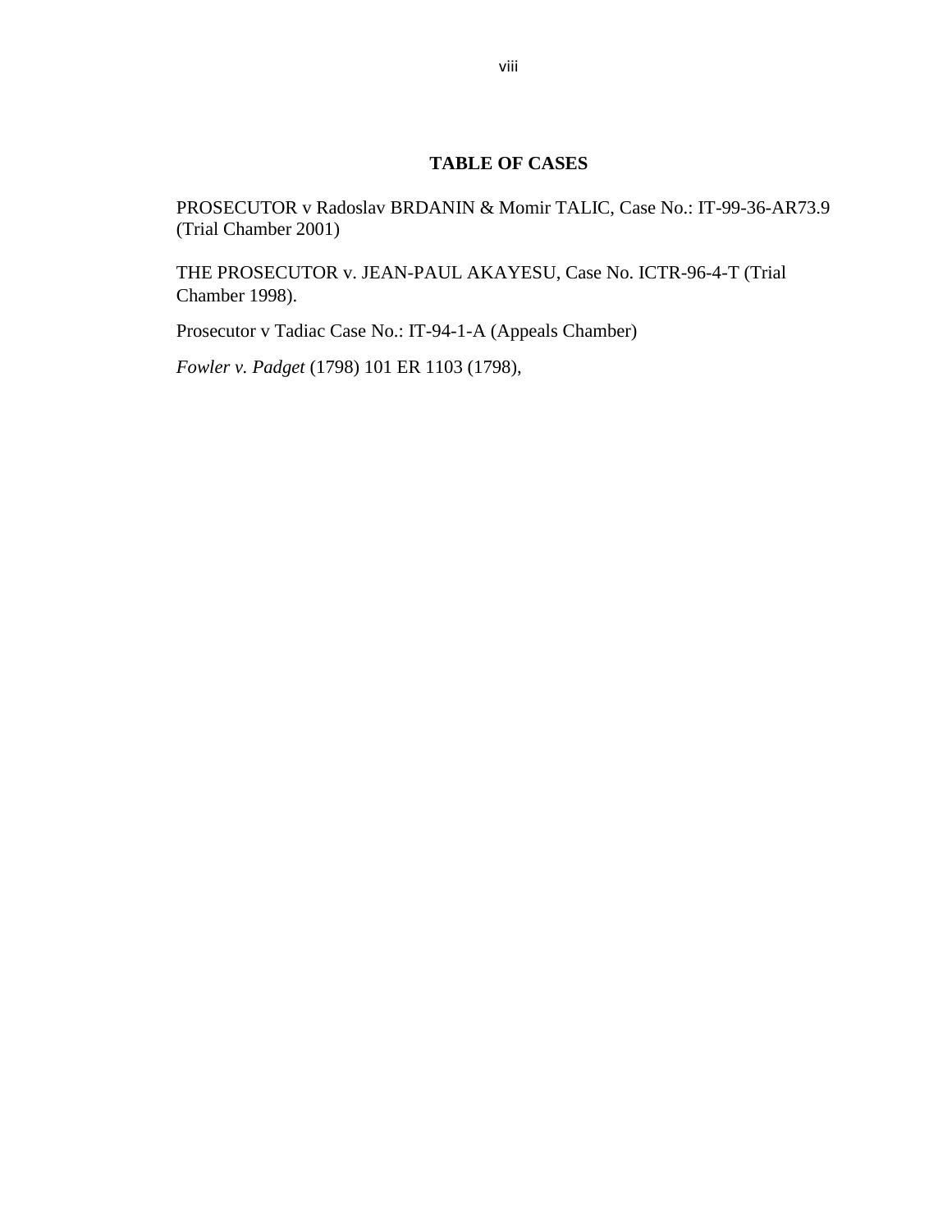## TABLE OF CASES

PROSECUTOR v Radoslav BRDANIN & Momir TALIC, Case No.: IT-99-36-AR73.9 (Trial Chamber 2001)

THE PROSECUTOR v. JEAN-PAUL AKAYESU, Case No. ICTR-96-4-T (Trial Chamber 1998).

Prosecutor v Tadiac Case No.: IT-94-1-A (Appeals Chamber)

*Fowler v. Padget* (1798) 101 ER 1103 (1798),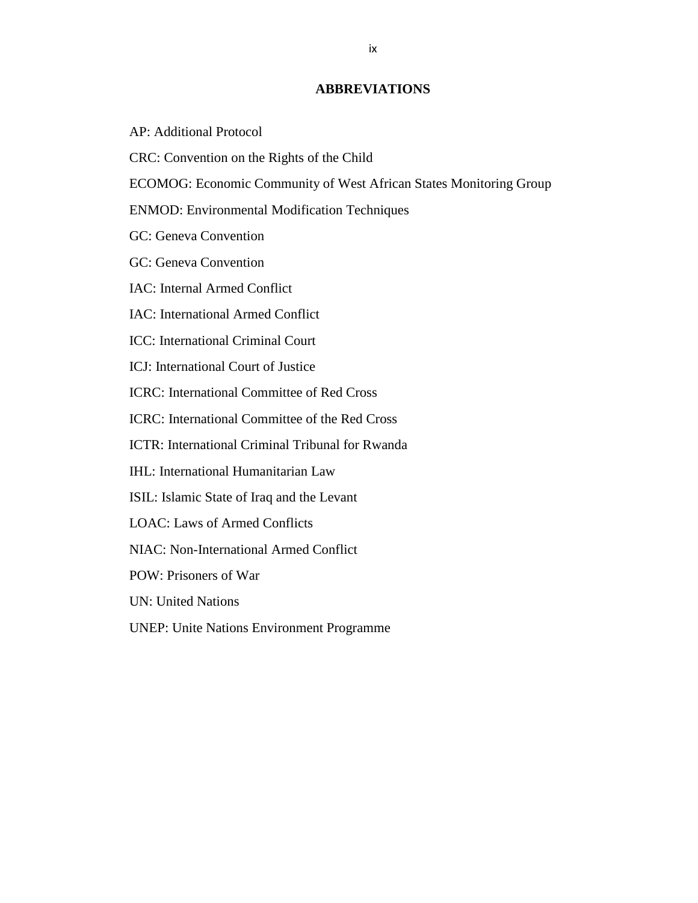# ABBREVIATIONS

AP: Additional Protocol

CRC: Convention on the Rights of the Child

ECOMOG: Economic Community of West African States Monitoring Group

ENMOD: Environmental Modification Techniques

GC: Geneva Convention

GC: Geneva Convention

IAC: Internal Armed Conflict

IAC: International Armed Conflict

ICC: International Criminal Court

ICJ: International Court of Justice

ICRC: International Committee of Red Cross

ICRC: International Committee of the Red Cross

ICTR: International Criminal Tribunal for Rwanda

IHL: International Humanitarian Law

ISIL: Islamic State of Iraq and the Levant

LOAC: Laws of Armed Conflicts

NIAC: Non-International Armed Conflict

POW: Prisoners of War

UN: United Nations

UNEP: Unite Nations Environment Programme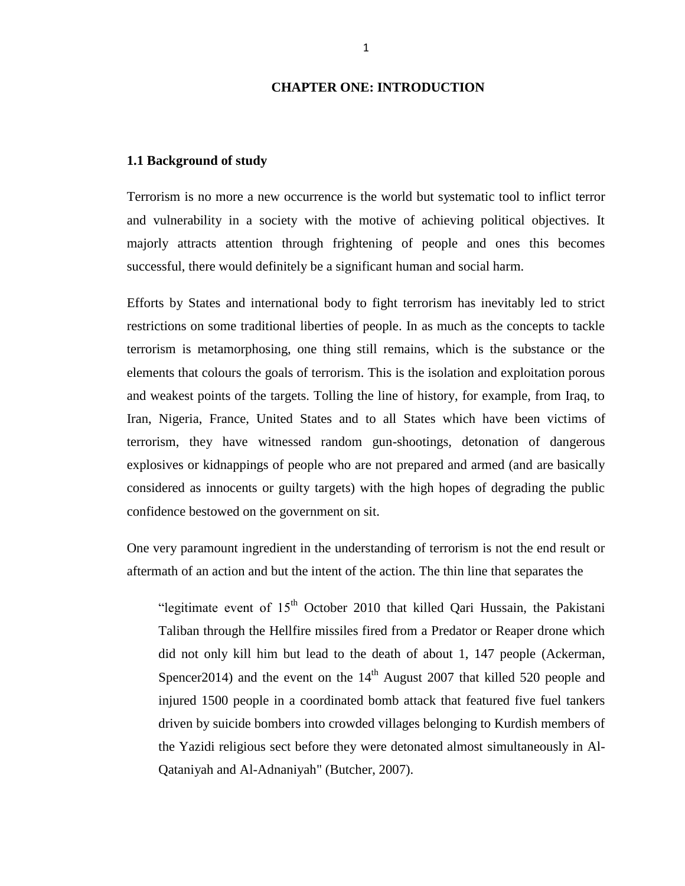# CHAPTER ONE: INTRODUCTION

## 1.1 Background of study

Terrorism is no more a new occurrence is the world but systematic tool to inflict terror and vulnerability in a society with the motive of achieving political objectives. It majorly attracts attention through frightening of people and ones this becomes successful, there would definitely be a significant human and social harm.

Efforts by States and international body to fight terrorism has inevitably led to strict restrictions on some traditional liberties of people. In as much as the concepts to tackle terrorism is metamorphosing, one thing still remains, which is the substance or the elements that colours the goals of terrorism. This is the isolation and exploitation porous and weakest points of the targets. Tolling the line of history, for example, from Iraq, to Iran, Nigeria, France, United States and to all States which have been victims of terrorism, they have witnessed random gun-shootings, detonation of dangerous explosives or kidnappings of people who are not prepared and armed (and are basically considered as innocents or guilty targets) with the high hopes of degrading the public confidence bestowed on the government on sit.

One very paramount ingredient in the understanding of terrorism is not the end result or aftermath of an action and but the intent of the action. The thin line that separates the

> "legitimate event of 15th October 2010 that killed Qari Hussain, the Pakistani Taliban through the Hellfire missiles fired from a Predator or Reaper drone which did not only kill him but lead to the death of about 1, 147 people (Ackerman, Spencer2014) and the event on the 14th August 2007 that killed 520 people and injured 1500 people in a coordinated bomb attack that featured five fuel tankers driven by suicide bombers into crowded villages belonging to Kurdish members of the Yazidi religious sect before they were detonated almost simultaneously in Al-Qataniyah and Al-Adnaniyah" (Butcher, 2007).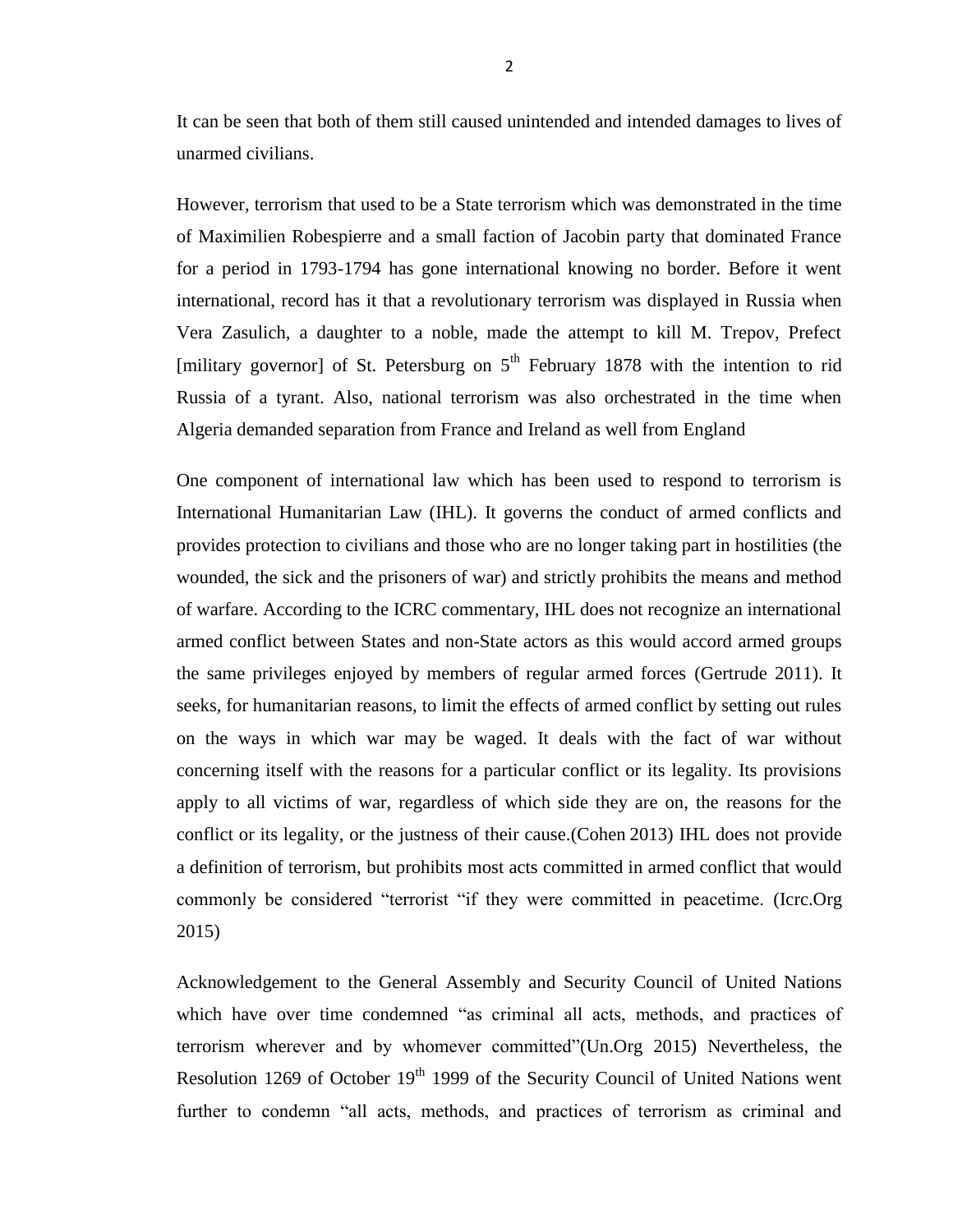It can be seen that both of them still caused unintended and intended damages to lives of unarmed civilians.

However, terrorism that used to be a State terrorism which was demonstrated in the time of Maximilien Robespierre and a small faction of Jacobin party that dominated France for a period in 1793-1794 has gone international knowing no border. Before it went international, record has it that a revolutionary terrorism was displayed in Russia when Vera Zasulich, a daughter to a noble, made the attempt to kill M. Trepov, Prefect [military governor] of St. Petersburg on 5th February 1878 with the intention to rid Russia of a tyrant. Also, national terrorism was also orchestrated in the time when Algeria demanded separation from France and Ireland as well from England

One component of international law which has been used to respond to terrorism is International Humanitarian Law (IHL). It governs the conduct of armed conflicts and provides protection to civilians and those who are no longer taking part in hostilities (the wounded, the sick and the prisoners of war) and strictly prohibits the means and method of warfare. According to the ICRC commentary, IHL does not recognize an international armed conflict between States and non-State actors as this would accord armed groups the same privileges enjoyed by members of regular armed forces (Gertrude 2011). It seeks, for humanitarian reasons, to limit the effects of armed conflict by setting out rules on the ways in which war may be waged. It deals with the fact of war without concerning itself with the reasons for a particular conflict or its legality. Its provisions apply to all victims of war, regardless of which side they are on, the reasons for the conflict or its legality, or the justness of their cause.(Cohen 2013) IHL does not provide a definition of terrorism, but prohibits most acts committed in armed conflict that would commonly be considered "terrorist "if they were committed in peacetime. (Icrc.Org 2015)

Acknowledgement to the General Assembly and Security Council of United Nations which have over time condemned "as criminal all acts, methods, and practices of terrorism wherever and by whomever committed"(Un.Org 2015) Nevertheless, the Resolution 1269 of October 19th 1999 of the Security Council of United Nations went further to condemn "all acts, methods, and practices of terrorism as criminal and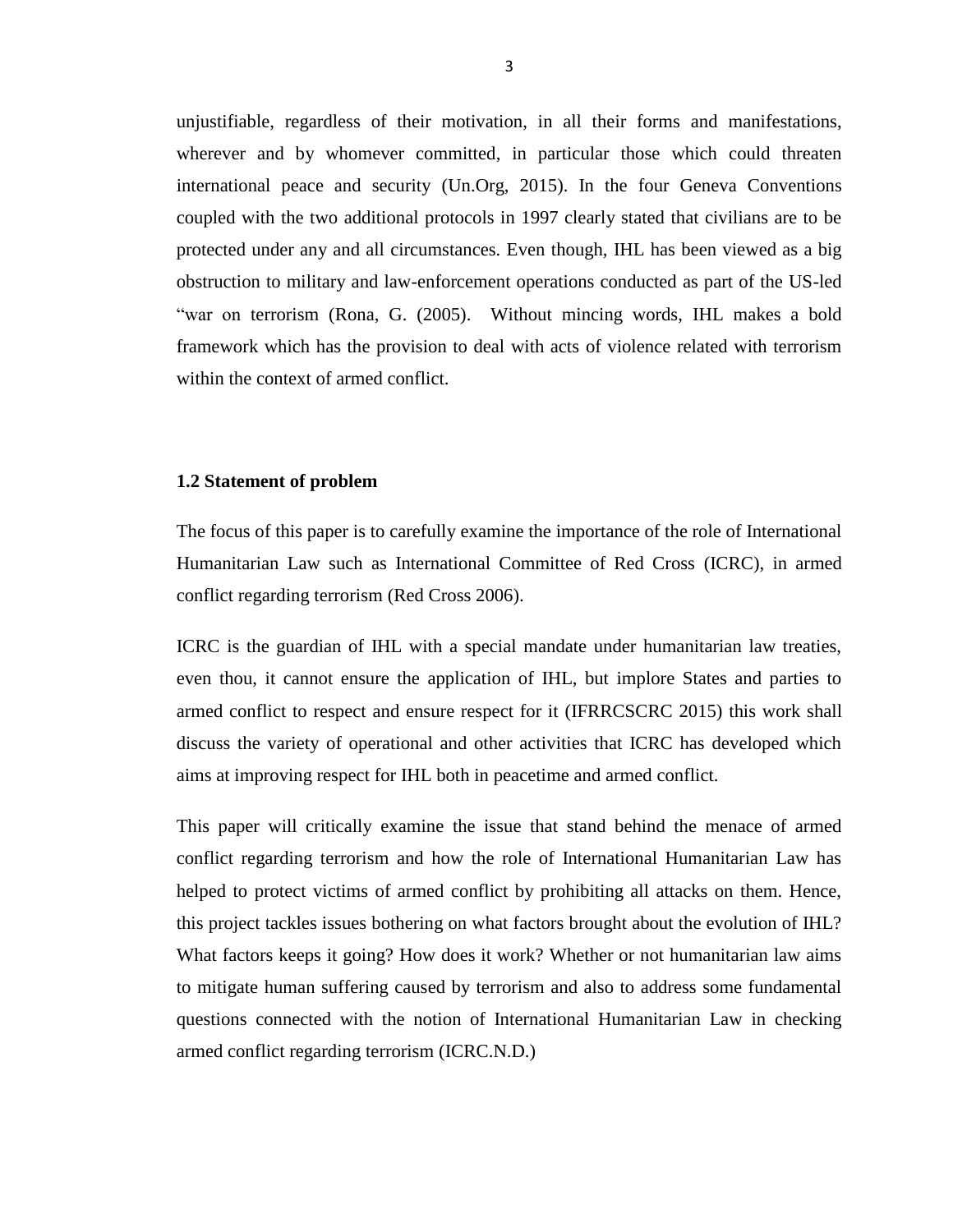unjustifiable, regardless of their motivation, in all their forms and manifestations, wherever and by whomever committed, in particular those which could threaten international peace and security (Un.Org, 2015). In the four Geneva Conventions coupled with the two additional protocols in 1997 clearly stated that civilians are to be protected under any and all circumstances. Even though, IHL has been viewed as a big obstruction to military and law-enforcement operations conducted as part of the US-led "war on terrorism (Rona, G. (2005). Without mincing words, IHL makes a bold framework which has the provision to deal with acts of violence related with terrorism within the context of armed conflict.

**1.2 Statement of problem**

The focus of this paper is to carefully examine the importance of the role of International Humanitarian Law such as International Committee of Red Cross (ICRC), in armed conflict regarding terrorism (Red Cross 2006).

ICRC is the guardian of IHL with a special mandate under humanitarian law treaties, even thou, it cannot ensure the application of IHL, but implore States and parties to armed conflict to respect and ensure respect for it (IFRRCSCRC 2015) this work shall discuss the variety of operational and other activities that ICRC has developed which aims at improving respect for IHL both in peacetime and armed conflict.

This paper will critically examine the issue that stand behind the menace of armed conflict regarding terrorism and how the role of International Humanitarian Law has helped to protect victims of armed conflict by prohibiting all attacks on them. Hence, this project tackles issues bothering on what factors brought about the evolution of IHL? What factors keeps it going? How does it work? Whether or not humanitarian law aims to mitigate human suffering caused by terrorism and also to address some fundamental questions connected with the notion of International Humanitarian Law in checking armed conflict regarding terrorism (ICRC.N.D.)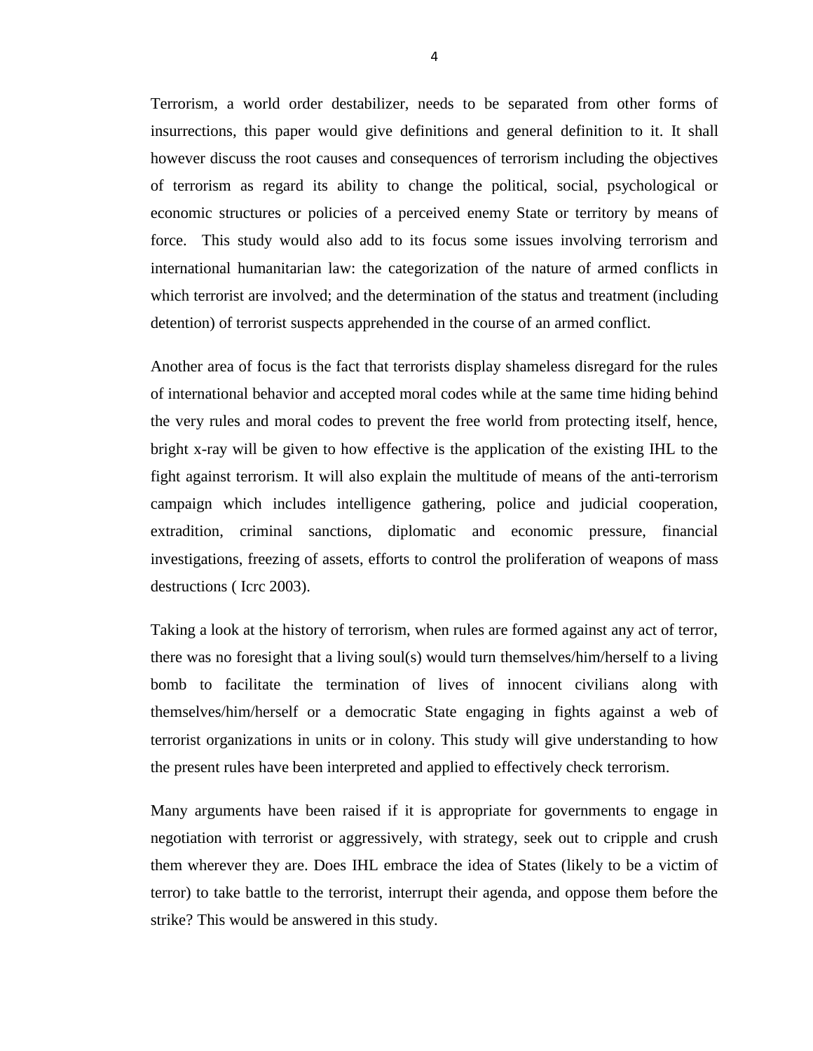Terrorism, a world order destabilizer, needs to be separated from other forms of insurrections, this paper would give definitions and general definition to it. It shall however discuss the root causes and consequences of terrorism including the objectives of terrorism as regard its ability to change the political, social, psychological or economic structures or policies of a perceived enemy State or territory by means of force. This study would also add to its focus some issues involving terrorism and international humanitarian law: the categorization of the nature of armed conflicts in which terrorist are involved; and the determination of the status and treatment (including detention) of terrorist suspects apprehended in the course of an armed conflict.

Another area of focus is the fact that terrorists display shameless disregard for the rules of international behavior and accepted moral codes while at the same time hiding behind the very rules and moral codes to prevent the free world from protecting itself, hence, bright x-ray will be given to how effective is the application of the existing IHL to the fight against terrorism. It will also explain the multitude of means of the anti-terrorism campaign which includes intelligence gathering, police and judicial cooperation, extradition, criminal sanctions, diplomatic and economic pressure, financial investigations, freezing of assets, efforts to control the proliferation of weapons of mass destructions ( Icrc 2003).

Taking a look at the history of terrorism, when rules are formed against any act of terror, there was no foresight that a living soul(s) would turn themselves/him/herself to a living bomb to facilitate the termination of lives of innocent civilians along with themselves/him/herself or a democratic State engaging in fights against a web of terrorist organizations in units or in colony. This study will give understanding to how the present rules have been interpreted and applied to effectively check terrorism.

Many arguments have been raised if it is appropriate for governments to engage in negotiation with terrorist or aggressively, with strategy, seek out to cripple and crush them wherever they are. Does IHL embrace the idea of States (likely to be a victim of terror) to take battle to the terrorist, interrupt their agenda, and oppose them before the strike? This would be answered in this study.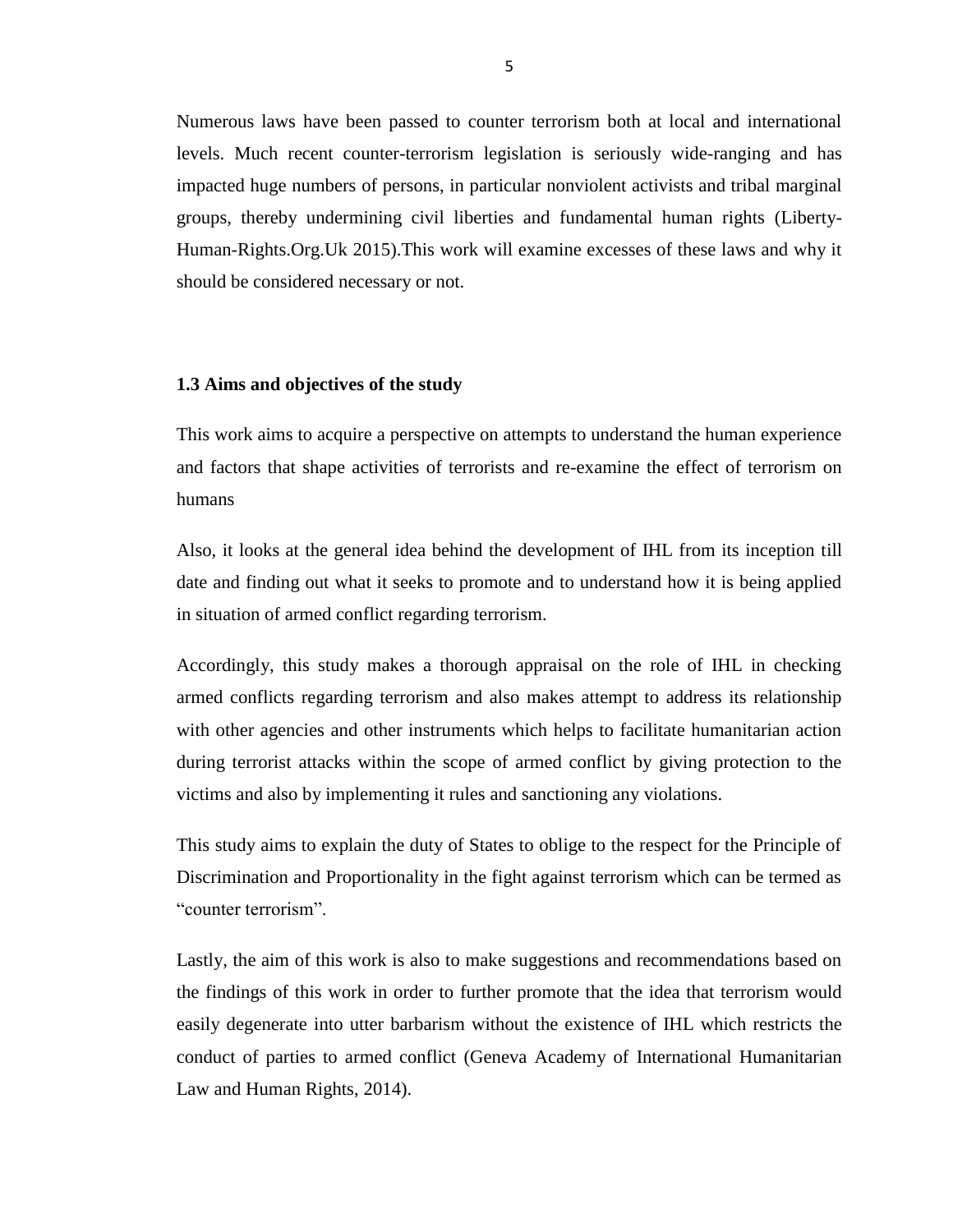Numerous laws have been passed to counter terrorism both at local and international levels. Much recent counter-terrorism legislation is seriously wide-ranging and has impacted huge numbers of persons, in particular nonviolent activists and tribal marginal groups, thereby undermining civil liberties and fundamental human rights (Liberty-Human-Rights.Org.Uk 2015).This work will examine excesses of these laws and why it should be considered necessary or not.

### 1.3 Aims and objectives of the study

This work aims to acquire a perspective on attempts to understand the human experience and factors that shape activities of terrorists and re-examine the effect of terrorism on humans

Also, it looks at the general idea behind the development of IHL from its inception till date and finding out what it seeks to promote and to understand how it is being applied in situation of armed conflict regarding terrorism.

Accordingly, this study makes a thorough appraisal on the role of IHL in checking armed conflicts regarding terrorism and also makes attempt to address its relationship with other agencies and other instruments which helps to facilitate humanitarian action during terrorist attacks within the scope of armed conflict by giving protection to the victims and also by implementing it rules and sanctioning any violations.

This study aims to explain the duty of States to oblige to the respect for the Principle of Discrimination and Proportionality in the fight against terrorism which can be termed as "counter terrorism".

Lastly, the aim of this work is also to make suggestions and recommendations based on the findings of this work in order to further promote that the idea that terrorism would easily degenerate into utter barbarism without the existence of IHL which restricts the conduct of parties to armed conflict (Geneva Academy of International Humanitarian Law and Human Rights, 2014).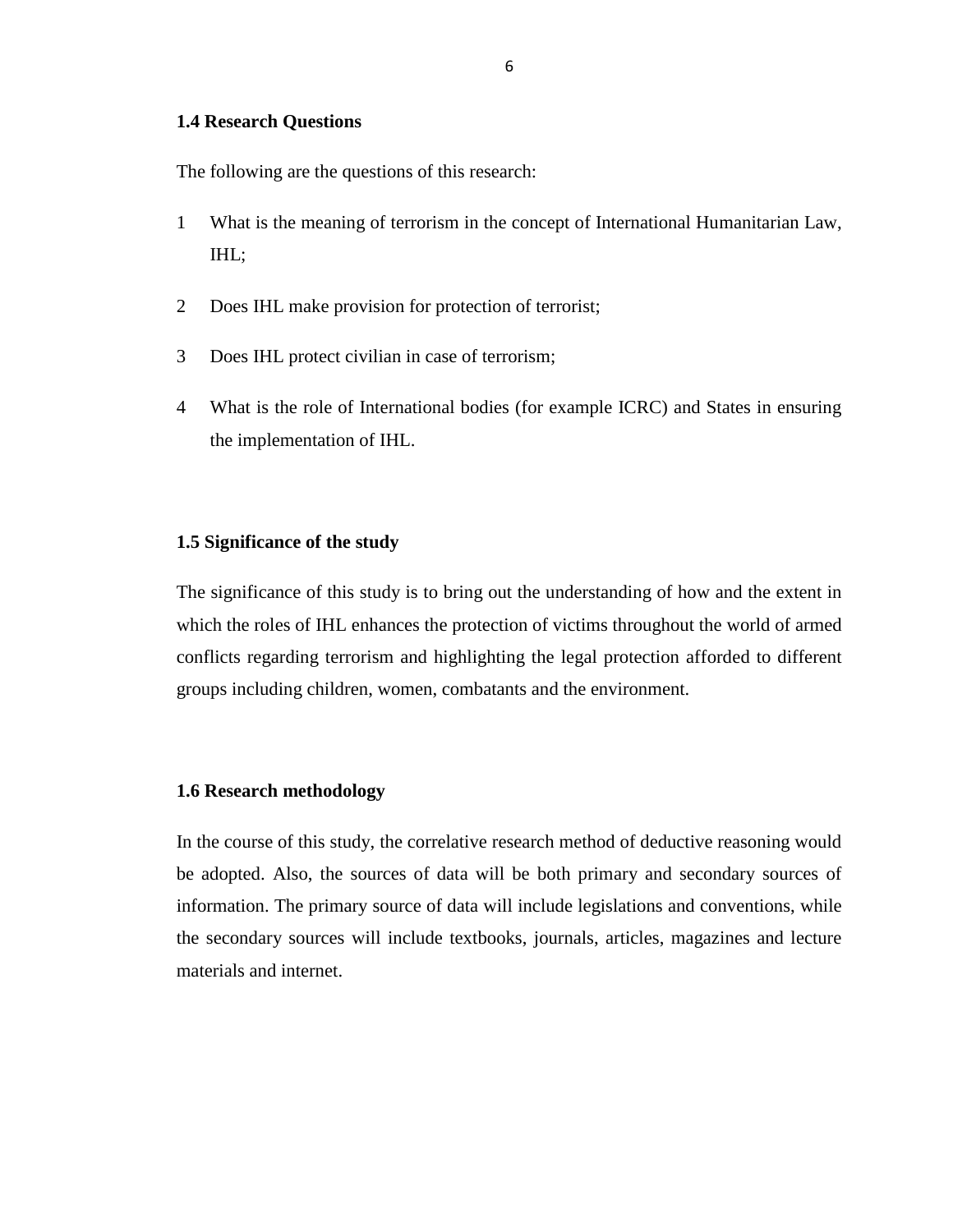### 1.4 Research Questions

The following are the questions of this research:

1. What is the meaning of terrorism in the concept of International Humanitarian Law, IHL;
2. Does IHL make provision for protection of terrorist;
3. Does IHL protect civilian in case of terrorism;
4. What is the role of International bodies (for example ICRC) and States in ensuring the implementation of IHL.

### 1.5 Significance of the study

The significance of this study is to bring out the understanding of how and the extent in which the roles of IHL enhances the protection of victims throughout the world of armed conflicts regarding terrorism and highlighting the legal protection afforded to different groups including children, women, combatants and the environment.

### 1.6 Research methodology

In the course of this study, the correlative research method of deductive reasoning would be adopted. Also, the sources of data will be both primary and secondary sources of information. The primary source of data will include legislations and conventions, while the secondary sources will include textbooks, journals, articles, magazines and lecture materials and internet.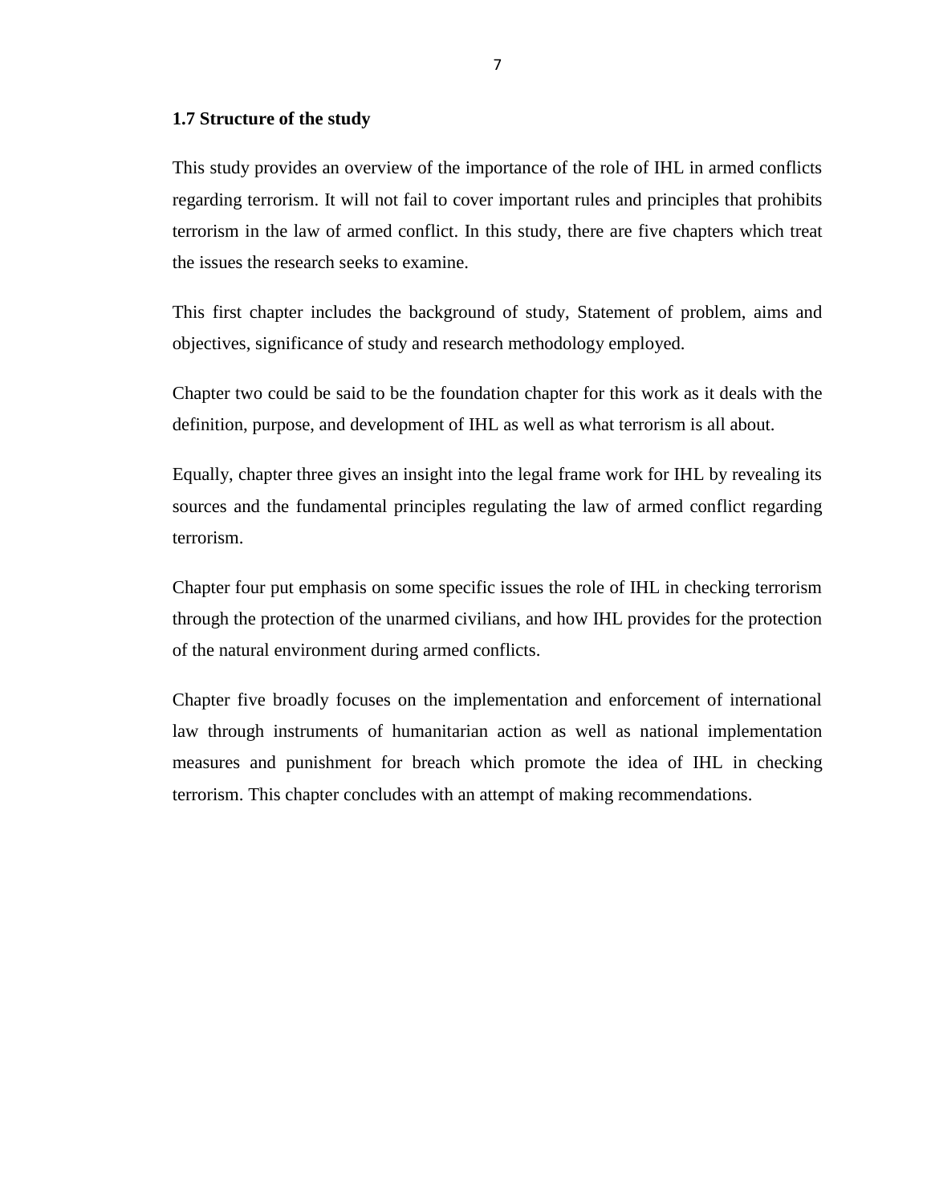### 1.7 Structure of the study

This study provides an overview of the importance of the role of IHL in armed conflicts regarding terrorism. It will not fail to cover important rules and principles that prohibits terrorism in the law of armed conflict. In this study, there are five chapters which treat the issues the research seeks to examine.

This first chapter includes the background of study, Statement of problem, aims and objectives, significance of study and research methodology employed.

Chapter two could be said to be the foundation chapter for this work as it deals with the definition, purpose, and development of IHL as well as what terrorism is all about.

Equally, chapter three gives an insight into the legal frame work for IHL by revealing its sources and the fundamental principles regulating the law of armed conflict regarding terrorism.

Chapter four put emphasis on some specific issues the role of IHL in checking terrorism through the protection of the unarmed civilians, and how IHL provides for the protection of the natural environment during armed conflicts.

Chapter five broadly focuses on the implementation and enforcement of international law through instruments of humanitarian action as well as national implementation measures and punishment for breach which promote the idea of IHL in checking terrorism. This chapter concludes with an attempt of making recommendations.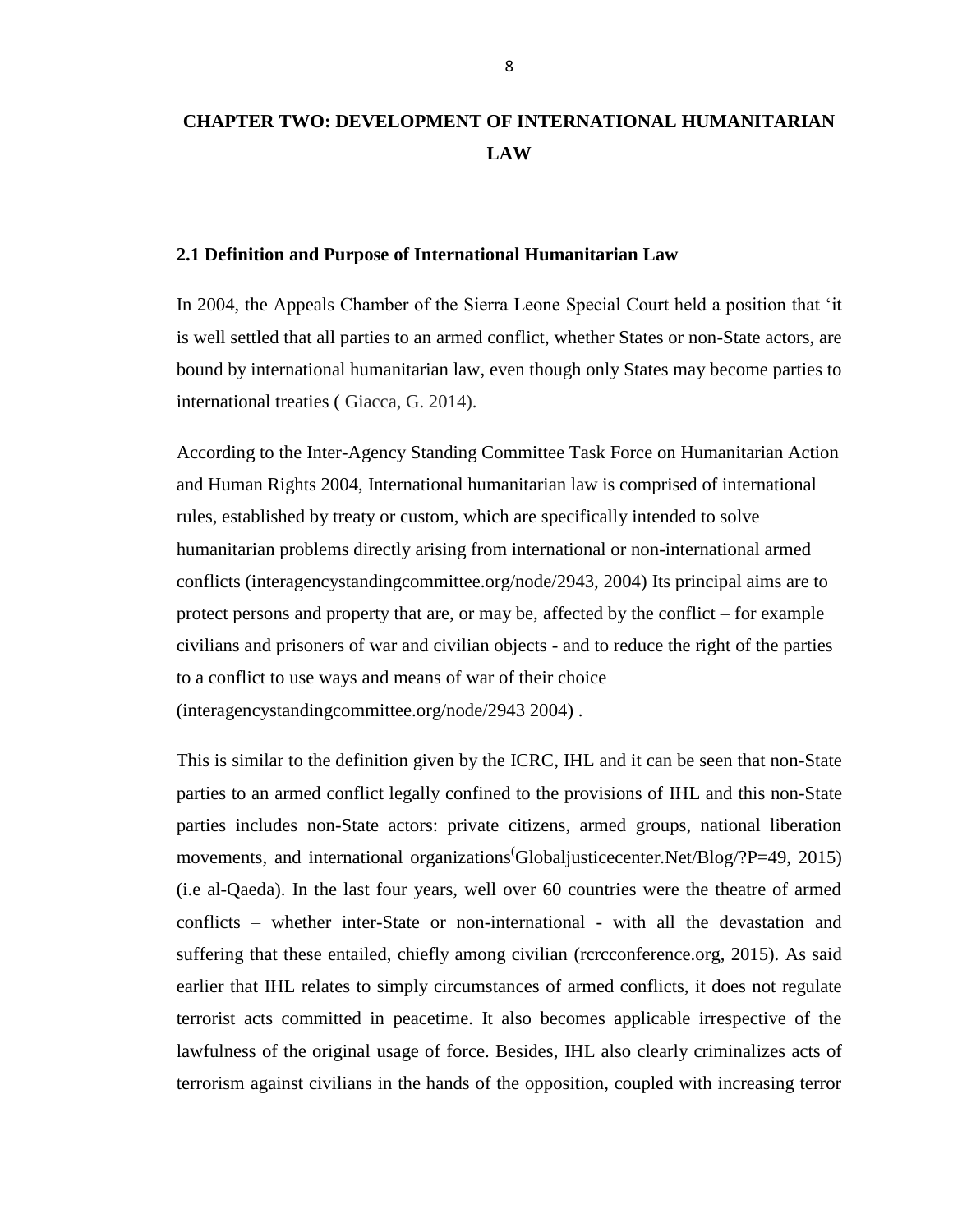# CHAPTER TWO: DEVELOPMENT OF INTERNATIONAL HUMANITARIAN LAW

## 2.1 Definition and Purpose of International Humanitarian Law

In 2004, the Appeals Chamber of the Sierra Leone Special Court held a position that 'it is well settled that all parties to an armed conflict, whether States or non-State actors, are bound by international humanitarian law, even though only States may become parties to international treaties ( Giacca, G. 2014).

According to the Inter-Agency Standing Committee Task Force on Humanitarian Action and Human Rights 2004, International humanitarian law is comprised of international rules, established by treaty or custom, which are specifically intended to solve humanitarian problems directly arising from international or non-international armed conflicts (interagencystandingcommittee.org/node/2943, 2004) Its principal aims are to protect persons and property that are, or may be, affected by the conflict – for example civilians and prisoners of war and civilian objects - and to reduce the right of the parties to a conflict to use ways and means of war of their choice (interagencystandingcommittee.org/node/2943 2004) .

This is similar to the definition given by the ICRC, IHL and it can be seen that non-State parties to an armed conflict legally confined to the provisions of IHL and this non-State parties includes non-State actors: private citizens, armed groups, national liberation movements, and international organizations(Globaljusticecenter.Net/Blog/?P=49, 2015) (i.e al-Qaeda). In the last four years, well over 60 countries were the theatre of armed conflicts – whether inter-State or non-international - with all the devastation and suffering that these entailed, chiefly among civilian (rcrcconference.org, 2015). As said earlier that IHL relates to simply circumstances of armed conflicts, it does not regulate terrorist acts committed in peacetime. It also becomes applicable irrespective of the lawfulness of the original usage of force. Besides, IHL also clearly criminalizes acts of terrorism against civilians in the hands of the opposition, coupled with increasing terror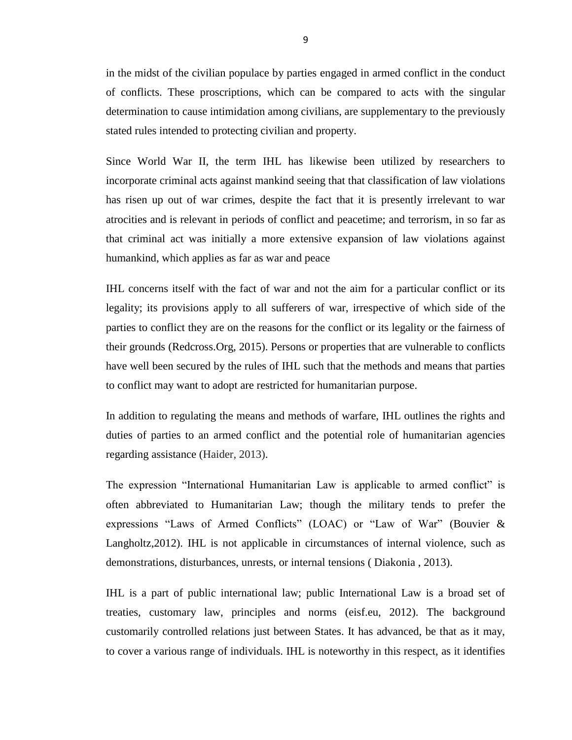in the midst of the civilian populace by parties engaged in armed conflict in the conduct of conflicts. These proscriptions, which can be compared to acts with the singular determination to cause intimidation among civilians, are supplementary to the previously stated rules intended to protecting civilian and property.

Since World War II, the term IHL has likewise been utilized by researchers to incorporate criminal acts against mankind seeing that that classification of law violations has risen up out of war crimes, despite the fact that it is presently irrelevant to war atrocities and is relevant in periods of conflict and peacetime; and terrorism, in so far as that criminal act was initially a more extensive expansion of law violations against humankind, which applies as far as war and peace

IHL concerns itself with the fact of war and not the aim for a particular conflict or its legality; its provisions apply to all sufferers of war, irrespective of which side of the parties to conflict they are on the reasons for the conflict or its legality or the fairness of their grounds (Redcross.Org, 2015). Persons or properties that are vulnerable to conflicts have well been secured by the rules of IHL such that the methods and means that parties to conflict may want to adopt are restricted for humanitarian purpose.

In addition to regulating the means and methods of warfare, IHL outlines the rights and duties of parties to an armed conflict and the potential role of humanitarian agencies regarding assistance (Haider, 2013).

The expression "International Humanitarian Law is applicable to armed conflict" is often abbreviated to Humanitarian Law; though the military tends to prefer the expressions "Laws of Armed Conflicts" (LOAC) or "Law of War" (Bouvier & Langholtz,2012). IHL is not applicable in circumstances of internal violence, such as demonstrations, disturbances, unrests, or internal tensions ( Diakonia , 2013).

IHL is a part of public international law; public International Law is a broad set of treaties, customary law, principles and norms (eisf.eu, 2012). The background customarily controlled relations just between States. It has advanced, be that as it may, to cover a various range of individuals. IHL is noteworthy in this respect, as it identifies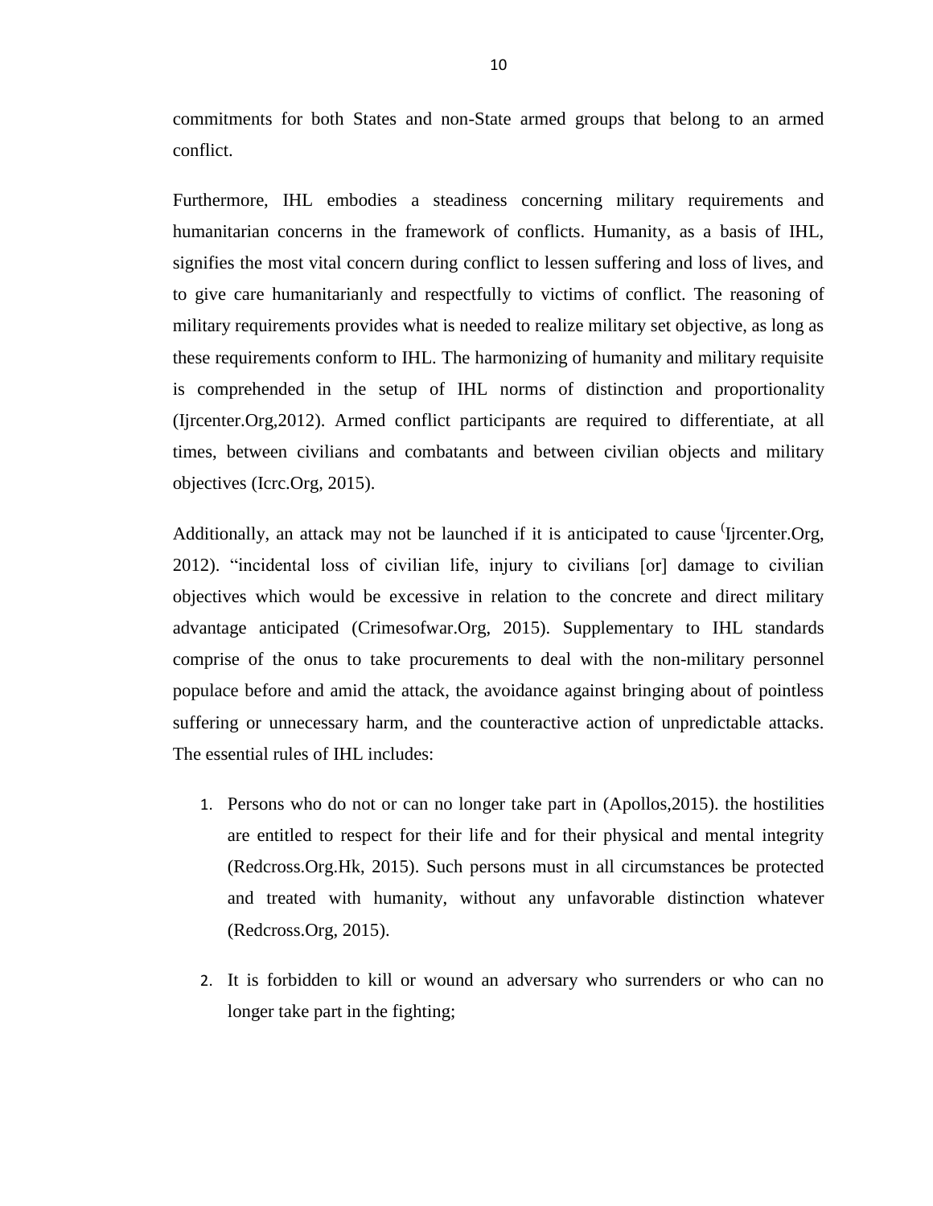commitments for both States and non-State armed groups that belong to an armed conflict.

Furthermore, IHL embodies a steadiness concerning military requirements and humanitarian concerns in the framework of conflicts. Humanity, as a basis of IHL, signifies the most vital concern during conflict to lessen suffering and loss of lives, and to give care humanitarianly and respectfully to victims of conflict. The reasoning of military requirements provides what is needed to realize military set objective, as long as these requirements conform to IHL. The harmonizing of humanity and military requisite is comprehended in the setup of IHL norms of distinction and proportionality (Ijrcenter.Org,2012). Armed conflict participants are required to differentiate, at all times, between civilians and combatants and between civilian objects and military objectives (Icrc.Org, 2015).

Additionally, an attack may not be launched if it is anticipated to cause (Ijrcenter.Org, 2012). "incidental loss of civilian life, injury to civilians [or] damage to civilian objectives which would be excessive in relation to the concrete and direct military advantage anticipated (Crimesofwar.Org, 2015). Supplementary to IHL standards comprise of the onus to take procurements to deal with the non-military personnel populace before and amid the attack, the avoidance against bringing about of pointless suffering or unnecessary harm, and the counteractive action of unpredictable attacks. The essential rules of IHL includes:

1. Persons who do not or can no longer take part in (Apollos,2015). the hostilities are entitled to respect for their life and for their physical and mental integrity (Redcross.Org.Hk, 2015). Such persons must in all circumstances be protected and treated with humanity, without any unfavorable distinction whatever (Redcross.Org, 2015).

2. It is forbidden to kill or wound an adversary who surrenders or who can no longer take part in the fighting;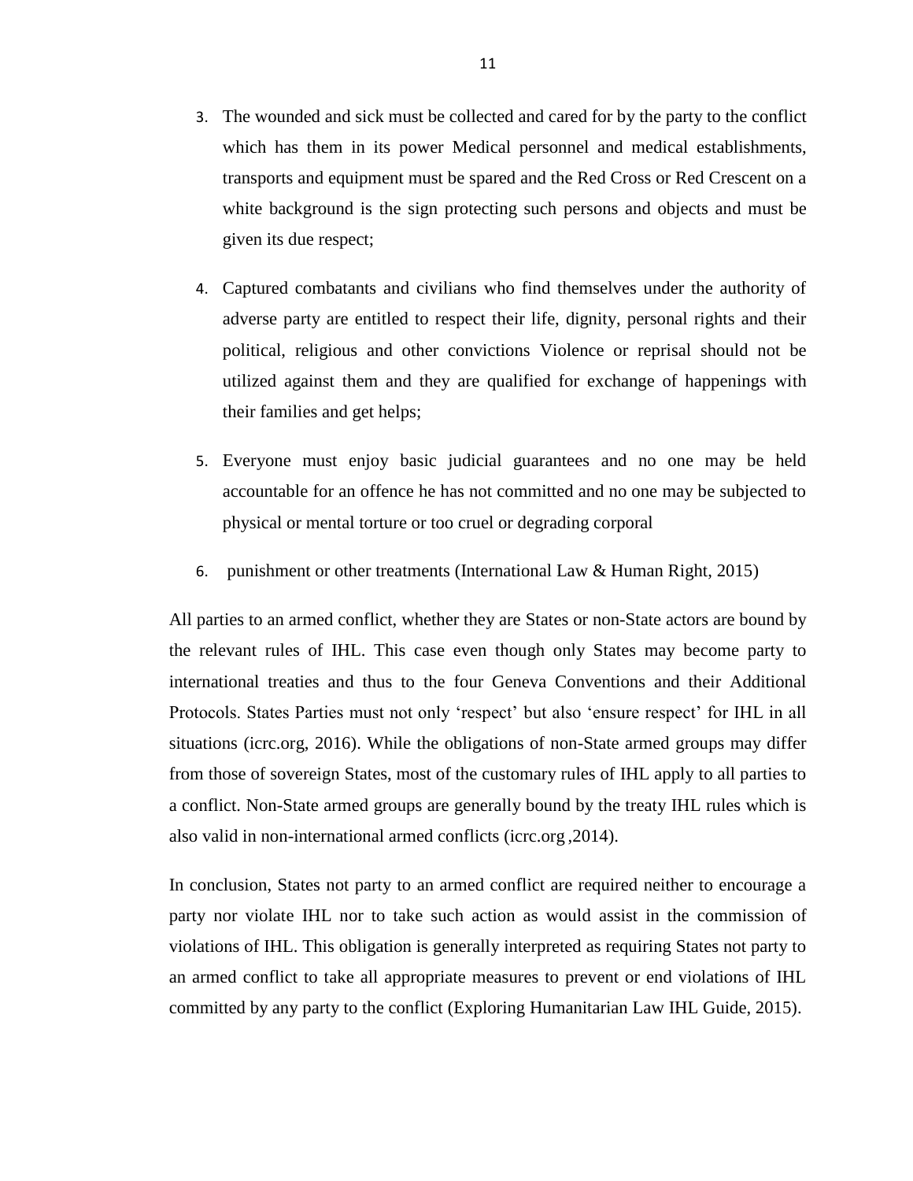3. The wounded and sick must be collected and cared for by the party to the conflict which has them in its power Medical personnel and medical establishments, transports and equipment must be spared and the Red Cross or Red Crescent on a white background is the sign protecting such persons and objects and must be given its due respect;

4. Captured combatants and civilians who find themselves under the authority of adverse party are entitled to respect their life, dignity, personal rights and their political, religious and other convictions Violence or reprisal should not be utilized against them and they are qualified for exchange of happenings with their families and get helps;

5. Everyone must enjoy basic judicial guarantees and no one may be held accountable for an offence he has not committed and no one may be subjected to physical or mental torture or too cruel or degrading corporal

6. punishment or other treatments (International Law & Human Right, 2015)

All parties to an armed conflict, whether they are States or non-State actors are bound by the relevant rules of IHL. This case even though only States may become party to international treaties and thus to the four Geneva Conventions and their Additional Protocols. States Parties must not only 'respect' but also 'ensure respect' for IHL in all situations (icrc.org, 2016). While the obligations of non-State armed groups may differ from those of sovereign States, most of the customary rules of IHL apply to all parties to a conflict. Non-State armed groups are generally bound by the treaty IHL rules which is also valid in non-international armed conflicts (icrc.org ,2014).

In conclusion, States not party to an armed conflict are required neither to encourage a party nor violate IHL nor to take such action as would assist in the commission of violations of IHL. This obligation is generally interpreted as requiring States not party to an armed conflict to take all appropriate measures to prevent or end violations of IHL committed by any party to the conflict (Exploring Humanitarian Law IHL Guide, 2015).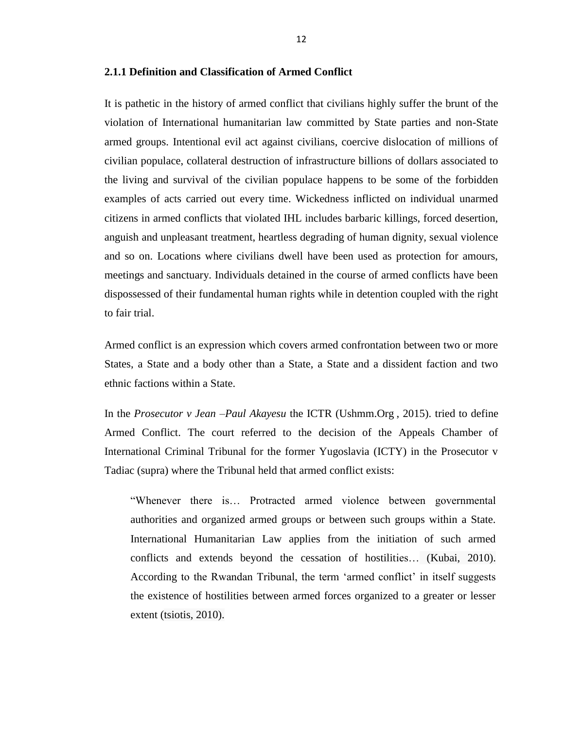### 2.1.1 Definition and Classification of Armed Conflict

It is pathetic in the history of armed conflict that civilians highly suffer the brunt of the violation of International humanitarian law committed by State parties and non-State armed groups. Intentional evil act against civilians, coercive dislocation of millions of civilian populace, collateral destruction of infrastructure billions of dollars associated to the living and survival of the civilian populace happens to be some of the forbidden examples of acts carried out every time. Wickedness inflicted on individual unarmed citizens in armed conflicts that violated IHL includes barbaric killings, forced desertion, anguish and unpleasant treatment, heartless degrading of human dignity, sexual violence and so on. Locations where civilians dwell have been used as protection for amours, meetings and sanctuary. Individuals detained in the course of armed conflicts have been dispossessed of their fundamental human rights while in detention coupled with the right to fair trial.

Armed conflict is an expression which covers armed confrontation between two or more States, a State and a body other than a State, a State and a dissident faction and two ethnic factions within a State.

In the *Prosecutor v Jean –Paul Akayesu* the ICTR (Ushmm.Org , 2015). tried to define Armed Conflict. The court referred to the decision of the Appeals Chamber of International Criminal Tribunal for the former Yugoslavia (ICTY) in the Prosecutor v Tadiac (supra) where the Tribunal held that armed conflict exists:

> "Whenever there is… Protracted armed violence between governmental authorities and organized armed groups or between such groups within a State. International Humanitarian Law applies from the initiation of such armed conflicts and extends beyond the cessation of hostilities… (Kubai, 2010). According to the Rwandan Tribunal, the term 'armed conflict' in itself suggests the existence of hostilities between armed forces organized to a greater or lesser extent (tsiotis, 2010).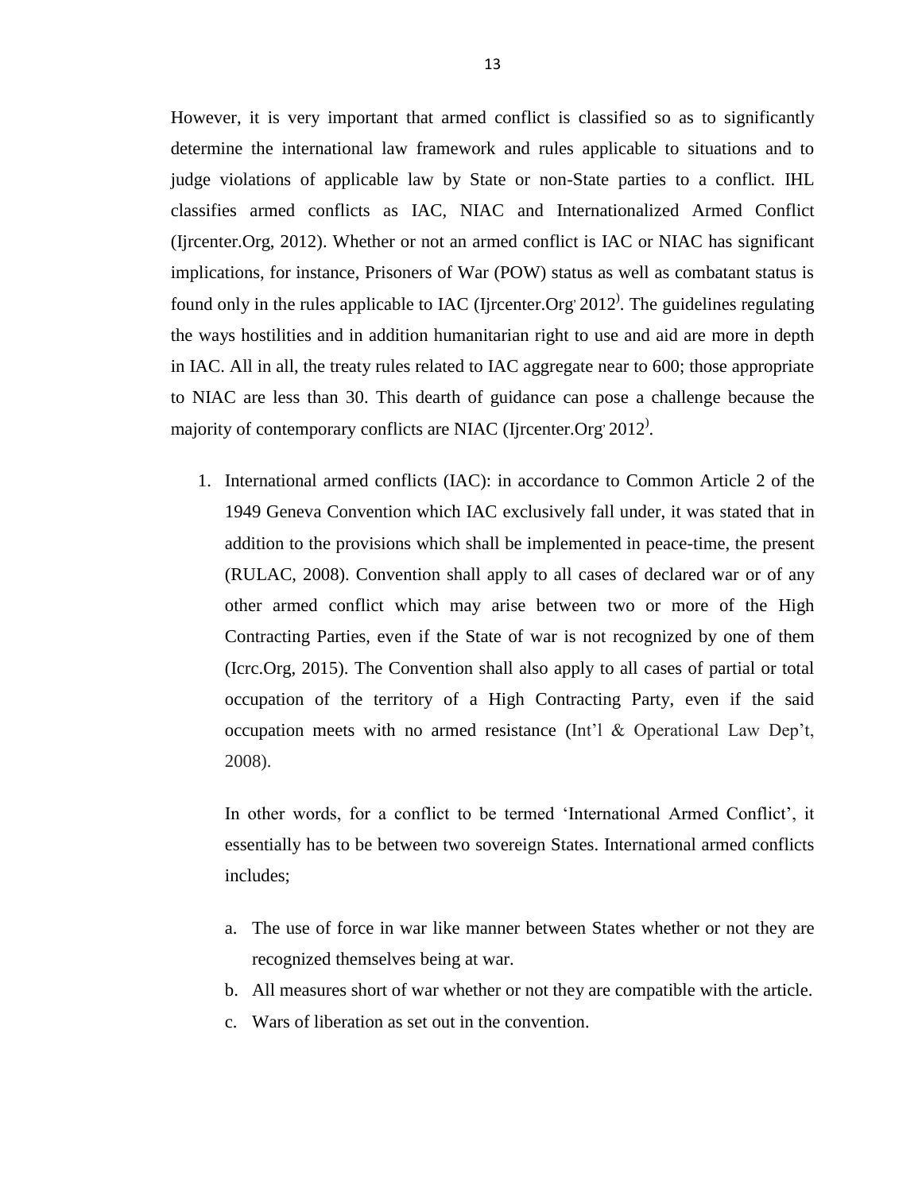However, it is very important that armed conflict is classified so as to significantly determine the international law framework and rules applicable to situations and to judge violations of applicable law by State or non-State parties to a conflict. IHL classifies armed conflicts as IAC, NIAC and Internationalized Armed Conflict (Ijrcenter.Org, 2012). Whether or not an armed conflict is IAC or NIAC has significant implications, for instance, Prisoners of War (POW) status as well as combatant status is found only in the rules applicable to IAC (Ijrcenter.Org, 2012). The guidelines regulating the ways hostilities and in addition humanitarian right to use and aid are more in depth in IAC. All in all, the treaty rules related to IAC aggregate near to 600; those appropriate to NIAC are less than 30. This dearth of guidance can pose a challenge because the majority of contemporary conflicts are NIAC (Ijrcenter.Org, 2012).

1. International armed conflicts (IAC): in accordance to Common Article 2 of the 1949 Geneva Convention which IAC exclusively fall under, it was stated that in addition to the provisions which shall be implemented in peace-time, the present (RULAC, 2008). Convention shall apply to all cases of declared war or of any other armed conflict which may arise between two or more of the High Contracting Parties, even if the State of war is not recognized by one of them (Icrc.Org, 2015). The Convention shall also apply to all cases of partial or total occupation of the territory of a High Contracting Party, even if the said occupation meets with no armed resistance (Int'l & Operational Law Dep't, 2008).

   In other words, for a conflict to be termed 'International Armed Conflict', it essentially has to be between two sovereign States. International armed conflicts includes;

   a. The use of force in war like manner between States whether or not they are recognized themselves being at war.
   b. All measures short of war whether or not they are compatible with the article.
   c. Wars of liberation as set out in the convention.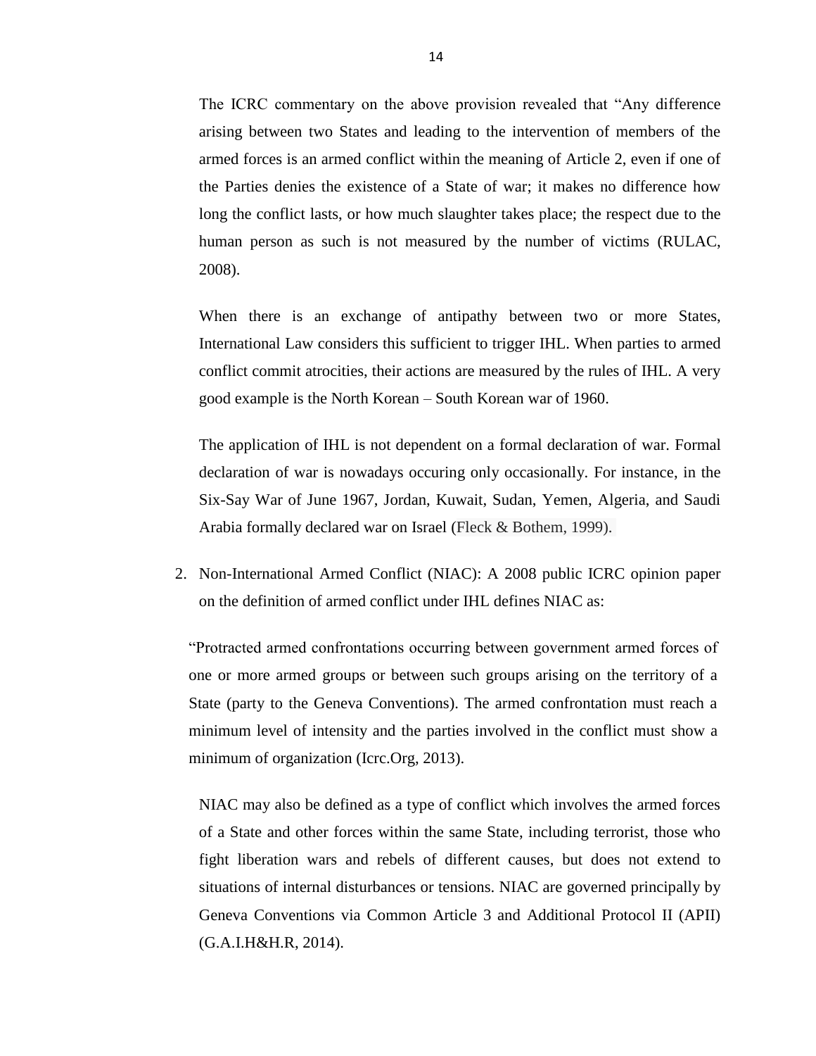The ICRC commentary on the above provision revealed that "Any difference arising between two States and leading to the intervention of members of the armed forces is an armed conflict within the meaning of Article 2, even if one of the Parties denies the existence of a State of war; it makes no difference how long the conflict lasts, or how much slaughter takes place; the respect due to the human person as such is not measured by the number of victims (RULAC, 2008).

When there is an exchange of antipathy between two or more States, International Law considers this sufficient to trigger IHL. When parties to armed conflict commit atrocities, their actions are measured by the rules of IHL. A very good example is the North Korean – South Korean war of 1960.

The application of IHL is not dependent on a formal declaration of war. Formal declaration of war is nowadays occuring only occasionally. For instance, in the Six-Say War of June 1967, Jordan, Kuwait, Sudan, Yemen, Algeria, and Saudi Arabia formally declared war on Israel (Fleck & Bothem, 1999).

2. Non-International Armed Conflict (NIAC): A 2008 public ICRC opinion paper on the definition of armed conflict under IHL defines NIAC as:

"Protracted armed confrontations occurring between government armed forces of one or more armed groups or between such groups arising on the territory of a State (party to the Geneva Conventions). The armed confrontation must reach a minimum level of intensity and the parties involved in the conflict must show a minimum of organization (Icrc.Org, 2013).

NIAC may also be defined as a type of conflict which involves the armed forces of a State and other forces within the same State, including terrorist, those who fight liberation wars and rebels of different causes, but does not extend to situations of internal disturbances or tensions. NIAC are governed principally by Geneva Conventions via Common Article 3 and Additional Protocol II (APII) (G.A.I.H&H.R, 2014).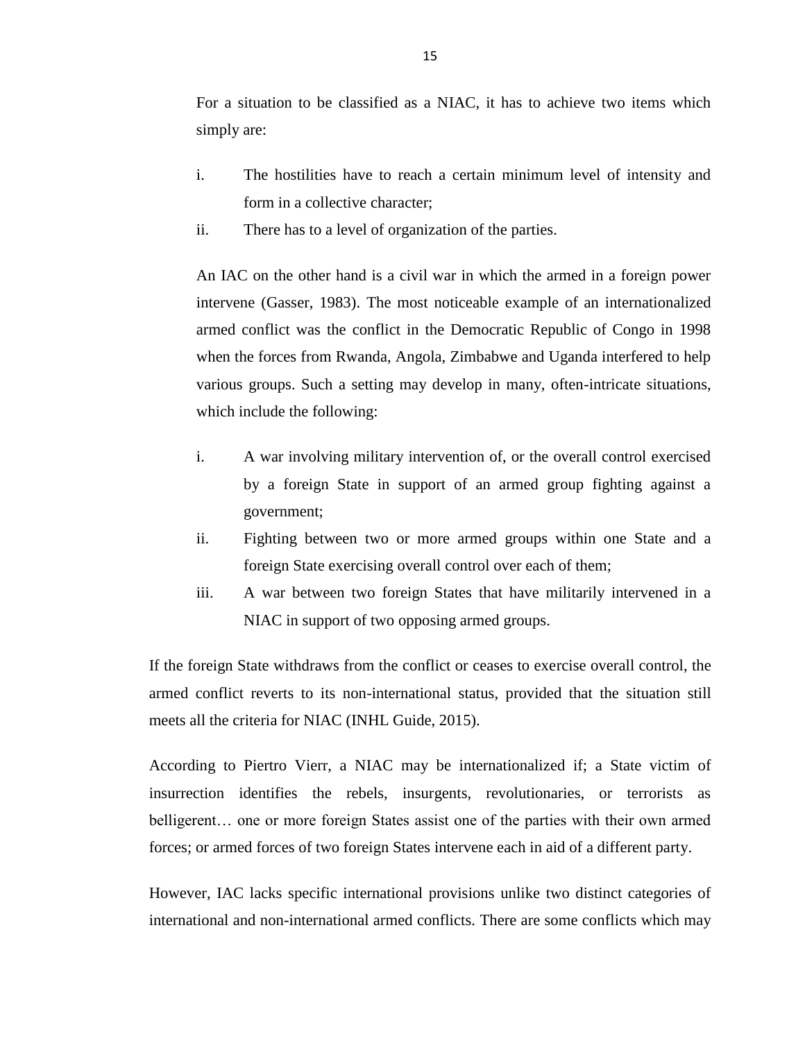For a situation to be classified as a NIAC, it has to achieve two items which simply are:

i. The hostilities have to reach a certain minimum level of intensity and form in a collective character;
ii. There has to a level of organization of the parties.

An IAC on the other hand is a civil war in which the armed in a foreign power intervene (Gasser, 1983). The most noticeable example of an internationalized armed conflict was the conflict in the Democratic Republic of Congo in 1998 when the forces from Rwanda, Angola, Zimbabwe and Uganda interfered to help various groups. Such a setting may develop in many, often-intricate situations, which include the following:

i. A war involving military intervention of, or the overall control exercised by a foreign State in support of an armed group fighting against a government;
ii. Fighting between two or more armed groups within one State and a foreign State exercising overall control over each of them;
iii. A war between two foreign States that have militarily intervened in a NIAC in support of two opposing armed groups.

If the foreign State withdraws from the conflict or ceases to exercise overall control, the armed conflict reverts to its non-international status, provided that the situation still meets all the criteria for NIAC (INHL Guide, 2015).

According to Piertro Vierr, a NIAC may be internationalized if; a State victim of insurrection identifies the rebels, insurgents, revolutionaries, or terrorists as belligerent… one or more foreign States assist one of the parties with their own armed forces; or armed forces of two foreign States intervene each in aid of a different party.

However, IAC lacks specific international provisions unlike two distinct categories of international and non-international armed conflicts. There are some conflicts which may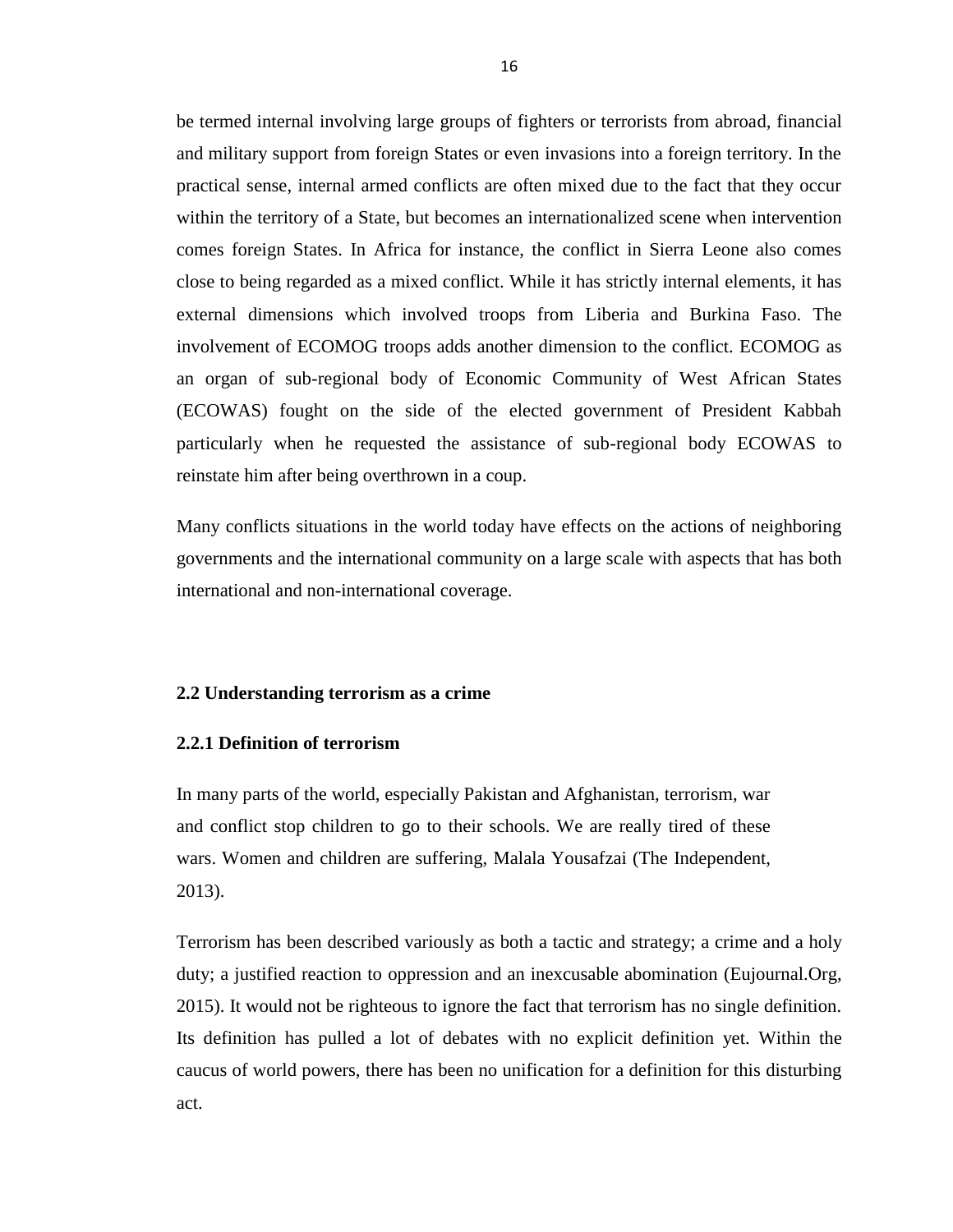be termed internal involving large groups of fighters or terrorists from abroad, financial and military support from foreign States or even invasions into a foreign territory. In the practical sense, internal armed conflicts are often mixed due to the fact that they occur within the territory of a State, but becomes an internationalized scene when intervention comes foreign States. In Africa for instance, the conflict in Sierra Leone also comes close to being regarded as a mixed conflict. While it has strictly internal elements, it has external dimensions which involved troops from Liberia and Burkina Faso. The involvement of ECOMOG troops adds another dimension to the conflict. ECOMOG as an organ of sub-regional body of Economic Community of West African States (ECOWAS) fought on the side of the elected government of President Kabbah particularly when he requested the assistance of sub-regional body ECOWAS to reinstate him after being overthrown in a coup.

Many conflicts situations in the world today have effects on the actions of neighboring governments and the international community on a large scale with aspects that has both international and non-international coverage.

### 2.2 Understanding terrorism as a crime

#### 2.2.1 Definition of terrorism

> In many parts of the world, especially Pakistan and Afghanistan, terrorism, war and conflict stop children to go to their schools. We are really tired of these wars. Women and children are suffering, Malala Yousafzai (The Independent, 2013).

Terrorism has been described variously as both a tactic and strategy; a crime and a holy duty; a justified reaction to oppression and an inexcusable abomination (Eujournal.Org, 2015). It would not be righteous to ignore the fact that terrorism has no single definition. Its definition has pulled a lot of debates with no explicit definition yet. Within the caucus of world powers, there has been no unification for a definition for this disturbing act.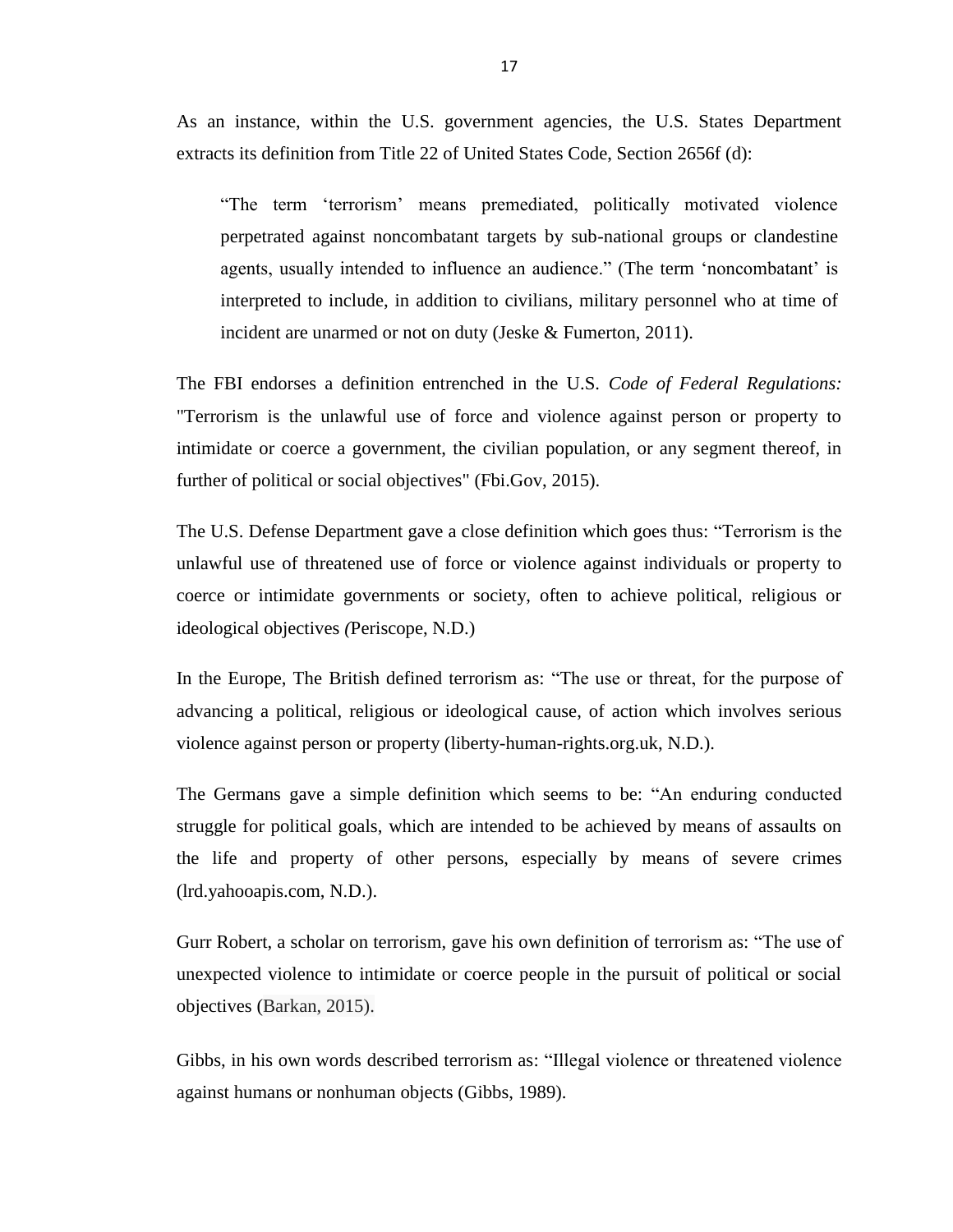As an instance, within the U.S. government agencies, the U.S. States Department extracts its definition from Title 22 of United States Code, Section 2656f (d):

> "The term 'terrorism' means premediated, politically motivated violence perpetrated against noncombatant targets by sub-national groups or clandestine agents, usually intended to influence an audience." (The term 'noncombatant' is interpreted to include, in addition to civilians, military personnel who at time of incident are unarmed or not on duty (Jeske & Fumerton, 2011).

The FBI endorses a definition entrenched in the U.S. *Code of Federal Regulations:* "Terrorism is the unlawful use of force and violence against person or property to intimidate or coerce a government, the civilian population, or any segment thereof, in further of political or social objectives" (Fbi.Gov, 2015).

The U.S. Defense Department gave a close definition which goes thus: "Terrorism is the unlawful use of threatened use of force or violence against individuals or property to coerce or intimidate governments or society, often to achieve political, religious or ideological objectives *(*Periscope, N.D.)

In the Europe, The British defined terrorism as: "The use or threat, for the purpose of advancing a political, religious or ideological cause, of action which involves serious violence against person or property (liberty-human-rights.org.uk, N.D.).

The Germans gave a simple definition which seems to be: "An enduring conducted struggle for political goals, which are intended to be achieved by means of assaults on the life and property of other persons, especially by means of severe crimes (lrd.yahooapis.com, N.D.).

Gurr Robert, a scholar on terrorism, gave his own definition of terrorism as: "The use of unexpected violence to intimidate or coerce people in the pursuit of political or social objectives (Barkan, 2015).

Gibbs, in his own words described terrorism as: "Illegal violence or threatened violence against humans or nonhuman objects (Gibbs, 1989).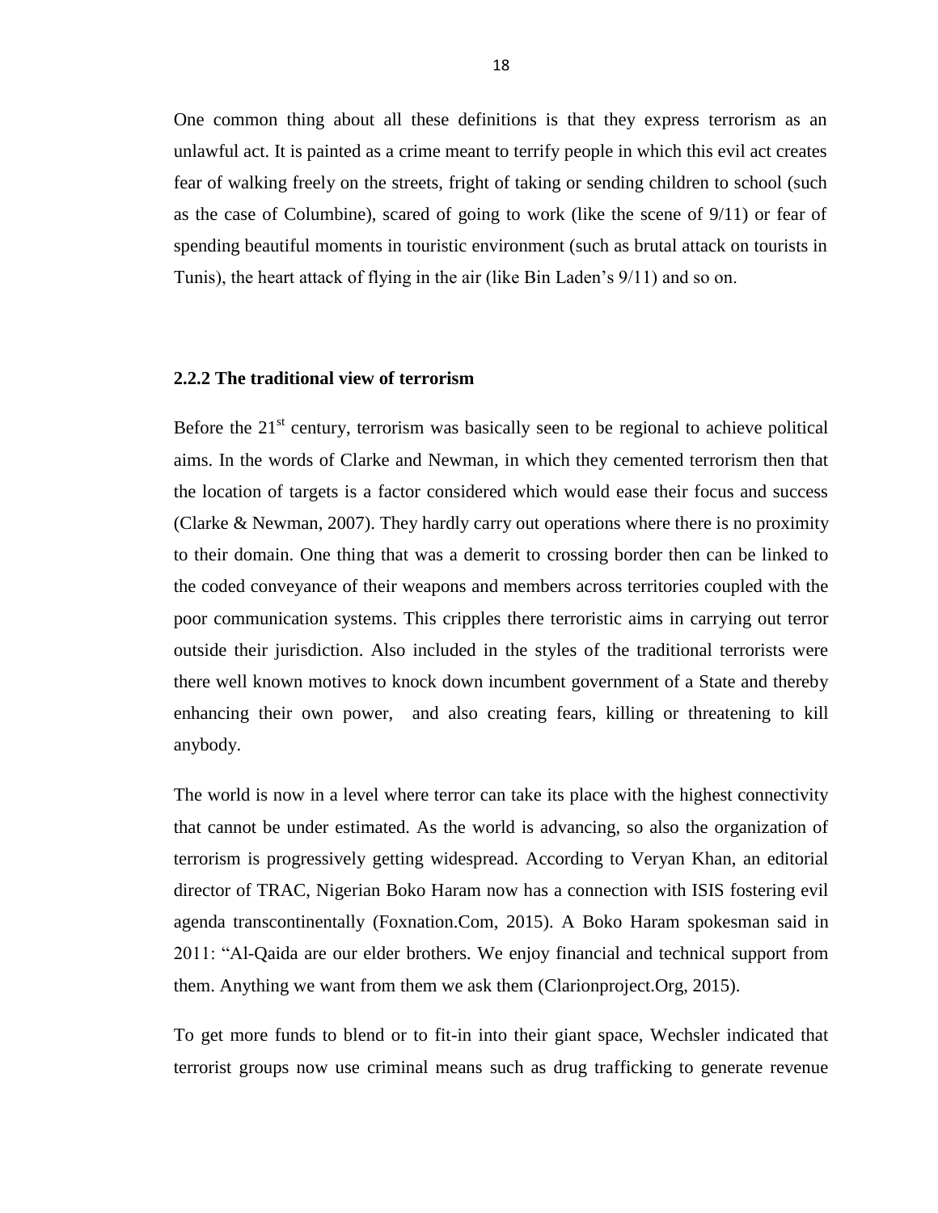One common thing about all these definitions is that they express terrorism as an unlawful act. It is painted as a crime meant to terrify people in which this evil act creates fear of walking freely on the streets, fright of taking or sending children to school (such as the case of Columbine), scared of going to work (like the scene of 9/11) or fear of spending beautiful moments in touristic environment (such as brutal attack on tourists in Tunis), the heart attack of flying in the air (like Bin Laden's 9/11) and so on.

### 2.2.2 The traditional view of terrorism

Before the 21st century, terrorism was basically seen to be regional to achieve political aims. In the words of Clarke and Newman, in which they cemented terrorism then that the location of targets is a factor considered which would ease their focus and success (Clarke & Newman, 2007). They hardly carry out operations where there is no proximity to their domain. One thing that was a demerit to crossing border then can be linked to the coded conveyance of their weapons and members across territories coupled with the poor communication systems. This cripples there terroristic aims in carrying out terror outside their jurisdiction. Also included in the styles of the traditional terrorists were there well known motives to knock down incumbent government of a State and thereby enhancing their own power, and also creating fears, killing or threatening to kill anybody.

The world is now in a level where terror can take its place with the highest connectivity that cannot be under estimated. As the world is advancing, so also the organization of terrorism is progressively getting widespread. According to Veryan Khan, an editorial director of TRAC, Nigerian Boko Haram now has a connection with ISIS fostering evil agenda transcontinentally (Foxnation.Com, 2015). A Boko Haram spokesman said in 2011: "Al-Qaida are our elder brothers. We enjoy financial and technical support from them. Anything we want from them we ask them (Clarionproject.Org, 2015).

To get more funds to blend or to fit-in into their giant space, Wechsler indicated that terrorist groups now use criminal means such as drug trafficking to generate revenue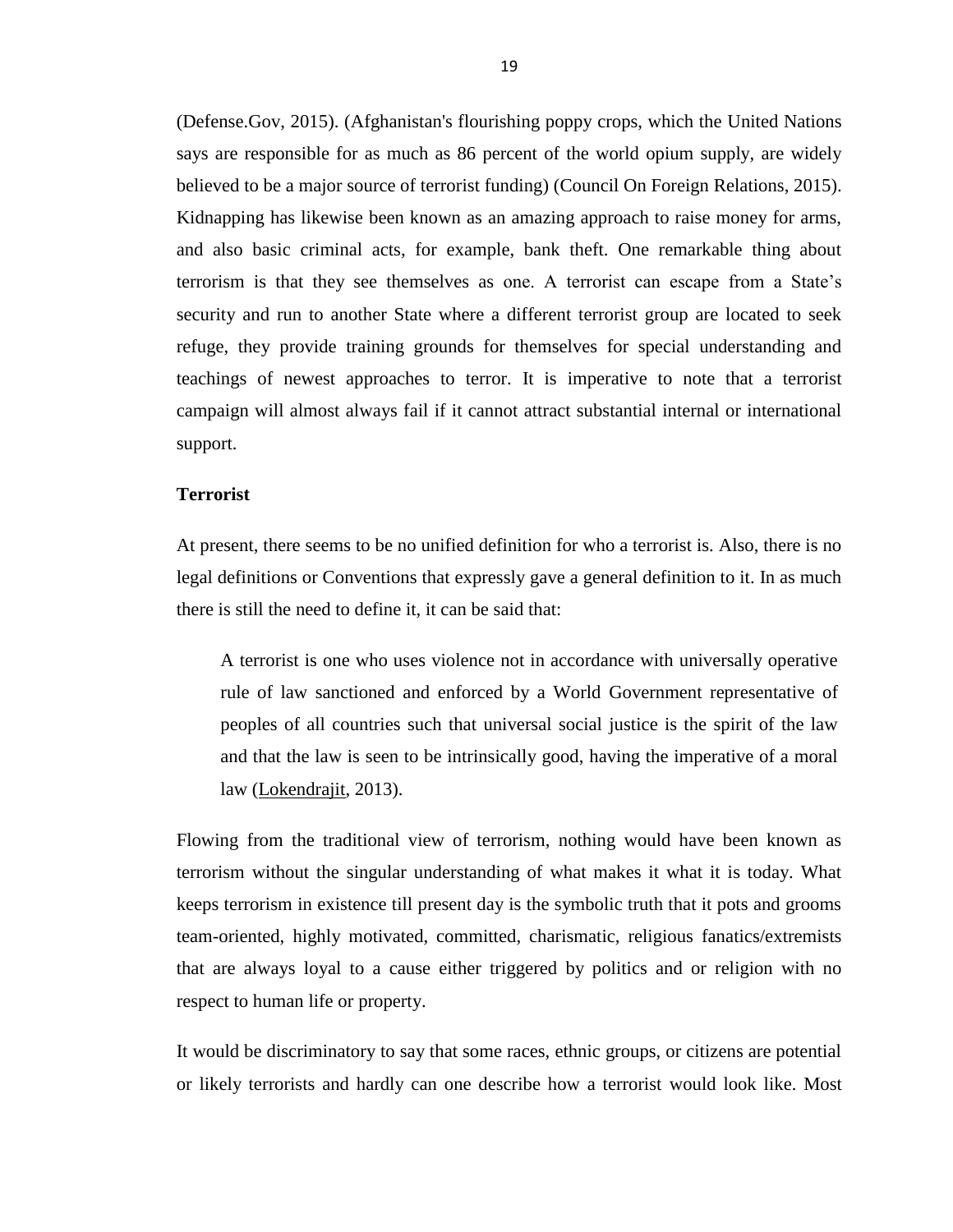(Defense.Gov, 2015). (Afghanistan's flourishing poppy crops, which the United Nations says are responsible for as much as 86 percent of the world opium supply, are widely believed to be a major source of terrorist funding) (Council On Foreign Relations, 2015). Kidnapping has likewise been known as an amazing approach to raise money for arms, and also basic criminal acts, for example, bank theft. One remarkable thing about terrorism is that they see themselves as one. A terrorist can escape from a State's security and run to another State where a different terrorist group are located to seek refuge, they provide training grounds for themselves for special understanding and teachings of newest approaches to terror. It is imperative to note that a terrorist campaign will almost always fail if it cannot attract substantial internal or international support.

**Terrorist**

At present, there seems to be no unified definition for who a terrorist is. Also, there is no legal definitions or Conventions that expressly gave a general definition to it. In as much there is still the need to define it, it can be said that:

> A terrorist is one who uses violence not in accordance with universally operative rule of law sanctioned and enforced by a World Government representative of peoples of all countries such that universal social justice is the spirit of the law and that the law is seen to be intrinsically good, having the imperative of a moral law (Lokendrajit, 2013).

Flowing from the traditional view of terrorism, nothing would have been known as terrorism without the singular understanding of what makes it what it is today. What keeps terrorism in existence till present day is the symbolic truth that it pots and grooms team-oriented, highly motivated, committed, charismatic, religious fanatics/extremists that are always loyal to a cause either triggered by politics and or religion with no respect to human life or property.

It would be discriminatory to say that some races, ethnic groups, or citizens are potential or likely terrorists and hardly can one describe how a terrorist would look like. Most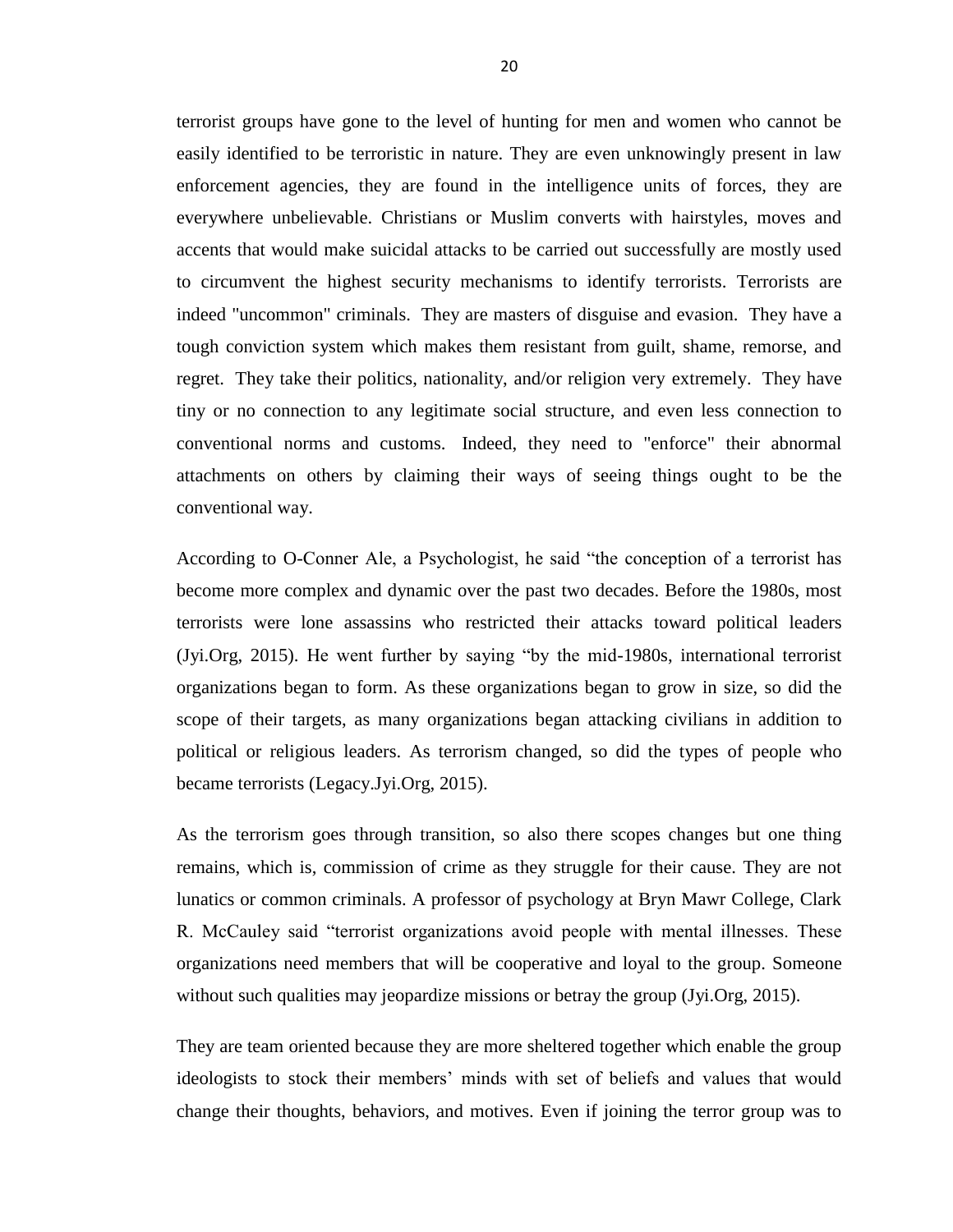terrorist groups have gone to the level of hunting for men and women who cannot be easily identified to be terroristic in nature. They are even unknowingly present in law enforcement agencies, they are found in the intelligence units of forces, they are everywhere unbelievable. Christians or Muslim converts with hairstyles, moves and accents that would make suicidal attacks to be carried out successfully are mostly used to circumvent the highest security mechanisms to identify terrorists. Terrorists are indeed "uncommon" criminals. They are masters of disguise and evasion. They have a tough conviction system which makes them resistant from guilt, shame, remorse, and regret. They take their politics, nationality, and/or religion very extremely. They have tiny or no connection to any legitimate social structure, and even less connection to conventional norms and customs. Indeed, they need to "enforce" their abnormal attachments on others by claiming their ways of seeing things ought to be the conventional way.

According to O-Conner Ale, a Psychologist, he said "the conception of a terrorist has become more complex and dynamic over the past two decades. Before the 1980s, most terrorists were lone assassins who restricted their attacks toward political leaders (Jyi.Org, 2015). He went further by saying "by the mid-1980s, international terrorist organizations began to form. As these organizations began to grow in size, so did the scope of their targets, as many organizations began attacking civilians in addition to political or religious leaders. As terrorism changed, so did the types of people who became terrorists (Legacy.Jyi.Org, 2015).

As the terrorism goes through transition, so also there scopes changes but one thing remains, which is, commission of crime as they struggle for their cause. They are not lunatics or common criminals. A professor of psychology at Bryn Mawr College, Clark R. McCauley said "terrorist organizations avoid people with mental illnesses. These organizations need members that will be cooperative and loyal to the group. Someone without such qualities may jeopardize missions or betray the group (Jyi.Org, 2015).

They are team oriented because they are more sheltered together which enable the group ideologists to stock their members' minds with set of beliefs and values that would change their thoughts, behaviors, and motives. Even if joining the terror group was to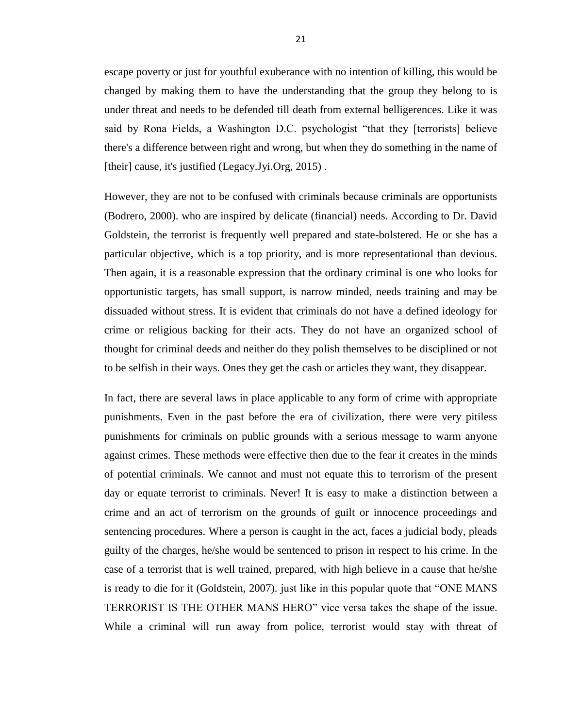escape poverty or just for youthful exuberance with no intention of killing, this would be changed by making them to have the understanding that the group they belong to is under threat and needs to be defended till death from external belligerences. Like it was said by Rona Fields, a Washington D.C. psychologist "that they [terrorists] believe there's a difference between right and wrong, but when they do something in the name of [their] cause, it's justified (Legacy.Jyi.Org, 2015) .

However, they are not to be confused with criminals because criminals are opportunists (Bodrero, 2000). who are inspired by delicate (financial) needs. According to Dr. David Goldstein, the terrorist is frequently well prepared and state-bolstered. He or she has a particular objective, which is a top priority, and is more representational than devious. Then again, it is a reasonable expression that the ordinary criminal is one who looks for opportunistic targets, has small support, is narrow minded, needs training and may be dissuaded without stress. It is evident that criminals do not have a defined ideology for crime or religious backing for their acts. They do not have an organized school of thought for criminal deeds and neither do they polish themselves to be disciplined or not to be selfish in their ways. Ones they get the cash or articles they want, they disappear.

In fact, there are several laws in place applicable to any form of crime with appropriate punishments. Even in the past before the era of civilization, there were very pitiless punishments for criminals on public grounds with a serious message to warm anyone against crimes. These methods were effective then due to the fear it creates in the minds of potential criminals. We cannot and must not equate this to terrorism of the present day or equate terrorist to criminals. Never! It is easy to make a distinction between a crime and an act of terrorism on the grounds of guilt or innocence proceedings and sentencing procedures. Where a person is caught in the act, faces a judicial body, pleads guilty of the charges, he/she would be sentenced to prison in respect to his crime. In the case of a terrorist that is well trained, prepared, with high believe in a cause that he/she is ready to die for it (Goldstein, 2007). just like in this popular quote that "ONE MANS TERRORIST IS THE OTHER MANS HERO" vice versa takes the shape of the issue. While a criminal will run away from police, terrorist would stay with threat of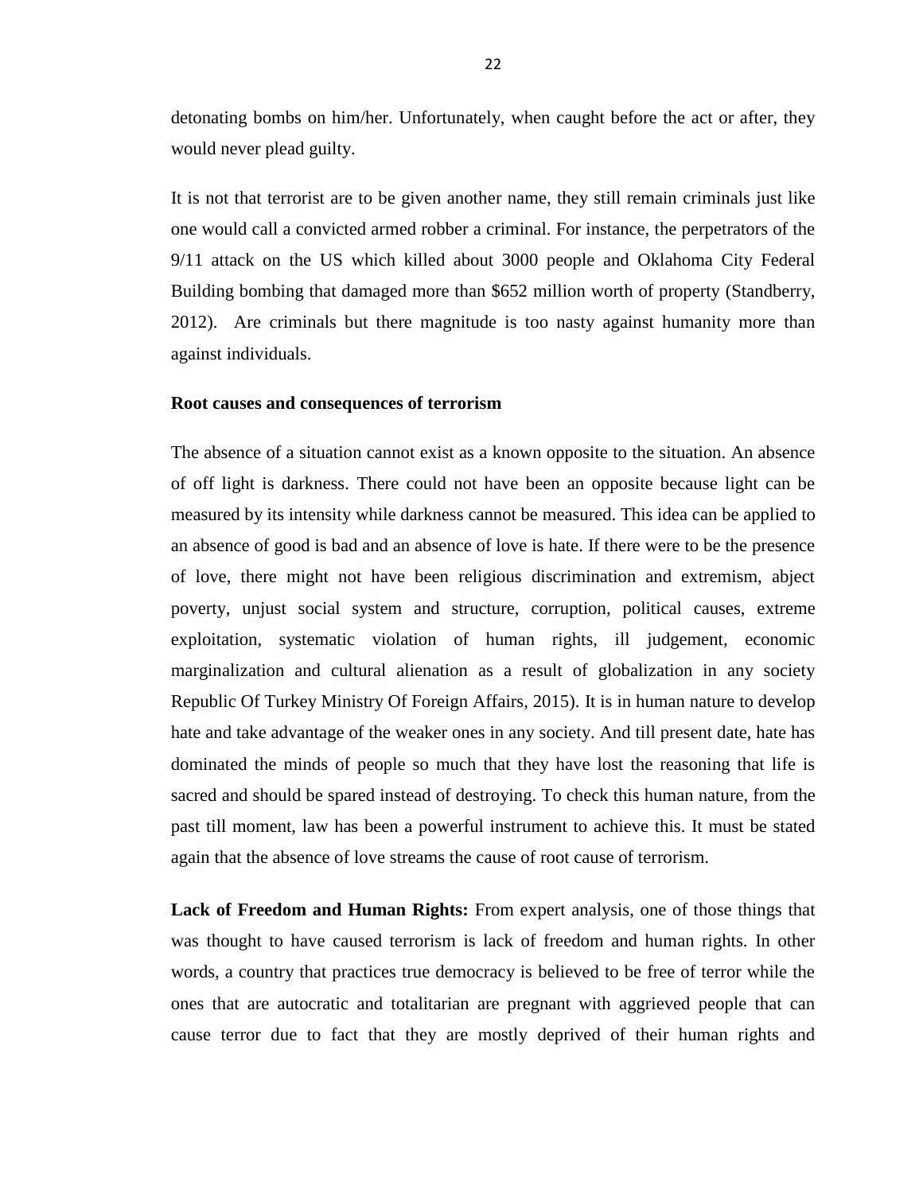detonating bombs on him/her. Unfortunately, when caught before the act or after, they would never plead guilty.

It is not that terrorist are to be given another name, they still remain criminals just like one would call a convicted armed robber a criminal. For instance, the perpetrators of the 9/11 attack on the US which killed about 3000 people and Oklahoma City Federal Building bombing that damaged more than $652 million worth of property (Standberry, 2012). Are criminals but there magnitude is too nasty against humanity more than against individuals.

**Root causes and consequences of terrorism**

The absence of a situation cannot exist as a known opposite to the situation. An absence of off light is darkness. There could not have been an opposite because light can be measured by its intensity while darkness cannot be measured. This idea can be applied to an absence of good is bad and an absence of love is hate. If there were to be the presence of love, there might not have been religious discrimination and extremism, abject poverty, unjust social system and structure, corruption, political causes, extreme exploitation, systematic violation of human rights, ill judgement, economic marginalization and cultural alienation as a result of globalization in any society Republic Of Turkey Ministry Of Foreign Affairs, 2015). It is in human nature to develop hate and take advantage of the weaker ones in any society. And till present date, hate has dominated the minds of people so much that they have lost the reasoning that life is sacred and should be spared instead of destroying. To check this human nature, from the past till moment, law has been a powerful instrument to achieve this. It must be stated again that the absence of love streams the cause of root cause of terrorism.

**Lack of Freedom and Human Rights:** From expert analysis, one of those things that was thought to have caused terrorism is lack of freedom and human rights. In other words, a country that practices true democracy is believed to be free of terror while the ones that are autocratic and totalitarian are pregnant with aggrieved people that can cause terror due to fact that they are mostly deprived of their human rights and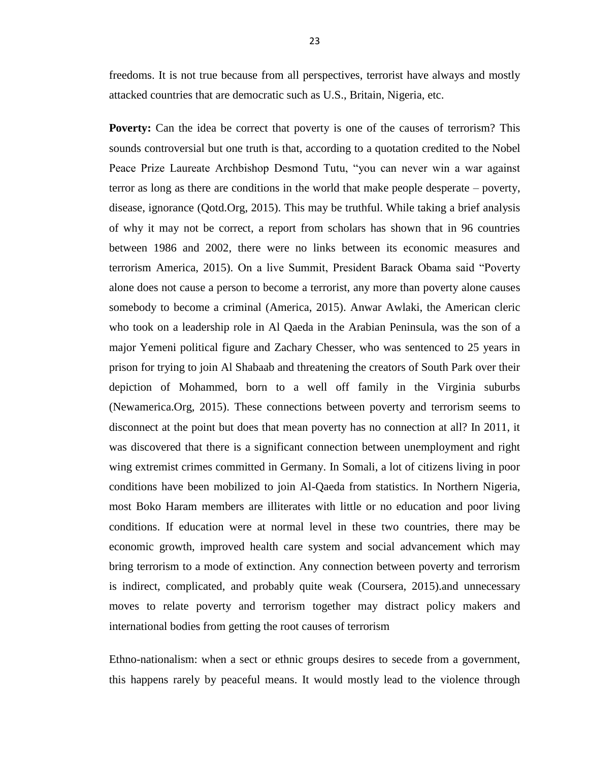freedoms. It is not true because from all perspectives, terrorist have always and mostly attacked countries that are democratic such as U.S., Britain, Nigeria, etc.

**Poverty:** Can the idea be correct that poverty is one of the causes of terrorism? This sounds controversial but one truth is that, according to a quotation credited to the Nobel Peace Prize Laureate Archbishop Desmond Tutu, "you can never win a war against terror as long as there are conditions in the world that make people desperate – poverty, disease, ignorance (Qotd.Org, 2015). This may be truthful. While taking a brief analysis of why it may not be correct, a report from scholars has shown that in 96 countries between 1986 and 2002, there were no links between its economic measures and terrorism America, 2015). On a live Summit, President Barack Obama said "Poverty alone does not cause a person to become a terrorist, any more than poverty alone causes somebody to become a criminal (America, 2015). Anwar Awlaki, the American cleric who took on a leadership role in Al Qaeda in the Arabian Peninsula, was the son of a major Yemeni political figure and Zachary Chesser, who was sentenced to 25 years in prison for trying to join Al Shabaab and threatening the creators of South Park over their depiction of Mohammed, born to a well off family in the Virginia suburbs (Newamerica.Org, 2015). These connections between poverty and terrorism seems to disconnect at the point but does that mean poverty has no connection at all? In 2011, it was discovered that there is a significant connection between unemployment and right wing extremist crimes committed in Germany. In Somali, a lot of citizens living in poor conditions have been mobilized to join Al-Qaeda from statistics. In Northern Nigeria, most Boko Haram members are illiterates with little or no education and poor living conditions. If education were at normal level in these two countries, there may be economic growth, improved health care system and social advancement which may bring terrorism to a mode of extinction. Any connection between poverty and terrorism is indirect, complicated, and probably quite weak (Coursera, 2015).and unnecessary moves to relate poverty and terrorism together may distract policy makers and international bodies from getting the root causes of terrorism

Ethno-nationalism: when a sect or ethnic groups desires to secede from a government, this happens rarely by peaceful means. It would mostly lead to the violence through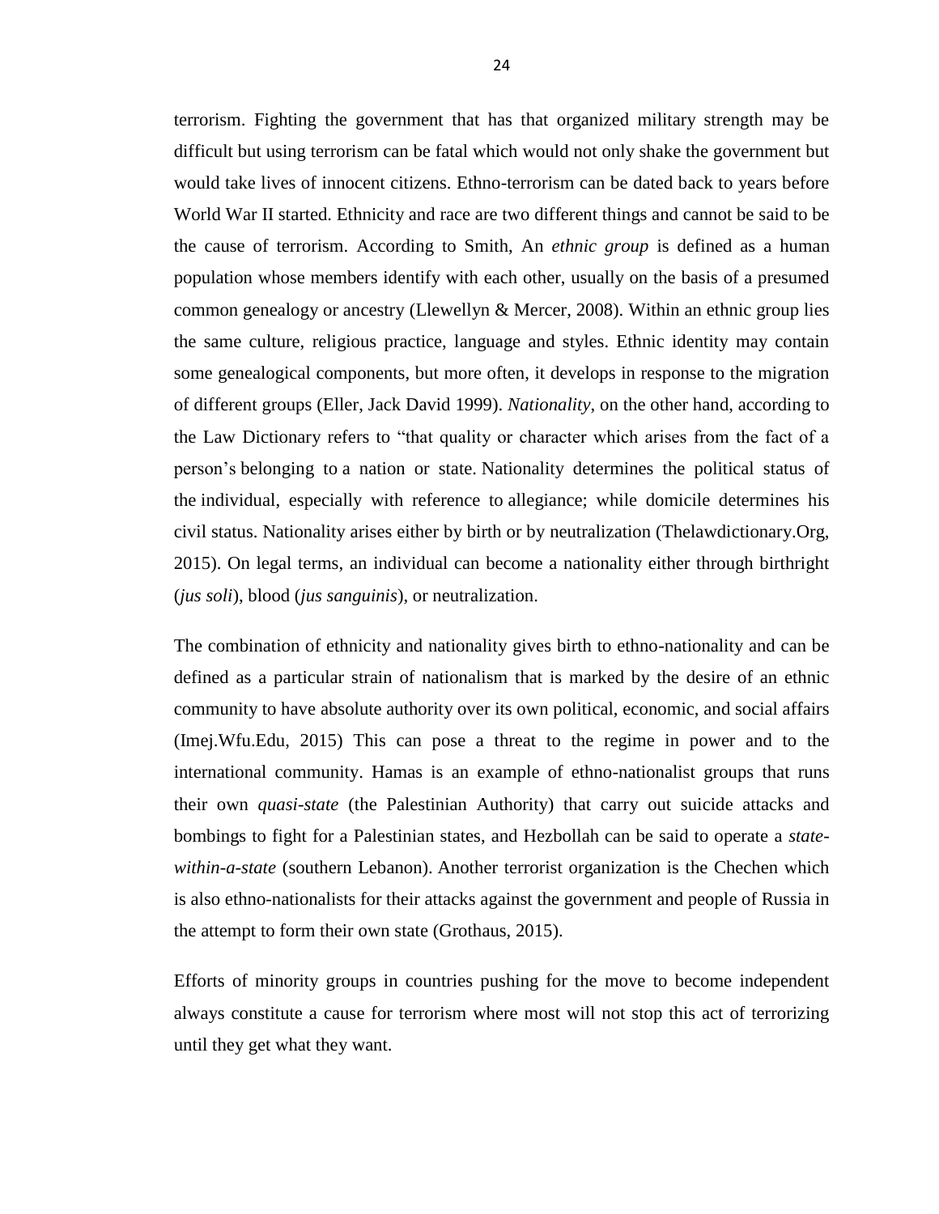terrorism. Fighting the government that has that organized military strength may be difficult but using terrorism can be fatal which would not only shake the government but would take lives of innocent citizens. Ethno-terrorism can be dated back to years before World War II started. Ethnicity and race are two different things and cannot be said to be the cause of terrorism. According to Smith, An *ethnic group* is defined as a human population whose members identify with each other, usually on the basis of a presumed common genealogy or ancestry (Llewellyn & Mercer, 2008). Within an ethnic group lies the same culture, religious practice, language and styles. Ethnic identity may contain some genealogical components, but more often, it develops in response to the migration of different groups (Eller, Jack David 1999). *Nationality*, on the other hand, according to the Law Dictionary refers to "that quality or character which arises from the fact of a person's belonging to a nation or state. Nationality determines the political status of the individual, especially with reference to allegiance; while domicile determines his civil status. Nationality arises either by birth or by neutralization (Thelawdictionary.Org, 2015). On legal terms, an individual can become a nationality either through birthright (*jus soli*), blood (*jus sanguinis*), or neutralization.

The combination of ethnicity and nationality gives birth to ethno-nationality and can be defined as a particular strain of nationalism that is marked by the desire of an ethnic community to have absolute authority over its own political, economic, and social affairs (Imej.Wfu.Edu, 2015) This can pose a threat to the regime in power and to the international community. Hamas is an example of ethno-nationalist groups that runs their own *quasi-state* (the Palestinian Authority) that carry out suicide attacks and bombings to fight for a Palestinian states, and Hezbollah can be said to operate a *state-within-a-state* (southern Lebanon). Another terrorist organization is the Chechen which is also ethno-nationalists for their attacks against the government and people of Russia in the attempt to form their own state (Grothaus, 2015).

Efforts of minority groups in countries pushing for the move to become independent always constitute a cause for terrorism where most will not stop this act of terrorizing until they get what they want.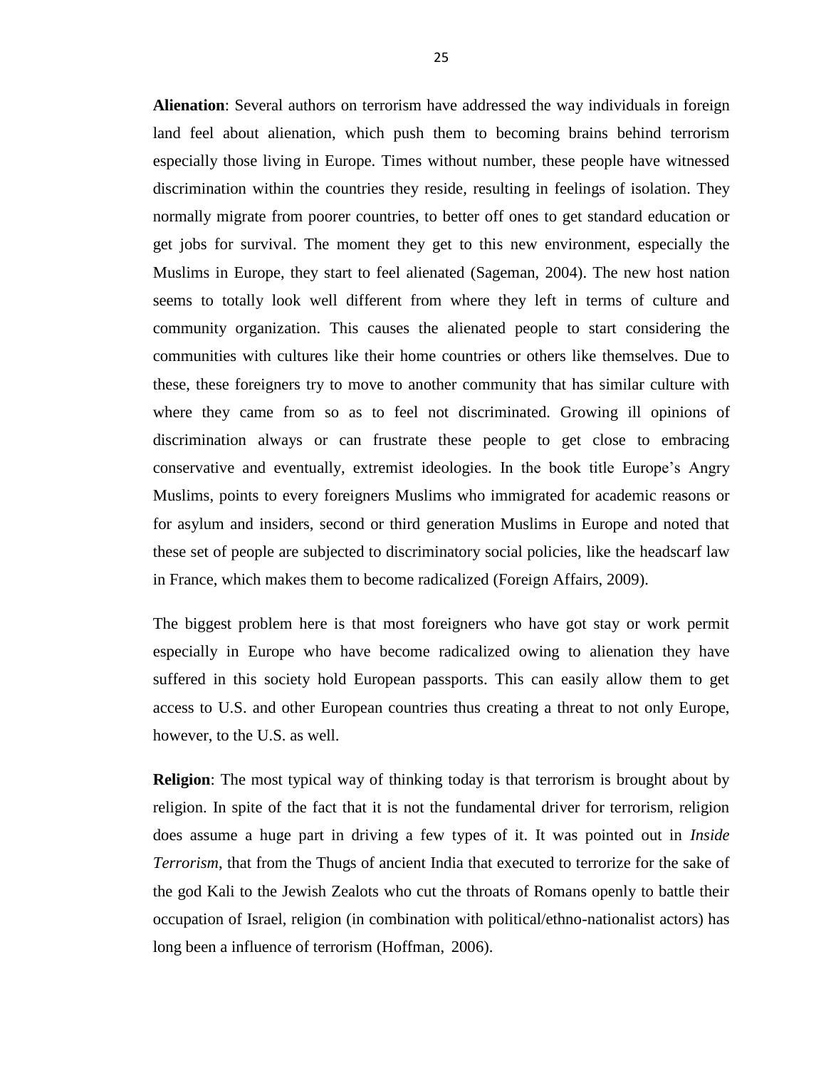**Alienation**: Several authors on terrorism have addressed the way individuals in foreign land feel about alienation, which push them to becoming brains behind terrorism especially those living in Europe. Times without number, these people have witnessed discrimination within the countries they reside, resulting in feelings of isolation. They normally migrate from poorer countries, to better off ones to get standard education or get jobs for survival. The moment they get to this new environment, especially the Muslims in Europe, they start to feel alienated (Sageman, 2004). The new host nation seems to totally look well different from where they left in terms of culture and community organization. This causes the alienated people to start considering the communities with cultures like their home countries or others like themselves. Due to these, these foreigners try to move to another community that has similar culture with where they came from so as to feel not discriminated. Growing ill opinions of discrimination always or can frustrate these people to get close to embracing conservative and eventually, extremist ideologies. In the book title Europe's Angry Muslims, points to every foreigners Muslims who immigrated for academic reasons or for asylum and insiders, second or third generation Muslims in Europe and noted that these set of people are subjected to discriminatory social policies, like the headscarf law in France, which makes them to become radicalized (Foreign Affairs, 2009).

The biggest problem here is that most foreigners who have got stay or work permit especially in Europe who have become radicalized owing to alienation they have suffered in this society hold European passports. This can easily allow them to get access to U.S. and other European countries thus creating a threat to not only Europe, however, to the U.S. as well.

**Religion**: The most typical way of thinking today is that terrorism is brought about by religion. In spite of the fact that it is not the fundamental driver for terrorism, religion does assume a huge part in driving a few types of it. It was pointed out in *Inside Terrorism*, that from the Thugs of ancient India that executed to terrorize for the sake of the god Kali to the Jewish Zealots who cut the throats of Romans openly to battle their occupation of Israel, religion (in combination with political/ethno-nationalist actors) has long been a influence of terrorism (Hoffman, 2006).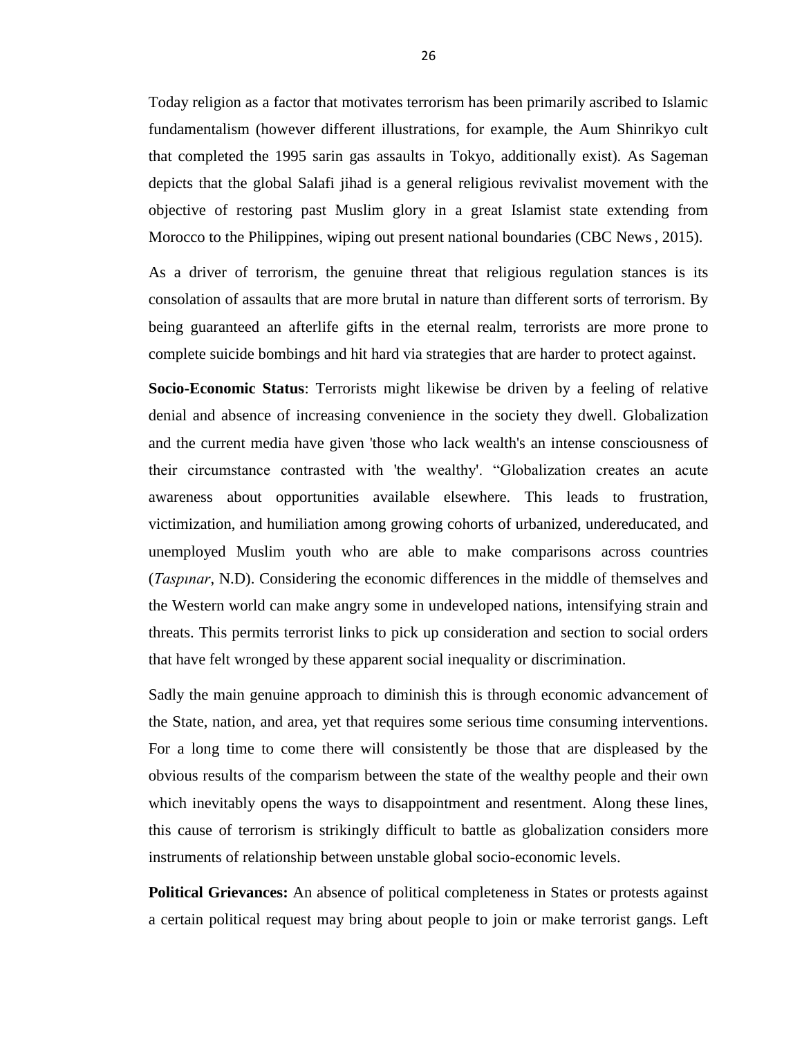Today religion as a factor that motivates terrorism has been primarily ascribed to Islamic fundamentalism (however different illustrations, for example, the Aum Shinrikyo cult that completed the 1995 sarin gas assaults in Tokyo, additionally exist). As Sageman depicts that the global Salafi jihad is a general religious revivalist movement with the objective of restoring past Muslim glory in a great Islamist state extending from Morocco to the Philippines, wiping out present national boundaries (CBC News , 2015).

As a driver of terrorism, the genuine threat that religious regulation stances is its consolation of assaults that are more brutal in nature than different sorts of terrorism. By being guaranteed an afterlife gifts in the eternal realm, terrorists are more prone to complete suicide bombings and hit hard via strategies that are harder to protect against.

**Socio-Economic Status**: Terrorists might likewise be driven by a feeling of relative denial and absence of increasing convenience in the society they dwell. Globalization and the current media have given 'those who lack wealth's an intense consciousness of their circumstance contrasted with 'the wealthy'. "Globalization creates an acute awareness about opportunities available elsewhere. This leads to frustration, victimization, and humiliation among growing cohorts of urbanized, undereducated, and unemployed Muslim youth who are able to make comparisons across countries (*Taspınar*, N.D). Considering the economic differences in the middle of themselves and the Western world can make angry some in undeveloped nations, intensifying strain and threats. This permits terrorist links to pick up consideration and section to social orders that have felt wronged by these apparent social inequality or discrimination.

Sadly the main genuine approach to diminish this is through economic advancement of the State, nation, and area, yet that requires some serious time consuming interventions. For a long time to come there will consistently be those that are displeased by the obvious results of the comparism between the state of the wealthy people and their own which inevitably opens the ways to disappointment and resentment. Along these lines, this cause of terrorism is strikingly difficult to battle as globalization considers more instruments of relationship between unstable global socio-economic levels.

**Political Grievances:** An absence of political completeness in States or protests against a certain political request may bring about people to join or make terrorist gangs. Left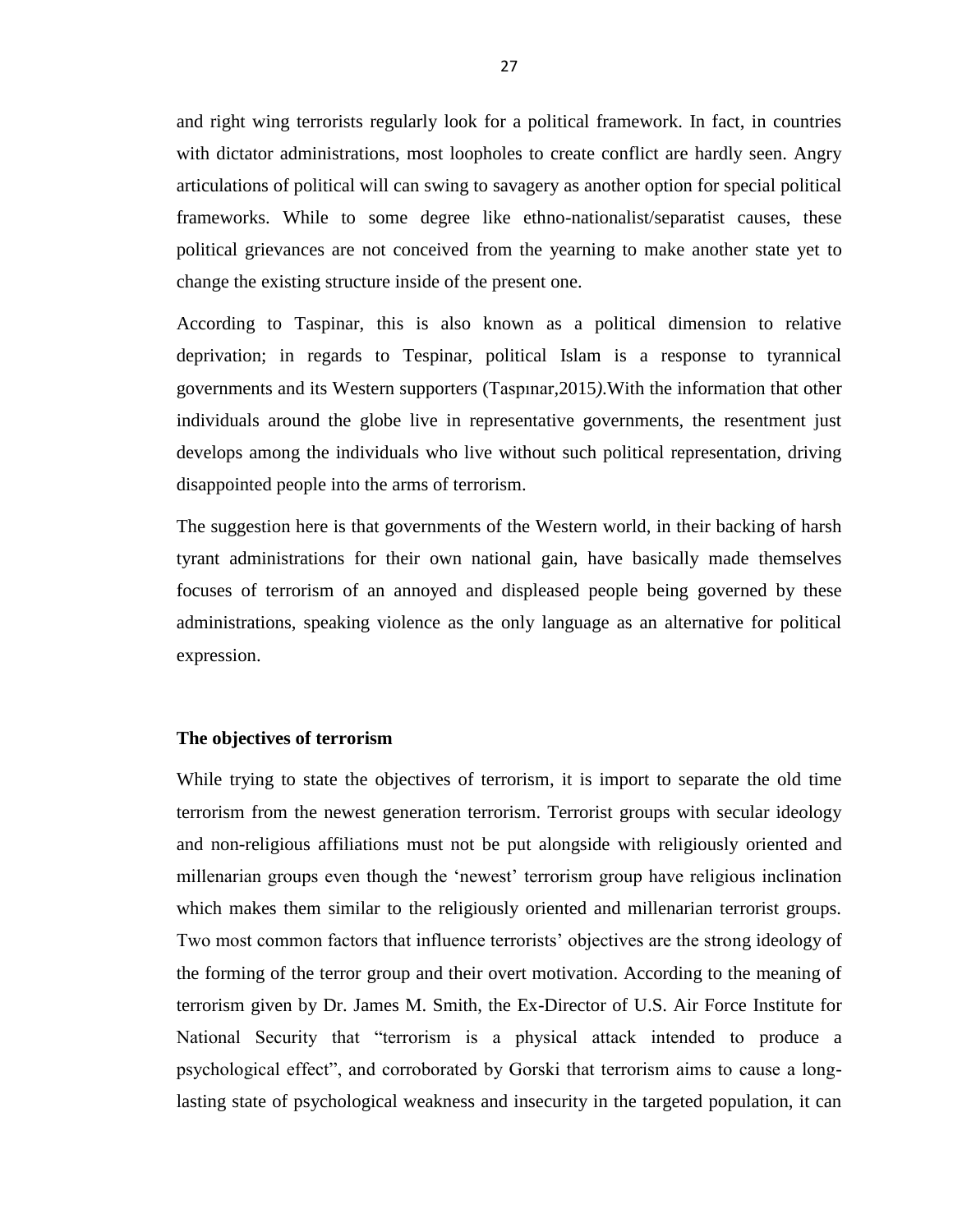and right wing terrorists regularly look for a political framework. In fact, in countries with dictator administrations, most loopholes to create conflict are hardly seen. Angry articulations of political will can swing to savagery as another option for special political frameworks. While to some degree like ethno-nationalist/separatist causes, these political grievances are not conceived from the yearning to make another state yet to change the existing structure inside of the present one.

According to Taspinar, this is also known as a political dimension to relative deprivation; in regards to Tespinar, political Islam is a response to tyrannical governments and its Western supporters (Taspınar,2015*)*.With the information that other individuals around the globe live in representative governments, the resentment just develops among the individuals who live without such political representation, driving disappointed people into the arms of terrorism.

The suggestion here is that governments of the Western world, in their backing of harsh tyrant administrations for their own national gain, have basically made themselves focuses of terrorism of an annoyed and displeased people being governed by these administrations, speaking violence as the only language as an alternative for political expression.

**The objectives of terrorism**

While trying to state the objectives of terrorism, it is import to separate the old time terrorism from the newest generation terrorism. Terrorist groups with secular ideology and non-religious affiliations must not be put alongside with religiously oriented and millenarian groups even though the 'newest' terrorism group have religious inclination which makes them similar to the religiously oriented and millenarian terrorist groups. Two most common factors that influence terrorists' objectives are the strong ideology of the forming of the terror group and their overt motivation. According to the meaning of terrorism given by Dr. James M. Smith, the Ex-Director of U.S. Air Force Institute for National Security that "terrorism is a physical attack intended to produce a psychological effect", and corroborated by Gorski that terrorism aims to cause a long-lasting state of psychological weakness and insecurity in the targeted population, it can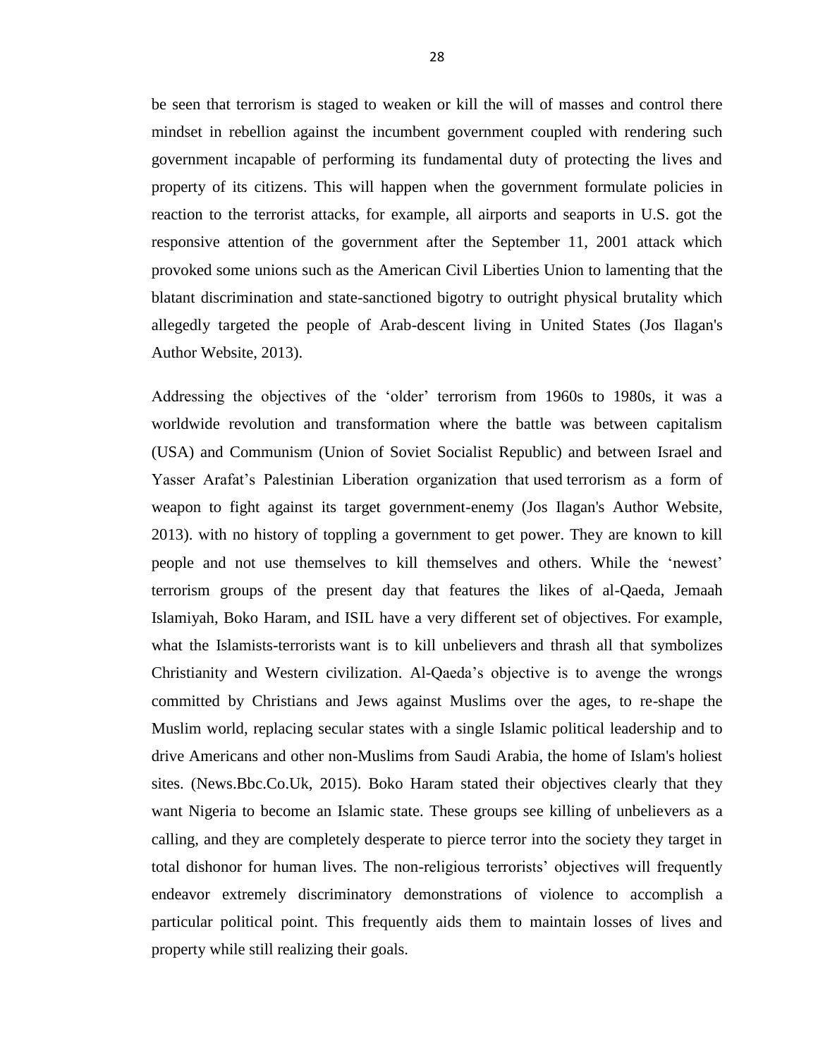be seen that terrorism is staged to weaken or kill the will of masses and control there mindset in rebellion against the incumbent government coupled with rendering such government incapable of performing its fundamental duty of protecting the lives and property of its citizens. This will happen when the government formulate policies in reaction to the terrorist attacks, for example, all airports and seaports in U.S. got the responsive attention of the government after the September 11, 2001 attack which provoked some unions such as the American Civil Liberties Union to lamenting that the blatant discrimination and state-sanctioned bigotry to outright physical brutality which allegedly targeted the people of Arab-descent living in United States (Jos Ilagan's Author Website, 2013).

Addressing the objectives of the 'older' terrorism from 1960s to 1980s, it was a worldwide revolution and transformation where the battle was between capitalism (USA) and Communism (Union of Soviet Socialist Republic) and between Israel and Yasser Arafat's Palestinian Liberation organization that used terrorism as a form of weapon to fight against its target government-enemy (Jos Ilagan's Author Website, 2013). with no history of toppling a government to get power. They are known to kill people and not use themselves to kill themselves and others. While the 'newest' terrorism groups of the present day that features the likes of al-Qaeda, Jemaah Islamiyah, Boko Haram, and ISIL have a very different set of objectives. For example, what the Islamists-terrorists want is to kill unbelievers and thrash all that symbolizes Christianity and Western civilization. Al-Qaeda's objective is to avenge the wrongs committed by Christians and Jews against Muslims over the ages, to re-shape the Muslim world, replacing secular states with a single Islamic political leadership and to drive Americans and other non-Muslims from Saudi Arabia, the home of Islam's holiest sites. (News.Bbc.Co.Uk, 2015). Boko Haram stated their objectives clearly that they want Nigeria to become an Islamic state. These groups see killing of unbelievers as a calling, and they are completely desperate to pierce terror into the society they target in total dishonor for human lives. The non-religious terrorists' objectives will frequently endeavor extremely discriminatory demonstrations of violence to accomplish a particular political point. This frequently aids them to maintain losses of lives and property while still realizing their goals.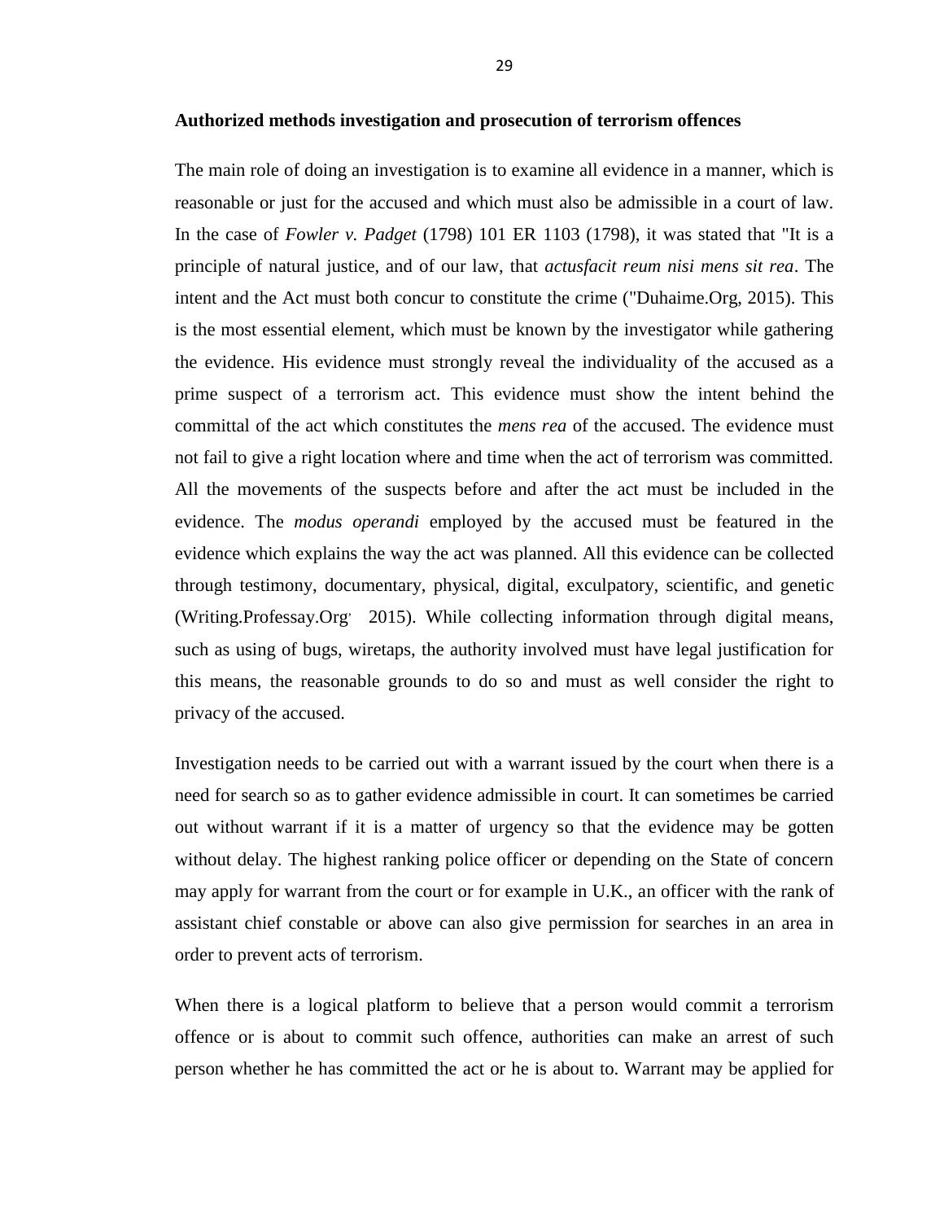**Authorized methods investigation and prosecution of terrorism offences**

The main role of doing an investigation is to examine all evidence in a manner, which is reasonable or just for the accused and which must also be admissible in a court of law. In the case of *Fowler v. Padget* (1798) 101 ER 1103 (1798), it was stated that "It is a principle of natural justice, and of our law, that *actusfacit reum nisi mens sit rea*. The intent and the Act must both concur to constitute the crime ("Duhaime.Org, 2015). This is the most essential element, which must be known by the investigator while gathering the evidence. His evidence must strongly reveal the individuality of the accused as a prime suspect of a terrorism act. This evidence must show the intent behind the committal of the act which constitutes the *mens rea* of the accused. The evidence must not fail to give a right location where and time when the act of terrorism was committed. All the movements of the suspects before and after the act must be included in the evidence. The *modus operandi* employed by the accused must be featured in the evidence which explains the way the act was planned. All this evidence can be collected through testimony, documentary, physical, digital, exculpatory, scientific, and genetic (Writing.Professay.Org, 2015). While collecting information through digital means, such as using of bugs, wiretaps, the authority involved must have legal justification for this means, the reasonable grounds to do so and must as well consider the right to privacy of the accused.

Investigation needs to be carried out with a warrant issued by the court when there is a need for search so as to gather evidence admissible in court. It can sometimes be carried out without warrant if it is a matter of urgency so that the evidence may be gotten without delay. The highest ranking police officer or depending on the State of concern may apply for warrant from the court or for example in U.K., an officer with the rank of assistant chief constable or above can also give permission for searches in an area in order to prevent acts of terrorism.

When there is a logical platform to believe that a person would commit a terrorism offence or is about to commit such offence, authorities can make an arrest of such person whether he has committed the act or he is about to. Warrant may be applied for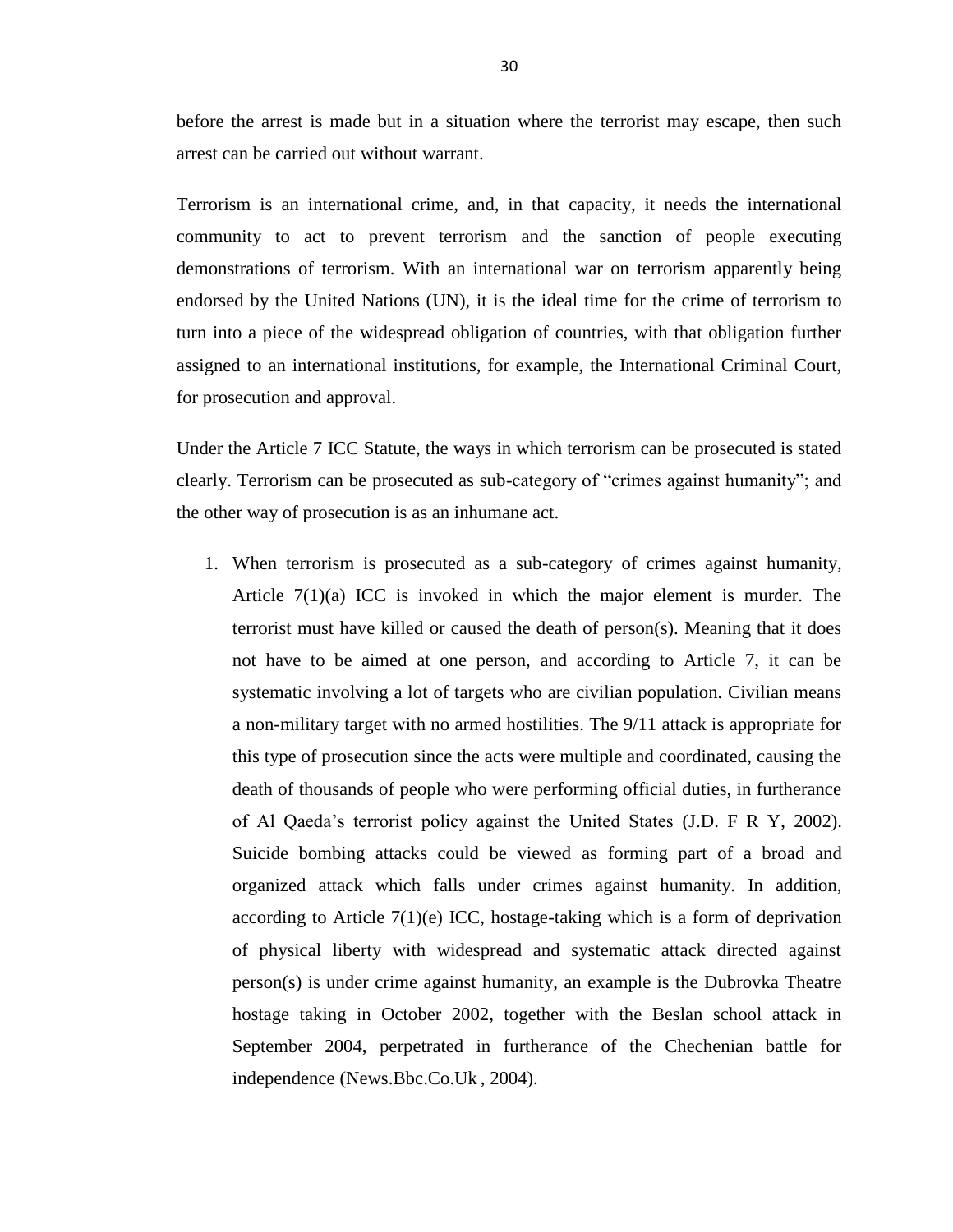before the arrest is made but in a situation where the terrorist may escape, then such arrest can be carried out without warrant.

Terrorism is an international crime, and, in that capacity, it needs the international community to act to prevent terrorism and the sanction of people executing demonstrations of terrorism. With an international war on terrorism apparently being endorsed by the United Nations (UN), it is the ideal time for the crime of terrorism to turn into a piece of the widespread obligation of countries, with that obligation further assigned to an international institutions, for example, the International Criminal Court, for prosecution and approval.

Under the Article 7 ICC Statute, the ways in which terrorism can be prosecuted is stated clearly. Terrorism can be prosecuted as sub-category of "crimes against humanity"; and the other way of prosecution is as an inhumane act.

1. When terrorism is prosecuted as a sub-category of crimes against humanity, Article 7(1)(a) ICC is invoked in which the major element is murder. The terrorist must have killed or caused the death of person(s). Meaning that it does not have to be aimed at one person, and according to Article 7, it can be systematic involving a lot of targets who are civilian population. Civilian means a non-military target with no armed hostilities. The 9/11 attack is appropriate for this type of prosecution since the acts were multiple and coordinated, causing the death of thousands of people who were performing official duties, in furtherance of Al Qaeda's terrorist policy against the United States (J.D. F R Y, 2002). Suicide bombing attacks could be viewed as forming part of a broad and organized attack which falls under crimes against humanity. In addition, according to Article 7(1)(e) ICC, hostage-taking which is a form of deprivation of physical liberty with widespread and systematic attack directed against person(s) is under crime against humanity, an example is the Dubrovka Theatre hostage taking in October 2002, together with the Beslan school attack in September 2004, perpetrated in furtherance of the Chechenian battle for independence (News.Bbc.Co.Uk , 2004).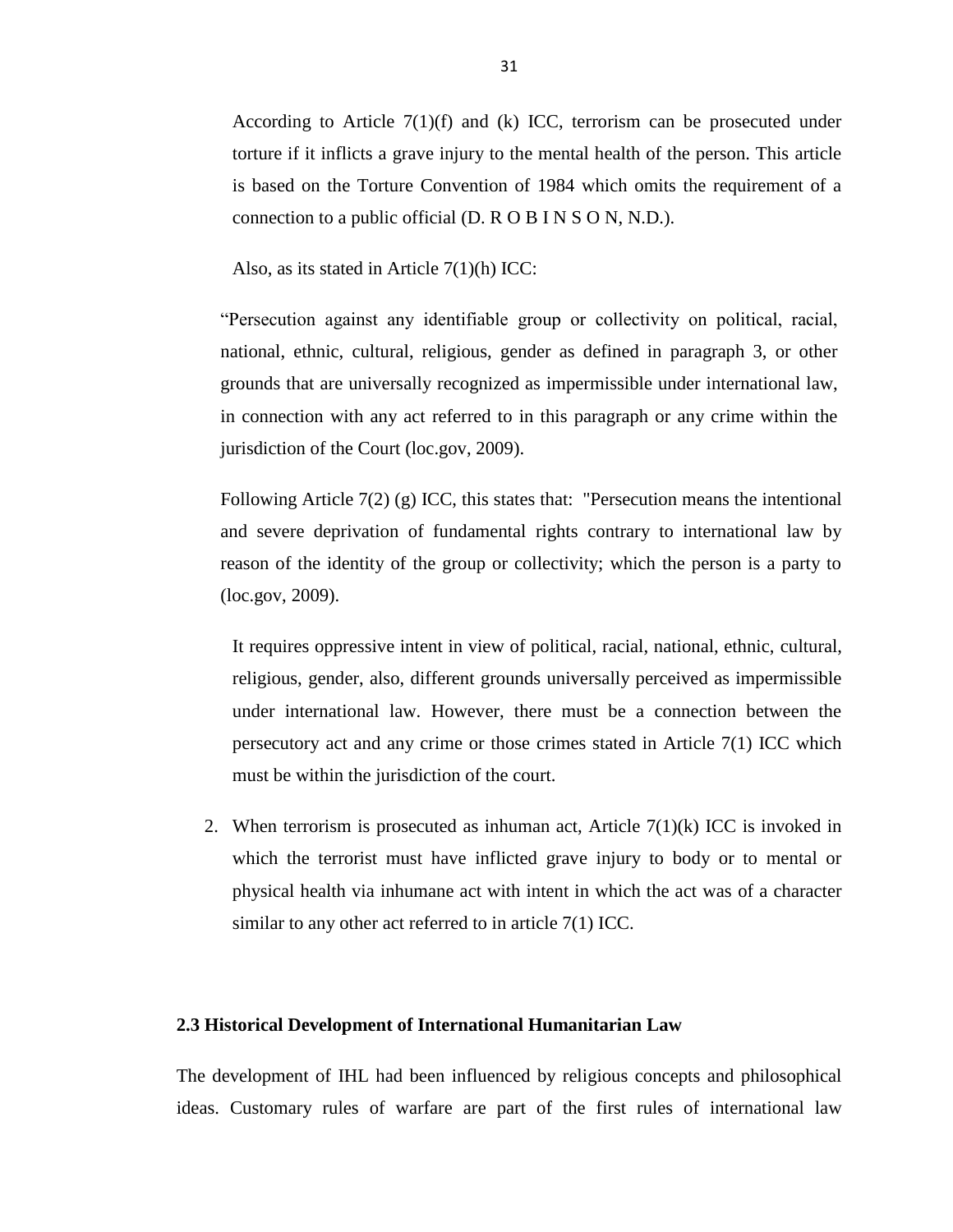According to Article 7(1)(f) and (k) ICC, terrorism can be prosecuted under torture if it inflicts a grave injury to the mental health of the person. This article is based on the Torture Convention of 1984 which omits the requirement of a connection to a public official (D. R O B I N S O N, N.D.).

Also, as its stated in Article 7(1)(h) ICC:

"Persecution against any identifiable group or collectivity on political, racial, national, ethnic, cultural, religious, gender as defined in paragraph 3, or other grounds that are universally recognized as impermissible under international law, in connection with any act referred to in this paragraph or any crime within the jurisdiction of the Court (loc.gov, 2009).

Following Article 7(2) (g) ICC, this states that: "Persecution means the intentional and severe deprivation of fundamental rights contrary to international law by reason of the identity of the group or collectivity; which the person is a party to (loc.gov, 2009).

It requires oppressive intent in view of political, racial, national, ethnic, cultural, religious, gender, also, different grounds universally perceived as impermissible under international law. However, there must be a connection between the persecutory act and any crime or those crimes stated in Article 7(1) ICC which must be within the jurisdiction of the court.

2. When terrorism is prosecuted as inhuman act, Article 7(1)(k) ICC is invoked in which the terrorist must have inflicted grave injury to body or to mental or physical health via inhumane act with intent in which the act was of a character similar to any other act referred to in article 7(1) ICC.

### 2.3 Historical Development of International Humanitarian Law

The development of IHL had been influenced by religious concepts and philosophical ideas. Customary rules of warfare are part of the first rules of international law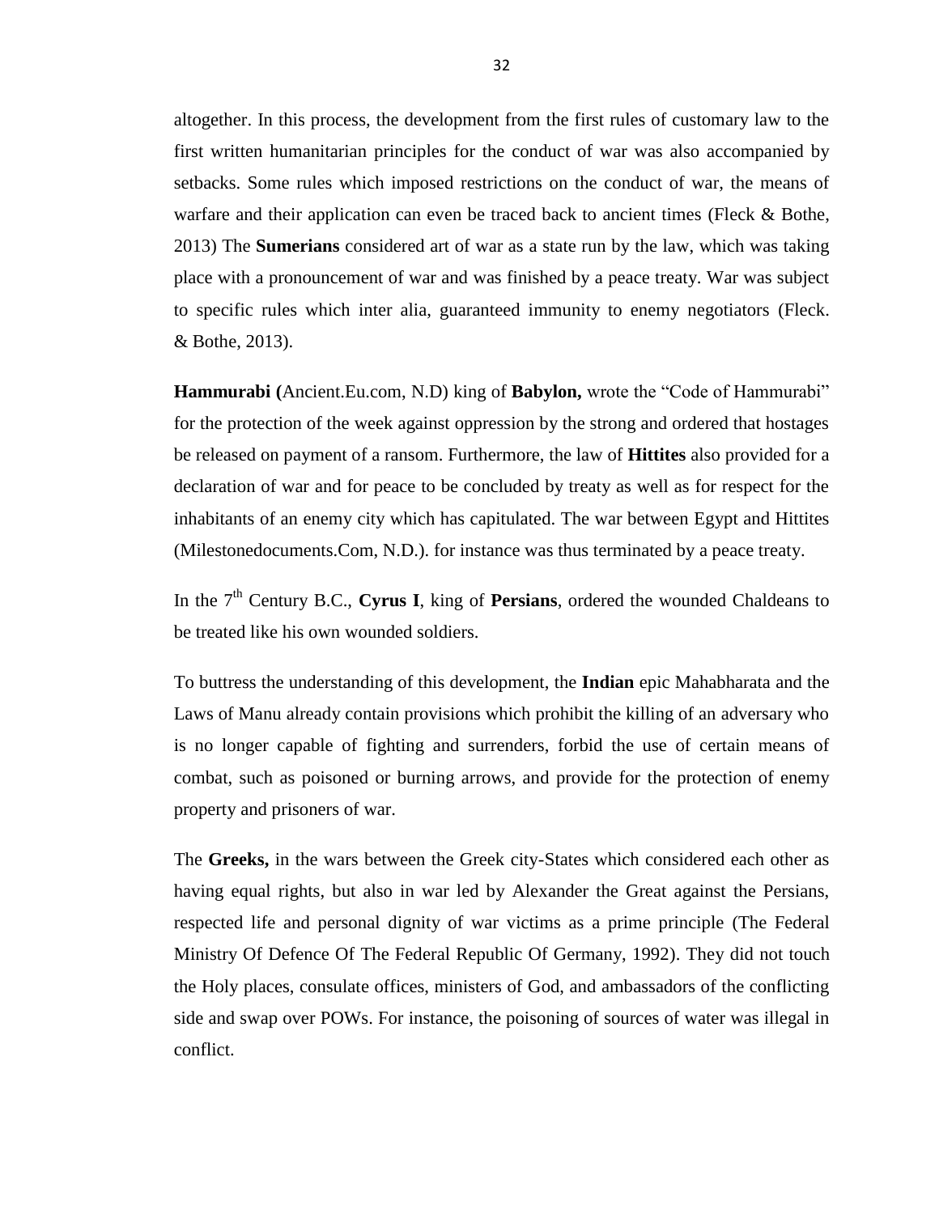altogether. In this process, the development from the first rules of customary law to the first written humanitarian principles for the conduct of war was also accompanied by setbacks. Some rules which imposed restrictions on the conduct of war, the means of warfare and their application can even be traced back to ancient times (Fleck & Bothe, 2013) The **Sumerians** considered art of war as a state run by the law, which was taking place with a pronouncement of war and was finished by a peace treaty. War was subject to specific rules which inter alia, guaranteed immunity to enemy negotiators (Fleck. & Bothe, 2013).

**Hammurabi (**Ancient.Eu.com, N.D) king of **Babylon,** wrote the "Code of Hammurabi" for the protection of the week against oppression by the strong and ordered that hostages be released on payment of a ransom. Furthermore, the law of **Hittites** also provided for a declaration of war and for peace to be concluded by treaty as well as for respect for the inhabitants of an enemy city which has capitulated. The war between Egypt and Hittites (Milestonedocuments.Com, N.D.). for instance was thus terminated by a peace treaty.

In the 7th Century B.C., **Cyrus I**, king of **Persians**, ordered the wounded Chaldeans to be treated like his own wounded soldiers.

To buttress the understanding of this development, the **Indian** epic Mahabharata and the Laws of Manu already contain provisions which prohibit the killing of an adversary who is no longer capable of fighting and surrenders, forbid the use of certain means of combat, such as poisoned or burning arrows, and provide for the protection of enemy property and prisoners of war.

The **Greeks,** in the wars between the Greek city-States which considered each other as having equal rights, but also in war led by Alexander the Great against the Persians, respected life and personal dignity of war victims as a prime principle (The Federal Ministry Of Defence Of The Federal Republic Of Germany, 1992). They did not touch the Holy places, consulate offices, ministers of God, and ambassadors of the conflicting side and swap over POWs. For instance, the poisoning of sources of water was illegal in conflict.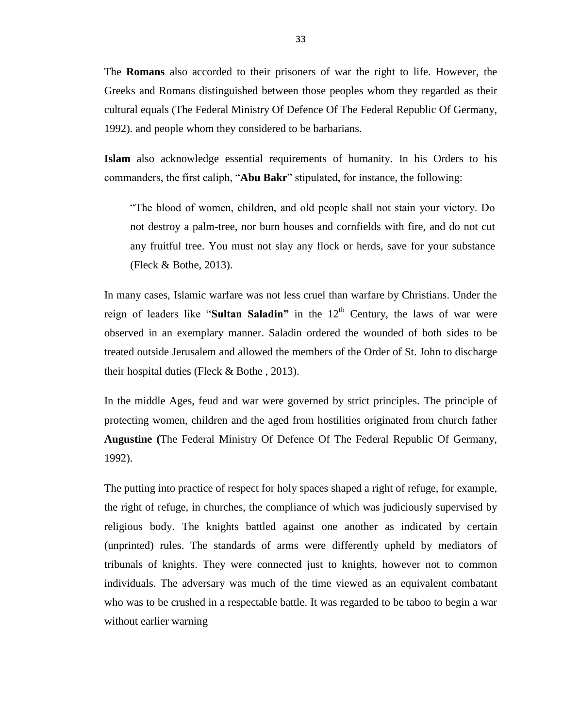The **Romans** also accorded to their prisoners of war the right to life. However, the Greeks and Romans distinguished between those peoples whom they regarded as their cultural equals (The Federal Ministry Of Defence Of The Federal Republic Of Germany, 1992). and people whom they considered to be barbarians.

**Islam** also acknowledge essential requirements of humanity. In his Orders to his commanders, the first caliph, "**Abu Bakr**" stipulated, for instance, the following:

> "The blood of women, children, and old people shall not stain your victory. Do not destroy a palm-tree, nor burn houses and cornfields with fire, and do not cut any fruitful tree. You must not slay any flock or herds, save for your substance (Fleck & Bothe, 2013).

In many cases, Islamic warfare was not less cruel than warfare by Christians. Under the reign of leaders like "**Sultan Saladin"** in the 12th Century, the laws of war were observed in an exemplary manner. Saladin ordered the wounded of both sides to be treated outside Jerusalem and allowed the members of the Order of St. John to discharge their hospital duties (Fleck & Bothe , 2013).

In the middle Ages, feud and war were governed by strict principles. The principle of protecting women, children and the aged from hostilities originated from church father **Augustine (**The Federal Ministry Of Defence Of The Federal Republic Of Germany, 1992).

The putting into practice of respect for holy spaces shaped a right of refuge, for example, the right of refuge, in churches, the compliance of which was judiciously supervised by religious body. The knights battled against one another as indicated by certain (unprinted) rules. The standards of arms were differently upheld by mediators of tribunals of knights. They were connected just to knights, however not to common individuals. The adversary was much of the time viewed as an equivalent combatant who was to be crushed in a respectable battle. It was regarded to be taboo to begin a war without earlier warning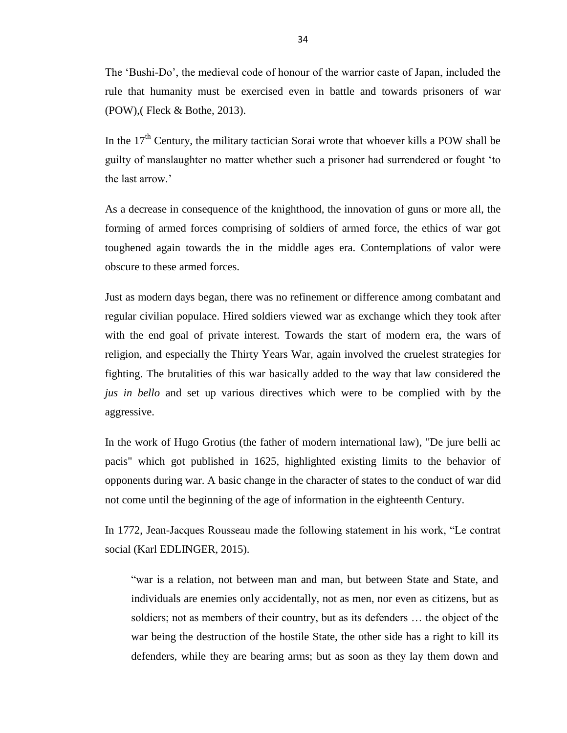The 'Bushi-Do', the medieval code of honour of the warrior caste of Japan, included the rule that humanity must be exercised even in battle and towards prisoners of war (POW),( Fleck & Bothe, 2013).

In the 17th Century, the military tactician Sorai wrote that whoever kills a POW shall be guilty of manslaughter no matter whether such a prisoner had surrendered or fought 'to the last arrow.'

As a decrease in consequence of the knighthood, the innovation of guns or more all, the forming of armed forces comprising of soldiers of armed force, the ethics of war got toughened again towards the in the middle ages era. Contemplations of valor were obscure to these armed forces.

Just as modern days began, there was no refinement or difference among combatant and regular civilian populace. Hired soldiers viewed war as exchange which they took after with the end goal of private interest. Towards the start of modern era, the wars of religion, and especially the Thirty Years War, again involved the cruelest strategies for fighting. The brutalities of this war basically added to the way that law considered the *jus in bello* and set up various directives which were to be complied with by the aggressive.

In the work of Hugo Grotius (the father of modern international law), "De jure belli ac pacis" which got published in 1625, highlighted existing limits to the behavior of opponents during war. A basic change in the character of states to the conduct of war did not come until the beginning of the age of information in the eighteenth Century.

In 1772, Jean-Jacques Rousseau made the following statement in his work, "Le contrat social (Karl EDLINGER, 2015).

> "war is a relation, not between man and man, but between State and State, and individuals are enemies only accidentally, not as men, nor even as citizens, but as soldiers; not as members of their country, but as its defenders … the object of the war being the destruction of the hostile State, the other side has a right to kill its defenders, while they are bearing arms; but as soon as they lay them down and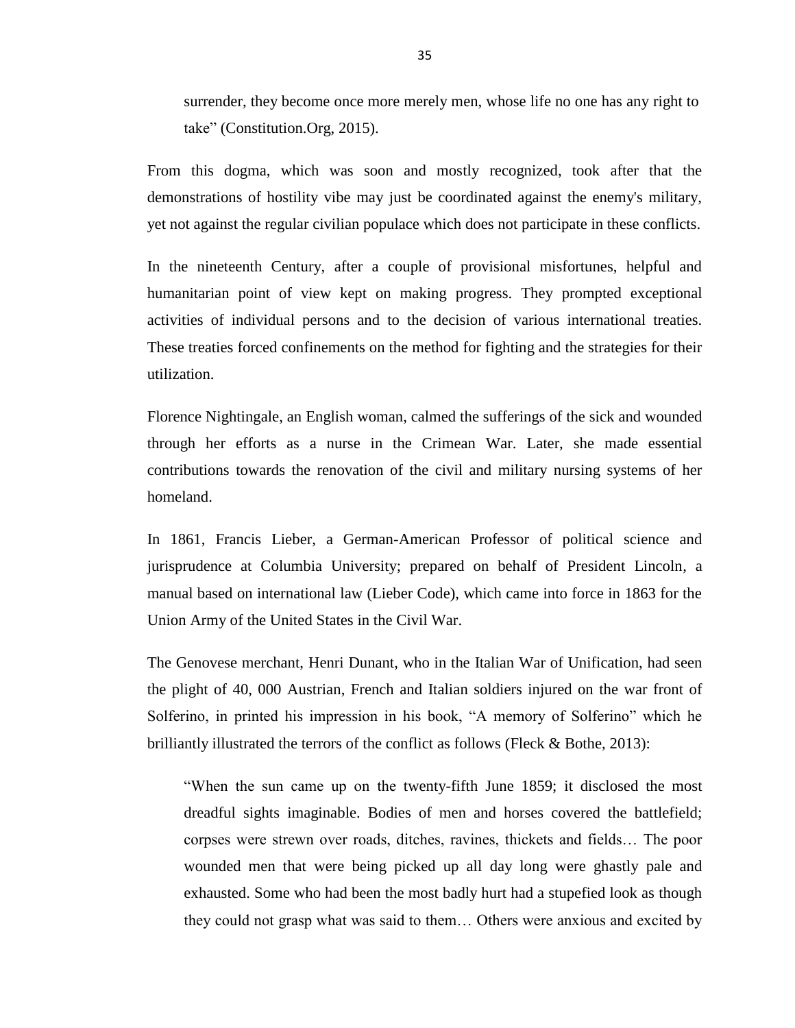> surrender, they become once more merely men, whose life no one has any right to take" (Constitution.Org, 2015).

From this dogma, which was soon and mostly recognized, took after that the demonstrations of hostility vibe may just be coordinated against the enemy's military, yet not against the regular civilian populace which does not participate in these conflicts.

In the nineteenth Century, after a couple of provisional misfortunes, helpful and humanitarian point of view kept on making progress. They prompted exceptional activities of individual persons and to the decision of various international treaties. These treaties forced confinements on the method for fighting and the strategies for their utilization.

Florence Nightingale, an English woman, calmed the sufferings of the sick and wounded through her efforts as a nurse in the Crimean War. Later, she made essential contributions towards the renovation of the civil and military nursing systems of her homeland.

In 1861, Francis Lieber, a German-American Professor of political science and jurisprudence at Columbia University; prepared on behalf of President Lincoln, a manual based on international law (Lieber Code), which came into force in 1863 for the Union Army of the United States in the Civil War.

The Genovese merchant, Henri Dunant, who in the Italian War of Unification, had seen the plight of 40, 000 Austrian, French and Italian soldiers injured on the war front of Solferino, in printed his impression in his book, "A memory of Solferino" which he brilliantly illustrated the terrors of the conflict as follows (Fleck & Bothe, 2013):

> "When the sun came up on the twenty-fifth June 1859; it disclosed the most dreadful sights imaginable. Bodies of men and horses covered the battlefield; corpses were strewn over roads, ditches, ravines, thickets and fields… The poor wounded men that were being picked up all day long were ghastly pale and exhausted. Some who had been the most badly hurt had a stupefied look as though they could not grasp what was said to them… Others were anxious and excited by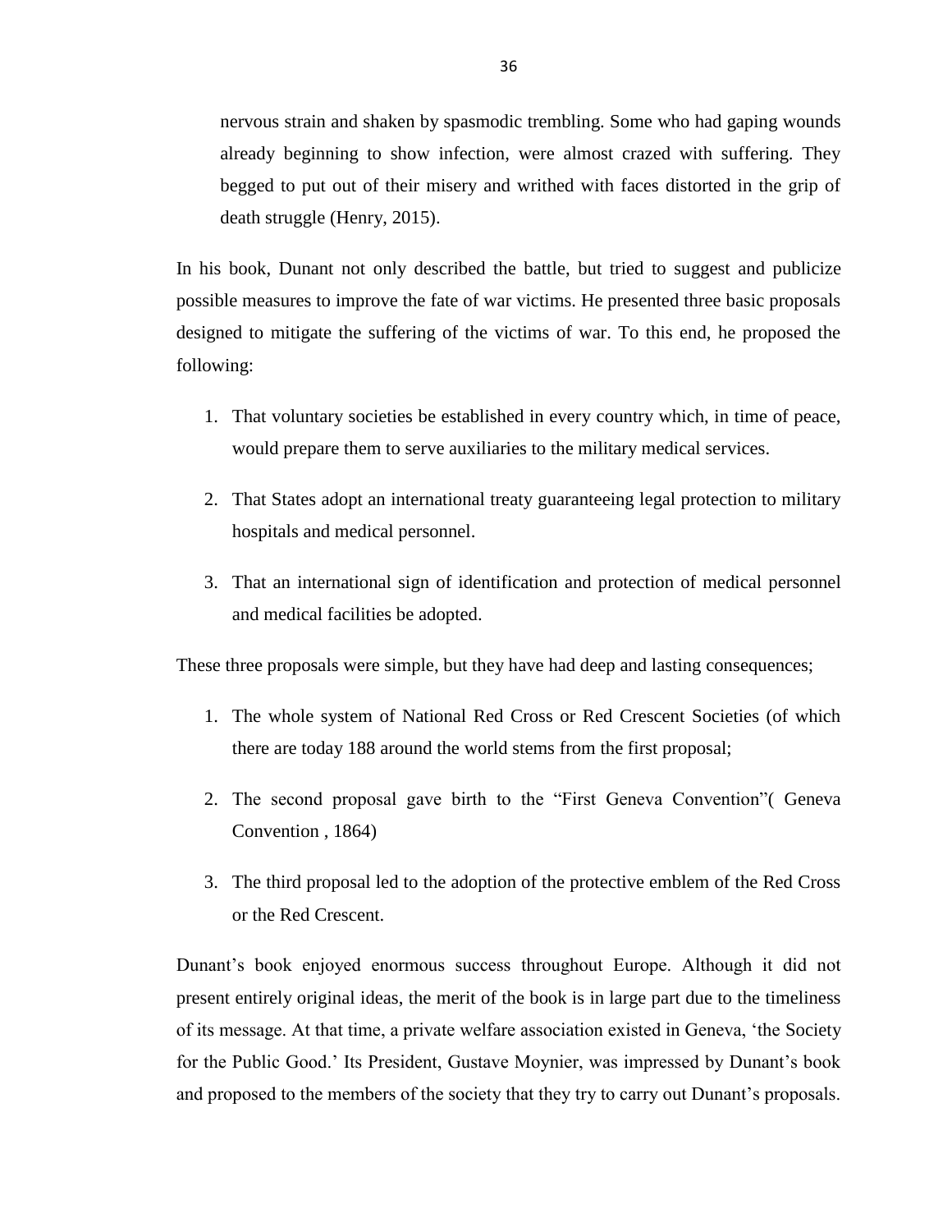> nervous strain and shaken by spasmodic trembling. Some who had gaping wounds already beginning to show infection, were almost crazed with suffering. They begged to put out of their misery and writhed with faces distorted in the grip of death struggle (Henry, 2015).

In his book, Dunant not only described the battle, but tried to suggest and publicize possible measures to improve the fate of war victims. He presented three basic proposals designed to mitigate the suffering of the victims of war. To this end, he proposed the following:

1. That voluntary societies be established in every country which, in time of peace, would prepare them to serve auxiliaries to the military medical services.
2. That States adopt an international treaty guaranteeing legal protection to military hospitals and medical personnel.
3. That an international sign of identification and protection of medical personnel and medical facilities be adopted.

These three proposals were simple, but they have had deep and lasting consequences;

1. The whole system of National Red Cross or Red Crescent Societies (of which there are today 188 around the world stems from the first proposal;
2. The second proposal gave birth to the "First Geneva Convention"( Geneva Convention , 1864)
3. The third proposal led to the adoption of the protective emblem of the Red Cross or the Red Crescent.

Dunant's book enjoyed enormous success throughout Europe. Although it did not present entirely original ideas, the merit of the book is in large part due to the timeliness of its message. At that time, a private welfare association existed in Geneva, 'the Society for the Public Good.' Its President, Gustave Moynier, was impressed by Dunant's book and proposed to the members of the society that they try to carry out Dunant's proposals.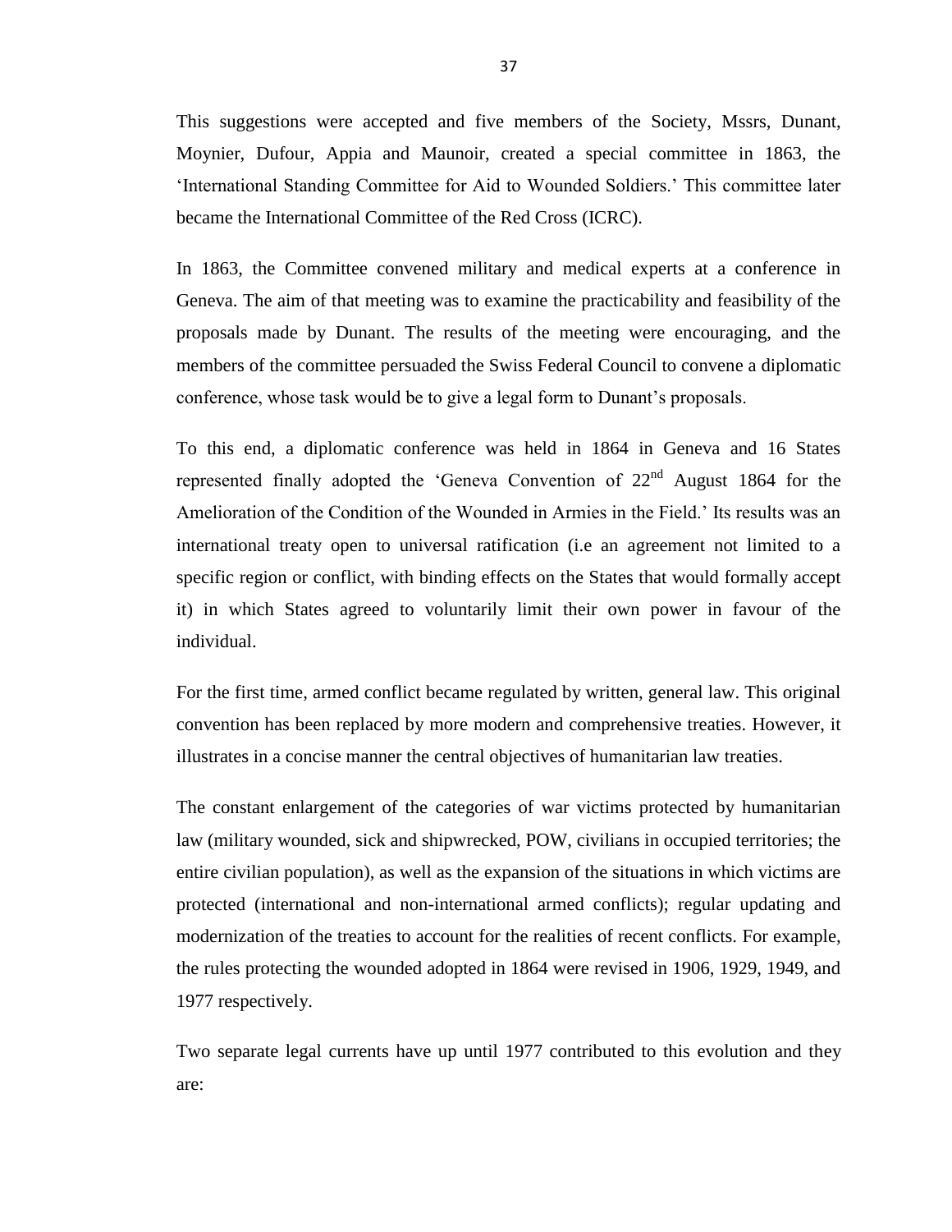This suggestions were accepted and five members of the Society, Mssrs, Dunant, Moynier, Dufour, Appia and Maunoir, created a special committee in 1863, the 'International Standing Committee for Aid to Wounded Soldiers.' This committee later became the International Committee of the Red Cross (ICRC).

In 1863, the Committee convened military and medical experts at a conference in Geneva. The aim of that meeting was to examine the practicability and feasibility of the proposals made by Dunant. The results of the meeting were encouraging, and the members of the committee persuaded the Swiss Federal Council to convene a diplomatic conference, whose task would be to give a legal form to Dunant's proposals.

To this end, a diplomatic conference was held in 1864 in Geneva and 16 States represented finally adopted the 'Geneva Convention of 22nd August 1864 for the Amelioration of the Condition of the Wounded in Armies in the Field.' Its results was an international treaty open to universal ratification (i.e an agreement not limited to a specific region or conflict, with binding effects on the States that would formally accept it) in which States agreed to voluntarily limit their own power in favour of the individual.

For the first time, armed conflict became regulated by written, general law. This original convention has been replaced by more modern and comprehensive treaties. However, it illustrates in a concise manner the central objectives of humanitarian law treaties.

The constant enlargement of the categories of war victims protected by humanitarian law (military wounded, sick and shipwrecked, POW, civilians in occupied territories; the entire civilian population), as well as the expansion of the situations in which victims are protected (international and non-international armed conflicts); regular updating and modernization of the treaties to account for the realities of recent conflicts. For example, the rules protecting the wounded adopted in 1864 were revised in 1906, 1929, 1949, and 1977 respectively.

Two separate legal currents have up until 1977 contributed to this evolution and they are: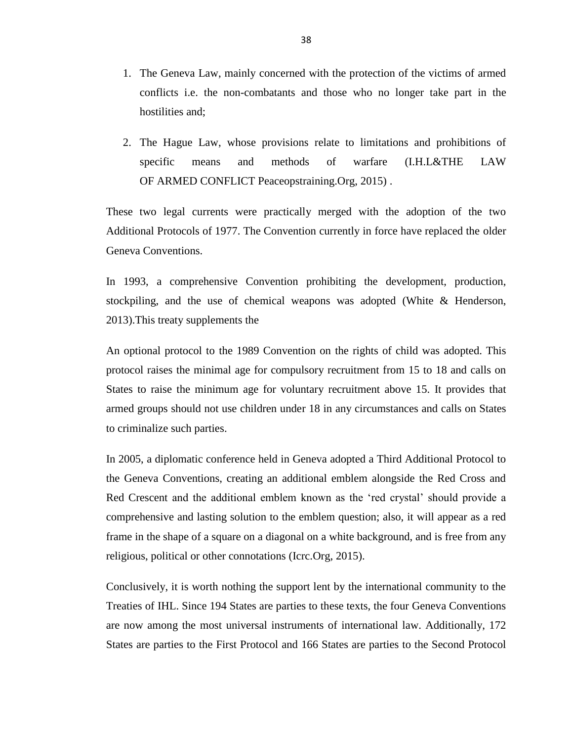1. The Geneva Law, mainly concerned with the protection of the victims of armed conflicts i.e. the non-combatants and those who no longer take part in the hostilities and;
2. The Hague Law, whose provisions relate to limitations and prohibitions of specific means and methods of warfare (I.H.L&THE LAW OF ARMED CONFLICT Peaceopstraining.Org, 2015) .

These two legal currents were practically merged with the adoption of the two Additional Protocols of 1977. The Convention currently in force have replaced the older Geneva Conventions.

In 1993, a comprehensive Convention prohibiting the development, production, stockpiling, and the use of chemical weapons was adopted (White & Henderson, 2013).This treaty supplements the

An optional protocol to the 1989 Convention on the rights of child was adopted. This protocol raises the minimal age for compulsory recruitment from 15 to 18 and calls on States to raise the minimum age for voluntary recruitment above 15. It provides that armed groups should not use children under 18 in any circumstances and calls on States to criminalize such parties.

In 2005, a diplomatic conference held in Geneva adopted a Third Additional Protocol to the Geneva Conventions, creating an additional emblem alongside the Red Cross and Red Crescent and the additional emblem known as the 'red crystal' should provide a comprehensive and lasting solution to the emblem question; also, it will appear as a red frame in the shape of a square on a diagonal on a white background, and is free from any religious, political or other connotations (Icrc.Org, 2015).

Conclusively, it is worth nothing the support lent by the international community to the Treaties of IHL. Since 194 States are parties to these texts, the four Geneva Conventions are now among the most universal instruments of international law. Additionally, 172 States are parties to the First Protocol and 166 States are parties to the Second Protocol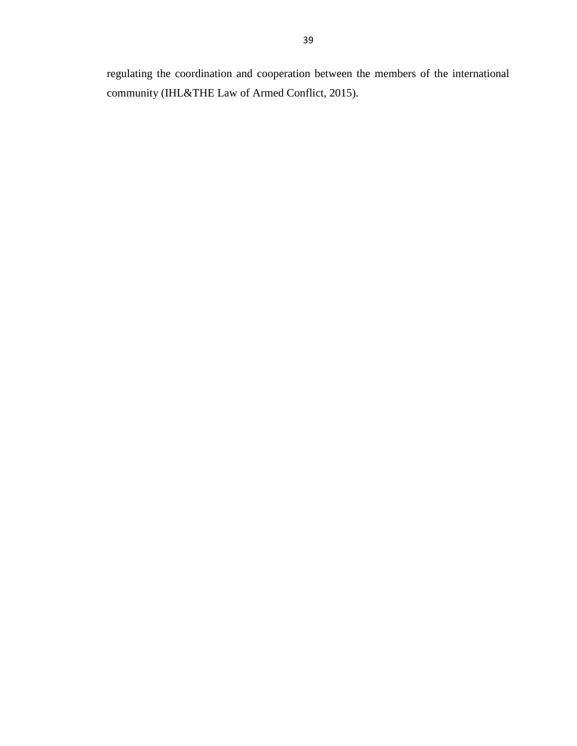regulating the coordination and cooperation between the members of the international community (IHL&THE Law of Armed Conflict, 2015).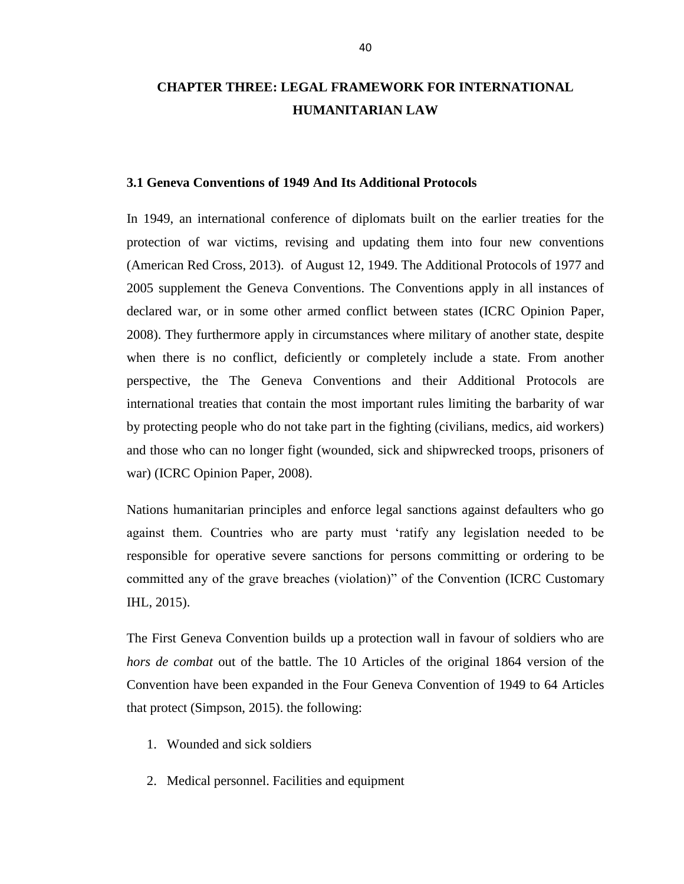# CHAPTER THREE: LEGAL FRAMEWORK FOR INTERNATIONAL HUMANITARIAN LAW

## 3.1 Geneva Conventions of 1949 And Its Additional Protocols

In 1949, an international conference of diplomats built on the earlier treaties for the protection of war victims, revising and updating them into four new conventions (American Red Cross, 2013). of August 12, 1949. The Additional Protocols of 1977 and 2005 supplement the Geneva Conventions. The Conventions apply in all instances of declared war, or in some other armed conflict between states (ICRC Opinion Paper, 2008). They furthermore apply in circumstances where military of another state, despite when there is no conflict, deficiently or completely include a state. From another perspective, the The Geneva Conventions and their Additional Protocols are international treaties that contain the most important rules limiting the barbarity of war by protecting people who do not take part in the fighting (civilians, medics, aid workers) and those who can no longer fight (wounded, sick and shipwrecked troops, prisoners of war) (ICRC Opinion Paper, 2008).

Nations humanitarian principles and enforce legal sanctions against defaulters who go against them. Countries who are party must 'ratify any legislation needed to be responsible for operative severe sanctions for persons committing or ordering to be committed any of the grave breaches (violation)" of the Convention (ICRC Customary IHL, 2015).

The First Geneva Convention builds up a protection wall in favour of soldiers who are *hors de combat* out of the battle. The 10 Articles of the original 1864 version of the Convention have been expanded in the Four Geneva Convention of 1949 to 64 Articles that protect (Simpson, 2015). the following:

1. Wounded and sick soldiers
2. Medical personnel. Facilities and equipment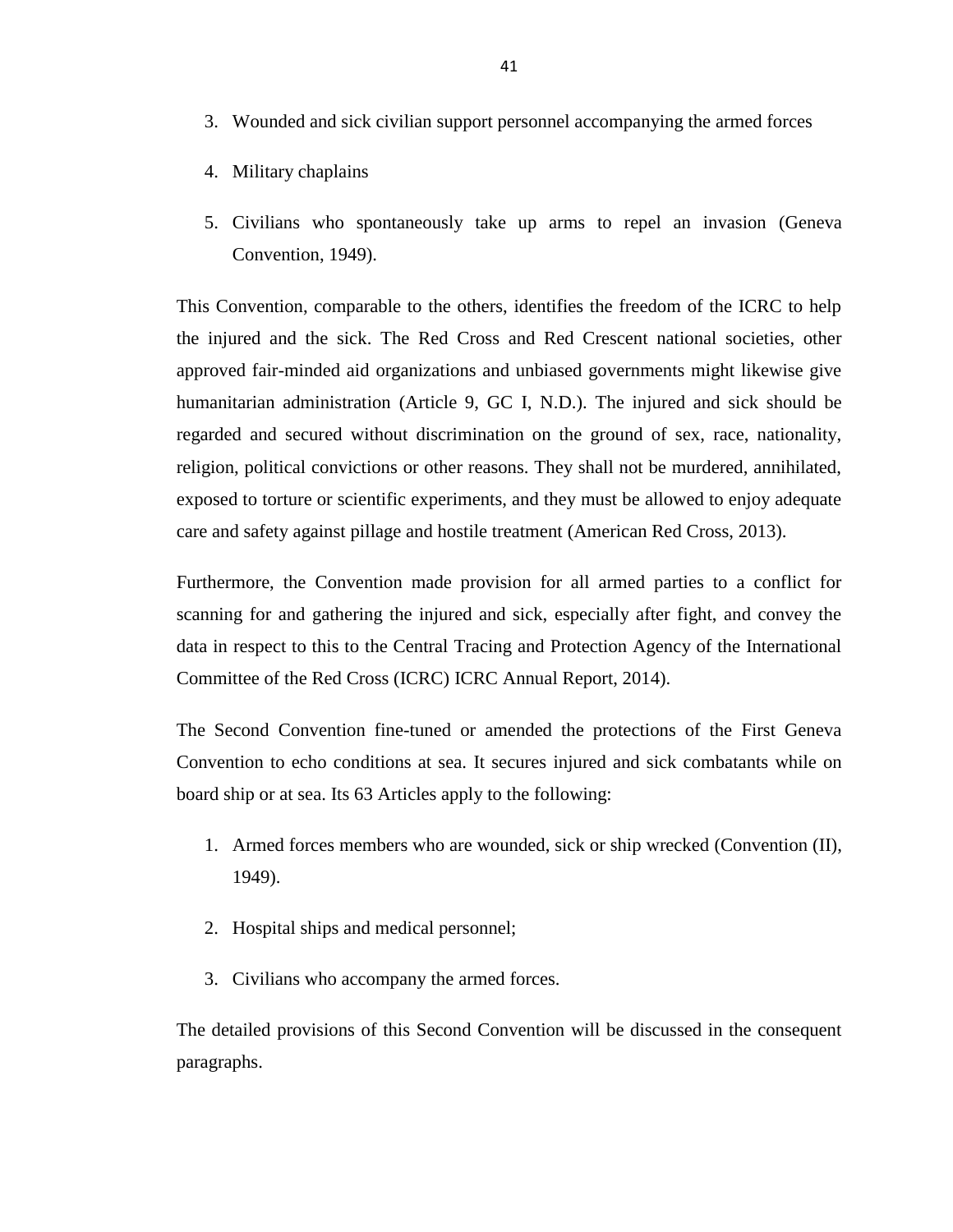3. Wounded and sick civilian support personnel accompanying the armed forces
4. Military chaplains
5. Civilians who spontaneously take up arms to repel an invasion (Geneva Convention, 1949).

This Convention, comparable to the others, identifies the freedom of the ICRC to help the injured and the sick. The Red Cross and Red Crescent national societies, other approved fair-minded aid organizations and unbiased governments might likewise give humanitarian administration (Article 9, GC I, N.D.). The injured and sick should be regarded and secured without discrimination on the ground of sex, race, nationality, religion, political convictions or other reasons. They shall not be murdered, annihilated, exposed to torture or scientific experiments, and they must be allowed to enjoy adequate care and safety against pillage and hostile treatment (American Red Cross, 2013).

Furthermore, the Convention made provision for all armed parties to a conflict for scanning for and gathering the injured and sick, especially after fight, and convey the data in respect to this to the Central Tracing and Protection Agency of the International Committee of the Red Cross (ICRC) ICRC Annual Report, 2014).

The Second Convention fine-tuned or amended the protections of the First Geneva Convention to echo conditions at sea. It secures injured and sick combatants while on board ship or at sea. Its 63 Articles apply to the following:

1. Armed forces members who are wounded, sick or ship wrecked (Convention (II), 1949).
2. Hospital ships and medical personnel;
3. Civilians who accompany the armed forces.

The detailed provisions of this Second Convention will be discussed in the consequent paragraphs.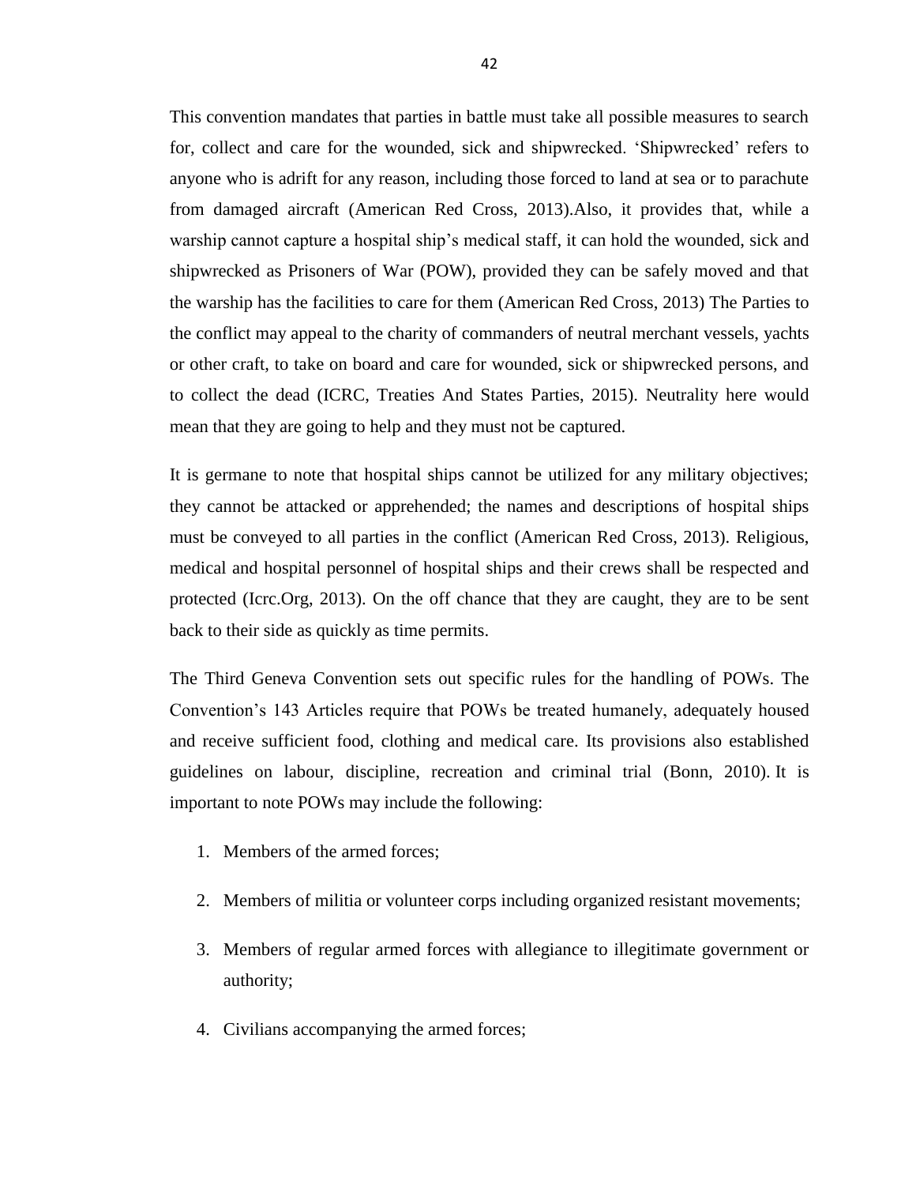This convention mandates that parties in battle must take all possible measures to search for, collect and care for the wounded, sick and shipwrecked. 'Shipwrecked' refers to anyone who is adrift for any reason, including those forced to land at sea or to parachute from damaged aircraft (American Red Cross, 2013).Also, it provides that, while a warship cannot capture a hospital ship's medical staff, it can hold the wounded, sick and shipwrecked as Prisoners of War (POW), provided they can be safely moved and that the warship has the facilities to care for them (American Red Cross, 2013) The Parties to the conflict may appeal to the charity of commanders of neutral merchant vessels, yachts or other craft, to take on board and care for wounded, sick or shipwrecked persons, and to collect the dead (ICRC, Treaties And States Parties, 2015). Neutrality here would mean that they are going to help and they must not be captured.

It is germane to note that hospital ships cannot be utilized for any military objectives; they cannot be attacked or apprehended; the names and descriptions of hospital ships must be conveyed to all parties in the conflict (American Red Cross, 2013). Religious, medical and hospital personnel of hospital ships and their crews shall be respected and protected (Icrc.Org, 2013). On the off chance that they are caught, they are to be sent back to their side as quickly as time permits.

The Third Geneva Convention sets out specific rules for the handling of POWs. The Convention's 143 Articles require that POWs be treated humanely, adequately housed and receive sufficient food, clothing and medical care. Its provisions also established guidelines on labour, discipline, recreation and criminal trial (Bonn, 2010). It is important to note POWs may include the following:

1. Members of the armed forces;
2. Members of militia or volunteer corps including organized resistant movements;
3. Members of regular armed forces with allegiance to illegitimate government or authority;
4. Civilians accompanying the armed forces;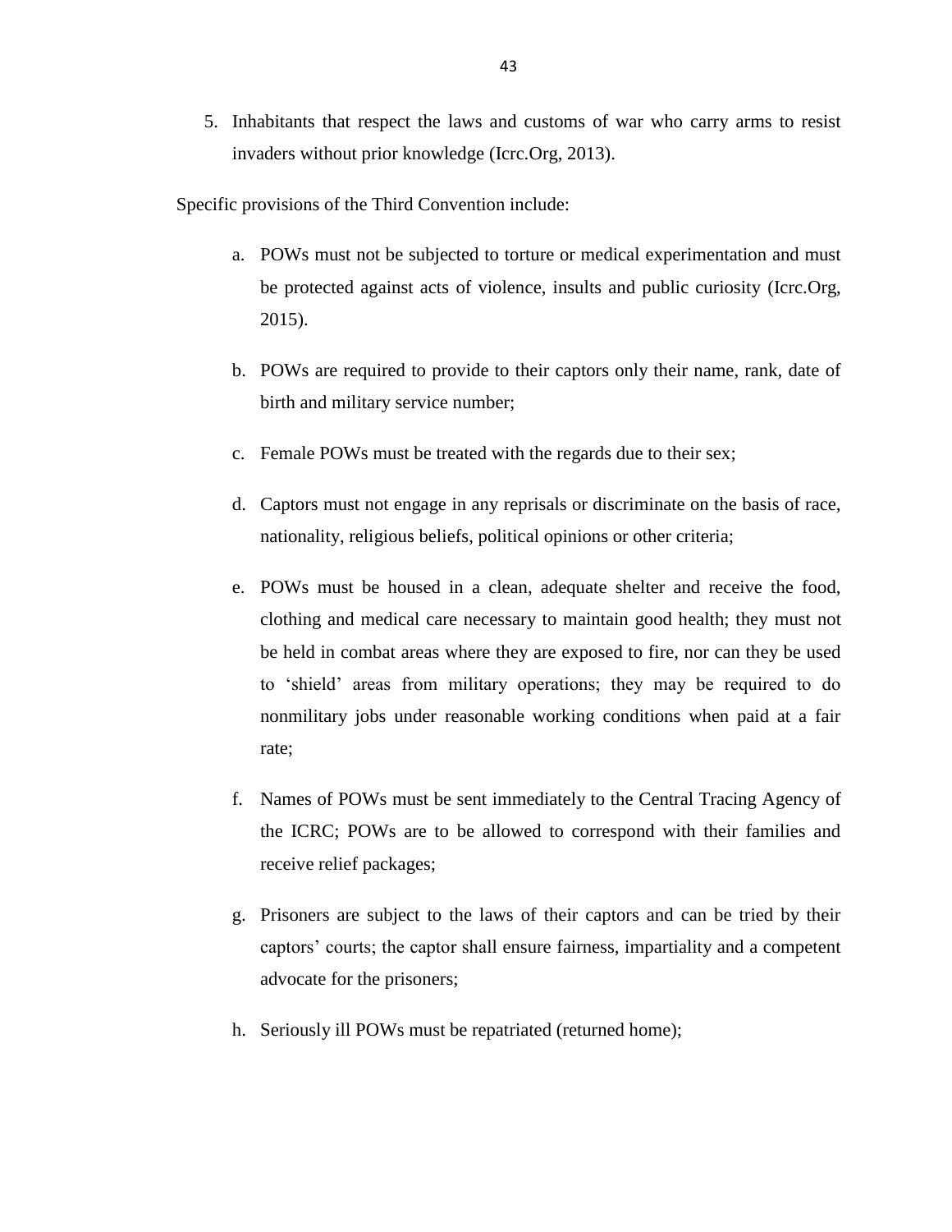5. Inhabitants that respect the laws and customs of war who carry arms to resist invaders without prior knowledge (Icrc.Org, 2013).

Specific provisions of the Third Convention include:

a. POWs must not be subjected to torture or medical experimentation and must be protected against acts of violence, insults and public curiosity (Icrc.Org, 2015).

b. POWs are required to provide to their captors only their name, rank, date of birth and military service number;

c. Female POWs must be treated with the regards due to their sex;

d. Captors must not engage in any reprisals or discriminate on the basis of race, nationality, religious beliefs, political opinions or other criteria;

e. POWs must be housed in a clean, adequate shelter and receive the food, clothing and medical care necessary to maintain good health; they must not be held in combat areas where they are exposed to fire, nor can they be used to 'shield' areas from military operations; they may be required to do nonmilitary jobs under reasonable working conditions when paid at a fair rate;

f. Names of POWs must be sent immediately to the Central Tracing Agency of the ICRC; POWs are to be allowed to correspond with their families and receive relief packages;

g. Prisoners are subject to the laws of their captors and can be tried by their captors' courts; the captor shall ensure fairness, impartiality and a competent advocate for the prisoners;

h. Seriously ill POWs must be repatriated (returned home);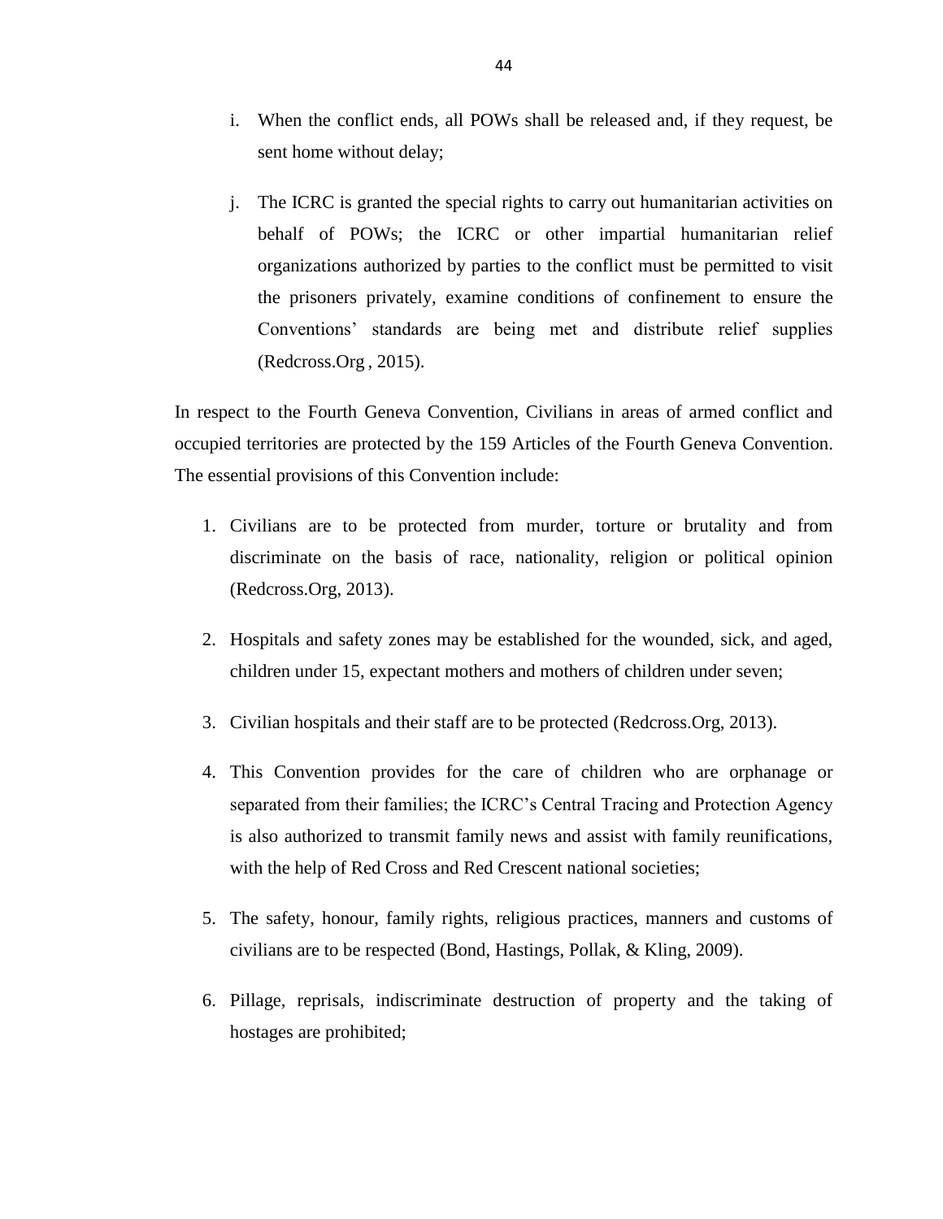i. When the conflict ends, all POWs shall be released and, if they request, be sent home without delay;

j. The ICRC is granted the special rights to carry out humanitarian activities on behalf of POWs; the ICRC or other impartial humanitarian relief organizations authorized by parties to the conflict must be permitted to visit the prisoners privately, examine conditions of confinement to ensure the Conventions' standards are being met and distribute relief supplies (Redcross.Org , 2015).

In respect to the Fourth Geneva Convention, Civilians in areas of armed conflict and occupied territories are protected by the 159 Articles of the Fourth Geneva Convention. The essential provisions of this Convention include:

1. Civilians are to be protected from murder, torture or brutality and from discriminate on the basis of race, nationality, religion or political opinion (Redcross.Org, 2013).

2. Hospitals and safety zones may be established for the wounded, sick, and aged, children under 15, expectant mothers and mothers of children under seven;

3. Civilian hospitals and their staff are to be protected (Redcross.Org, 2013).

4. This Convention provides for the care of children who are orphanage or separated from their families; the ICRC's Central Tracing and Protection Agency is also authorized to transmit family news and assist with family reunifications, with the help of Red Cross and Red Crescent national societies;

5. The safety, honour, family rights, religious practices, manners and customs of civilians are to be respected (Bond, Hastings, Pollak, & Kling, 2009).

6. Pillage, reprisals, indiscriminate destruction of property and the taking of hostages are prohibited;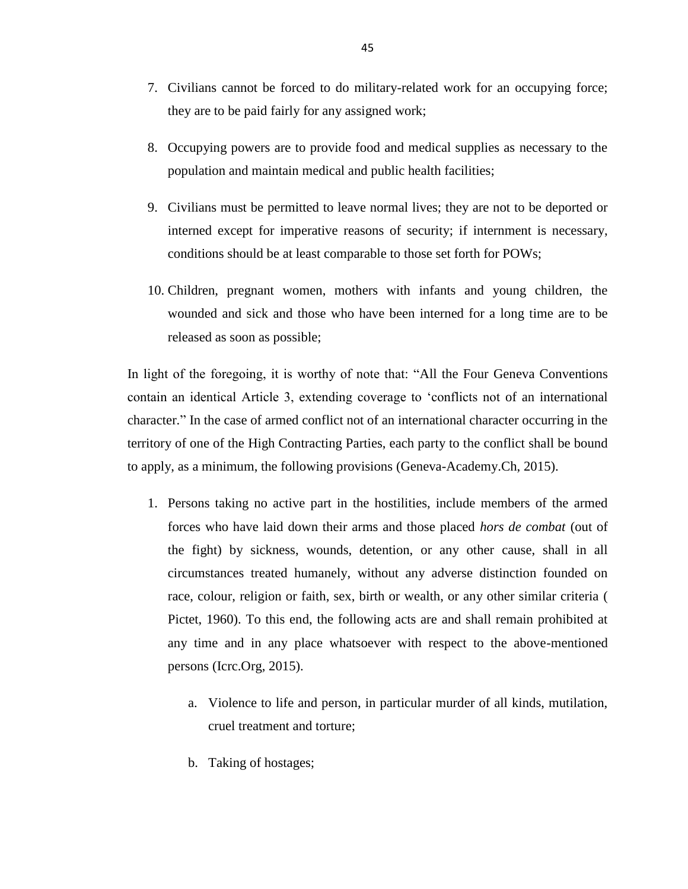7. Civilians cannot be forced to do military-related work for an occupying force; they are to be paid fairly for any assigned work;

8. Occupying powers are to provide food and medical supplies as necessary to the population and maintain medical and public health facilities;

9. Civilians must be permitted to leave normal lives; they are not to be deported or interned except for imperative reasons of security; if internment is necessary, conditions should be at least comparable to those set forth for POWs;

10. Children, pregnant women, mothers with infants and young children, the wounded and sick and those who have been interned for a long time are to be released as soon as possible;

In light of the foregoing, it is worthy of note that: "All the Four Geneva Conventions contain an identical Article 3, extending coverage to 'conflicts not of an international character." In the case of armed conflict not of an international character occurring in the territory of one of the High Contracting Parties, each party to the conflict shall be bound to apply, as a minimum, the following provisions (Geneva-Academy.Ch, 2015).

1. Persons taking no active part in the hostilities, include members of the armed forces who have laid down their arms and those placed *hors de combat* (out of the fight) by sickness, wounds, detention, or any other cause, shall in all circumstances treated humanely, without any adverse distinction founded on race, colour, religion or faith, sex, birth or wealth, or any other similar criteria ( Pictet, 1960). To this end, the following acts are and shall remain prohibited at any time and in any place whatsoever with respect to the above-mentioned persons (Icrc.Org, 2015).

    a. Violence to life and person, in particular murder of all kinds, mutilation, cruel treatment and torture;

    b. Taking of hostages;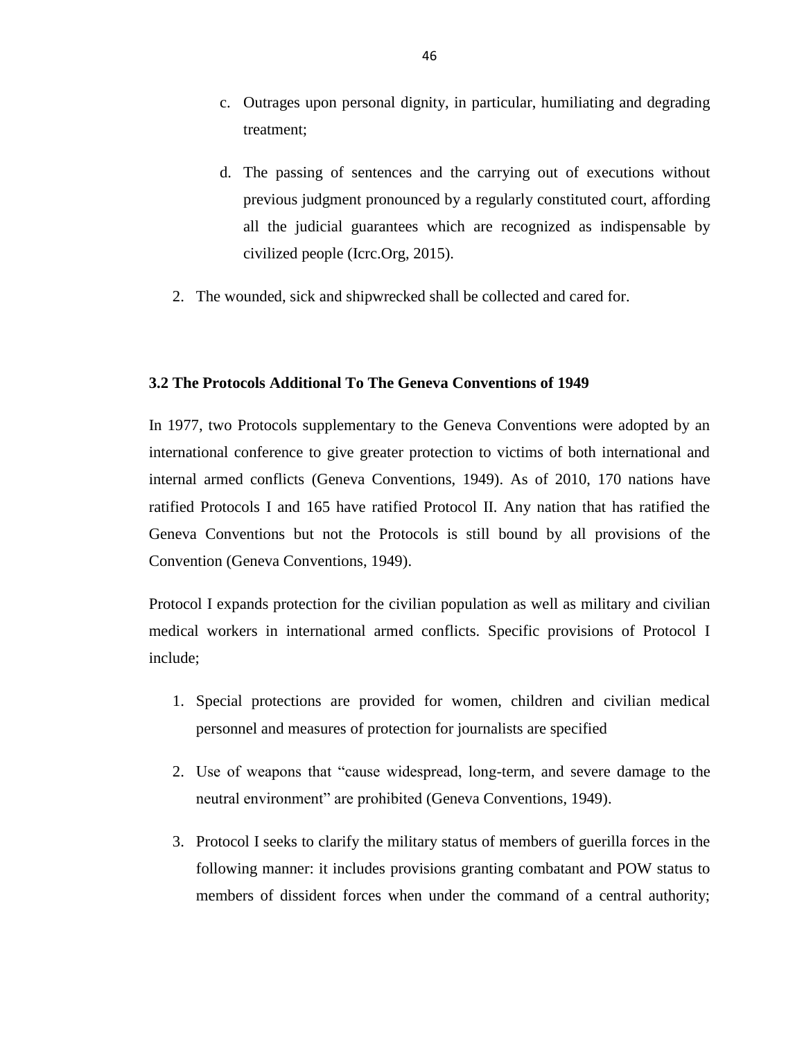c. Outrages upon personal dignity, in particular, humiliating and degrading treatment;

d. The passing of sentences and the carrying out of executions without previous judgment pronounced by a regularly constituted court, affording all the judicial guarantees which are recognized as indispensable by civilized people (Icrc.Org, 2015).

2. The wounded, sick and shipwrecked shall be collected and cared for.

### 3.2 The Protocols Additional To The Geneva Conventions of 1949

In 1977, two Protocols supplementary to the Geneva Conventions were adopted by an international conference to give greater protection to victims of both international and internal armed conflicts (Geneva Conventions, 1949). As of 2010, 170 nations have ratified Protocols I and 165 have ratified Protocol II. Any nation that has ratified the Geneva Conventions but not the Protocols is still bound by all provisions of the Convention (Geneva Conventions, 1949).

Protocol I expands protection for the civilian population as well as military and civilian medical workers in international armed conflicts. Specific provisions of Protocol I include;

1. Special protections are provided for women, children and civilian medical personnel and measures of protection for journalists are specified

2. Use of weapons that "cause widespread, long-term, and severe damage to the neutral environment" are prohibited (Geneva Conventions, 1949).

3. Protocol I seeks to clarify the military status of members of guerilla forces in the following manner: it includes provisions granting combatant and POW status to members of dissident forces when under the command of a central authority;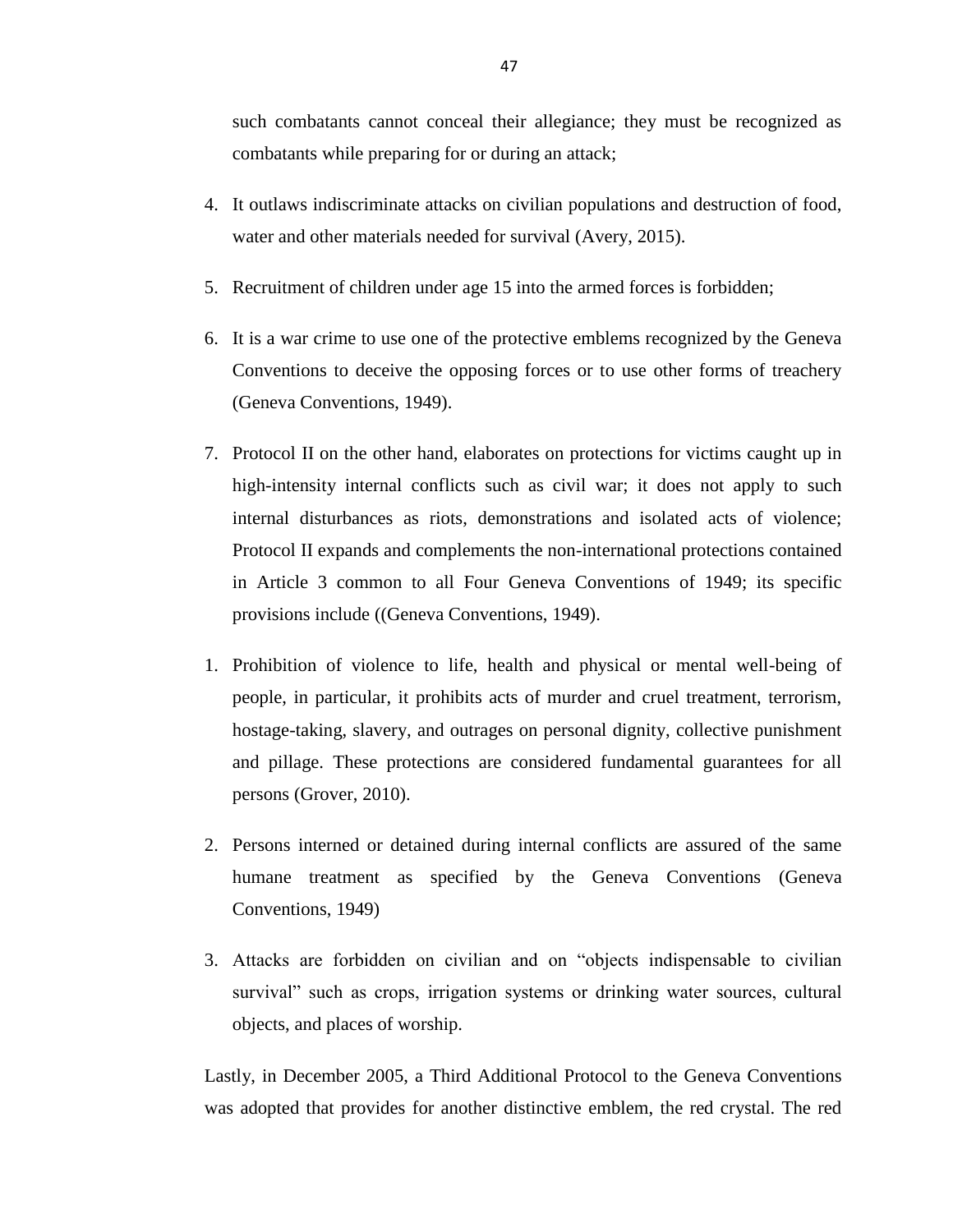such combatants cannot conceal their allegiance; they must be recognized as combatants while preparing for or during an attack;

4. It outlaws indiscriminate attacks on civilian populations and destruction of food, water and other materials needed for survival (Avery, 2015).

5. Recruitment of children under age 15 into the armed forces is forbidden;

6. It is a war crime to use one of the protective emblems recognized by the Geneva Conventions to deceive the opposing forces or to use other forms of treachery (Geneva Conventions, 1949).

7. Protocol II on the other hand, elaborates on protections for victims caught up in high-intensity internal conflicts such as civil war; it does not apply to such internal disturbances as riots, demonstrations and isolated acts of violence; Protocol II expands and complements the non-international protections contained in Article 3 common to all Four Geneva Conventions of 1949; its specific provisions include ((Geneva Conventions, 1949).

1. Prohibition of violence to life, health and physical or mental well-being of people, in particular, it prohibits acts of murder and cruel treatment, terrorism, hostage-taking, slavery, and outrages on personal dignity, collective punishment and pillage. These protections are considered fundamental guarantees for all persons (Grover, 2010).

2. Persons interned or detained during internal conflicts are assured of the same humane treatment as specified by the Geneva Conventions (Geneva Conventions, 1949)

3. Attacks are forbidden on civilian and on "objects indispensable to civilian survival" such as crops, irrigation systems or drinking water sources, cultural objects, and places of worship.

Lastly, in December 2005, a Third Additional Protocol to the Geneva Conventions was adopted that provides for another distinctive emblem, the red crystal. The red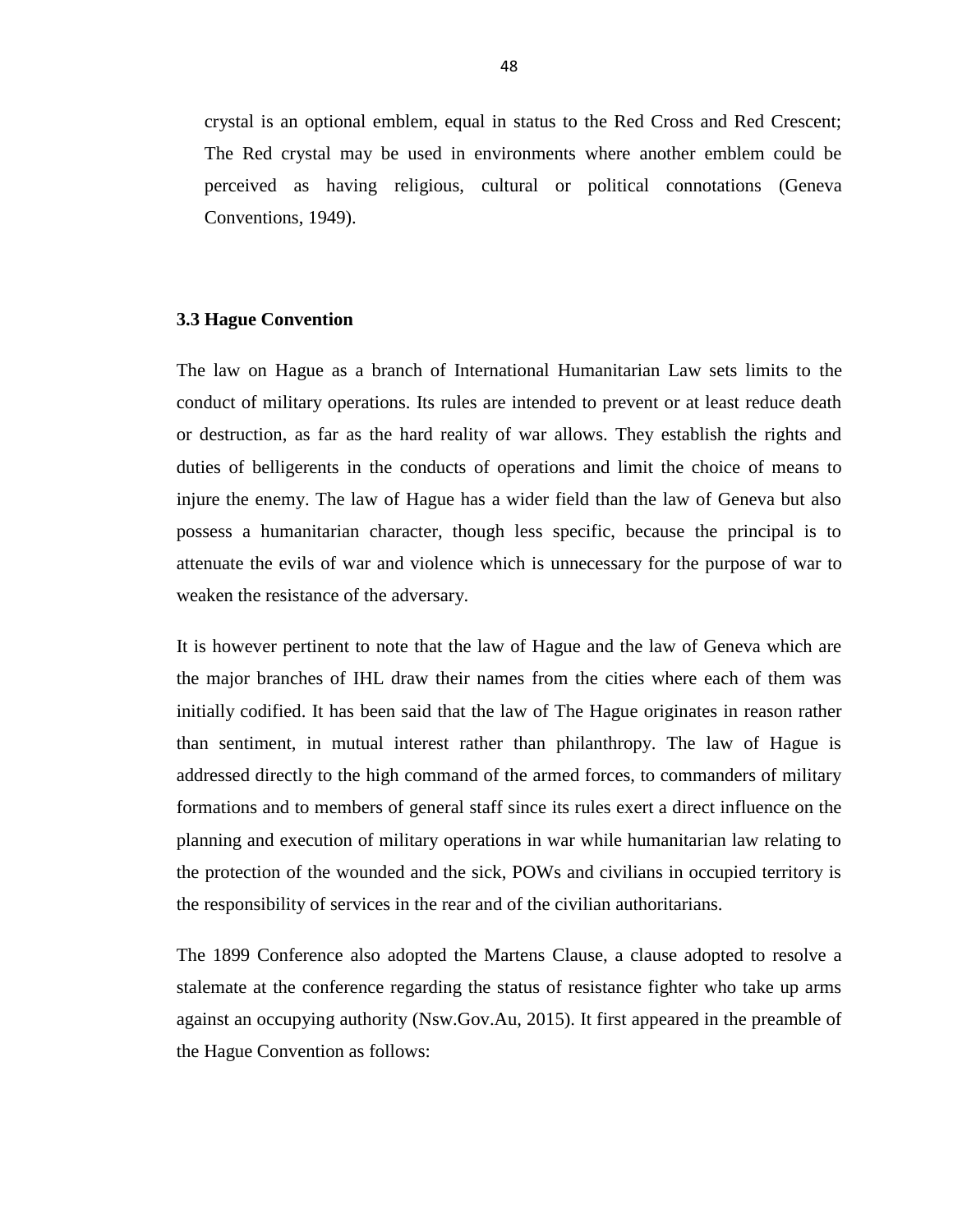crystal is an optional emblem, equal in status to the Red Cross and Red Crescent; The Red crystal may be used in environments where another emblem could be perceived as having religious, cultural or political connotations (Geneva Conventions, 1949).

### 3.3 Hague Convention

The law on Hague as a branch of International Humanitarian Law sets limits to the conduct of military operations. Its rules are intended to prevent or at least reduce death or destruction, as far as the hard reality of war allows. They establish the rights and duties of belligerents in the conducts of operations and limit the choice of means to injure the enemy. The law of Hague has a wider field than the law of Geneva but also possess a humanitarian character, though less specific, because the principal is to attenuate the evils of war and violence which is unnecessary for the purpose of war to weaken the resistance of the adversary.

It is however pertinent to note that the law of Hague and the law of Geneva which are the major branches of IHL draw their names from the cities where each of them was initially codified. It has been said that the law of The Hague originates in reason rather than sentiment, in mutual interest rather than philanthropy. The law of Hague is addressed directly to the high command of the armed forces, to commanders of military formations and to members of general staff since its rules exert a direct influence on the planning and execution of military operations in war while humanitarian law relating to the protection of the wounded and the sick, POWs and civilians in occupied territory is the responsibility of services in the rear and of the civilian authoritarians.

The 1899 Conference also adopted the Martens Clause, a clause adopted to resolve a stalemate at the conference regarding the status of resistance fighter who take up arms against an occupying authority (Nsw.Gov.Au, 2015). It first appeared in the preamble of the Hague Convention as follows: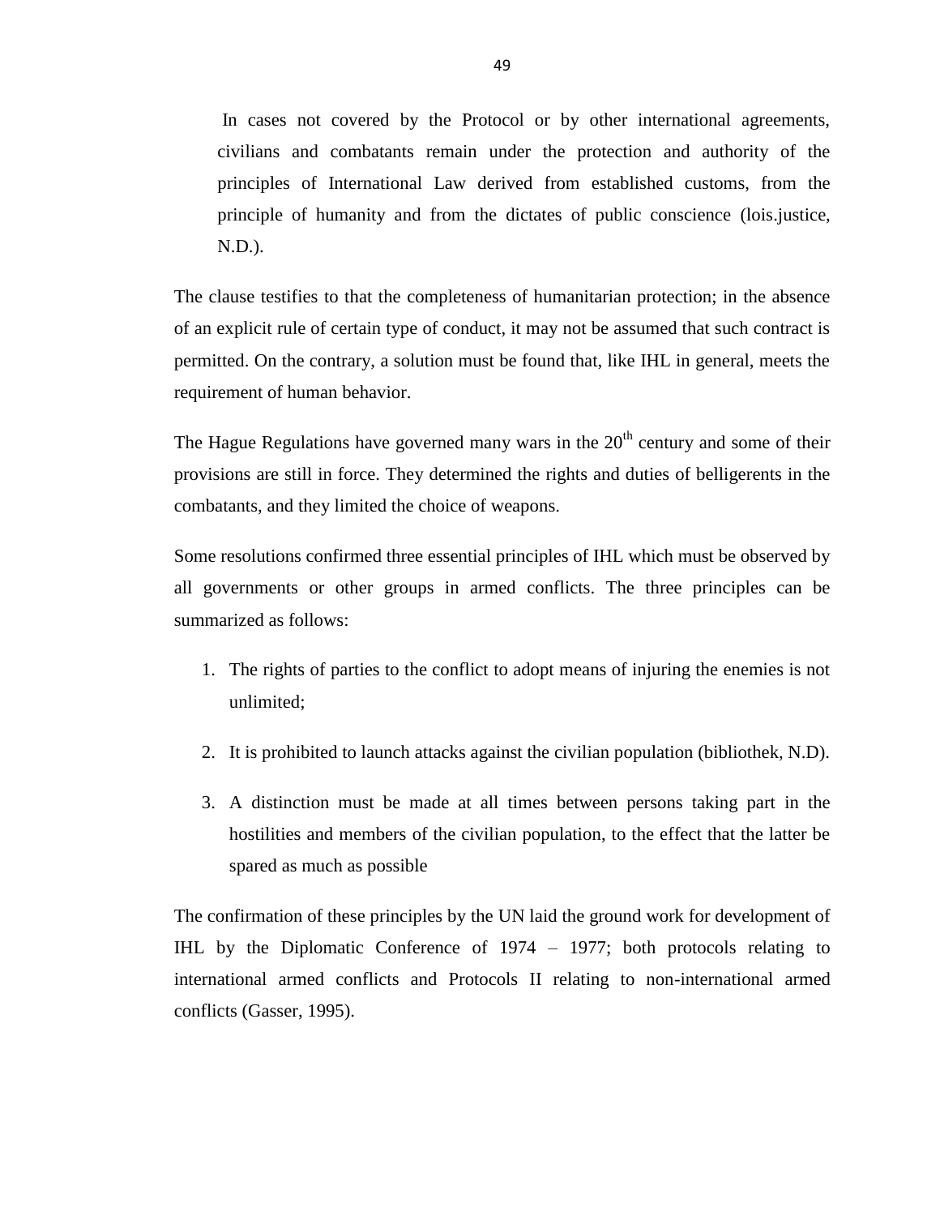> In cases not covered by the Protocol or by other international agreements, civilians and combatants remain under the protection and authority of the principles of International Law derived from established customs, from the principle of humanity and from the dictates of public conscience (lois.justice, N.D.).

The clause testifies to that the completeness of humanitarian protection; in the absence of an explicit rule of certain type of conduct, it may not be assumed that such contract is permitted. On the contrary, a solution must be found that, like IHL in general, meets the requirement of human behavior.

The Hague Regulations have governed many wars in the 20th century and some of their provisions are still in force. They determined the rights and duties of belligerents in the combatants, and they limited the choice of weapons.

Some resolutions confirmed three essential principles of IHL which must be observed by all governments or other groups in armed conflicts. The three principles can be summarized as follows:

1. The rights of parties to the conflict to adopt means of injuring the enemies is not unlimited;
2. It is prohibited to launch attacks against the civilian population (bibliothek, N.D).
3. A distinction must be made at all times between persons taking part in the hostilities and members of the civilian population, to the effect that the latter be spared as much as possible

The confirmation of these principles by the UN laid the ground work for development of IHL by the Diplomatic Conference of 1974 – 1977; both protocols relating to international armed conflicts and Protocols II relating to non-international armed conflicts (Gasser, 1995).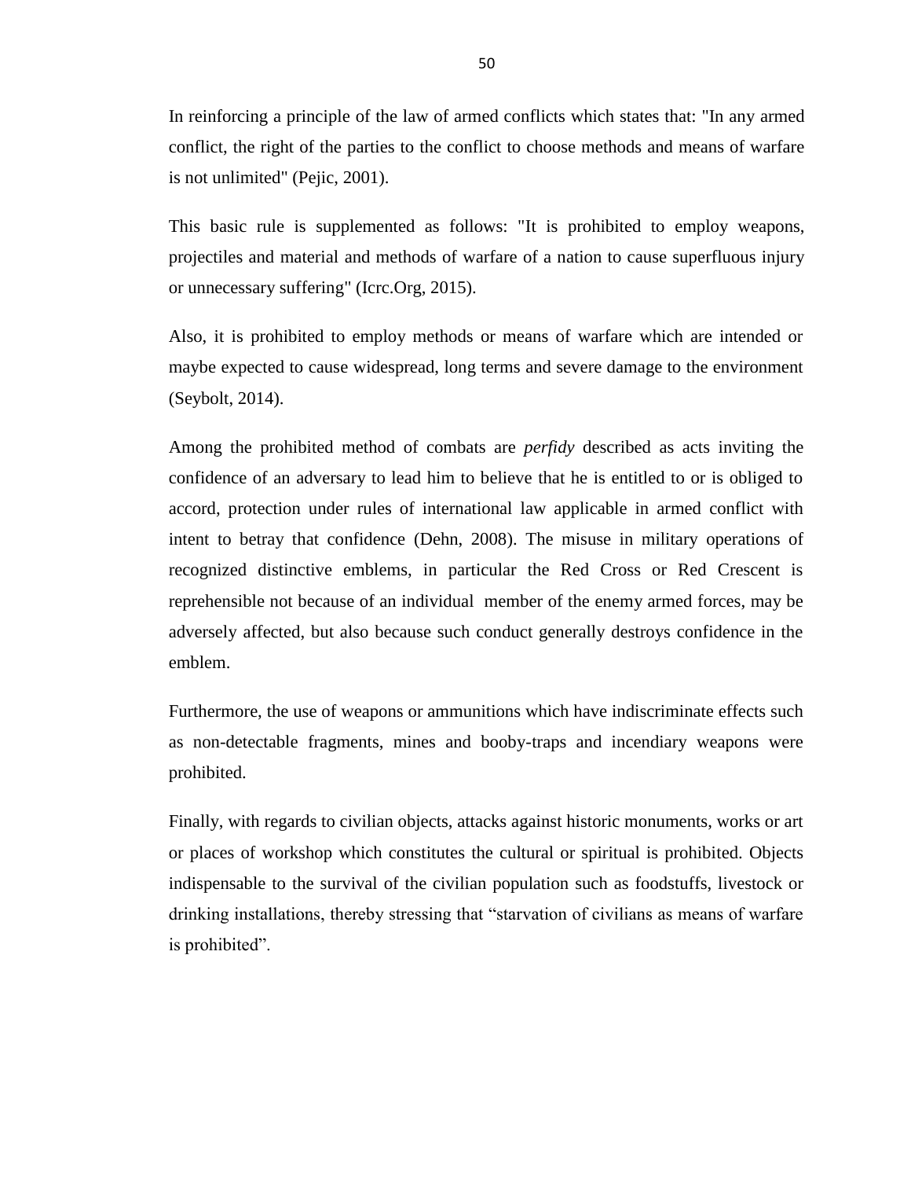In reinforcing a principle of the law of armed conflicts which states that: "In any armed conflict, the right of the parties to the conflict to choose methods and means of warfare is not unlimited" (Pejic, 2001).

This basic rule is supplemented as follows: "It is prohibited to employ weapons, projectiles and material and methods of warfare of a nation to cause superfluous injury or unnecessary suffering" (Icrc.Org, 2015).

Also, it is prohibited to employ methods or means of warfare which are intended or maybe expected to cause widespread, long terms and severe damage to the environment (Seybolt, 2014).

Among the prohibited method of combats are *perfidy* described as acts inviting the confidence of an adversary to lead him to believe that he is entitled to or is obliged to accord, protection under rules of international law applicable in armed conflict with intent to betray that confidence (Dehn, 2008). The misuse in military operations of recognized distinctive emblems, in particular the Red Cross or Red Crescent is reprehensible not because of an individual  member of the enemy armed forces, may be adversely affected, but also because such conduct generally destroys confidence in the emblem.

Furthermore, the use of weapons or ammunitions which have indiscriminate effects such as non-detectable fragments, mines and booby-traps and incendiary weapons were prohibited.

Finally, with regards to civilian objects, attacks against historic monuments, works or art or places of workshop which constitutes the cultural or spiritual is prohibited. Objects indispensable to the survival of the civilian population such as foodstuffs, livestock or drinking installations, thereby stressing that "starvation of civilians as means of warfare is prohibited".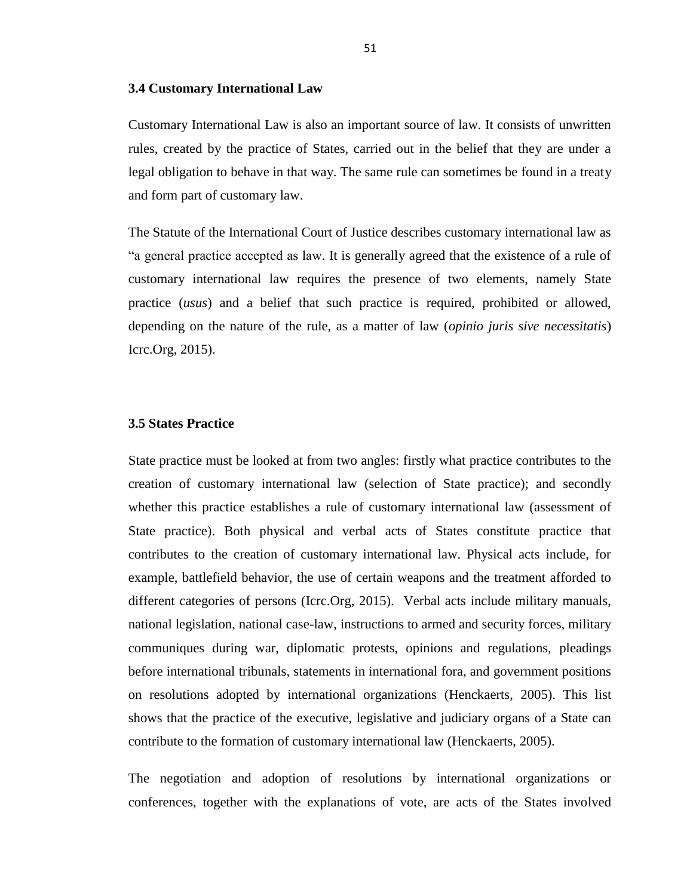### 3.4 Customary International Law

Customary International Law is also an important source of law. It consists of unwritten rules, created by the practice of States, carried out in the belief that they are under a legal obligation to behave in that way. The same rule can sometimes be found in a treaty and form part of customary law.

The Statute of the International Court of Justice describes customary international law as "a general practice accepted as law. It is generally agreed that the existence of a rule of customary international law requires the presence of two elements, namely State practice (*usus*) and a belief that such practice is required, prohibited or allowed, depending on the nature of the rule, as a matter of law (*opinio juris sive necessitatis*) Icrc.Org, 2015).

### 3.5 States Practice

State practice must be looked at from two angles: firstly what practice contributes to the creation of customary international law (selection of State practice); and secondly whether this practice establishes a rule of customary international law (assessment of State practice). Both physical and verbal acts of States constitute practice that contributes to the creation of customary international law. Physical acts include, for example, battlefield behavior, the use of certain weapons and the treatment afforded to different categories of persons (Icrc.Org, 2015). Verbal acts include military manuals, national legislation, national case-law, instructions to armed and security forces, military communiques during war, diplomatic protests, opinions and regulations, pleadings before international tribunals, statements in international fora, and government positions on resolutions adopted by international organizations (Henckaerts, 2005). This list shows that the practice of the executive, legislative and judiciary organs of a State can contribute to the formation of customary international law (Henckaerts, 2005).

The negotiation and adoption of resolutions by international organizations or conferences, together with the explanations of vote, are acts of the States involved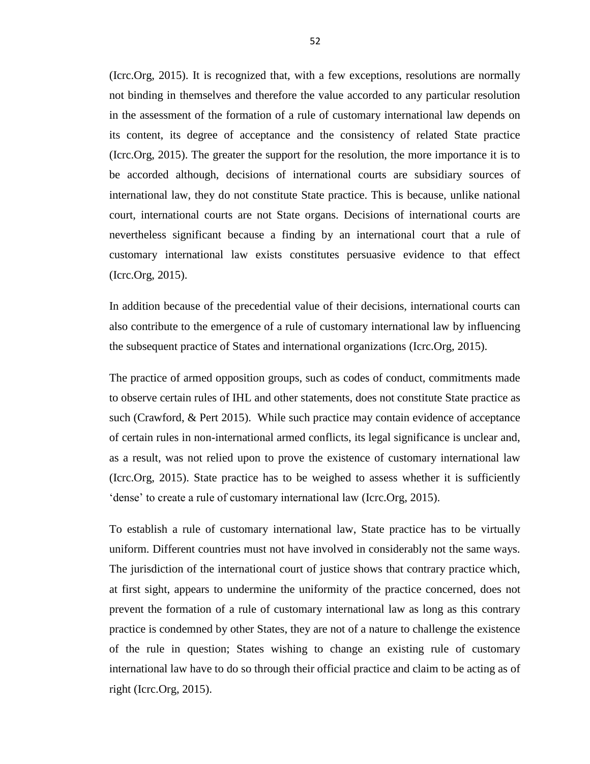(Icrc.Org, 2015). It is recognized that, with a few exceptions, resolutions are normally not binding in themselves and therefore the value accorded to any particular resolution in the assessment of the formation of a rule of customary international law depends on its content, its degree of acceptance and the consistency of related State practice (Icrc.Org, 2015). The greater the support for the resolution, the more importance it is to be accorded although, decisions of international courts are subsidiary sources of international law, they do not constitute State practice. This is because, unlike national court, international courts are not State organs. Decisions of international courts are nevertheless significant because a finding by an international court that a rule of customary international law exists constitutes persuasive evidence to that effect (Icrc.Org, 2015).

In addition because of the precedential value of their decisions, international courts can also contribute to the emergence of a rule of customary international law by influencing the subsequent practice of States and international organizations (Icrc.Org, 2015).

The practice of armed opposition groups, such as codes of conduct, commitments made to observe certain rules of IHL and other statements, does not constitute State practice as such (Crawford, & Pert 2015). While such practice may contain evidence of acceptance of certain rules in non-international armed conflicts, its legal significance is unclear and, as a result, was not relied upon to prove the existence of customary international law (Icrc.Org, 2015). State practice has to be weighed to assess whether it is sufficiently 'dense' to create a rule of customary international law (Icrc.Org, 2015).

To establish a rule of customary international law, State practice has to be virtually uniform. Different countries must not have involved in considerably not the same ways. The jurisdiction of the international court of justice shows that contrary practice which, at first sight, appears to undermine the uniformity of the practice concerned, does not prevent the formation of a rule of customary international law as long as this contrary practice is condemned by other States, they are not of a nature to challenge the existence of the rule in question; States wishing to change an existing rule of customary international law have to do so through their official practice and claim to be acting as of right (Icrc.Org, 2015).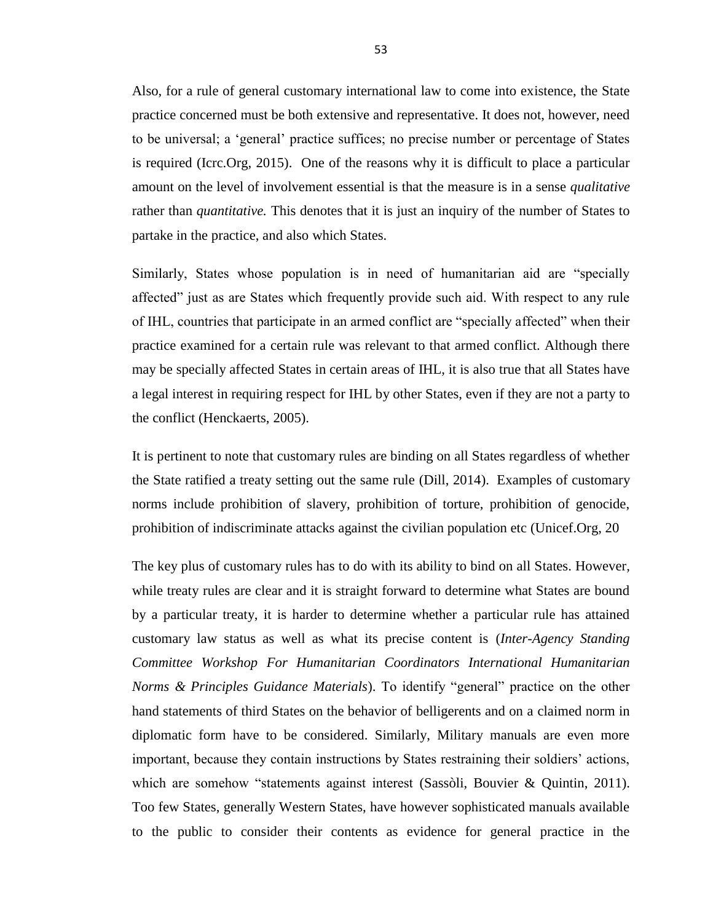Also, for a rule of general customary international law to come into existence, the State practice concerned must be both extensive and representative. It does not, however, need to be universal; a 'general' practice suffices; no precise number or percentage of States is required (Icrc.Org, 2015). One of the reasons why it is difficult to place a particular amount on the level of involvement essential is that the measure is in a sense *qualitative* rather than *quantitative.* This denotes that it is just an inquiry of the number of States to partake in the practice, and also which States.

Similarly, States whose population is in need of humanitarian aid are "specially affected" just as are States which frequently provide such aid. With respect to any rule of IHL, countries that participate in an armed conflict are "specially affected" when their practice examined for a certain rule was relevant to that armed conflict. Although there may be specially affected States in certain areas of IHL, it is also true that all States have a legal interest in requiring respect for IHL by other States, even if they are not a party to the conflict (Henckaerts, 2005).

It is pertinent to note that customary rules are binding on all States regardless of whether the State ratified a treaty setting out the same rule (Dill, 2014). Examples of customary norms include prohibition of slavery, prohibition of torture, prohibition of genocide, prohibition of indiscriminate attacks against the civilian population etc (Unicef.Org, 20

The key plus of customary rules has to do with its ability to bind on all States. However, while treaty rules are clear and it is straight forward to determine what States are bound by a particular treaty, it is harder to determine whether a particular rule has attained customary law status as well as what its precise content is (*Inter-Agency Standing Committee Workshop For Humanitarian Coordinators International Humanitarian Norms & Principles Guidance Materials*). To identify "general" practice on the other hand statements of third States on the behavior of belligerents and on a claimed norm in diplomatic form have to be considered. Similarly, Military manuals are even more important, because they contain instructions by States restraining their soldiers' actions, which are somehow "statements against interest (Sassòli, Bouvier & Quintin, 2011). Too few States, generally Western States, have however sophisticated manuals available to the public to consider their contents as evidence for general practice in the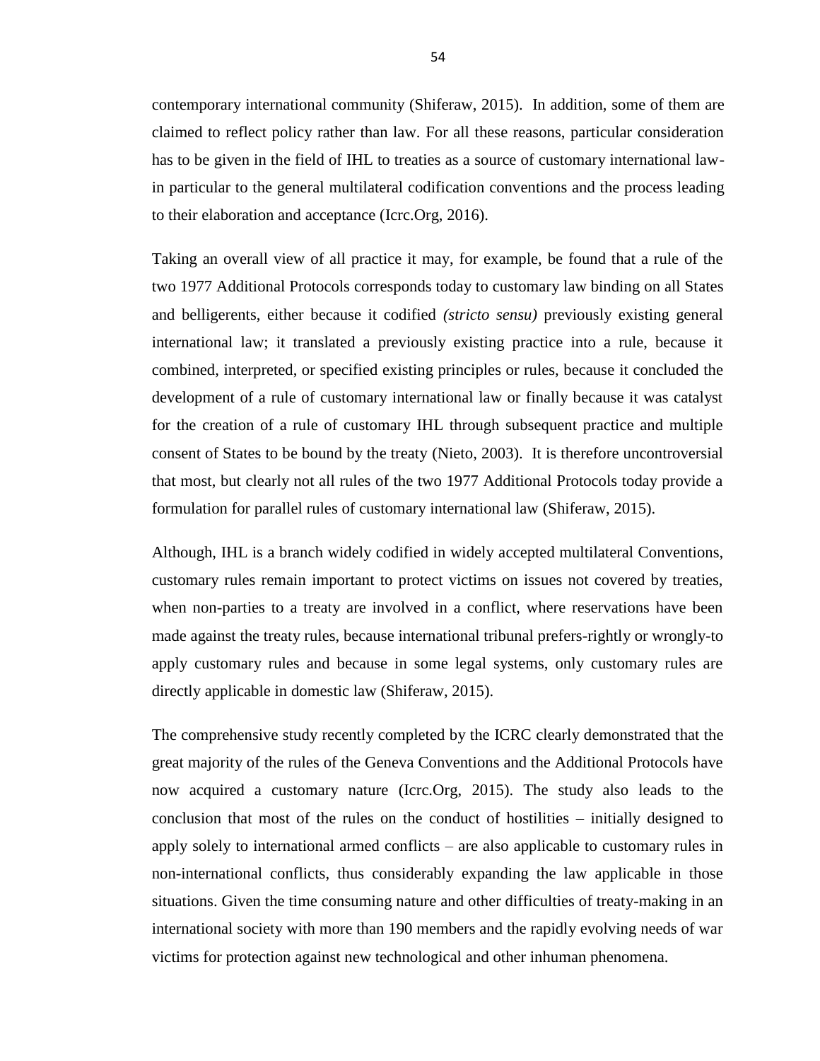contemporary international community (Shiferaw, 2015). In addition, some of them are claimed to reflect policy rather than law. For all these reasons, particular consideration has to be given in the field of IHL to treaties as a source of customary international law-in particular to the general multilateral codification conventions and the process leading to their elaboration and acceptance (Icrc.Org, 2016).

Taking an overall view of all practice it may, for example, be found that a rule of the two 1977 Additional Protocols corresponds today to customary law binding on all States and belligerents, either because it codified *(stricto sensu)* previously existing general international law; it translated a previously existing practice into a rule, because it combined, interpreted, or specified existing principles or rules, because it concluded the development of a rule of customary international law or finally because it was catalyst for the creation of a rule of customary IHL through subsequent practice and multiple consent of States to be bound by the treaty (Nieto, 2003). It is therefore uncontroversial that most, but clearly not all rules of the two 1977 Additional Protocols today provide a formulation for parallel rules of customary international law (Shiferaw, 2015).

Although, IHL is a branch widely codified in widely accepted multilateral Conventions, customary rules remain important to protect victims on issues not covered by treaties, when non-parties to a treaty are involved in a conflict, where reservations have been made against the treaty rules, because international tribunal prefers-rightly or wrongly-to apply customary rules and because in some legal systems, only customary rules are directly applicable in domestic law (Shiferaw, 2015).

The comprehensive study recently completed by the ICRC clearly demonstrated that the great majority of the rules of the Geneva Conventions and the Additional Protocols have now acquired a customary nature (Icrc.Org, 2015). The study also leads to the conclusion that most of the rules on the conduct of hostilities – initially designed to apply solely to international armed conflicts – are also applicable to customary rules in non-international conflicts, thus considerably expanding the law applicable in those situations. Given the time consuming nature and other difficulties of treaty-making in an international society with more than 190 members and the rapidly evolving needs of war victims for protection against new technological and other inhuman phenomena.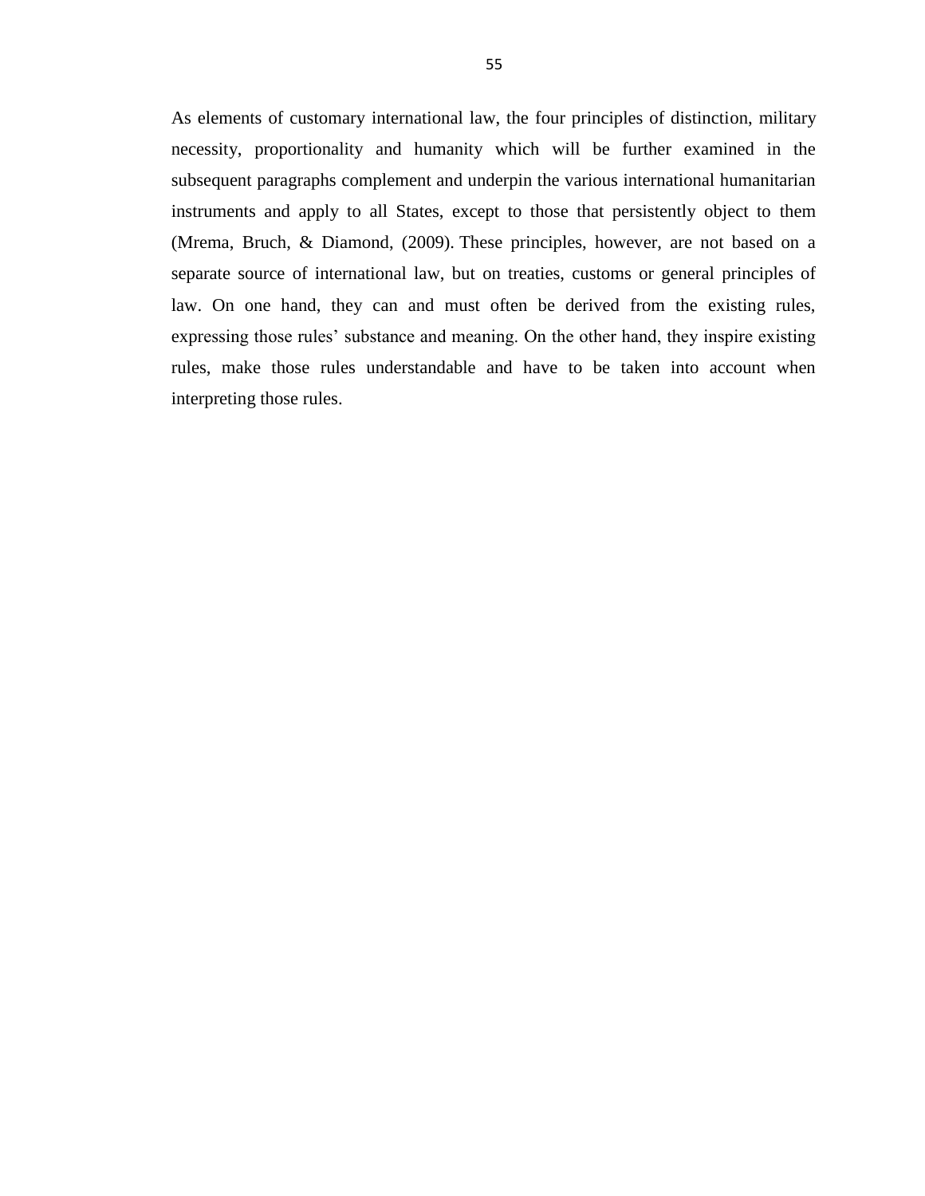As elements of customary international law, the four principles of distinction, military necessity, proportionality and humanity which will be further examined in the subsequent paragraphs complement and underpin the various international humanitarian instruments and apply to all States, except to those that persistently object to them (Mrema, Bruch, & Diamond, (2009). These principles, however, are not based on a separate source of international law, but on treaties, customs or general principles of law. On one hand, they can and must often be derived from the existing rules, expressing those rules' substance and meaning. On the other hand, they inspire existing rules, make those rules understandable and have to be taken into account when interpreting those rules.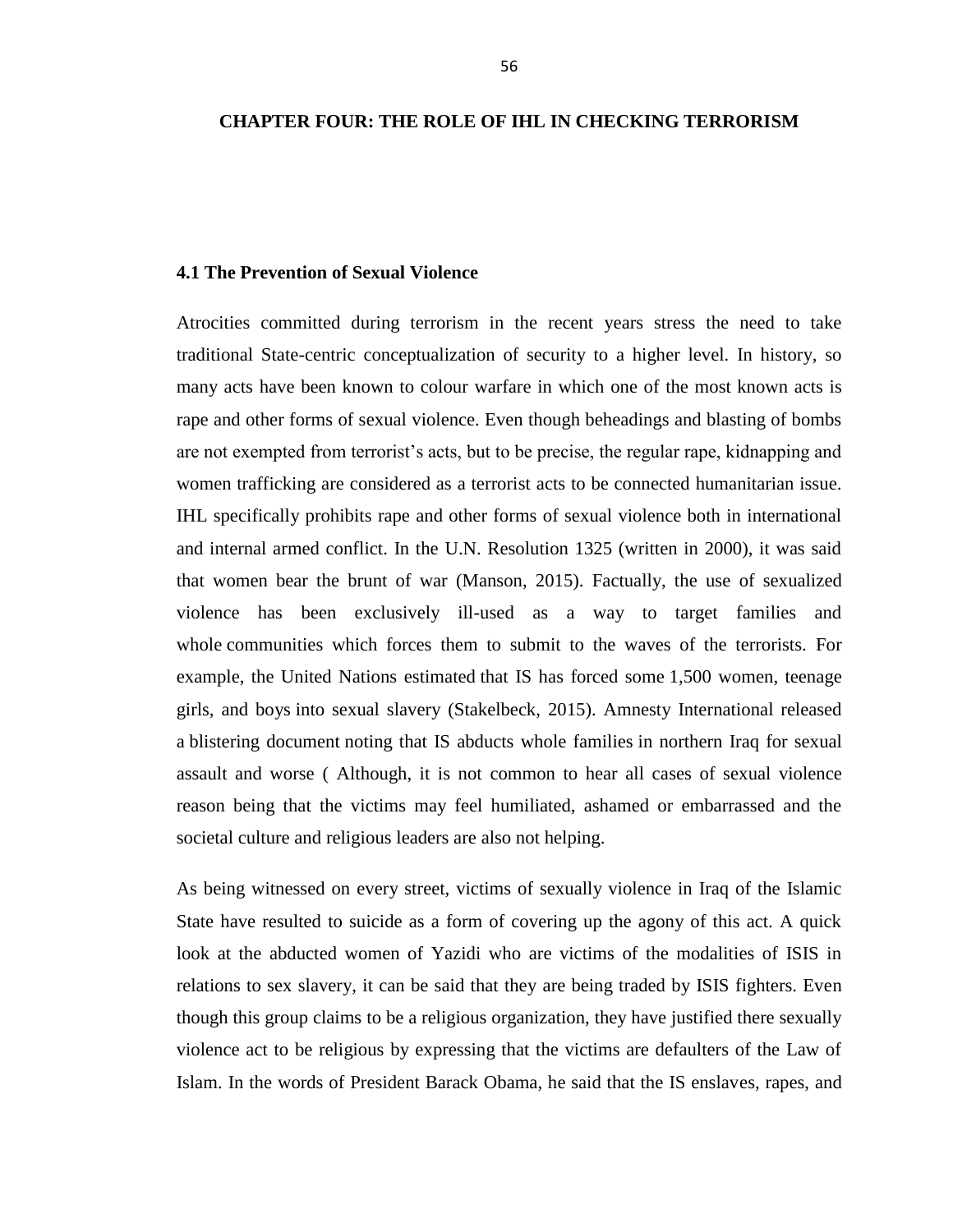# CHAPTER FOUR: THE ROLE OF IHL IN CHECKING TERRORISM

## 4.1 The Prevention of Sexual Violence

Atrocities committed during terrorism in the recent years stress the need to take traditional State-centric conceptualization of security to a higher level. In history, so many acts have been known to colour warfare in which one of the most known acts is rape and other forms of sexual violence. Even though beheadings and blasting of bombs are not exempted from terrorist's acts, but to be precise, the regular rape, kidnapping and women trafficking are considered as a terrorist acts to be connected humanitarian issue. IHL specifically prohibits rape and other forms of sexual violence both in international and internal armed conflict. In the U.N. Resolution 1325 (written in 2000), it was said that women bear the brunt of war (Manson, 2015). Factually, the use of sexualized violence has been exclusively ill-used as a way to target families and whole communities which forces them to submit to the waves of the terrorists. For example, the United Nations estimated that IS has forced some 1,500 women, teenage girls, and boys into sexual slavery (Stakelbeck, 2015). Amnesty International released a blistering document noting that IS abducts whole families in northern Iraq for sexual assault and worse ( Although, it is not common to hear all cases of sexual violence reason being that the victims may feel humiliated, ashamed or embarrassed and the societal culture and religious leaders are also not helping.

As being witnessed on every street, victims of sexually violence in Iraq of the Islamic State have resulted to suicide as a form of covering up the agony of this act. A quick look at the abducted women of Yazidi who are victims of the modalities of ISIS in relations to sex slavery, it can be said that they are being traded by ISIS fighters. Even though this group claims to be a religious organization, they have justified there sexually violence act to be religious by expressing that the victims are defaulters of the Law of Islam. In the words of President Barack Obama, he said that the IS enslaves, rapes, and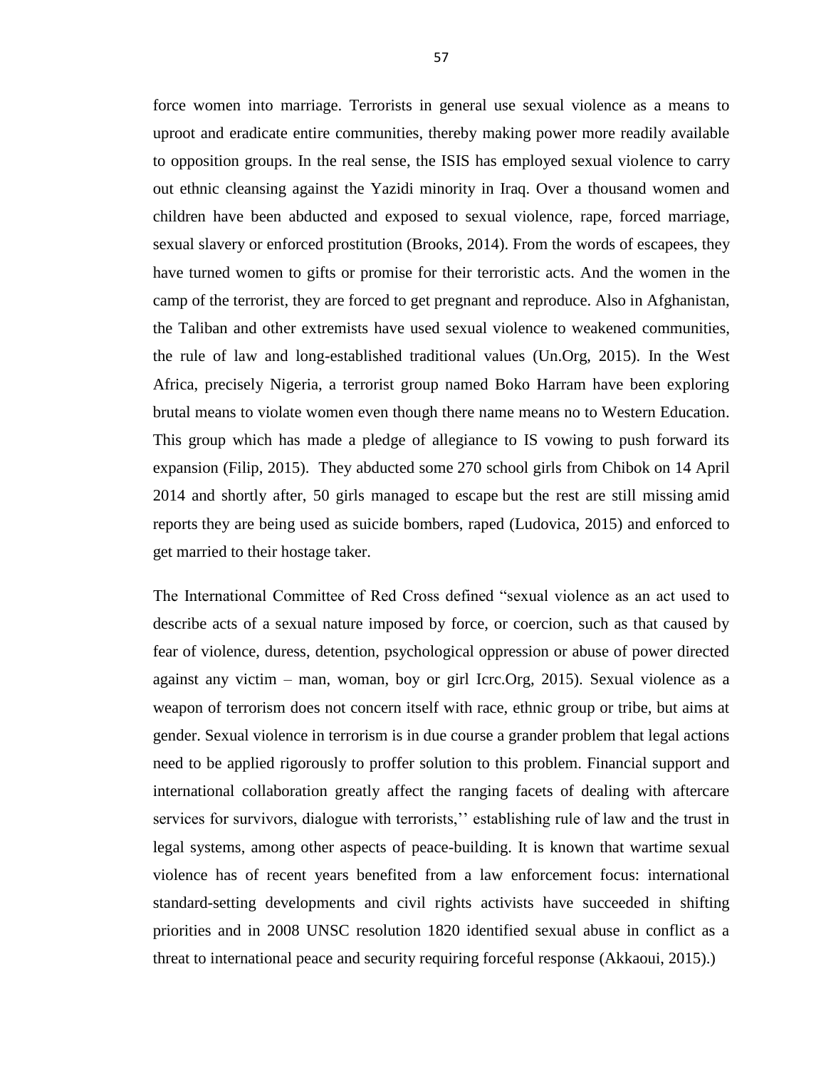force women into marriage. Terrorists in general use sexual violence as a means to uproot and eradicate entire communities, thereby making power more readily available to opposition groups. In the real sense, the ISIS has employed sexual violence to carry out ethnic cleansing against the Yazidi minority in Iraq. Over a thousand women and children have been abducted and exposed to sexual violence, rape, forced marriage, sexual slavery or enforced prostitution (Brooks, 2014). From the words of escapees, they have turned women to gifts or promise for their terroristic acts. And the women in the camp of the terrorist, they are forced to get pregnant and reproduce. Also in Afghanistan, the Taliban and other extremists have used sexual violence to weakened communities, the rule of law and long-established traditional values (Un.Org, 2015). In the West Africa, precisely Nigeria, a terrorist group named Boko Harram have been exploring brutal means to violate women even though there name means no to Western Education. This group which has made a pledge of allegiance to IS vowing to push forward its expansion (Filip, 2015). They abducted some 270 school girls from Chibok on 14 April 2014 and shortly after, 50 girls managed to escape but the rest are still missing amid reports they are being used as suicide bombers, raped (Ludovica, 2015) and enforced to get married to their hostage taker.

The International Committee of Red Cross defined "sexual violence as an act used to describe acts of a sexual nature imposed by force, or coercion, such as that caused by fear of violence, duress, detention, psychological oppression or abuse of power directed against any victim – man, woman, boy or girl Icrc.Org, 2015). Sexual violence as a weapon of terrorism does not concern itself with race, ethnic group or tribe, but aims at gender. Sexual violence in terrorism is in due course a grander problem that legal actions need to be applied rigorously to proffer solution to this problem. Financial support and international collaboration greatly affect the ranging facets of dealing with aftercare services for survivors, dialogue with terrorists,'' establishing rule of law and the trust in legal systems, among other aspects of peace-building. It is known that wartime sexual violence has of recent years benefited from a law enforcement focus: international standard-setting developments and civil rights activists have succeeded in shifting priorities and in 2008 UNSC resolution 1820 identified sexual abuse in conflict as a threat to international peace and security requiring forceful response (Akkaoui, 2015).)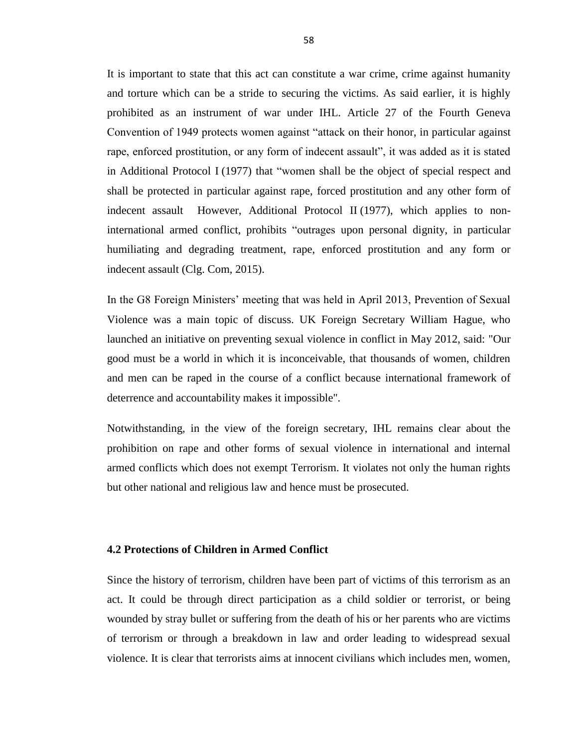It is important to state that this act can constitute a war crime, crime against humanity and torture which can be a stride to securing the victims. As said earlier, it is highly prohibited as an instrument of war under IHL. Article 27 of the Fourth Geneva Convention of 1949 protects women against "attack on their honor, in particular against rape, enforced prostitution, or any form of indecent assault", it was added as it is stated in Additional Protocol I (1977) that "women shall be the object of special respect and shall be protected in particular against rape, forced prostitution and any other form of indecent assault However, Additional Protocol II (1977), which applies to non-international armed conflict, prohibits "outrages upon personal dignity, in particular humiliating and degrading treatment, rape, enforced prostitution and any form or indecent assault (Clg. Com, 2015).

In the G8 Foreign Ministers' meeting that was held in April 2013, Prevention of Sexual Violence was a main topic of discuss. UK Foreign Secretary William Hague, who launched an initiative on preventing sexual violence in conflict in May 2012, said: "Our good must be a world in which it is inconceivable, that thousands of women, children and men can be raped in the course of a conflict because international framework of deterrence and accountability makes it impossible".

Notwithstanding, in the view of the foreign secretary, IHL remains clear about the prohibition on rape and other forms of sexual violence in international and internal armed conflicts which does not exempt Terrorism. It violates not only the human rights but other national and religious law and hence must be prosecuted.

### 4.2 Protections of Children in Armed Conflict

Since the history of terrorism, children have been part of victims of this terrorism as an act. It could be through direct participation as a child soldier or terrorist, or being wounded by stray bullet or suffering from the death of his or her parents who are victims of terrorism or through a breakdown in law and order leading to widespread sexual violence. It is clear that terrorists aims at innocent civilians which includes men, women,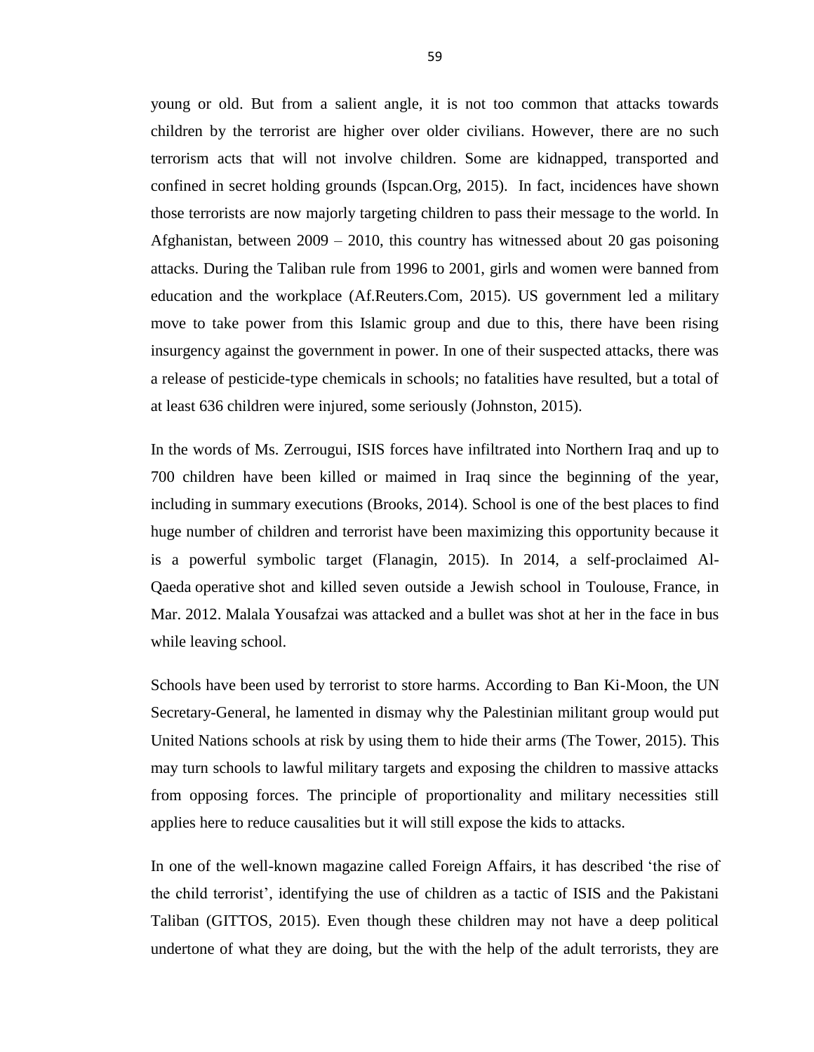young or old. But from a salient angle, it is not too common that attacks towards children by the terrorist are higher over older civilians. However, there are no such terrorism acts that will not involve children. Some are kidnapped, transported and confined in secret holding grounds (Ispcan.Org, 2015). In fact, incidences have shown those terrorists are now majorly targeting children to pass their message to the world. In Afghanistan, between 2009 – 2010, this country has witnessed about 20 gas poisoning attacks. During the Taliban rule from 1996 to 2001, girls and women were banned from education and the workplace (Af.Reuters.Com, 2015). US government led a military move to take power from this Islamic group and due to this, there have been rising insurgency against the government in power. In one of their suspected attacks, there was a release of pesticide-type chemicals in schools; no fatalities have resulted, but a total of at least 636 children were injured, some seriously (Johnston, 2015).

In the words of Ms. Zerrougui, ISIS forces have infiltrated into Northern Iraq and up to 700 children have been killed or maimed in Iraq since the beginning of the year, including in summary executions (Brooks, 2014). School is one of the best places to find huge number of children and terrorist have been maximizing this opportunity because it is a powerful symbolic target (Flanagin, 2015). In 2014, a self-proclaimed Al-Qaeda operative shot and killed seven outside a Jewish school in Toulouse, France, in Mar. 2012. Malala Yousafzai was attacked and a bullet was shot at her in the face in bus while leaving school.

Schools have been used by terrorist to store harms. According to Ban Ki-Moon, the UN Secretary-General, he lamented in dismay why the Palestinian militant group would put United Nations schools at risk by using them to hide their arms (The Tower, 2015). This may turn schools to lawful military targets and exposing the children to massive attacks from opposing forces. The principle of proportionality and military necessities still applies here to reduce causalities but it will still expose the kids to attacks.

In one of the well-known magazine called Foreign Affairs, it has described 'the rise of the child terrorist', identifying the use of children as a tactic of ISIS and the Pakistani Taliban (GITTOS, 2015). Even though these children may not have a deep political undertone of what they are doing, but the with the help of the adult terrorists, they are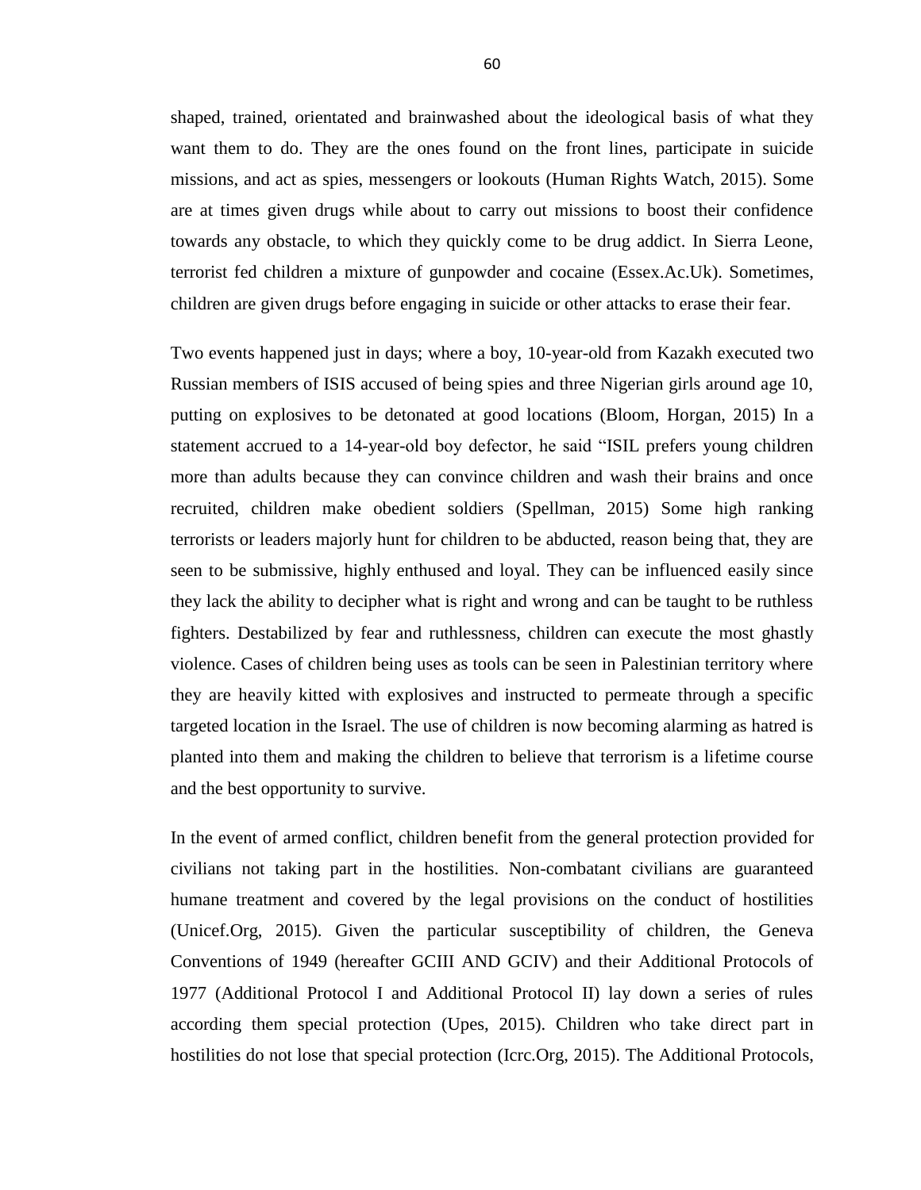shaped, trained, orientated and brainwashed about the ideological basis of what they want them to do. They are the ones found on the front lines, participate in suicide missions, and act as spies, messengers or lookouts (Human Rights Watch, 2015). Some are at times given drugs while about to carry out missions to boost their confidence towards any obstacle, to which they quickly come to be drug addict. In Sierra Leone, terrorist fed children a mixture of gunpowder and cocaine (Essex.Ac.Uk). Sometimes, children are given drugs before engaging in suicide or other attacks to erase their fear.

Two events happened just in days; where a boy, 10-year-old from Kazakh executed two Russian members of ISIS accused of being spies and three Nigerian girls around age 10, putting on explosives to be detonated at good locations (Bloom, Horgan, 2015) In a statement accrued to a 14-year-old boy defector, he said "ISIL prefers young children more than adults because they can convince children and wash their brains and once recruited, children make obedient soldiers (Spellman, 2015) Some high ranking terrorists or leaders majorly hunt for children to be abducted, reason being that, they are seen to be submissive, highly enthused and loyal. They can be influenced easily since they lack the ability to decipher what is right and wrong and can be taught to be ruthless fighters. Destabilized by fear and ruthlessness, children can execute the most ghastly violence. Cases of children being uses as tools can be seen in Palestinian territory where they are heavily kitted with explosives and instructed to permeate through a specific targeted location in the Israel. The use of children is now becoming alarming as hatred is planted into them and making the children to believe that terrorism is a lifetime course and the best opportunity to survive.

In the event of armed conflict, children benefit from the general protection provided for civilians not taking part in the hostilities. Non-combatant civilians are guaranteed humane treatment and covered by the legal provisions on the conduct of hostilities (Unicef.Org, 2015). Given the particular susceptibility of children, the Geneva Conventions of 1949 (hereafter GCIII AND GCIV) and their Additional Protocols of 1977 (Additional Protocol I and Additional Protocol II) lay down a series of rules according them special protection (Upes, 2015). Children who take direct part in hostilities do not lose that special protection (Icrc.Org, 2015). The Additional Protocols,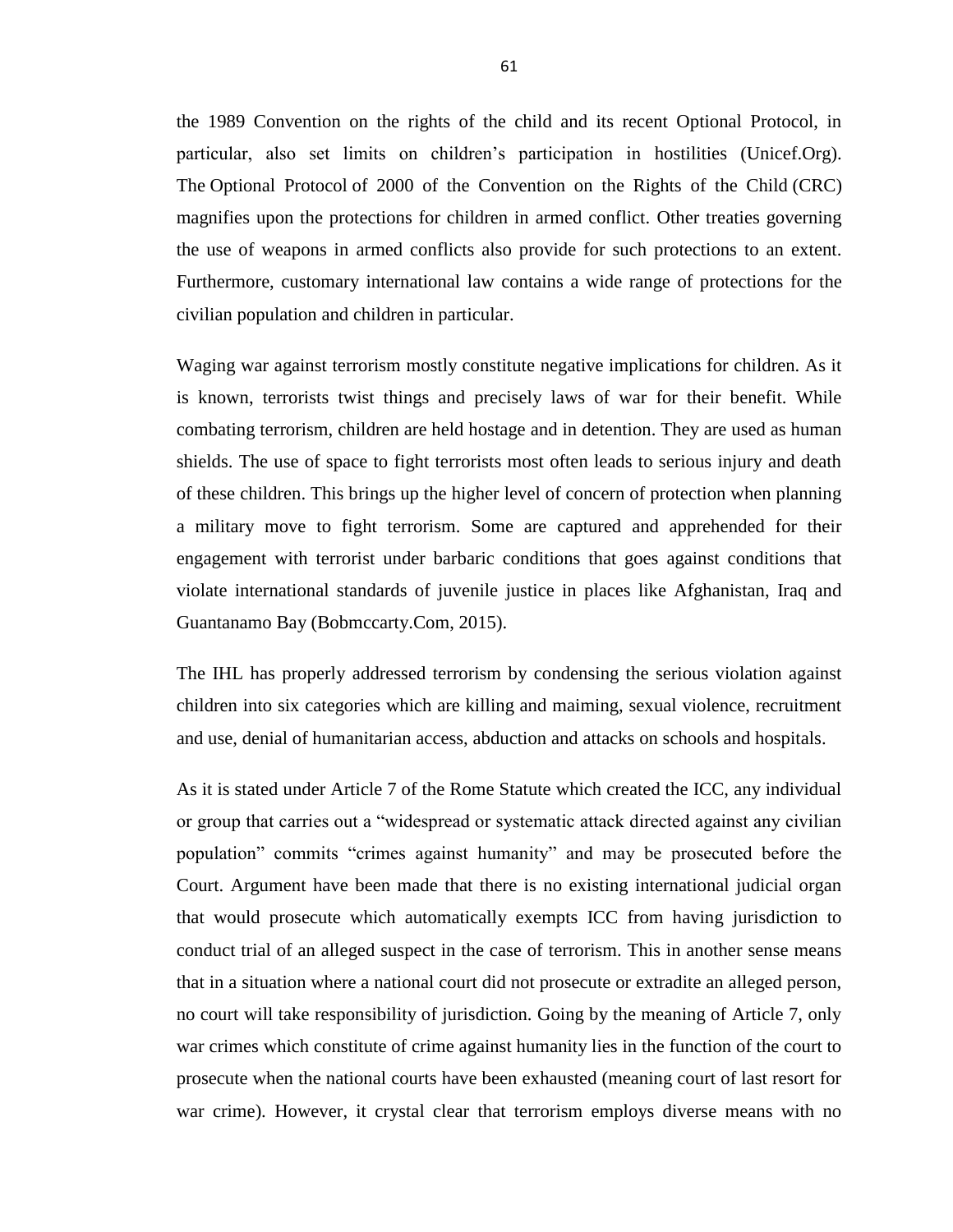the 1989 Convention on the rights of the child and its recent Optional Protocol, in particular, also set limits on children's participation in hostilities (Unicef.Org). The Optional Protocol of 2000 of the Convention on the Rights of the Child (CRC) magnifies upon the protections for children in armed conflict. Other treaties governing the use of weapons in armed conflicts also provide for such protections to an extent. Furthermore, customary international law contains a wide range of protections for the civilian population and children in particular.

Waging war against terrorism mostly constitute negative implications for children. As it is known, terrorists twist things and precisely laws of war for their benefit. While combating terrorism, children are held hostage and in detention. They are used as human shields. The use of space to fight terrorists most often leads to serious injury and death of these children. This brings up the higher level of concern of protection when planning a military move to fight terrorism. Some are captured and apprehended for their engagement with terrorist under barbaric conditions that goes against conditions that violate international standards of juvenile justice in places like Afghanistan, Iraq and Guantanamo Bay (Bobmccarty.Com, 2015).

The IHL has properly addressed terrorism by condensing the serious violation against children into six categories which are killing and maiming, sexual violence, recruitment and use, denial of humanitarian access, abduction and attacks on schools and hospitals.

As it is stated under Article 7 of the Rome Statute which created the ICC, any individual or group that carries out a "widespread or systematic attack directed against any civilian population" commits "crimes against humanity" and may be prosecuted before the Court. Argument have been made that there is no existing international judicial organ that would prosecute which automatically exempts ICC from having jurisdiction to conduct trial of an alleged suspect in the case of terrorism. This in another sense means that in a situation where a national court did not prosecute or extradite an alleged person, no court will take responsibility of jurisdiction. Going by the meaning of Article 7, only war crimes which constitute of crime against humanity lies in the function of the court to prosecute when the national courts have been exhausted (meaning court of last resort for war crime). However, it crystal clear that terrorism employs diverse means with no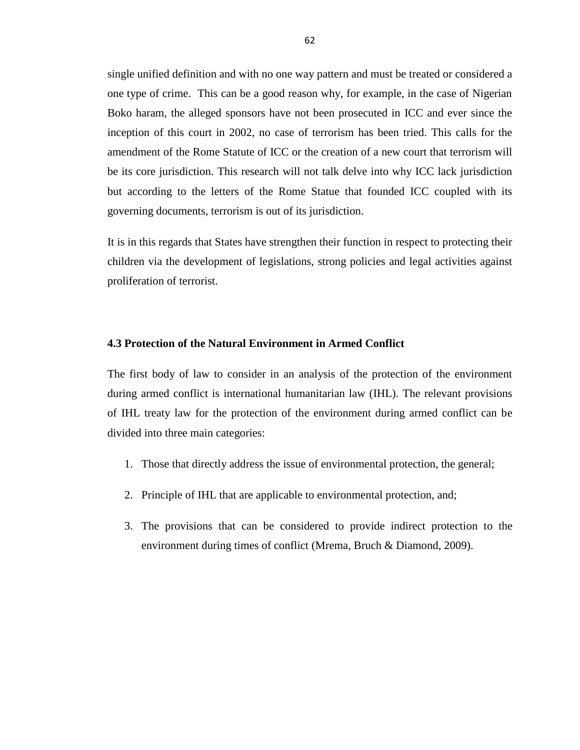single unified definition and with no one way pattern and must be treated or considered a one type of crime. This can be a good reason why, for example, in the case of Nigerian Boko haram, the alleged sponsors have not been prosecuted in ICC and ever since the inception of this court in 2002, no case of terrorism has been tried. This calls for the amendment of the Rome Statute of ICC or the creation of a new court that terrorism will be its core jurisdiction. This research will not talk delve into why ICC lack jurisdiction but according to the letters of the Rome Statue that founded ICC coupled with its governing documents, terrorism is out of its jurisdiction.

It is in this regards that States have strengthen their function in respect to protecting their children via the development of legislations, strong policies and legal activities against proliferation of terrorist.

### 4.3 Protection of the Natural Environment in Armed Conflict

The first body of law to consider in an analysis of the protection of the environment during armed conflict is international humanitarian law (IHL). The relevant provisions of IHL treaty law for the protection of the environment during armed conflict can be divided into three main categories:

1. Those that directly address the issue of environmental protection, the general;
2. Principle of IHL that are applicable to environmental protection, and;
3. The provisions that can be considered to provide indirect protection to the environment during times of conflict (Mrema, Bruch & Diamond, 2009).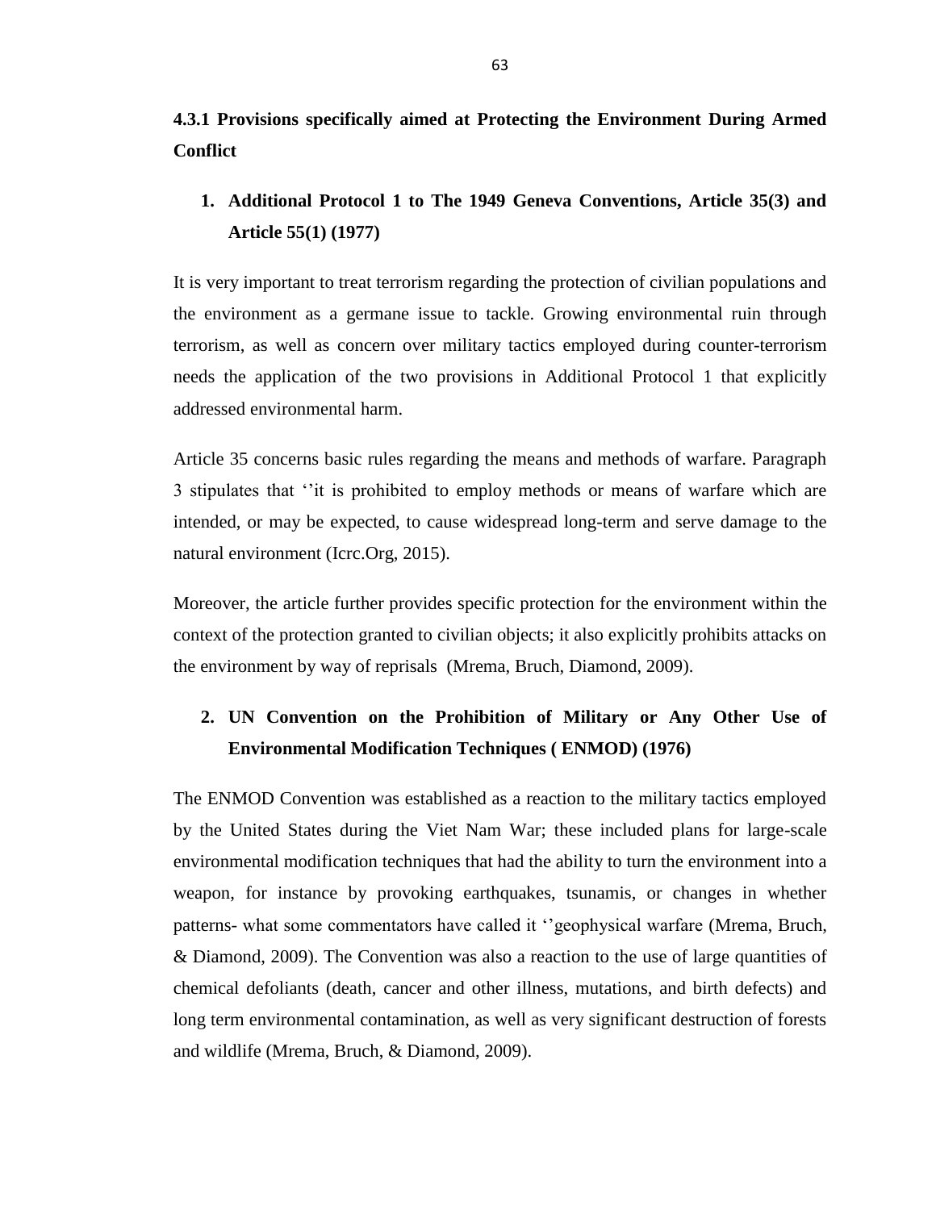### 4.3.1 Provisions specifically aimed at Protecting the Environment During Armed Conflict

1. **Additional Protocol 1 to The 1949 Geneva Conventions, Article 35(3) and Article 55(1) (1977)**

It is very important to treat terrorism regarding the protection of civilian populations and the environment as a germane issue to tackle. Growing environmental ruin through terrorism, as well as concern over military tactics employed during counter-terrorism needs the application of the two provisions in Additional Protocol 1 that explicitly addressed environmental harm.

Article 35 concerns basic rules regarding the means and methods of warfare. Paragraph 3 stipulates that ''it is prohibited to employ methods or means of warfare which are intended, or may be expected, to cause widespread long-term and serve damage to the natural environment (Icrc.Org, 2015).

Moreover, the article further provides specific protection for the environment within the context of the protection granted to civilian objects; it also explicitly prohibits attacks on the environment by way of reprisals (Mrema, Bruch, Diamond, 2009).

2. **UN Convention on the Prohibition of Military or Any Other Use of Environmental Modification Techniques ( ENMOD) (1976)**

The ENMOD Convention was established as a reaction to the military tactics employed by the United States during the Viet Nam War; these included plans for large-scale environmental modification techniques that had the ability to turn the environment into a weapon, for instance by provoking earthquakes, tsunamis, or changes in whether patterns- what some commentators have called it ''geophysical warfare (Mrema, Bruch, & Diamond, 2009). The Convention was also a reaction to the use of large quantities of chemical defoliants (death, cancer and other illness, mutations, and birth defects) and long term environmental contamination, as well as very significant destruction of forests and wildlife (Mrema, Bruch, & Diamond, 2009).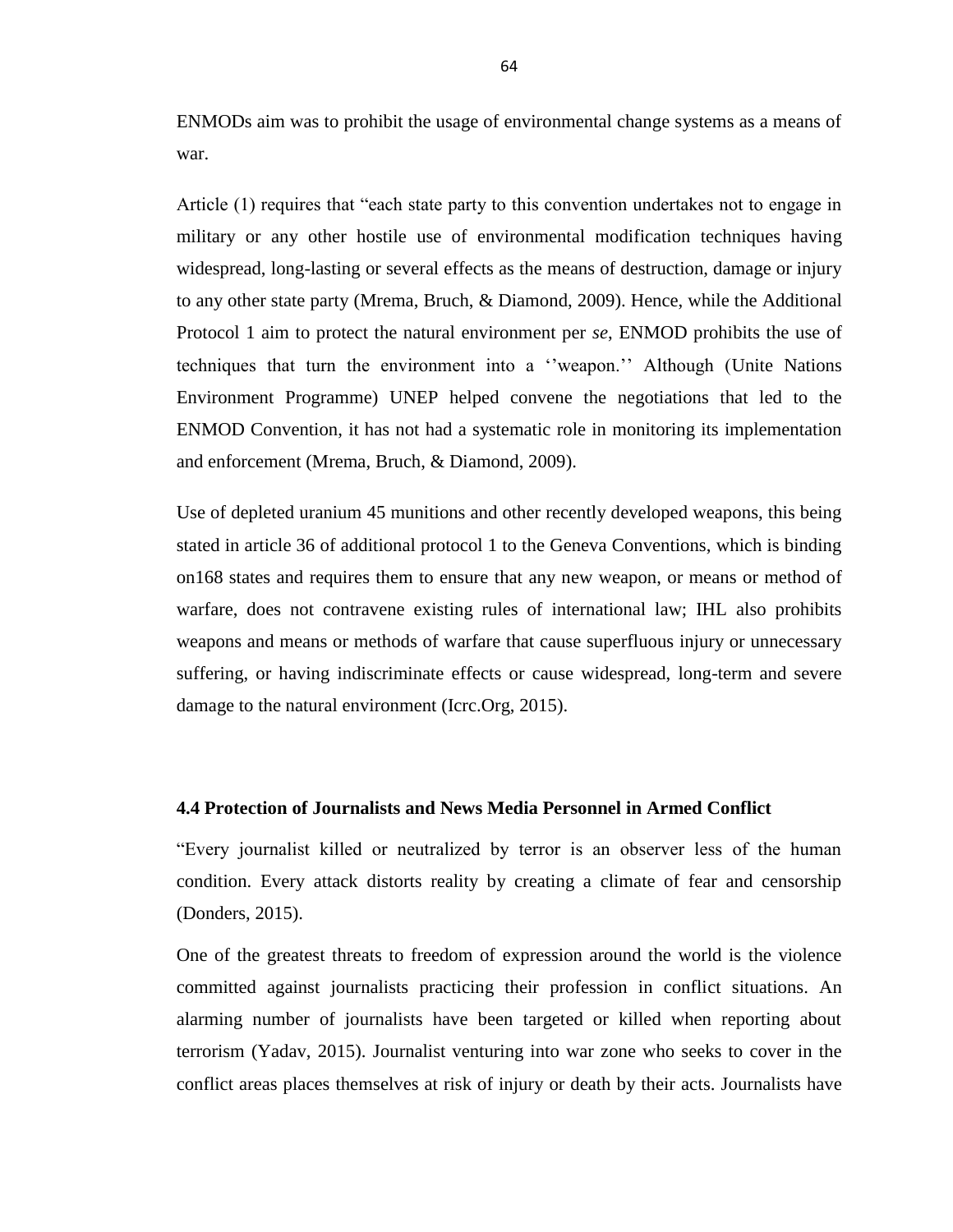ENMODs aim was to prohibit the usage of environmental change systems as a means of war.

Article (1) requires that "each state party to this convention undertakes not to engage in military or any other hostile use of environmental modification techniques having widespread, long-lasting or several effects as the means of destruction, damage or injury to any other state party (Mrema, Bruch, & Diamond, 2009). Hence, while the Additional Protocol 1 aim to protect the natural environment per *se*, ENMOD prohibits the use of techniques that turn the environment into a ''weapon.'' Although (Unite Nations Environment Programme) UNEP helped convene the negotiations that led to the ENMOD Convention, it has not had a systematic role in monitoring its implementation and enforcement (Mrema, Bruch, & Diamond, 2009).

Use of depleted uranium 45 munitions and other recently developed weapons, this being stated in article 36 of additional protocol 1 to the Geneva Conventions, which is binding on168 states and requires them to ensure that any new weapon, or means or method of warfare, does not contravene existing rules of international law; IHL also prohibits weapons and means or methods of warfare that cause superfluous injury or unnecessary suffering, or having indiscriminate effects or cause widespread, long-term and severe damage to the natural environment (Icrc.Org, 2015).

### 4.4 Protection of Journalists and News Media Personnel in Armed Conflict

"Every journalist killed or neutralized by terror is an observer less of the human condition. Every attack distorts reality by creating a climate of fear and censorship (Donders, 2015).

One of the greatest threats to freedom of expression around the world is the violence committed against journalists practicing their profession in conflict situations. An alarming number of journalists have been targeted or killed when reporting about terrorism (Yadav, 2015). Journalist venturing into war zone who seeks to cover in the conflict areas places themselves at risk of injury or death by their acts. Journalists have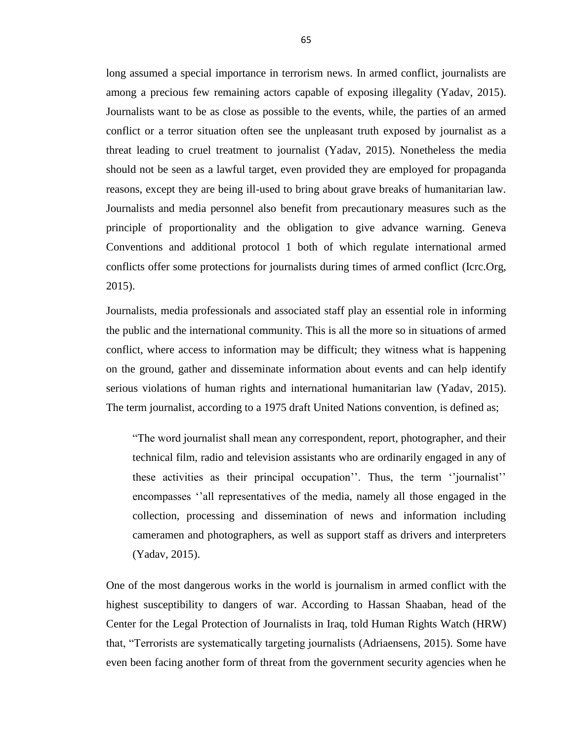long assumed a special importance in terrorism news. In armed conflict, journalists are among a precious few remaining actors capable of exposing illegality (Yadav, 2015). Journalists want to be as close as possible to the events, while, the parties of an armed conflict or a terror situation often see the unpleasant truth exposed by journalist as a threat leading to cruel treatment to journalist (Yadav, 2015). Nonetheless the media should not be seen as a lawful target, even provided they are employed for propaganda reasons, except they are being ill-used to bring about grave breaks of humanitarian law. Journalists and media personnel also benefit from precautionary measures such as the principle of proportionality and the obligation to give advance warning. Geneva Conventions and additional protocol 1 both of which regulate international armed conflicts offer some protections for journalists during times of armed conflict (Icrc.Org, 2015).

Journalists, media professionals and associated staff play an essential role in informing the public and the international community. This is all the more so in situations of armed conflict, where access to information may be difficult; they witness what is happening on the ground, gather and disseminate information about events and can help identify serious violations of human rights and international humanitarian law (Yadav, 2015). The term journalist, according to a 1975 draft United Nations convention, is defined as;

> "The word journalist shall mean any correspondent, report, photographer, and their technical film, radio and television assistants who are ordinarily engaged in any of these activities as their principal occupation''. Thus, the term ''journalist'' encompasses ''all representatives of the media, namely all those engaged in the collection, processing and dissemination of news and information including cameramen and photographers, as well as support staff as drivers and interpreters (Yadav, 2015).

One of the most dangerous works in the world is journalism in armed conflict with the highest susceptibility to dangers of war. According to Hassan Shaaban, head of the Center for the Legal Protection of Journalists in Iraq, told Human Rights Watch (HRW) that, "Terrorists are systematically targeting journalists (Adriaensens, 2015). Some have even been facing another form of threat from the government security agencies when he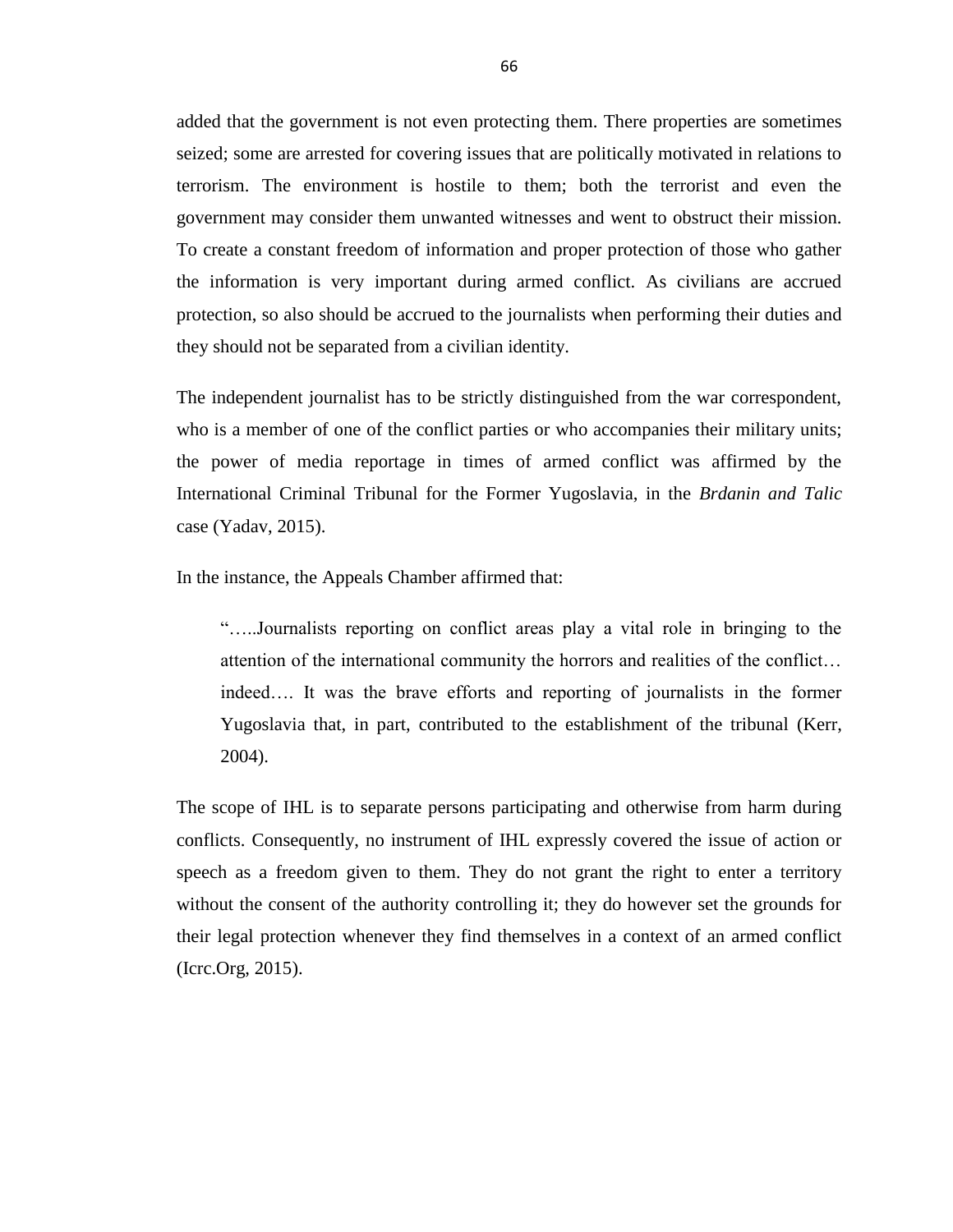added that the government is not even protecting them. There properties are sometimes seized; some are arrested for covering issues that are politically motivated in relations to terrorism. The environment is hostile to them; both the terrorist and even the government may consider them unwanted witnesses and went to obstruct their mission. To create a constant freedom of information and proper protection of those who gather the information is very important during armed conflict. As civilians are accrued protection, so also should be accrued to the journalists when performing their duties and they should not be separated from a civilian identity.

The independent journalist has to be strictly distinguished from the war correspondent, who is a member of one of the conflict parties or who accompanies their military units; the power of media reportage in times of armed conflict was affirmed by the International Criminal Tribunal for the Former Yugoslavia, in the *Brdanin and Talic* case (Yadav, 2015).

In the instance, the Appeals Chamber affirmed that:

> "…..Journalists reporting on conflict areas play a vital role in bringing to the attention of the international community the horrors and realities of the conflict… indeed…. It was the brave efforts and reporting of journalists in the former Yugoslavia that, in part, contributed to the establishment of the tribunal (Kerr, 2004).

The scope of IHL is to separate persons participating and otherwise from harm during conflicts. Consequently, no instrument of IHL expressly covered the issue of action or speech as a freedom given to them. They do not grant the right to enter a territory without the consent of the authority controlling it; they do however set the grounds for their legal protection whenever they find themselves in a context of an armed conflict (Icrc.Org, 2015).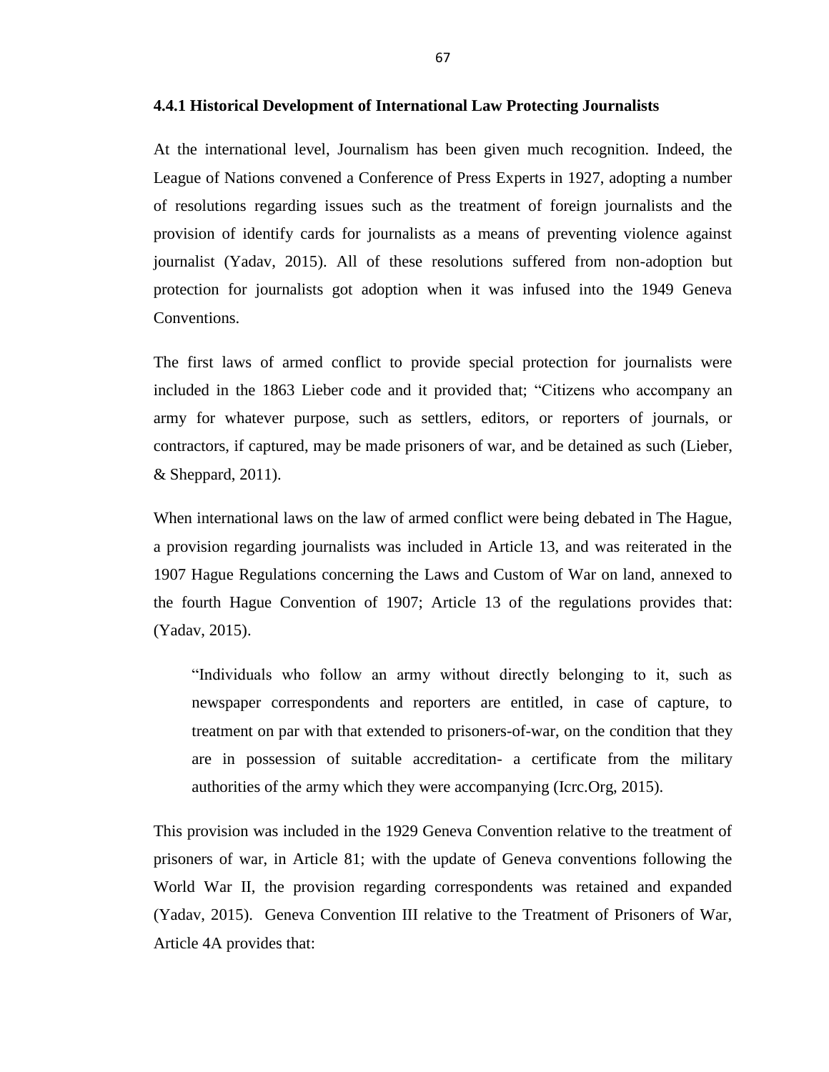### 4.4.1 Historical Development of International Law Protecting Journalists

At the international level, Journalism has been given much recognition. Indeed, the League of Nations convened a Conference of Press Experts in 1927, adopting a number of resolutions regarding issues such as the treatment of foreign journalists and the provision of identify cards for journalists as a means of preventing violence against journalist (Yadav, 2015). All of these resolutions suffered from non-adoption but protection for journalists got adoption when it was infused into the 1949 Geneva Conventions.

The first laws of armed conflict to provide special protection for journalists were included in the 1863 Lieber code and it provided that; "Citizens who accompany an army for whatever purpose, such as settlers, editors, or reporters of journals, or contractors, if captured, may be made prisoners of war, and be detained as such (Lieber, & Sheppard, 2011).

When international laws on the law of armed conflict were being debated in The Hague, a provision regarding journalists was included in Article 13, and was reiterated in the 1907 Hague Regulations concerning the Laws and Custom of War on land, annexed to the fourth Hague Convention of 1907; Article 13 of the regulations provides that: (Yadav, 2015).

> "Individuals who follow an army without directly belonging to it, such as newspaper correspondents and reporters are entitled, in case of capture, to treatment on par with that extended to prisoners-of-war, on the condition that they are in possession of suitable accreditation- a certificate from the military authorities of the army which they were accompanying (Icrc.Org, 2015).

This provision was included in the 1929 Geneva Convention relative to the treatment of prisoners of war, in Article 81; with the update of Geneva conventions following the World War II, the provision regarding correspondents was retained and expanded (Yadav, 2015). Geneva Convention III relative to the Treatment of Prisoners of War, Article 4A provides that: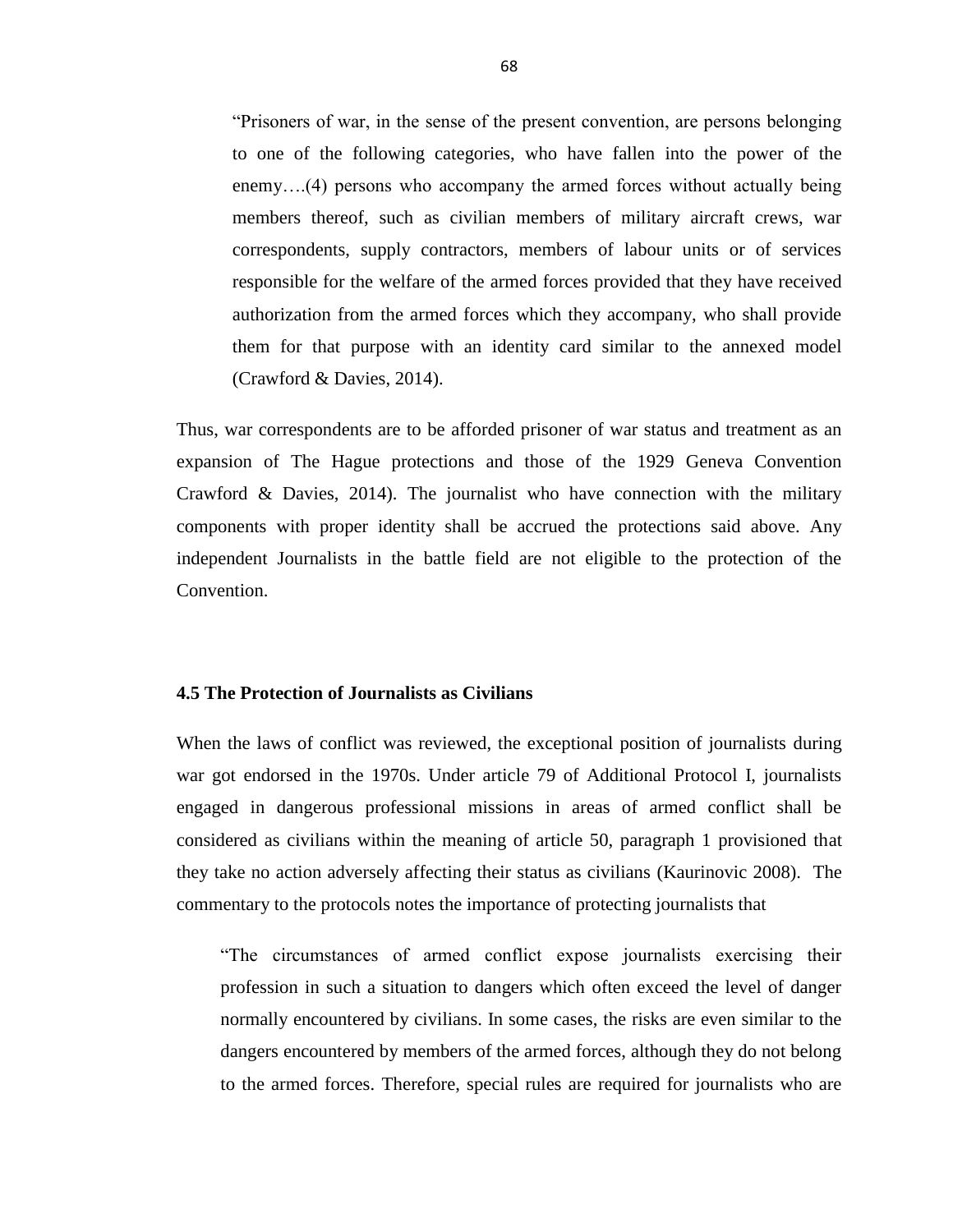> "Prisoners of war, in the sense of the present convention, are persons belonging to one of the following categories, who have fallen into the power of the enemy….(4) persons who accompany the armed forces without actually being members thereof, such as civilian members of military aircraft crews, war correspondents, supply contractors, members of labour units or of services responsible for the welfare of the armed forces provided that they have received authorization from the armed forces which they accompany, who shall provide them for that purpose with an identity card similar to the annexed model (Crawford & Davies, 2014).

Thus, war correspondents are to be afforded prisoner of war status and treatment as an expansion of The Hague protections and those of the 1929 Geneva Convention Crawford & Davies, 2014). The journalist who have connection with the military components with proper identity shall be accrued the protections said above. Any independent Journalists in the battle field are not eligible to the protection of the Convention.

### 4.5 The Protection of Journalists as Civilians

When the laws of conflict was reviewed, the exceptional position of journalists during war got endorsed in the 1970s. Under article 79 of Additional Protocol I, journalists engaged in dangerous professional missions in areas of armed conflict shall be considered as civilians within the meaning of article 50, paragraph 1 provisioned that they take no action adversely affecting their status as civilians (Kaurinovic 2008). The commentary to the protocols notes the importance of protecting journalists that

> "The circumstances of armed conflict expose journalists exercising their profession in such a situation to dangers which often exceed the level of danger normally encountered by civilians. In some cases, the risks are even similar to the dangers encountered by members of the armed forces, although they do not belong to the armed forces. Therefore, special rules are required for journalists who are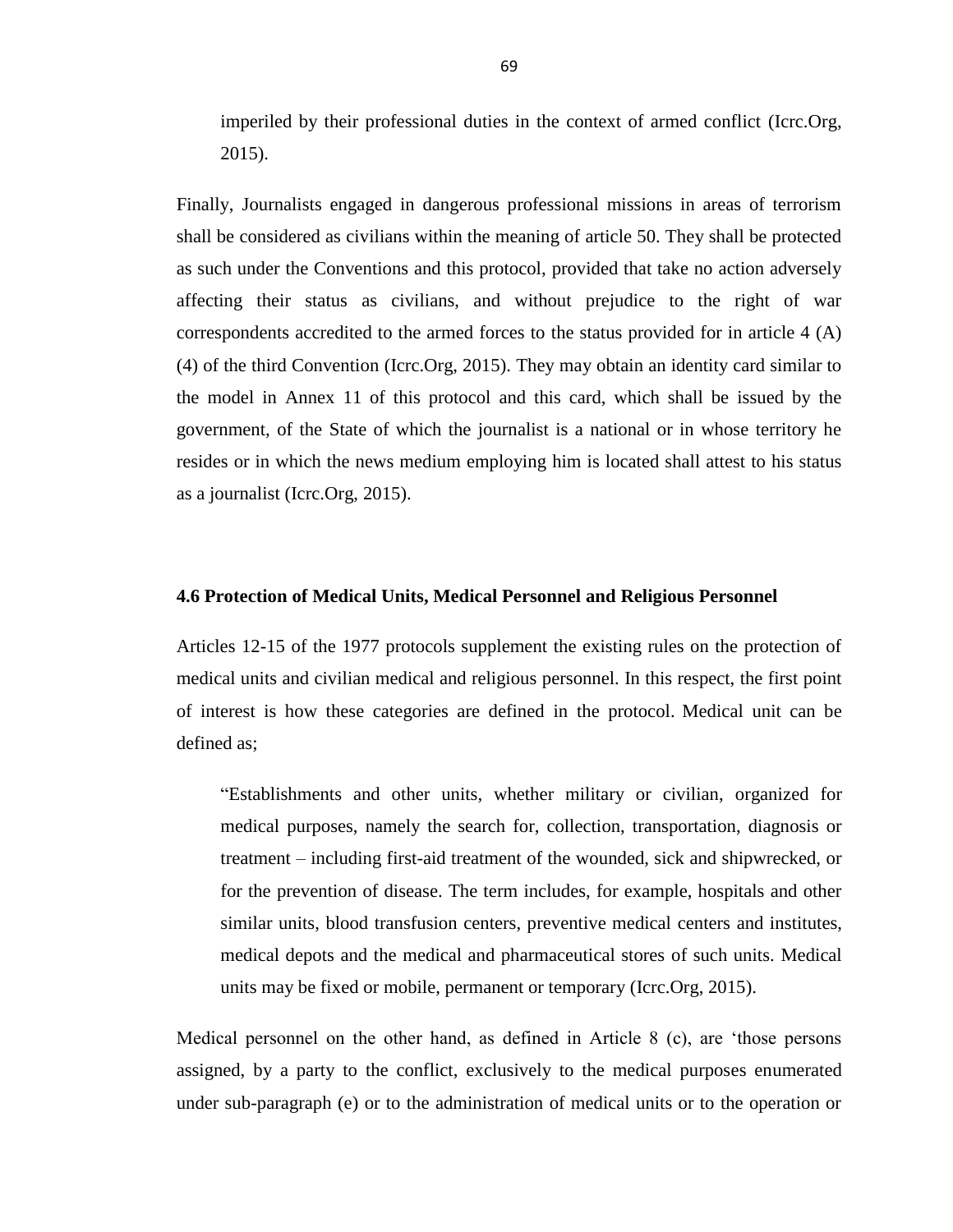imperiled by their professional duties in the context of armed conflict (Icrc.Org, 2015).

Finally, Journalists engaged in dangerous professional missions in areas of terrorism shall be considered as civilians within the meaning of article 50. They shall be protected as such under the Conventions and this protocol, provided that take no action adversely affecting their status as civilians, and without prejudice to the right of war correspondents accredited to the armed forces to the status provided for in article 4 (A) (4) of the third Convention (Icrc.Org, 2015). They may obtain an identity card similar to the model in Annex 11 of this protocol and this card, which shall be issued by the government, of the State of which the journalist is a national or in whose territory he resides or in which the news medium employing him is located shall attest to his status as a journalist (Icrc.Org, 2015).

### 4.6 Protection of Medical Units, Medical Personnel and Religious Personnel

Articles 12-15 of the 1977 protocols supplement the existing rules on the protection of medical units and civilian medical and religious personnel. In this respect, the first point of interest is how these categories are defined in the protocol. Medical unit can be defined as;

> "Establishments and other units, whether military or civilian, organized for medical purposes, namely the search for, collection, transportation, diagnosis or treatment – including first-aid treatment of the wounded, sick and shipwrecked, or for the prevention of disease. The term includes, for example, hospitals and other similar units, blood transfusion centers, preventive medical centers and institutes, medical depots and the medical and pharmaceutical stores of such units. Medical units may be fixed or mobile, permanent or temporary (Icrc.Org, 2015).

Medical personnel on the other hand, as defined in Article 8 (c), are 'those persons assigned, by a party to the conflict, exclusively to the medical purposes enumerated under sub-paragraph (e) or to the administration of medical units or to the operation or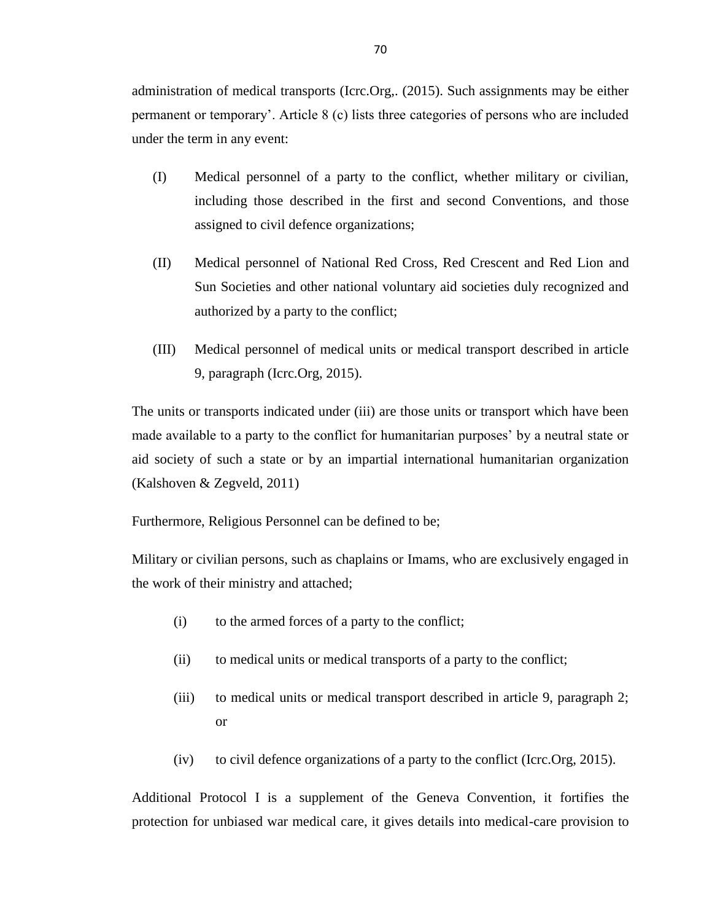administration of medical transports (Icrc.Org,. (2015). Such assignments may be either permanent or temporary'. Article 8 (c) lists three categories of persons who are included under the term in any event:

(I) Medical personnel of a party to the conflict, whether military or civilian, including those described in the first and second Conventions, and those assigned to civil defence organizations;

(II) Medical personnel of National Red Cross, Red Crescent and Red Lion and Sun Societies and other national voluntary aid societies duly recognized and authorized by a party to the conflict;

(III) Medical personnel of medical units or medical transport described in article 9, paragraph (Icrc.Org, 2015).

The units or transports indicated under (iii) are those units or transport which have been made available to a party to the conflict for humanitarian purposes' by a neutral state or aid society of such a state or by an impartial international humanitarian organization (Kalshoven & Zegveld, 2011)

Furthermore, Religious Personnel can be defined to be;

Military or civilian persons, such as chaplains or Imams, who are exclusively engaged in the work of their ministry and attached;

(i) to the armed forces of a party to the conflict;

(ii) to medical units or medical transports of a party to the conflict;

(iii) to medical units or medical transport described in article 9, paragraph 2; or

(iv) to civil defence organizations of a party to the conflict (Icrc.Org, 2015).

Additional Protocol I is a supplement of the Geneva Convention, it fortifies the protection for unbiased war medical care, it gives details into medical-care provision to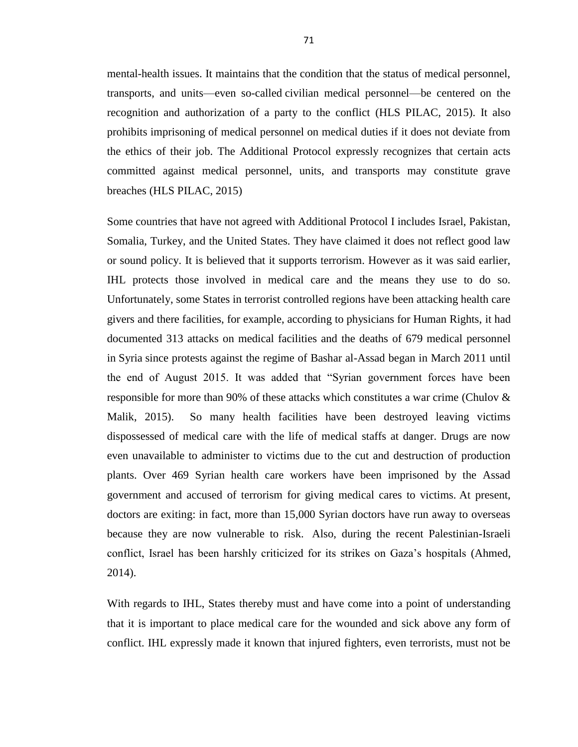mental-health issues. It maintains that the condition that the status of medical personnel, transports, and units—even so-called civilian medical personnel—be centered on the recognition and authorization of a party to the conflict (HLS PILAC, 2015). It also prohibits imprisoning of medical personnel on medical duties if it does not deviate from the ethics of their job. The Additional Protocol expressly recognizes that certain acts committed against medical personnel, units, and transports may constitute grave breaches (HLS PILAC, 2015)

Some countries that have not agreed with Additional Protocol I includes Israel, Pakistan, Somalia, Turkey, and the United States. They have claimed it does not reflect good law or sound policy. It is believed that it supports terrorism. However as it was said earlier, IHL protects those involved in medical care and the means they use to do so. Unfortunately, some States in terrorist controlled regions have been attacking health care givers and there facilities, for example, according to physicians for Human Rights, it had documented 313 attacks on medical facilities and the deaths of 679 medical personnel in Syria since protests against the regime of Bashar al-Assad began in March 2011 until the end of August 2015. It was added that "Syrian government forces have been responsible for more than 90% of these attacks which constitutes a war crime (Chulov & Malik, 2015). So many health facilities have been destroyed leaving victims dispossessed of medical care with the life of medical staffs at danger. Drugs are now even unavailable to administer to victims due to the cut and destruction of production plants. Over 469 Syrian health care workers have been imprisoned by the Assad government and accused of terrorism for giving medical cares to victims. At present, doctors are exiting: in fact, more than 15,000 Syrian doctors have run away to overseas because they are now vulnerable to risk. Also, during the recent Palestinian-Israeli conflict, Israel has been harshly criticized for its strikes on Gaza's hospitals (Ahmed, 2014).

With regards to IHL, States thereby must and have come into a point of understanding that it is important to place medical care for the wounded and sick above any form of conflict. IHL expressly made it known that injured fighters, even terrorists, must not be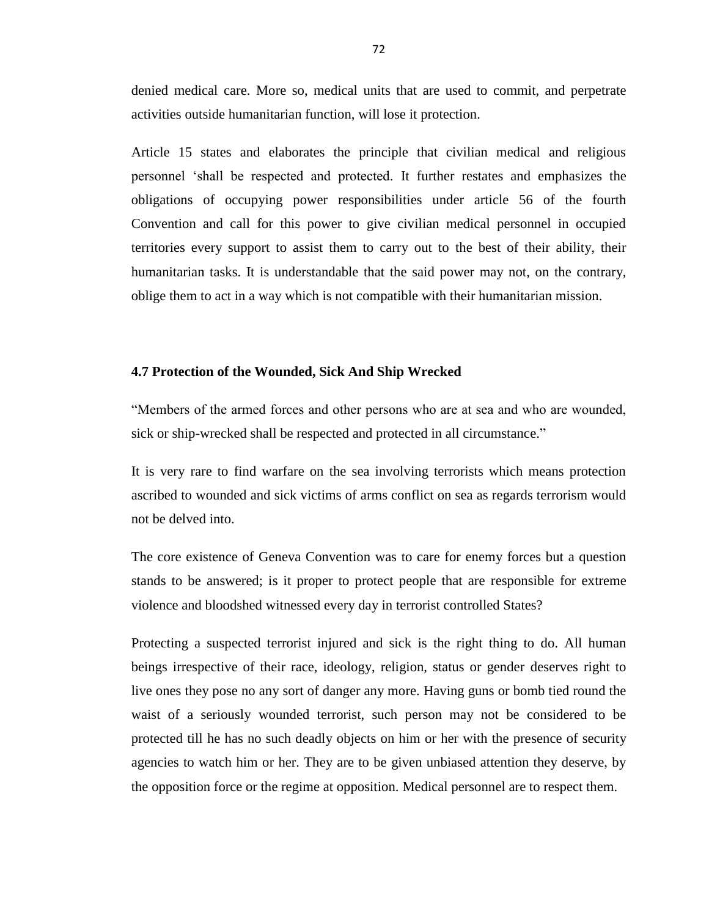denied medical care. More so, medical units that are used to commit, and perpetrate activities outside humanitarian function, will lose it protection.

Article 15 states and elaborates the principle that civilian medical and religious personnel 'shall be respected and protected. It further restates and emphasizes the obligations of occupying power responsibilities under article 56 of the fourth Convention and call for this power to give civilian medical personnel in occupied territories every support to assist them to carry out to the best of their ability, their humanitarian tasks. It is understandable that the said power may not, on the contrary, oblige them to act in a way which is not compatible with their humanitarian mission.

### 4.7 Protection of the Wounded, Sick And Ship Wrecked

"Members of the armed forces and other persons who are at sea and who are wounded, sick or ship-wrecked shall be respected and protected in all circumstance."

It is very rare to find warfare on the sea involving terrorists which means protection ascribed to wounded and sick victims of arms conflict on sea as regards terrorism would not be delved into.

The core existence of Geneva Convention was to care for enemy forces but a question stands to be answered; is it proper to protect people that are responsible for extreme violence and bloodshed witnessed every day in terrorist controlled States?

Protecting a suspected terrorist injured and sick is the right thing to do. All human beings irrespective of their race, ideology, religion, status or gender deserves right to live ones they pose no any sort of danger any more. Having guns or bomb tied round the waist of a seriously wounded terrorist, such person may not be considered to be protected till he has no such deadly objects on him or her with the presence of security agencies to watch him or her. They are to be given unbiased attention they deserve, by the opposition force or the regime at opposition. Medical personnel are to respect them.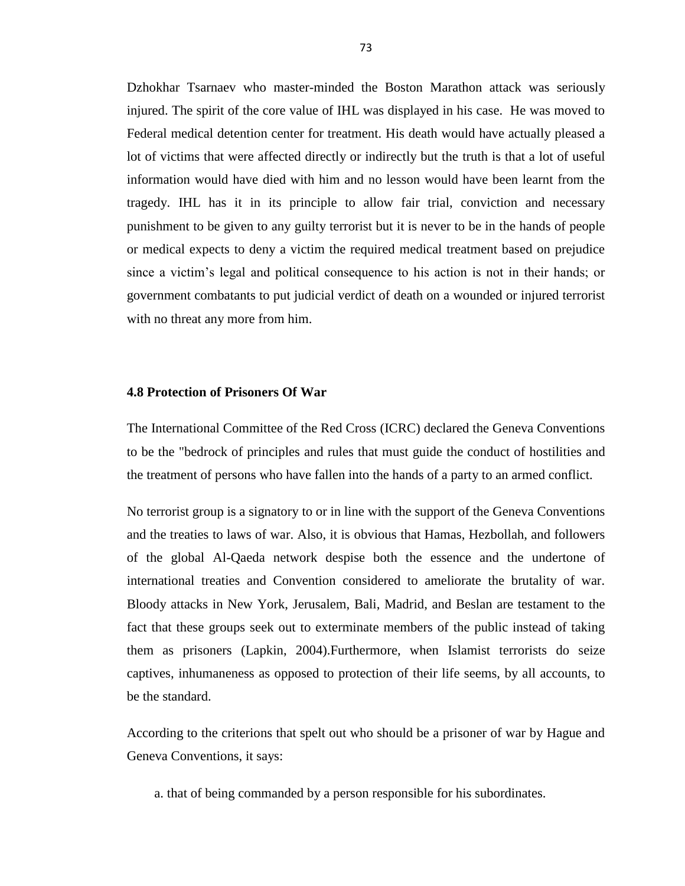Dzhokhar Tsarnaev who master-minded the Boston Marathon attack was seriously injured. The spirit of the core value of IHL was displayed in his case. He was moved to Federal medical detention center for treatment. His death would have actually pleased a lot of victims that were affected directly or indirectly but the truth is that a lot of useful information would have died with him and no lesson would have been learnt from the tragedy. IHL has it in its principle to allow fair trial, conviction and necessary punishment to be given to any guilty terrorist but it is never to be in the hands of people or medical expects to deny a victim the required medical treatment based on prejudice since a victim's legal and political consequence to his action is not in their hands; or government combatants to put judicial verdict of death on a wounded or injured terrorist with no threat any more from him.

**4.8 Protection of Prisoners Of War**

The International Committee of the Red Cross (ICRC) declared the Geneva Conventions to be the "bedrock of principles and rules that must guide the conduct of hostilities and the treatment of persons who have fallen into the hands of a party to an armed conflict.

No terrorist group is a signatory to or in line with the support of the Geneva Conventions and the treaties to laws of war. Also, it is obvious that Hamas, Hezbollah, and followers of the global Al-Qaeda network despise both the essence and the undertone of international treaties and Convention considered to ameliorate the brutality of war. Bloody attacks in New York, Jerusalem, Bali, Madrid, and Beslan are testament to the fact that these groups seek out to exterminate members of the public instead of taking them as prisoners (Lapkin, 2004).Furthermore, when Islamist terrorists do seize captives, inhumaneness as opposed to protection of their life seems, by all accounts, to be the standard.

According to the criterions that spelt out who should be a prisoner of war by Hague and Geneva Conventions, it says:

a. that of being commanded by a person responsible for his subordinates.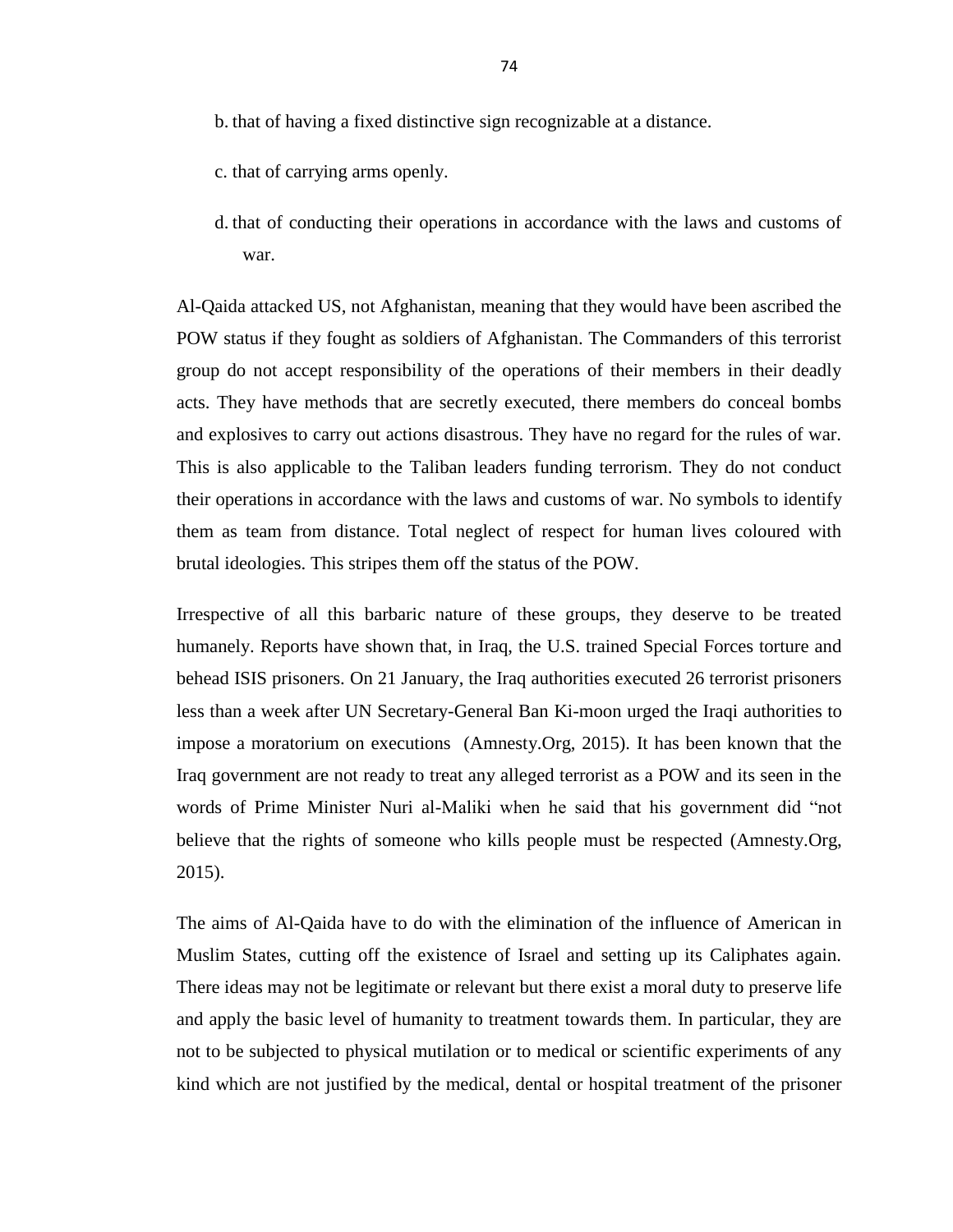b. that of having a fixed distinctive sign recognizable at a distance.

c. that of carrying arms openly.

d. that of conducting their operations in accordance with the laws and customs of war.

Al-Qaida attacked US, not Afghanistan, meaning that they would have been ascribed the POW status if they fought as soldiers of Afghanistan. The Commanders of this terrorist group do not accept responsibility of the operations of their members in their deadly acts. They have methods that are secretly executed, there members do conceal bombs and explosives to carry out actions disastrous. They have no regard for the rules of war. This is also applicable to the Taliban leaders funding terrorism. They do not conduct their operations in accordance with the laws and customs of war. No symbols to identify them as team from distance. Total neglect of respect for human lives coloured with brutal ideologies. This stripes them off the status of the POW.

Irrespective of all this barbaric nature of these groups, they deserve to be treated humanely. Reports have shown that, in Iraq, the U.S. trained Special Forces torture and behead ISIS prisoners. On 21 January, the Iraq authorities executed 26 terrorist prisoners less than a week after UN Secretary-General Ban Ki-moon urged the Iraqi authorities to impose a moratorium on executions (Amnesty.Org, 2015). It has been known that the Iraq government are not ready to treat any alleged terrorist as a POW and its seen in the words of Prime Minister Nuri al-Maliki when he said that his government did "not believe that the rights of someone who kills people must be respected (Amnesty.Org, 2015).

The aims of Al-Qaida have to do with the elimination of the influence of American in Muslim States, cutting off the existence of Israel and setting up its Caliphates again. There ideas may not be legitimate or relevant but there exist a moral duty to preserve life and apply the basic level of humanity to treatment towards them. In particular, they are not to be subjected to physical mutilation or to medical or scientific experiments of any kind which are not justified by the medical, dental or hospital treatment of the prisoner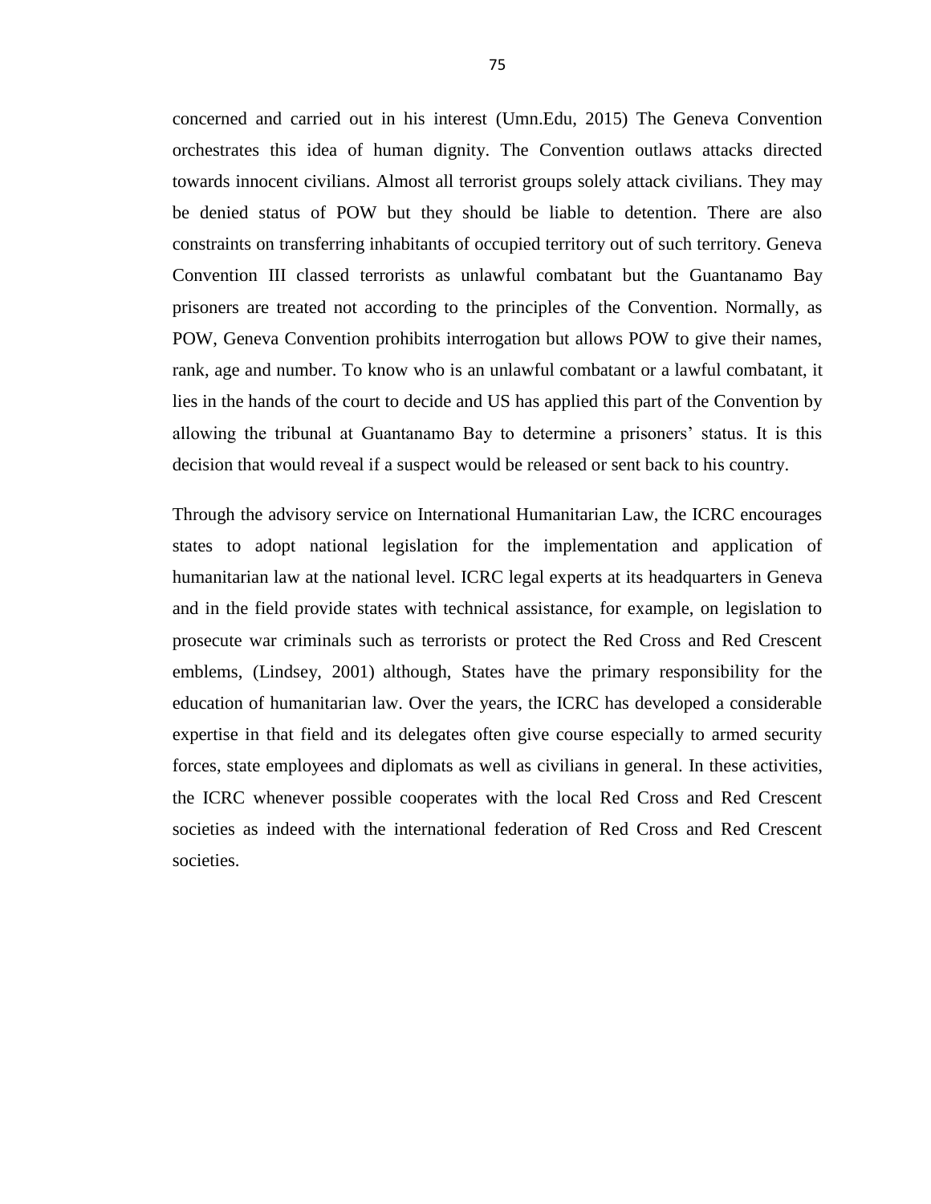concerned and carried out in his interest (Umn.Edu, 2015) The Geneva Convention orchestrates this idea of human dignity. The Convention outlaws attacks directed towards innocent civilians. Almost all terrorist groups solely attack civilians. They may be denied status of POW but they should be liable to detention. There are also constraints on transferring inhabitants of occupied territory out of such territory. Geneva Convention III classed terrorists as unlawful combatant but the Guantanamo Bay prisoners are treated not according to the principles of the Convention. Normally, as POW, Geneva Convention prohibits interrogation but allows POW to give their names, rank, age and number. To know who is an unlawful combatant or a lawful combatant, it lies in the hands of the court to decide and US has applied this part of the Convention by allowing the tribunal at Guantanamo Bay to determine a prisoners' status. It is this decision that would reveal if a suspect would be released or sent back to his country.

Through the advisory service on International Humanitarian Law, the ICRC encourages states to adopt national legislation for the implementation and application of humanitarian law at the national level. ICRC legal experts at its headquarters in Geneva and in the field provide states with technical assistance, for example, on legislation to prosecute war criminals such as terrorists or protect the Red Cross and Red Crescent emblems, (Lindsey, 2001) although, States have the primary responsibility for the education of humanitarian law. Over the years, the ICRC has developed a considerable expertise in that field and its delegates often give course especially to armed security forces, state employees and diplomats as well as civilians in general. In these activities, the ICRC whenever possible cooperates with the local Red Cross and Red Crescent societies as indeed with the international federation of Red Cross and Red Crescent societies.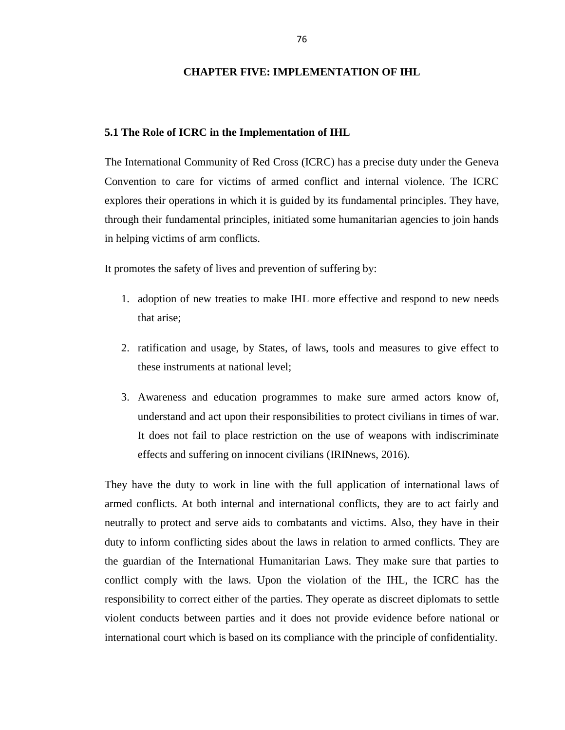# CHAPTER FIVE: IMPLEMENTATION OF IHL

## 5.1 The Role of ICRC in the Implementation of IHL

The International Community of Red Cross (ICRC) has a precise duty under the Geneva Convention to care for victims of armed conflict and internal violence. The ICRC explores their operations in which it is guided by its fundamental principles. They have, through their fundamental principles, initiated some humanitarian agencies to join hands in helping victims of arm conflicts.

It promotes the safety of lives and prevention of suffering by:

1. adoption of new treaties to make IHL more effective and respond to new needs that arise;
2. ratification and usage, by States, of laws, tools and measures to give effect to these instruments at national level;
3. Awareness and education programmes to make sure armed actors know of, understand and act upon their responsibilities to protect civilians in times of war. It does not fail to place restriction on the use of weapons with indiscriminate effects and suffering on innocent civilians (IRINnews, 2016).

They have the duty to work in line with the full application of international laws of armed conflicts. At both internal and international conflicts, they are to act fairly and neutrally to protect and serve aids to combatants and victims. Also, they have in their duty to inform conflicting sides about the laws in relation to armed conflicts. They are the guardian of the International Humanitarian Laws. They make sure that parties to conflict comply with the laws. Upon the violation of the IHL, the ICRC has the responsibility to correct either of the parties. They operate as discreet diplomats to settle violent conducts between parties and it does not provide evidence before national or international court which is based on its compliance with the principle of confidentiality.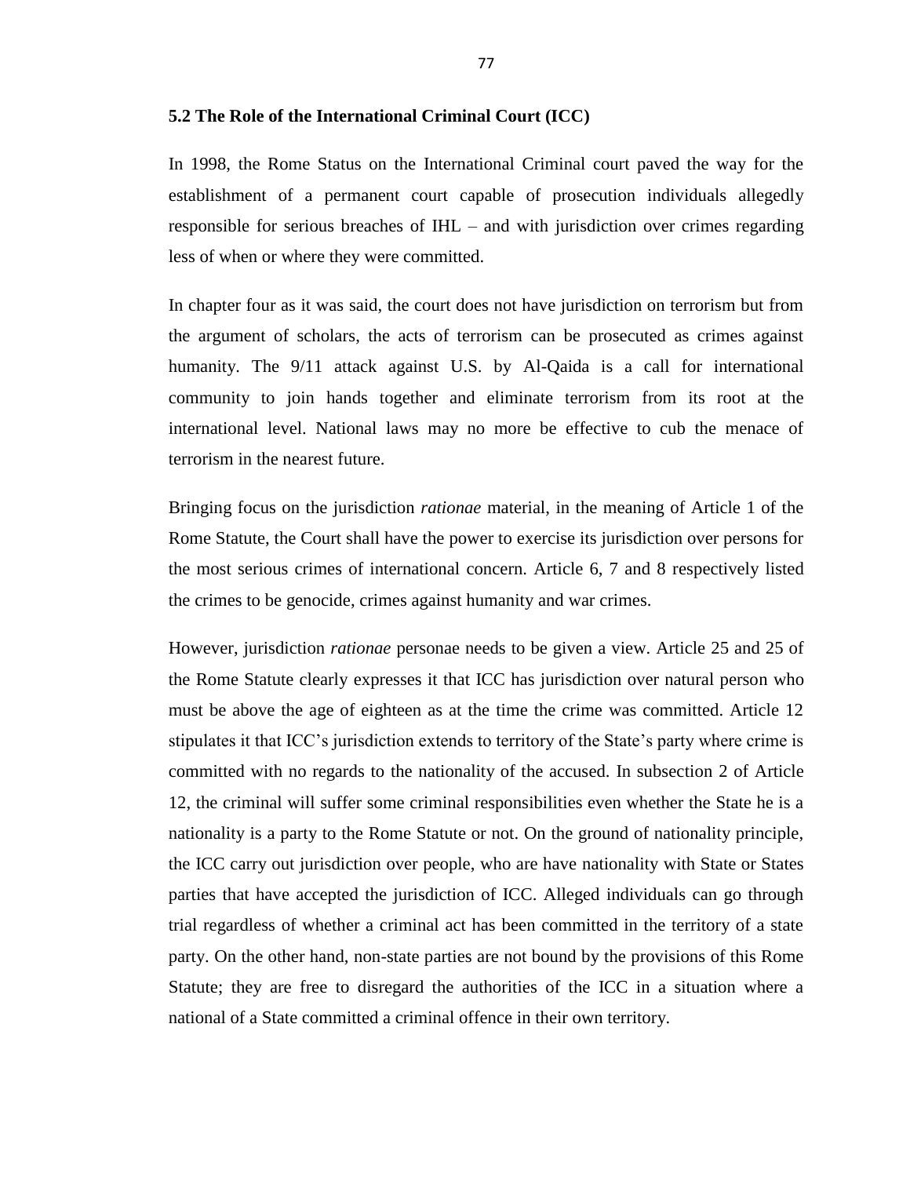### 5.2 The Role of the International Criminal Court (ICC)

In 1998, the Rome Status on the International Criminal court paved the way for the establishment of a permanent court capable of prosecution individuals allegedly responsible for serious breaches of IHL – and with jurisdiction over crimes regarding less of when or where they were committed.

In chapter four as it was said, the court does not have jurisdiction on terrorism but from the argument of scholars, the acts of terrorism can be prosecuted as crimes against humanity. The 9/11 attack against U.S. by Al-Qaida is a call for international community to join hands together and eliminate terrorism from its root at the international level. National laws may no more be effective to cub the menace of terrorism in the nearest future.

Bringing focus on the jurisdiction *rationae* material, in the meaning of Article 1 of the Rome Statute, the Court shall have the power to exercise its jurisdiction over persons for the most serious crimes of international concern. Article 6, 7 and 8 respectively listed the crimes to be genocide, crimes against humanity and war crimes.

However, jurisdiction *rationae* personae needs to be given a view. Article 25 and 25 of the Rome Statute clearly expresses it that ICC has jurisdiction over natural person who must be above the age of eighteen as at the time the crime was committed. Article 12 stipulates it that ICC's jurisdiction extends to territory of the State's party where crime is committed with no regards to the nationality of the accused. In subsection 2 of Article 12, the criminal will suffer some criminal responsibilities even whether the State he is a nationality is a party to the Rome Statute or not. On the ground of nationality principle, the ICC carry out jurisdiction over people, who are have nationality with State or States parties that have accepted the jurisdiction of ICC. Alleged individuals can go through trial regardless of whether a criminal act has been committed in the territory of a state party. On the other hand, non-state parties are not bound by the provisions of this Rome Statute; they are free to disregard the authorities of the ICC in a situation where a national of a State committed a criminal offence in their own territory.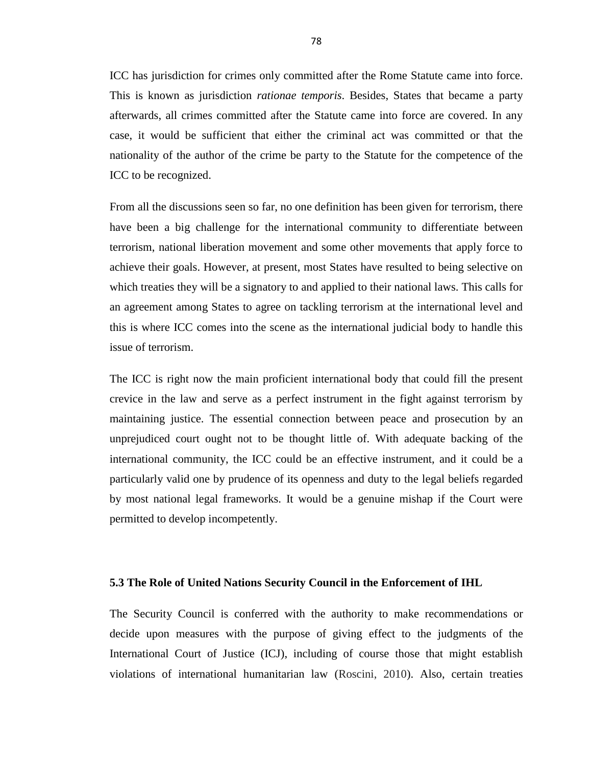ICC has jurisdiction for crimes only committed after the Rome Statute came into force. This is known as jurisdiction *rationae temporis*. Besides, States that became a party afterwards, all crimes committed after the Statute came into force are covered. In any case, it would be sufficient that either the criminal act was committed or that the nationality of the author of the crime be party to the Statute for the competence of the ICC to be recognized.

From all the discussions seen so far, no one definition has been given for terrorism, there have been a big challenge for the international community to differentiate between terrorism, national liberation movement and some other movements that apply force to achieve their goals. However, at present, most States have resulted to being selective on which treaties they will be a signatory to and applied to their national laws. This calls for an agreement among States to agree on tackling terrorism at the international level and this is where ICC comes into the scene as the international judicial body to handle this issue of terrorism.

The ICC is right now the main proficient international body that could fill the present crevice in the law and serve as a perfect instrument in the fight against terrorism by maintaining justice. The essential connection between peace and prosecution by an unprejudiced court ought not to be thought little of. With adequate backing of the international community, the ICC could be an effective instrument, and it could be a particularly valid one by prudence of its openness and duty to the legal beliefs regarded by most national legal frameworks. It would be a genuine mishap if the Court were permitted to develop incompetently.

### 5.3 The Role of United Nations Security Council in the Enforcement of IHL

The Security Council is conferred with the authority to make recommendations or decide upon measures with the purpose of giving effect to the judgments of the International Court of Justice (ICJ), including of course those that might establish violations of international humanitarian law (Roscini, 2010). Also, certain treaties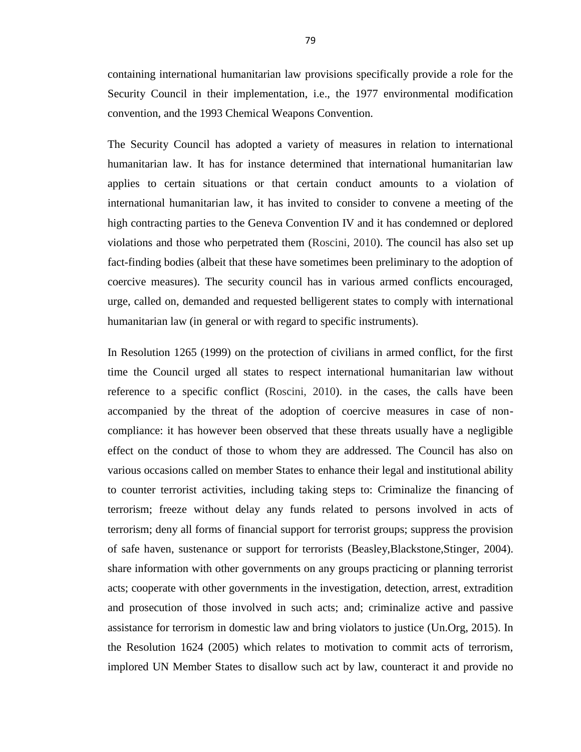containing international humanitarian law provisions specifically provide a role for the Security Council in their implementation, i.e., the 1977 environmental modification convention, and the 1993 Chemical Weapons Convention.

The Security Council has adopted a variety of measures in relation to international humanitarian law. It has for instance determined that international humanitarian law applies to certain situations or that certain conduct amounts to a violation of international humanitarian law, it has invited to consider to convene a meeting of the high contracting parties to the Geneva Convention IV and it has condemned or deplored violations and those who perpetrated them (Roscini, 2010). The council has also set up fact-finding bodies (albeit that these have sometimes been preliminary to the adoption of coercive measures). The security council has in various armed conflicts encouraged, urge, called on, demanded and requested belligerent states to comply with international humanitarian law (in general or with regard to specific instruments).

In Resolution 1265 (1999) on the protection of civilians in armed conflict, for the first time the Council urged all states to respect international humanitarian law without reference to a specific conflict (Roscini, 2010). in the cases, the calls have been accompanied by the threat of the adoption of coercive measures in case of non-compliance: it has however been observed that these threats usually have a negligible effect on the conduct of those to whom they are addressed. The Council has also on various occasions called on member States to enhance their legal and institutional ability to counter terrorist activities, including taking steps to: Criminalize the financing of terrorism; freeze without delay any funds related to persons involved in acts of terrorism; deny all forms of financial support for terrorist groups; suppress the provision of safe haven, sustenance or support for terrorists (Beasley,Blackstone,Stinger, 2004). share information with other governments on any groups practicing or planning terrorist acts; cooperate with other governments in the investigation, detection, arrest, extradition and prosecution of those involved in such acts; and; criminalize active and passive assistance for terrorism in domestic law and bring violators to justice (Un.Org, 2015). In the Resolution 1624 (2005) which relates to motivation to commit acts of terrorism, implored UN Member States to disallow such act by law, counteract it and provide no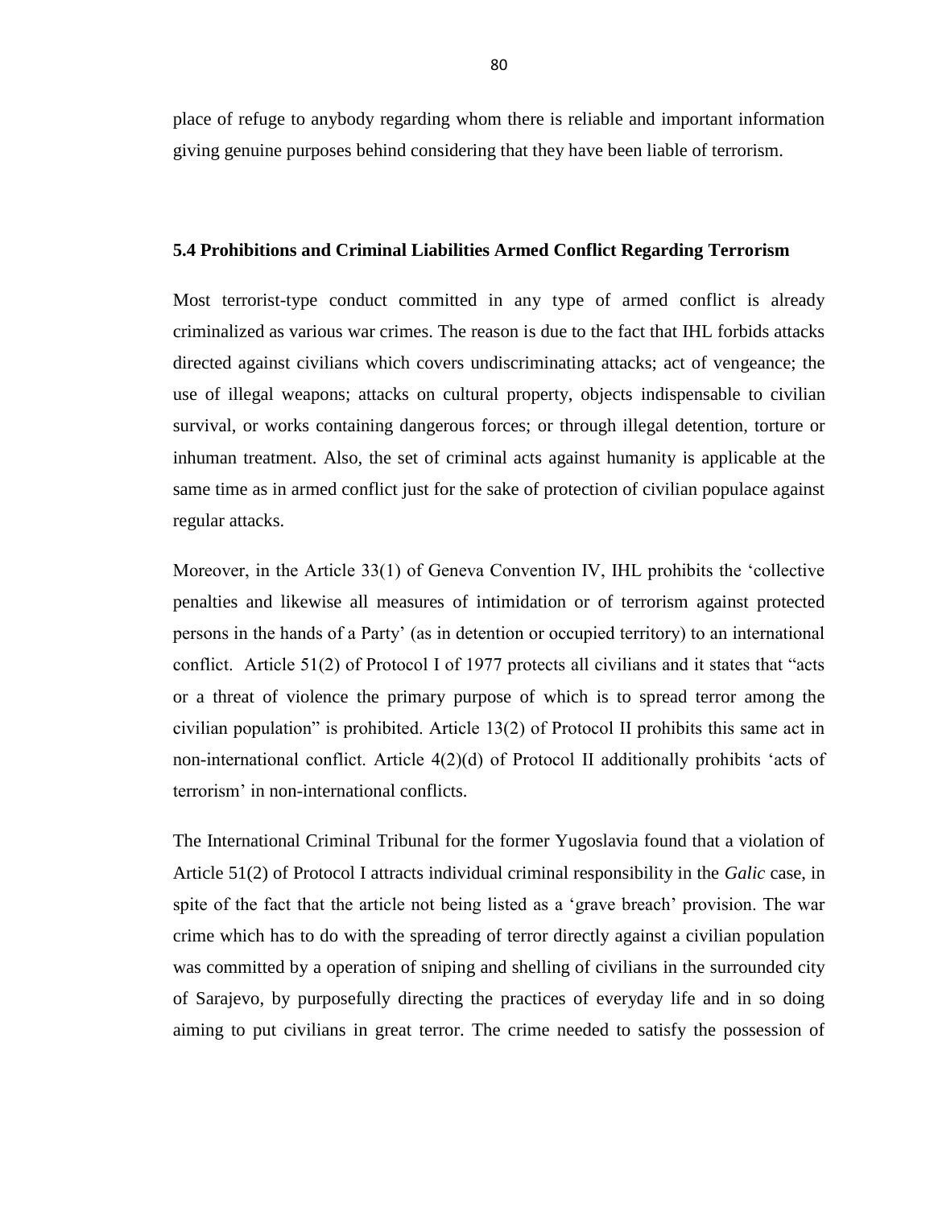place of refuge to anybody regarding whom there is reliable and important information giving genuine purposes behind considering that they have been liable of terrorism.

### **5.4 Prohibitions and Criminal Liabilities Armed Conflict Regarding Terrorism**

Most terrorist-type conduct committed in any type of armed conflict is already criminalized as various war crimes. The reason is due to the fact that IHL forbids attacks directed against civilians which covers undiscriminating attacks; act of vengeance; the use of illegal weapons; attacks on cultural property, objects indispensable to civilian survival, or works containing dangerous forces; or through illegal detention, torture or inhuman treatment. Also, the set of criminal acts against humanity is applicable at the same time as in armed conflict just for the sake of protection of civilian populace against regular attacks.

Moreover, in the Article 33(1) of Geneva Convention IV, IHL prohibits the 'collective penalties and likewise all measures of intimidation or of terrorism against protected persons in the hands of a Party' (as in detention or occupied territory) to an international conflict. Article 51(2) of Protocol I of 1977 protects all civilians and it states that "acts or a threat of violence the primary purpose of which is to spread terror among the civilian population" is prohibited. Article 13(2) of Protocol II prohibits this same act in non-international conflict. Article 4(2)(d) of Protocol II additionally prohibits 'acts of terrorism' in non-international conflicts.

The International Criminal Tribunal for the former Yugoslavia found that a violation of Article 51(2) of Protocol I attracts individual criminal responsibility in the *Galic* case, in spite of the fact that the article not being listed as a 'grave breach' provision. The war crime which has to do with the spreading of terror directly against a civilian population was committed by a operation of sniping and shelling of civilians in the surrounded city of Sarajevo, by purposefully directing the practices of everyday life and in so doing aiming to put civilians in great terror. The crime needed to satisfy the possession of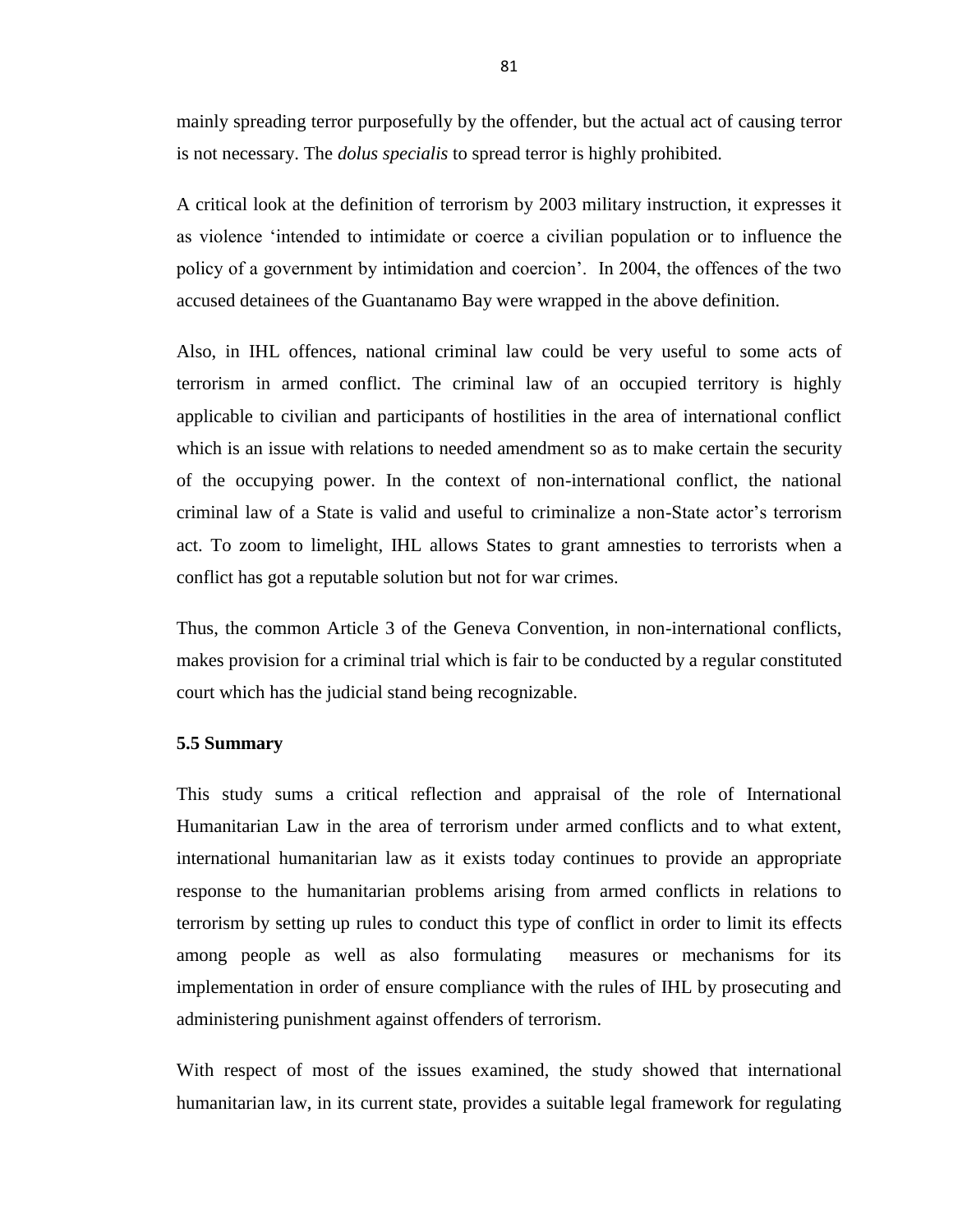mainly spreading terror purposefully by the offender, but the actual act of causing terror is not necessary. The *dolus specialis* to spread terror is highly prohibited.

A critical look at the definition of terrorism by 2003 military instruction, it expresses it as violence 'intended to intimidate or coerce a civilian population or to influence the policy of a government by intimidation and coercion'. In 2004, the offences of the two accused detainees of the Guantanamo Bay were wrapped in the above definition.

Also, in IHL offences, national criminal law could be very useful to some acts of terrorism in armed conflict. The criminal law of an occupied territory is highly applicable to civilian and participants of hostilities in the area of international conflict which is an issue with relations to needed amendment so as to make certain the security of the occupying power. In the context of non-international conflict, the national criminal law of a State is valid and useful to criminalize a non-State actor's terrorism act. To zoom to limelight, IHL allows States to grant amnesties to terrorists when a conflict has got a reputable solution but not for war crimes.

Thus, the common Article 3 of the Geneva Convention, in non-international conflicts, makes provision for a criminal trial which is fair to be conducted by a regular constituted court which has the judicial stand being recognizable.

### 5.5 Summary

This study sums a critical reflection and appraisal of the role of International Humanitarian Law in the area of terrorism under armed conflicts and to what extent, international humanitarian law as it exists today continues to provide an appropriate response to the humanitarian problems arising from armed conflicts in relations to terrorism by setting up rules to conduct this type of conflict in order to limit its effects among people as well as also formulating measures or mechanisms for its implementation in order of ensure compliance with the rules of IHL by prosecuting and administering punishment against offenders of terrorism.

With respect of most of the issues examined, the study showed that international humanitarian law, in its current state, provides a suitable legal framework for regulating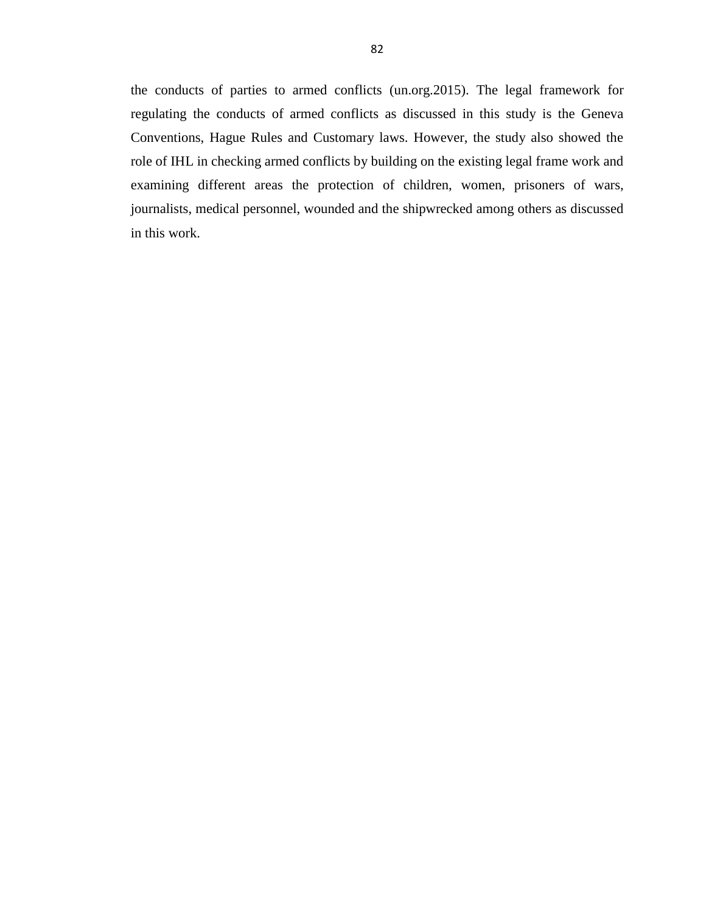the conducts of parties to armed conflicts (un.org.2015). The legal framework for regulating the conducts of armed conflicts as discussed in this study is the Geneva Conventions, Hague Rules and Customary laws. However, the study also showed the role of IHL in checking armed conflicts by building on the existing legal frame work and examining different areas the protection of children, women, prisoners of wars, journalists, medical personnel, wounded and the shipwrecked among others as discussed in this work.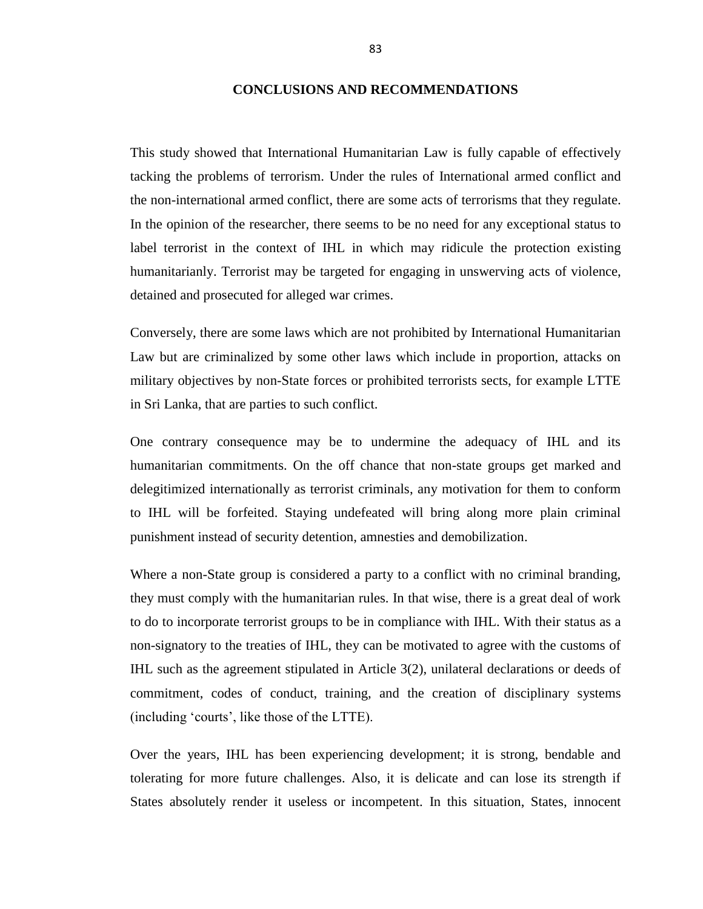# CONCLUSIONS AND RECOMMENDATIONS

This study showed that International Humanitarian Law is fully capable of effectively tacking the problems of terrorism. Under the rules of International armed conflict and the non-international armed conflict, there are some acts of terrorisms that they regulate. In the opinion of the researcher, there seems to be no need for any exceptional status to label terrorist in the context of IHL in which may ridicule the protection existing humanitarianly. Terrorist may be targeted for engaging in unswerving acts of violence, detained and prosecuted for alleged war crimes.

Conversely, there are some laws which are not prohibited by International Humanitarian Law but are criminalized by some other laws which include in proportion, attacks on military objectives by non-State forces or prohibited terrorists sects, for example LTTE in Sri Lanka, that are parties to such conflict.

One contrary consequence may be to undermine the adequacy of IHL and its humanitarian commitments. On the off chance that non-state groups get marked and delegitimized internationally as terrorist criminals, any motivation for them to conform to IHL will be forfeited. Staying undefeated will bring along more plain criminal punishment instead of security detention, amnesties and demobilization.

Where a non-State group is considered a party to a conflict with no criminal branding, they must comply with the humanitarian rules. In that wise, there is a great deal of work to do to incorporate terrorist groups to be in compliance with IHL. With their status as a non-signatory to the treaties of IHL, they can be motivated to agree with the customs of IHL such as the agreement stipulated in Article 3(2), unilateral declarations or deeds of commitment, codes of conduct, training, and the creation of disciplinary systems (including 'courts', like those of the LTTE).

Over the years, IHL has been experiencing development; it is strong, bendable and tolerating for more future challenges. Also, it is delicate and can lose its strength if States absolutely render it useless or incompetent. In this situation, States, innocent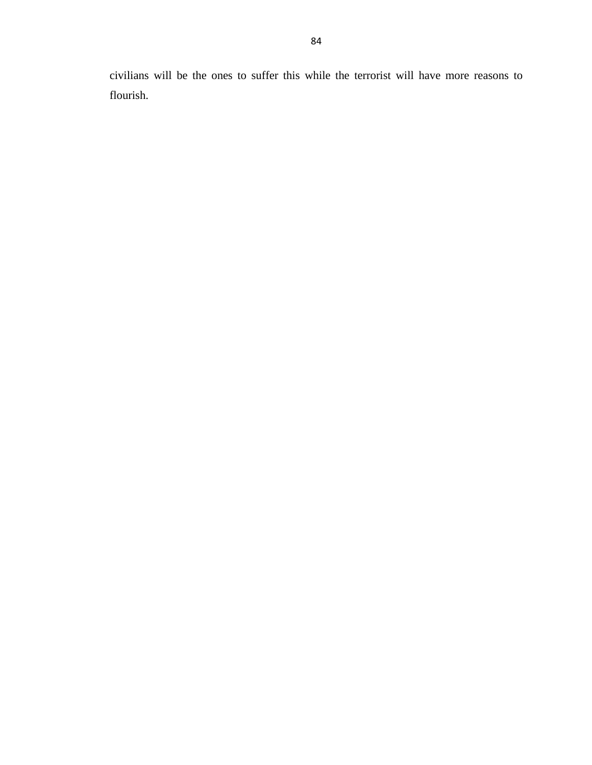civilians will be the ones to suffer this while the terrorist will have more reasons to flourish.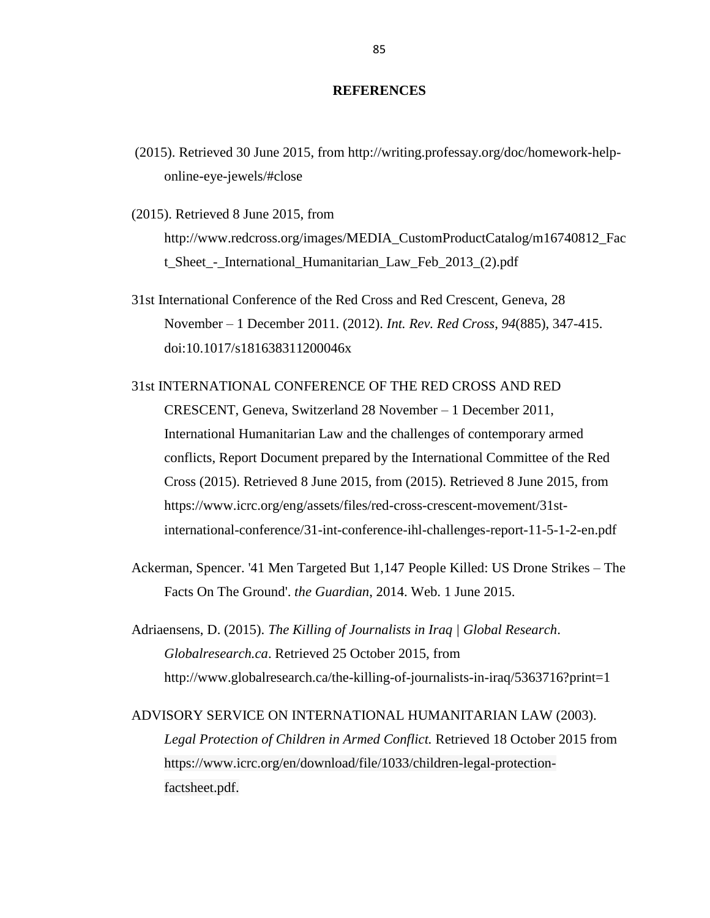# REFERENCES

(2015). Retrieved 30 June 2015, from http://writing.professay.org/doc/homework-help-online-eye-jewels/#close

(2015). Retrieved 8 June 2015, from http://www.redcross.org/images/MEDIA_CustomProductCatalog/m16740812_Fact_Sheet_-_International_Humanitarian_Law_Feb_2013_(2).pdf

31st International Conference of the Red Cross and Red Crescent, Geneva, 28 November – 1 December 2011. (2012). *Int. Rev. Red Cross*, *94*(885), 347-415. doi:10.1017/s181638311200046x

31st INTERNATIONAL CONFERENCE OF THE RED CROSS AND RED CRESCENT, Geneva, Switzerland 28 November – 1 December 2011, International Humanitarian Law and the challenges of contemporary armed conflicts, Report Document prepared by the International Committee of the Red Cross (2015). Retrieved 8 June 2015, from (2015). Retrieved 8 June 2015, from https://www.icrc.org/eng/assets/files/red-cross-crescent-movement/31st-international-conference/31-int-conference-ihl-challenges-report-11-5-1-2-en.pdf

Ackerman, Spencer. '41 Men Targeted But 1,147 People Killed: US Drone Strikes – The Facts On The Ground'. *the Guardian*, 2014. Web. 1 June 2015.

Adriaensens, D. (2015). *The Killing of Journalists in Iraq | Global Research*. *Globalresearch.ca*. Retrieved 25 October 2015, from http://www.globalresearch.ca/the-killing-of-journalists-in-iraq/5363716?print=1

ADVISORY SERVICE ON INTERNATIONAL HUMANITARIAN LAW (2003). *Legal Protection of Children in Armed Conflict.* Retrieved 18 October 2015 from https://www.icrc.org/en/download/file/1033/children-legal-protection-factsheet.pdf.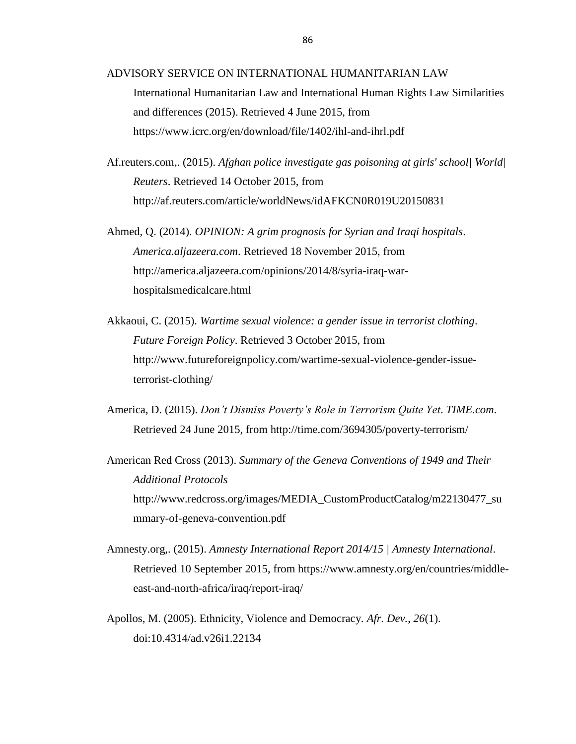ADVISORY SERVICE ON INTERNATIONAL HUMANITARIAN LAW International Humanitarian Law and International Human Rights Law Similarities and differences (2015). Retrieved 4 June 2015, from https://www.icrc.org/en/download/file/1402/ihl-and-ihrl.pdf

Af.reuters.com,. (2015). *Afghan police investigate gas poisoning at girls' school| World| Reuters*. Retrieved 14 October 2015, from http://af.reuters.com/article/worldNews/idAFKCN0R019U20150831

Ahmed, Q. (2014). *OPINION: A grim prognosis for Syrian and Iraqi hospitals*. *America.aljazeera.com*. Retrieved 18 November 2015, from http://america.aljazeera.com/opinions/2014/8/syria-iraq-war-hospitalsmedicalcare.html

Akkaoui, C. (2015). *Wartime sexual violence: a gender issue in terrorist clothing*. *Future Foreign Policy*. Retrieved 3 October 2015, from http://www.futureforeignpolicy.com/wartime-sexual-violence-gender-issue-terrorist-clothing/

America, D. (2015). *Don't Dismiss Poverty's Role in Terrorism Quite Yet*. *TIME.com*. Retrieved 24 June 2015, from http://time.com/3694305/poverty-terrorism/

American Red Cross (2013). *Summary of the Geneva Conventions of 1949 and Their Additional Protocols* http://www.redcross.org/images/MEDIA_CustomProductCatalog/m22130477_summary-of-geneva-convention.pdf

Amnesty.org,. (2015). *Amnesty International Report 2014/15 | Amnesty International*. Retrieved 10 September 2015, from https://www.amnesty.org/en/countries/middle-east-and-north-africa/iraq/report-iraq/

Apollos, M. (2005). Ethnicity, Violence and Democracy. *Afr. Dev.*, *26*(1). doi:10.4314/ad.v26i1.22134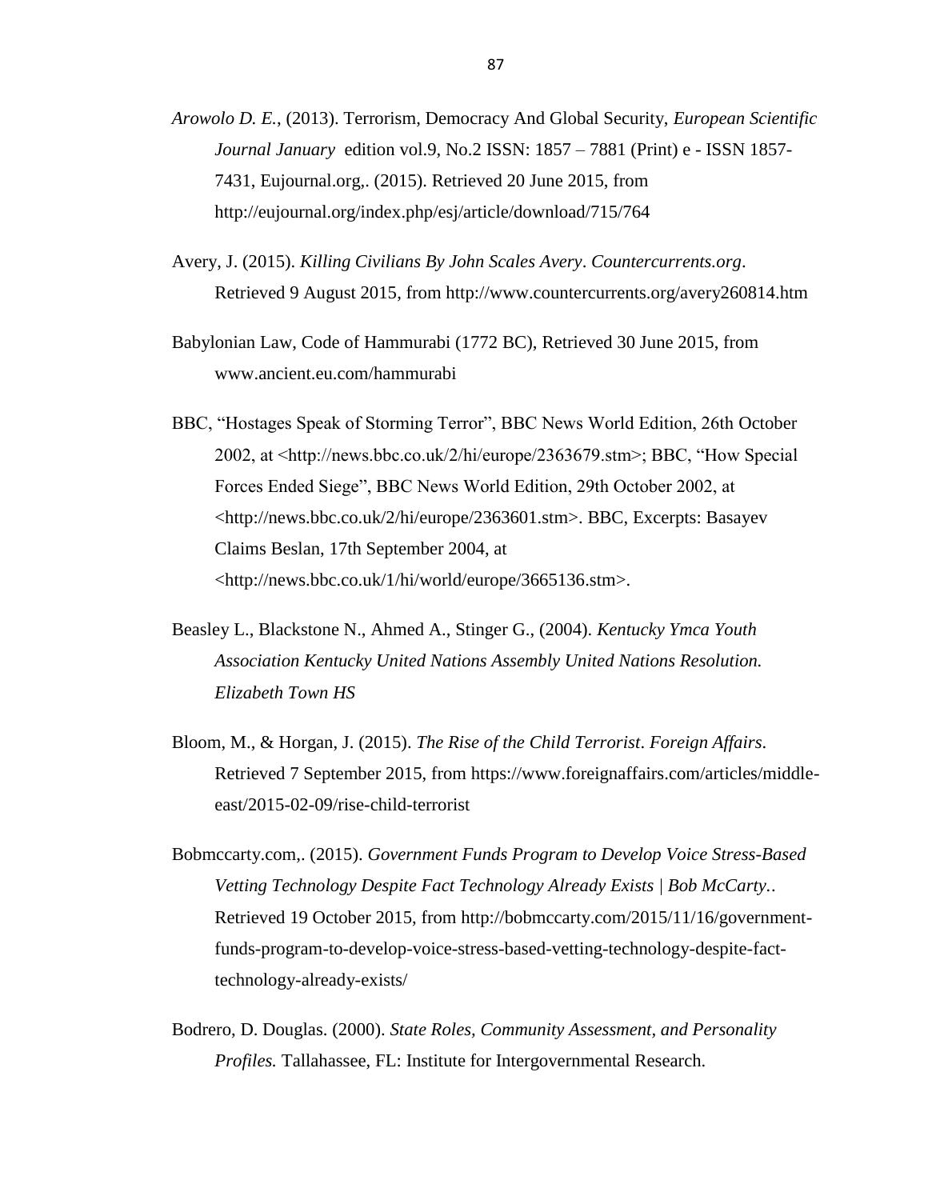*Arowolo D. E.*, (2013). Terrorism, Democracy And Global Security, *European Scientific Journal January* edition vol.9, No.2 ISSN: 1857 – 7881 (Print) e - ISSN 1857-7431, Eujournal.org,. (2015). Retrieved 20 June 2015, from http://eujournal.org/index.php/esj/article/download/715/764

Avery, J. (2015). *Killing Civilians By John Scales Avery*. *Countercurrents.org*. Retrieved 9 August 2015, from http://www.countercurrents.org/avery260814.htm

Babylonian Law, Code of Hammurabi (1772 BC), Retrieved 30 June 2015, from www.ancient.eu.com/hammurabi

BBC, "Hostages Speak of Storming Terror", BBC News World Edition, 26th October 2002, at <http://news.bbc.co.uk/2/hi/europe/2363679.stm>; BBC, "How Special Forces Ended Siege", BBC News World Edition, 29th October 2002, at <http://news.bbc.co.uk/2/hi/europe/2363601.stm>. BBC, Excerpts: Basayev Claims Beslan, 17th September 2004, at <http://news.bbc.co.uk/1/hi/world/europe/3665136.stm>.

Beasley L., Blackstone N., Ahmed A., Stinger G., (2004). *Kentucky Ymca Youth Association Kentucky United Nations Assembly United Nations Resolution. Elizabeth Town HS*

Bloom, M., & Horgan, J. (2015). *The Rise of the Child Terrorist*. *Foreign Affairs*. Retrieved 7 September 2015, from https://www.foreignaffairs.com/articles/middle-east/2015-02-09/rise-child-terrorist

Bobmccarty.com,. (2015). *Government Funds Program to Develop Voice Stress-Based Vetting Technology Despite Fact Technology Already Exists | Bob McCarty.*. Retrieved 19 October 2015, from http://bobmccarty.com/2015/11/16/government-funds-program-to-develop-voice-stress-based-vetting-technology-despite-fact-technology-already-exists/

Bodrero, D. Douglas. (2000). *State Roles, Community Assessment, and Personality Profiles.* Tallahassee, FL: Institute for Intergovernmental Research.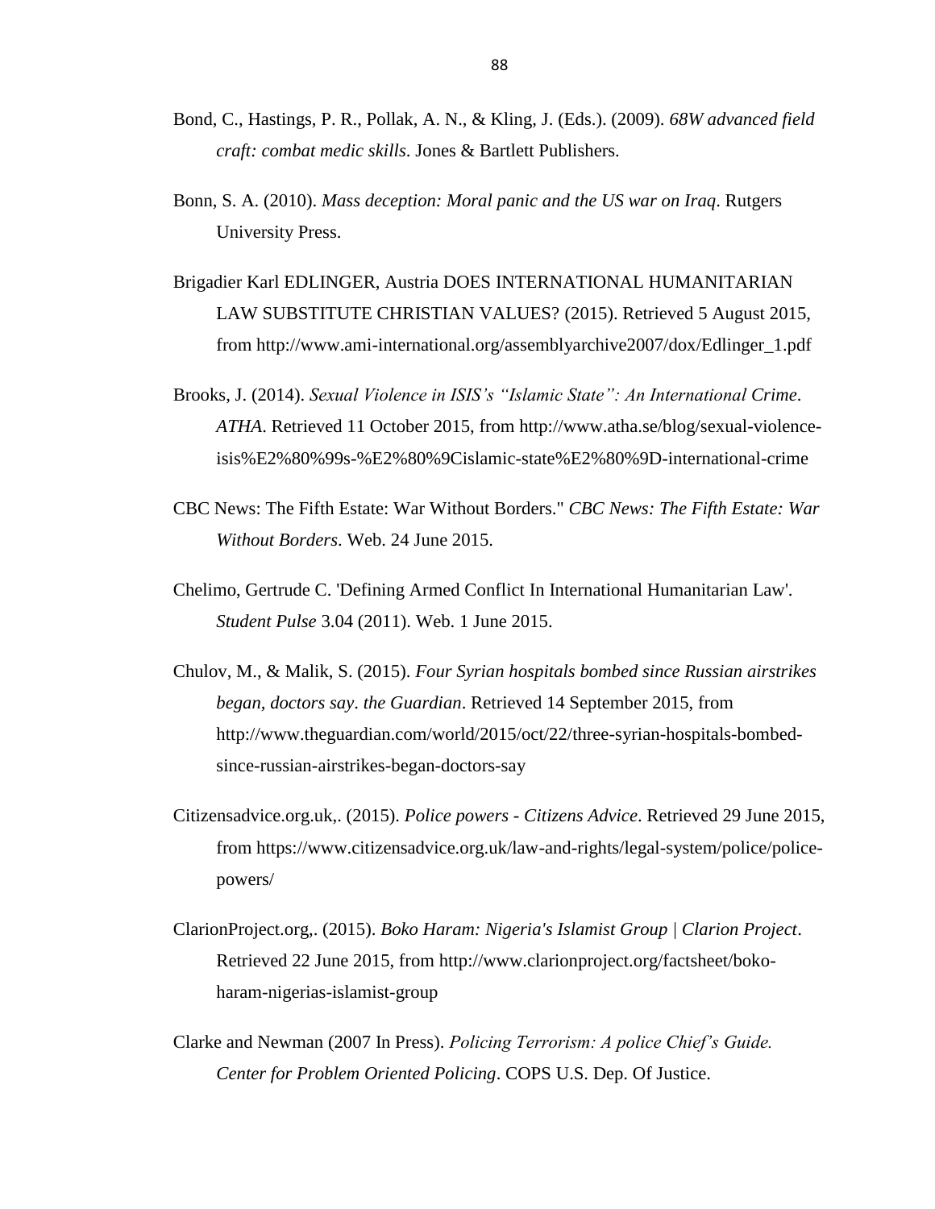Bond, C., Hastings, P. R., Pollak, A. N., & Kling, J. (Eds.). (2009). *68W advanced field craft: combat medic skills*. Jones & Bartlett Publishers.

Bonn, S. A. (2010). *Mass deception: Moral panic and the US war on Iraq*. Rutgers University Press.

Brigadier Karl EDLINGER, Austria DOES INTERNATIONAL HUMANITARIAN LAW SUBSTITUTE CHRISTIAN VALUES? (2015). Retrieved 5 August 2015, from http://www.ami-international.org/assemblyarchive2007/dox/Edlinger_1.pdf

Brooks, J. (2014). *Sexual Violence in ISIS's "Islamic State": An International Crime*. *ATHA*. Retrieved 11 October 2015, from http://www.atha.se/blog/sexual-violence-isis%E2%80%99s-%E2%80%9Cislamic-state%E2%80%9D-international-crime

CBC News: The Fifth Estate: War Without Borders." *CBC News: The Fifth Estate: War Without Borders*. Web. 24 June 2015.

Chelimo, Gertrude C. 'Defining Armed Conflict In International Humanitarian Law'. *Student Pulse* 3.04 (2011). Web. 1 June 2015.

Chulov, M., & Malik, S. (2015). *Four Syrian hospitals bombed since Russian airstrikes began, doctors say*. *the Guardian*. Retrieved 14 September 2015, from http://www.theguardian.com/world/2015/oct/22/three-syrian-hospitals-bombed-since-russian-airstrikes-began-doctors-say

Citizensadvice.org.uk,. (2015). *Police powers - Citizens Advice*. Retrieved 29 June 2015, from https://www.citizensadvice.org.uk/law-and-rights/legal-system/police/police-powers/

ClarionProject.org,. (2015). *Boko Haram: Nigeria's Islamist Group | Clarion Project*. Retrieved 22 June 2015, from http://www.clarionproject.org/factsheet/boko-haram-nigerias-islamist-group

Clarke and Newman (2007 In Press). *Policing Terrorism: A police Chief's Guide. Center for Problem Oriented Policing*. COPS U.S. Dep. Of Justice.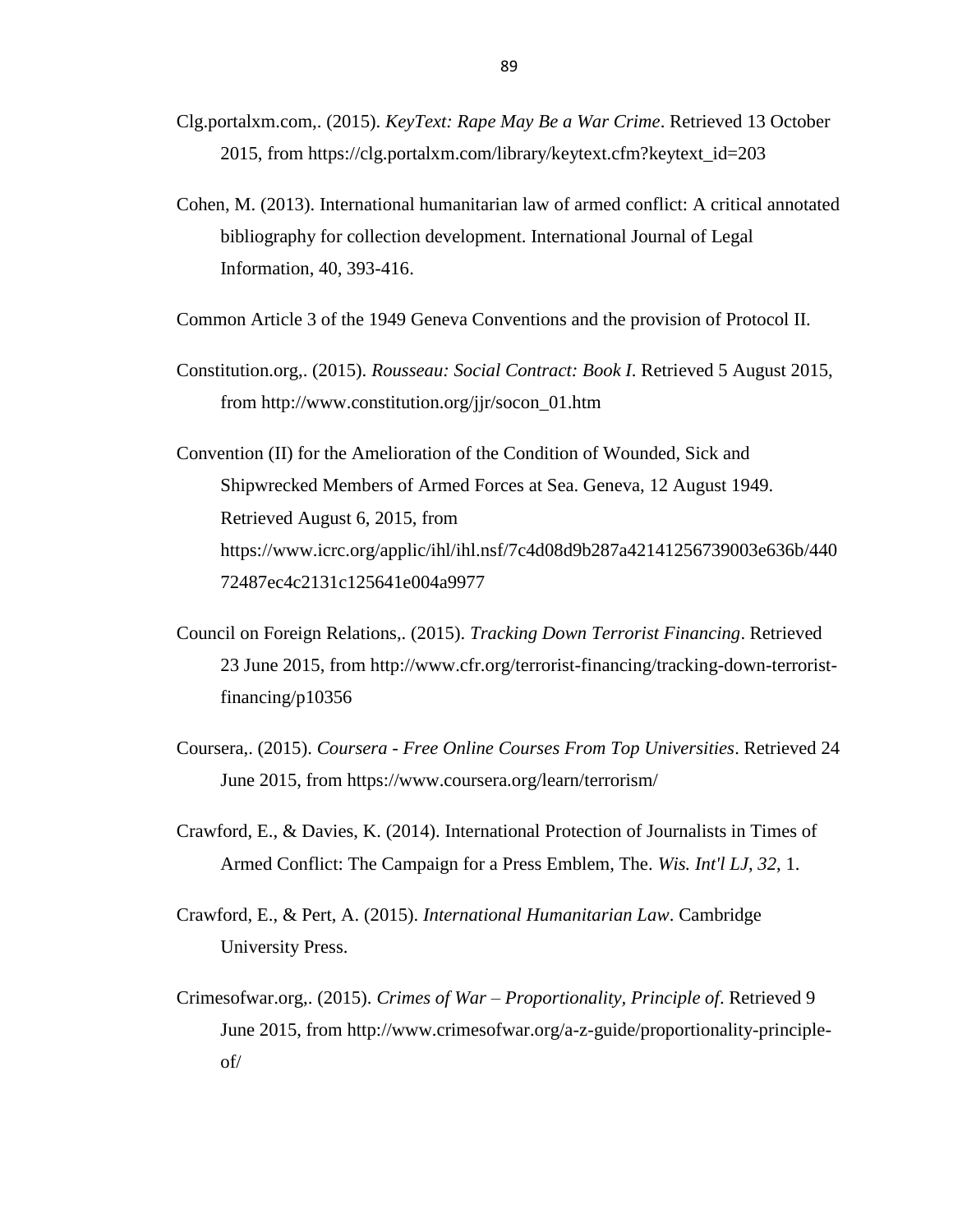Clg.portalxm.com,. (2015). *KeyText: Rape May Be a War Crime*. Retrieved 13 October 2015, from https://clg.portalxm.com/library/keytext.cfm?keytext_id=203

Cohen, M. (2013). International humanitarian law of armed conflict: A critical annotated bibliography for collection development. International Journal of Legal Information, 40, 393-416.

Common Article 3 of the 1949 Geneva Conventions and the provision of Protocol II.

Constitution.org,. (2015). *Rousseau: Social Contract: Book I*. Retrieved 5 August 2015, from http://www.constitution.org/jjr/socon_01.htm

Convention (II) for the Amelioration of the Condition of Wounded, Sick and Shipwrecked Members of Armed Forces at Sea. Geneva, 12 August 1949. Retrieved August 6, 2015, from https://www.icrc.org/applic/ihl/ihl.nsf/7c4d08d9b287a42141256739003e636b/44072487ec4c2131c125641e004a9977

Council on Foreign Relations,. (2015). *Tracking Down Terrorist Financing*. Retrieved 23 June 2015, from http://www.cfr.org/terrorist-financing/tracking-down-terrorist-financing/p10356

Coursera,. (2015). *Coursera - Free Online Courses From Top Universities*. Retrieved 24 June 2015, from https://www.coursera.org/learn/terrorism/

Crawford, E., & Davies, K. (2014). International Protection of Journalists in Times of Armed Conflict: The Campaign for a Press Emblem, The. *Wis. Int'l LJ*, *32*, 1.

Crawford, E., & Pert, A. (2015). *International Humanitarian Law*. Cambridge University Press.

Crimesofwar.org,. (2015). *Crimes of War – Proportionality, Principle of*. Retrieved 9 June 2015, from http://www.crimesofwar.org/a-z-guide/proportionality-principle-of/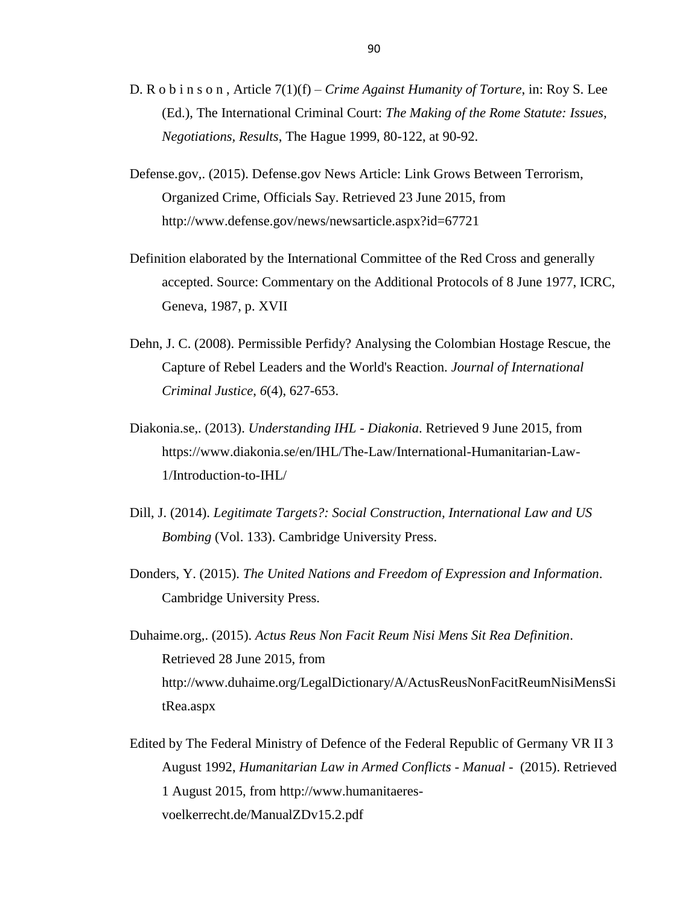D. R o b i n s o n , Article 7(1)(f) – *Crime Against Humanity of Torture*, in: Roy S. Lee (Ed.), The International Criminal Court: *The Making of the Rome Statute: Issues, Negotiations, Results*, The Hague 1999, 80-122, at 90-92.

Defense.gov,. (2015). Defense.gov News Article: Link Grows Between Terrorism, Organized Crime, Officials Say. Retrieved 23 June 2015, from http://www.defense.gov/news/newsarticle.aspx?id=67721

Definition elaborated by the International Committee of the Red Cross and generally accepted. Source: Commentary on the Additional Protocols of 8 June 1977, ICRC, Geneva, 1987, p. XVII

Dehn, J. C. (2008). Permissible Perfidy? Analysing the Colombian Hostage Rescue, the Capture of Rebel Leaders and the World's Reaction. *Journal of International Criminal Justice*, *6*(4), 627-653.

Diakonia.se,. (2013). *Understanding IHL - Diakonia*. Retrieved 9 June 2015, from https://www.diakonia.se/en/IHL/The-Law/International-Humanitarian-Law-1/Introduction-to-IHL/

Dill, J. (2014). *Legitimate Targets?: Social Construction, International Law and US Bombing* (Vol. 133). Cambridge University Press.

Donders, Y. (2015). *The United Nations and Freedom of Expression and Information*. Cambridge University Press.

Duhaime.org,. (2015). *Actus Reus Non Facit Reum Nisi Mens Sit Rea Definition*. Retrieved 28 June 2015, from http://www.duhaime.org/LegalDictionary/A/ActusReusNonFacitReumNisiMensSitRea.aspx

Edited by The Federal Ministry of Defence of the Federal Republic of Germany VR II 3 August 1992, *Humanitarian Law in Armed Conflicts - Manual -* (2015). Retrieved 1 August 2015, from http://www.humanitaeres-voelkerrecht.de/ManualZDv15.2.pdf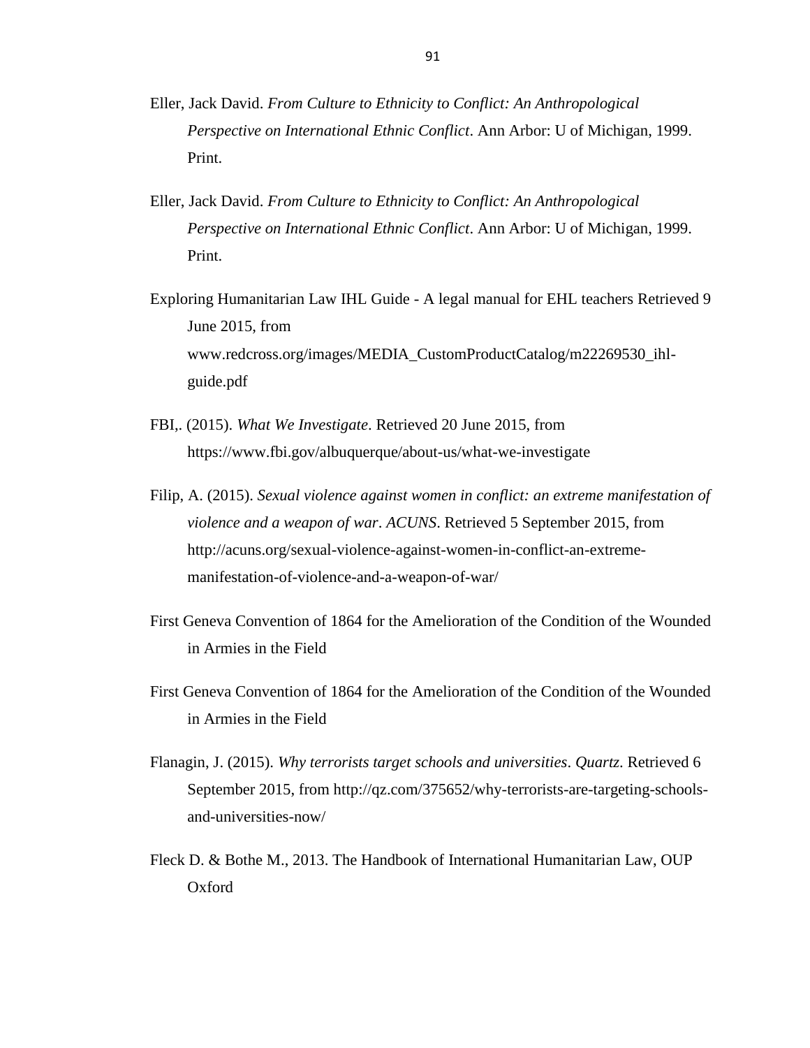Eller, Jack David. *From Culture to Ethnicity to Conflict: An Anthropological Perspective on International Ethnic Conflict*. Ann Arbor: U of Michigan, 1999. Print.

Eller, Jack David. *From Culture to Ethnicity to Conflict: An Anthropological Perspective on International Ethnic Conflict*. Ann Arbor: U of Michigan, 1999. Print.

Exploring Humanitarian Law IHL Guide - A legal manual for EHL teachers Retrieved 9 June 2015, from www.redcross.org/images/MEDIA_CustomProductCatalog/m22269530_ihl-guide.pdf

FBI,. (2015). *What We Investigate*. Retrieved 20 June 2015, from https://www.fbi.gov/albuquerque/about-us/what-we-investigate

Filip, A. (2015). *Sexual violence against women in conflict: an extreme manifestation of violence and a weapon of war*. *ACUNS*. Retrieved 5 September 2015, from http://acuns.org/sexual-violence-against-women-in-conflict-an-extreme-manifestation-of-violence-and-a-weapon-of-war/

First Geneva Convention of 1864 for the Amelioration of the Condition of the Wounded in Armies in the Field

First Geneva Convention of 1864 for the Amelioration of the Condition of the Wounded in Armies in the Field

Flanagin, J. (2015). *Why terrorists target schools and universities*. *Quartz*. Retrieved 6 September 2015, from http://qz.com/375652/why-terrorists-are-targeting-schools-and-universities-now/

Fleck D. & Bothe M., 2013. The Handbook of International Humanitarian Law, OUP Oxford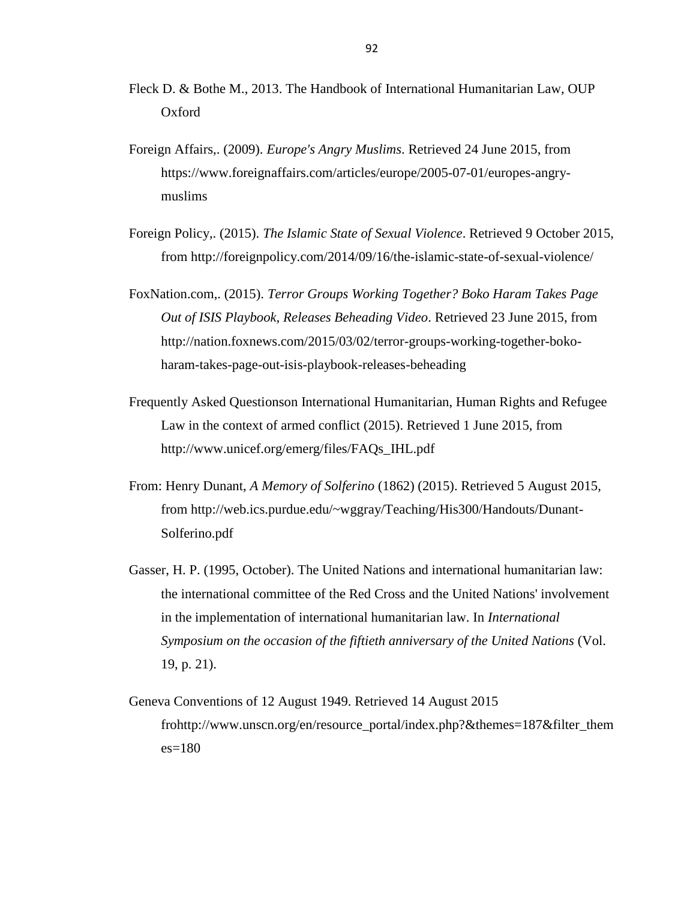Fleck D. & Bothe M., 2013. The Handbook of International Humanitarian Law, OUP Oxford

Foreign Affairs,. (2009). *Europe's Angry Muslims*. Retrieved 24 June 2015, from https://www.foreignaffairs.com/articles/europe/2005-07-01/europes-angry-muslims

Foreign Policy,. (2015). *The Islamic State of Sexual Violence*. Retrieved 9 October 2015, from http://foreignpolicy.com/2014/09/16/the-islamic-state-of-sexual-violence/

FoxNation.com,. (2015). *Terror Groups Working Together? Boko Haram Takes Page Out of ISIS Playbook, Releases Beheading Video*. Retrieved 23 June 2015, from http://nation.foxnews.com/2015/03/02/terror-groups-working-together-boko-haram-takes-page-out-isis-playbook-releases-beheading

Frequently Asked Questionson International Humanitarian, Human Rights and Refugee Law in the context of armed conflict (2015). Retrieved 1 June 2015, from http://www.unicef.org/emerg/files/FAQs_IHL.pdf

From: Henry Dunant, *A Memory of Solferino* (1862) (2015). Retrieved 5 August 2015, from http://web.ics.purdue.edu/~wggray/Teaching/His300/Handouts/Dunant-Solferino.pdf

Gasser, H. P. (1995, October). The United Nations and international humanitarian law: the international committee of the Red Cross and the United Nations' involvement in the implementation of international humanitarian law. In *International Symposium on the occasion of the fiftieth anniversary of the United Nations* (Vol. 19, p. 21).

Geneva Conventions of 12 August 1949. Retrieved 14 August 2015 frohttp://www.unscn.org/en/resource_portal/index.php?&themes=187&filter_themes=180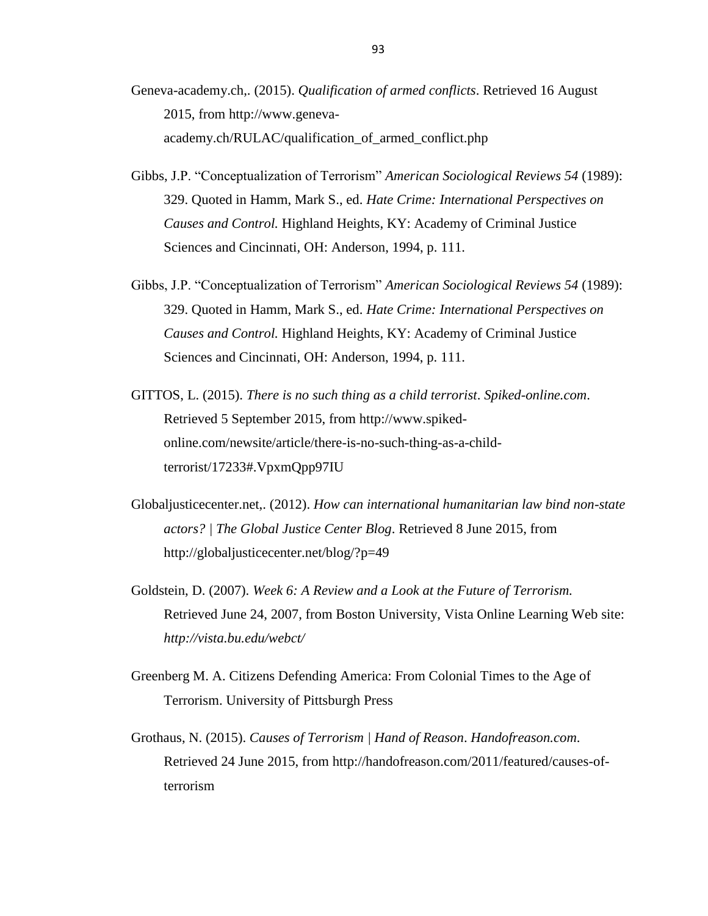Geneva-academy.ch,. (2015). *Qualification of armed conflicts*. Retrieved 16 August 2015, from http://www.geneva-academy.ch/RULAC/qualification_of_armed_conflict.php

Gibbs, J.P. "Conceptualization of Terrorism" *American Sociological Reviews 54* (1989): 329. Quoted in Hamm, Mark S., ed. *Hate Crime: International Perspectives on Causes and Control.* Highland Heights, KY: Academy of Criminal Justice Sciences and Cincinnati, OH: Anderson, 1994, p. 111.

Gibbs, J.P. "Conceptualization of Terrorism" *American Sociological Reviews 54* (1989): 329. Quoted in Hamm, Mark S., ed. *Hate Crime: International Perspectives on Causes and Control.* Highland Heights, KY: Academy of Criminal Justice Sciences and Cincinnati, OH: Anderson, 1994, p. 111.

GITTOS, L. (2015). *There is no such thing as a child terrorist*. *Spiked-online.com*. Retrieved 5 September 2015, from http://www.spiked-online.com/newsite/article/there-is-no-such-thing-as-a-child-terrorist/17233#.VpxmQpp97IU

Globaljusticecenter.net,. (2012). *How can international humanitarian law bind non-state actors? | The Global Justice Center Blog*. Retrieved 8 June 2015, from http://globaljusticecenter.net/blog/?p=49

Goldstein, D. (2007). *Week 6: A Review and a Look at the Future of Terrorism.* Retrieved June 24, 2007, from Boston University, Vista Online Learning Web site: *http://vista.bu.edu/webct/*

Greenberg M. A. Citizens Defending America: From Colonial Times to the Age of Terrorism. University of Pittsburgh Press

Grothaus, N. (2015). *Causes of Terrorism | Hand of Reason*. *Handofreason.com*. Retrieved 24 June 2015, from http://handofreason.com/2011/featured/causes-of-terrorism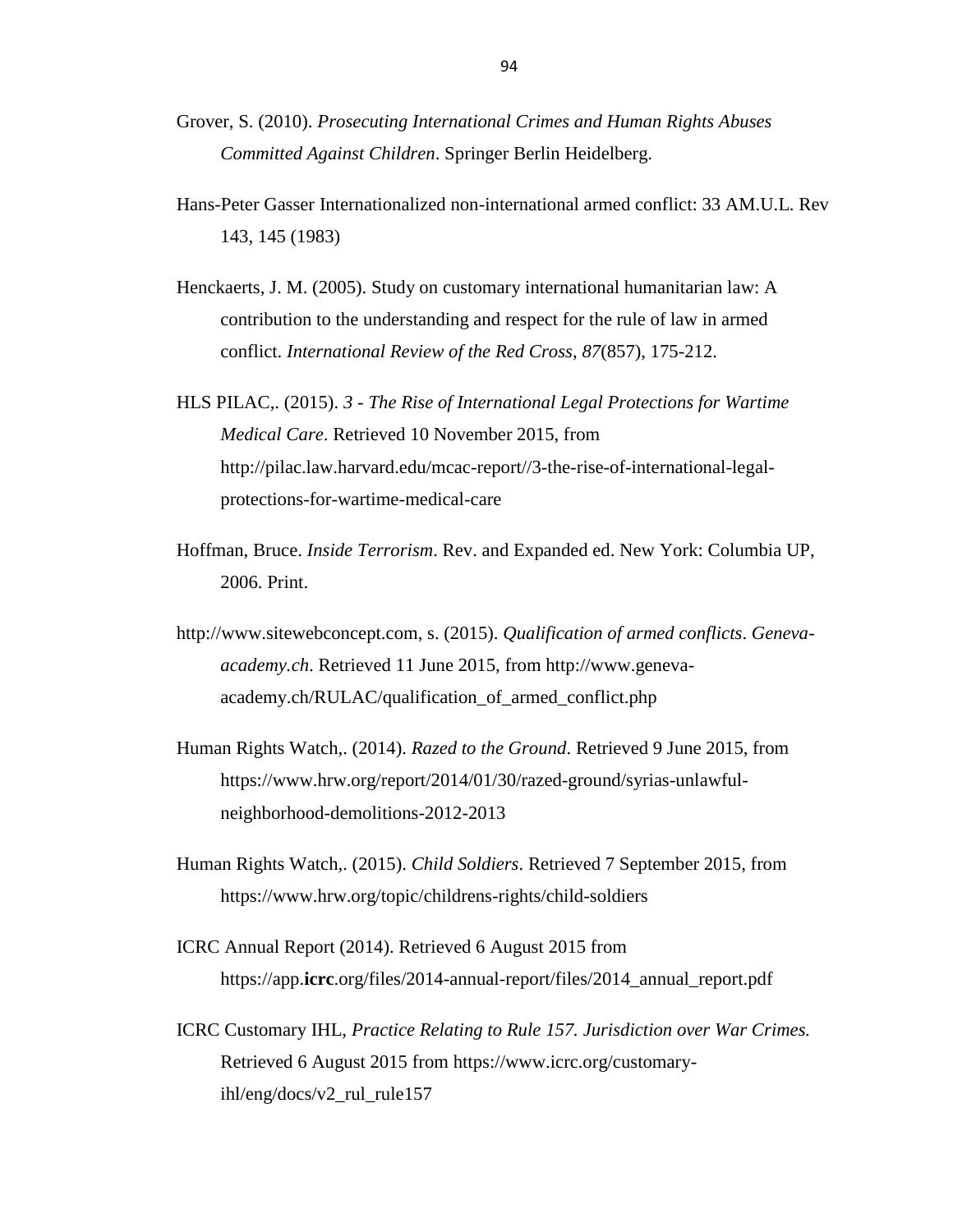Grover, S. (2010). *Prosecuting International Crimes and Human Rights Abuses Committed Against Children*. Springer Berlin Heidelberg.

Hans-Peter Gasser Internationalized non-international armed conflict: 33 AM.U.L. Rev 143, 145 (1983)

Henckaerts, J. M. (2005). Study on customary international humanitarian law: A contribution to the understanding and respect for the rule of law in armed conflict. *International Review of the Red Cross*, *87*(857), 175-212.

HLS PILAC,. (2015). *3 - The Rise of International Legal Protections for Wartime Medical Care*. Retrieved 10 November 2015, from http://pilac.law.harvard.edu/mcac-report//3-the-rise-of-international-legal-protections-for-wartime-medical-care

Hoffman, Bruce. *Inside Terrorism*. Rev. and Expanded ed. New York: Columbia UP, 2006. Print.

http://www.sitewebconcept.com, s. (2015). *Qualification of armed conflicts*. *Geneva-academy.ch*. Retrieved 11 June 2015, from http://www.geneva-academy.ch/RULAC/qualification_of_armed_conflict.php

Human Rights Watch,. (2014). *Razed to the Ground*. Retrieved 9 June 2015, from https://www.hrw.org/report/2014/01/30/razed-ground/syrias-unlawful-neighborhood-demolitions-2012-2013

Human Rights Watch,. (2015). *Child Soldiers*. Retrieved 7 September 2015, from https://www.hrw.org/topic/childrens-rights/child-soldiers

ICRC Annual Report (2014). Retrieved 6 August 2015 from https://app.**icrc**.org/files/2014-annual-report/files/2014_annual_report.pdf

ICRC Customary IHL, *Practice Relating to Rule 157. Jurisdiction over War Crimes.* Retrieved 6 August 2015 from https://www.icrc.org/customary-ihl/eng/docs/v2_rul_rule157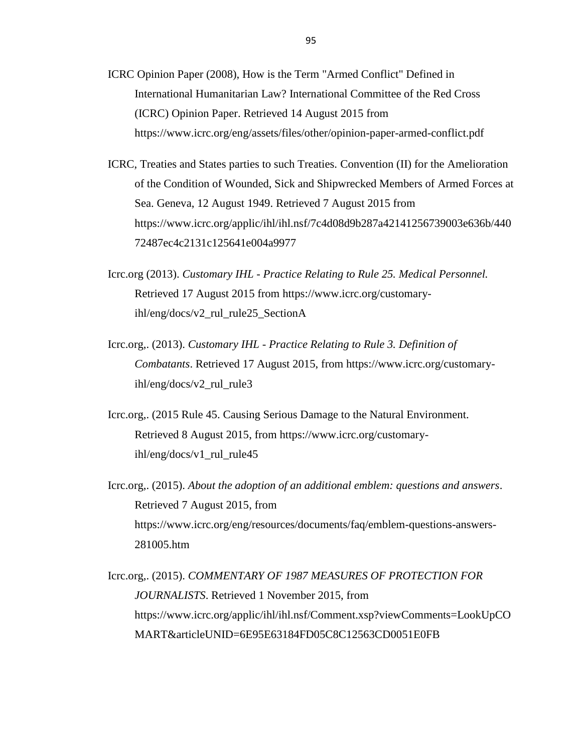ICRC Opinion Paper (2008), How is the Term "Armed Conflict" Defined in International Humanitarian Law? International Committee of the Red Cross (ICRC) Opinion Paper. Retrieved 14 August 2015 from https://www.icrc.org/eng/assets/files/other/opinion-paper-armed-conflict.pdf

ICRC, Treaties and States parties to such Treaties. Convention (II) for the Amelioration of the Condition of Wounded, Sick and Shipwrecked Members of Armed Forces at Sea. Geneva, 12 August 1949. Retrieved 7 August 2015 from https://www.icrc.org/applic/ihl/ihl.nsf/7c4d08d9b287a42141256739003e636b/44072487ec4c2131c125641e004a9977

Icrc.org (2013). *Customary IHL - Practice Relating to Rule 25. Medical Personnel.* Retrieved 17 August 2015 from https://www.icrc.org/customary-ihl/eng/docs/v2_rul_rule25_SectionA

Icrc.org,. (2013). *Customary IHL - Practice Relating to Rule 3. Definition of Combatants*. Retrieved 17 August 2015, from https://www.icrc.org/customary-ihl/eng/docs/v2_rul_rule3

Icrc.org,. (2015 Rule 45. Causing Serious Damage to the Natural Environment. Retrieved 8 August 2015, from https://www.icrc.org/customary-ihl/eng/docs/v1_rul_rule45

Icrc.org,. (2015). *About the adoption of an additional emblem: questions and answers*. Retrieved 7 August 2015, from https://www.icrc.org/eng/resources/documents/faq/emblem-questions-answers-281005.htm

Icrc.org,. (2015). *COMMENTARY OF 1987 MEASURES OF PROTECTION FOR JOURNALISTS*. Retrieved 1 November 2015, from https://www.icrc.org/applic/ihl/ihl.nsf/Comment.xsp?viewComments=LookUpCOMART&articleUNID=6E95E63184FD05C8C12563CD0051E0FB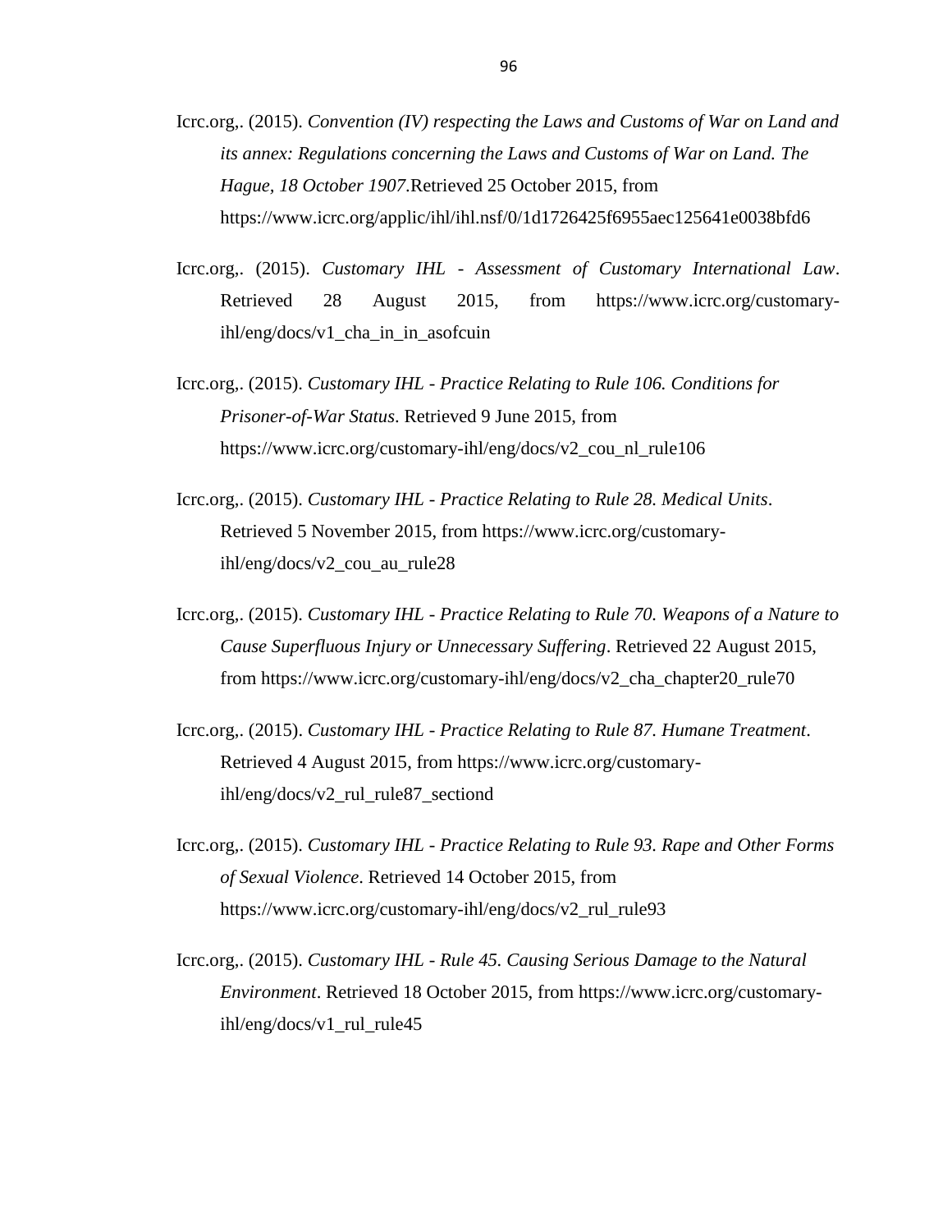Icrc.org,. (2015). *Convention (IV) respecting the Laws and Customs of War on Land and its annex: Regulations concerning the Laws and Customs of War on Land. The Hague, 18 October 1907*.Retrieved 25 October 2015, from https://www.icrc.org/applic/ihl/ihl.nsf/0/1d1726425f6955aec125641e0038bfd6

Icrc.org,. (2015). *Customary IHL - Assessment of Customary International Law*. Retrieved 28 August 2015, from https://www.icrc.org/customary-ihl/eng/docs/v1_cha_in_in_asofcuin

Icrc.org,. (2015). *Customary IHL - Practice Relating to Rule 106. Conditions for Prisoner-of-War Status*. Retrieved 9 June 2015, from https://www.icrc.org/customary-ihl/eng/docs/v2_cou_nl_rule106

Icrc.org,. (2015). *Customary IHL - Practice Relating to Rule 28. Medical Units*. Retrieved 5 November 2015, from https://www.icrc.org/customary-ihl/eng/docs/v2_cou_au_rule28

Icrc.org,. (2015). *Customary IHL - Practice Relating to Rule 70. Weapons of a Nature to Cause Superfluous Injury or Unnecessary Suffering*. Retrieved 22 August 2015, from https://www.icrc.org/customary-ihl/eng/docs/v2_cha_chapter20_rule70

Icrc.org,. (2015). *Customary IHL - Practice Relating to Rule 87. Humane Treatment*. Retrieved 4 August 2015, from https://www.icrc.org/customary-ihl/eng/docs/v2_rul_rule87_sectiond

Icrc.org,. (2015). *Customary IHL - Practice Relating to Rule 93. Rape and Other Forms of Sexual Violence*. Retrieved 14 October 2015, from https://www.icrc.org/customary-ihl/eng/docs/v2_rul_rule93

Icrc.org,. (2015). *Customary IHL - Rule 45. Causing Serious Damage to the Natural Environment*. Retrieved 18 October 2015, from https://www.icrc.org/customary-ihl/eng/docs/v1_rul_rule45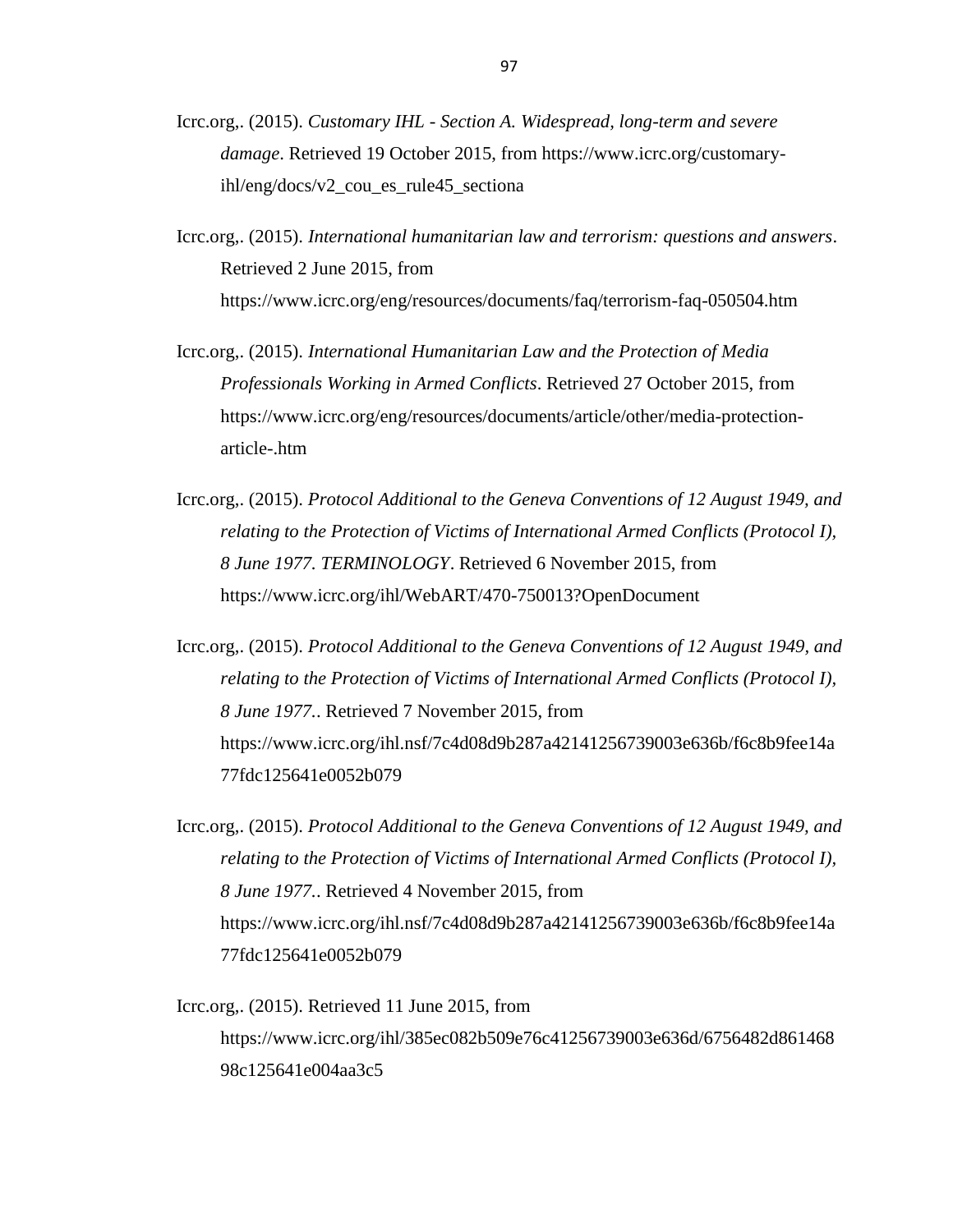Icrc.org,. (2015). *Customary IHL - Section A. Widespread, long-term and severe damage*. Retrieved 19 October 2015, from https://www.icrc.org/customary-ihl/eng/docs/v2_cou_es_rule45_sectiona

Icrc.org,. (2015). *International humanitarian law and terrorism: questions and answers*. Retrieved 2 June 2015, from https://www.icrc.org/eng/resources/documents/faq/terrorism-faq-050504.htm

Icrc.org,. (2015). *International Humanitarian Law and the Protection of Media Professionals Working in Armed Conflicts*. Retrieved 27 October 2015, from https://www.icrc.org/eng/resources/documents/article/other/media-protection-article-.htm

Icrc.org,. (2015). *Protocol Additional to the Geneva Conventions of 12 August 1949, and relating to the Protection of Victims of International Armed Conflicts (Protocol I), 8 June 1977. TERMINOLOGY*. Retrieved 6 November 2015, from https://www.icrc.org/ihl/WebART/470-750013?OpenDocument

Icrc.org,. (2015). *Protocol Additional to the Geneva Conventions of 12 August 1949, and relating to the Protection of Victims of International Armed Conflicts (Protocol I), 8 June 1977.*. Retrieved 7 November 2015, from https://www.icrc.org/ihl.nsf/7c4d08d9b287a42141256739003e636b/f6c8b9fee14a77fdc125641e0052b079

Icrc.org,. (2015). *Protocol Additional to the Geneva Conventions of 12 August 1949, and relating to the Protection of Victims of International Armed Conflicts (Protocol I), 8 June 1977.*. Retrieved 4 November 2015, from https://www.icrc.org/ihl.nsf/7c4d08d9b287a42141256739003e636b/f6c8b9fee14a77fdc125641e0052b079

Icrc.org,. (2015). Retrieved 11 June 2015, from https://www.icrc.org/ihl/385ec082b509e76c41256739003e636d/6756482d86146898c125641e004aa3c5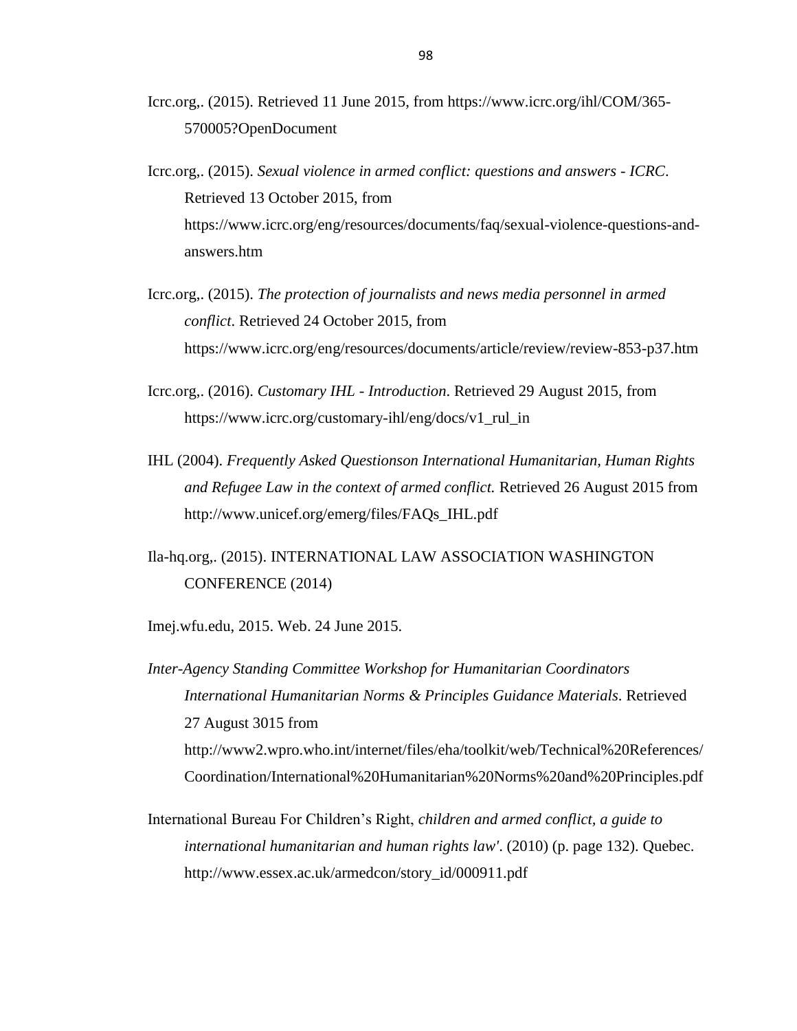Icrc.org,. (2015). Retrieved 11 June 2015, from https://www.icrc.org/ihl/COM/365-570005?OpenDocument

Icrc.org,. (2015). *Sexual violence in armed conflict: questions and answers - ICRC*. Retrieved 13 October 2015, from https://www.icrc.org/eng/resources/documents/faq/sexual-violence-questions-and-answers.htm

Icrc.org,. (2015). *The protection of journalists and news media personnel in armed conflict*. Retrieved 24 October 2015, from https://www.icrc.org/eng/resources/documents/article/review/review-853-p37.htm

Icrc.org,. (2016). *Customary IHL - Introduction*. Retrieved 29 August 2015, from https://www.icrc.org/customary-ihl/eng/docs/v1_rul_in

IHL (2004). *Frequently Asked Questionson International Humanitarian, Human Rights and Refugee Law in the context of armed conflict.* Retrieved 26 August 2015 from http://www.unicef.org/emerg/files/FAQs_IHL.pdf

Ila-hq.org,. (2015). INTERNATIONAL LAW ASSOCIATION WASHINGTON CONFERENCE (2014)

Imej.wfu.edu, 2015. Web. 24 June 2015.

*Inter-Agency Standing Committee Workshop for Humanitarian Coordinators International Humanitarian Norms & Principles Guidance Materials*. Retrieved 27 August 3015 from http://www2.wpro.who.int/internet/files/eha/toolkit/web/Technical%20References/Coordination/International%20Humanitarian%20Norms%20and%20Principles.pdf

International Bureau For Children's Right, *children and armed conflict, a guide to international humanitarian and human rights law'*. (2010) (p. page 132). Quebec. http://www.essex.ac.uk/armedcon/story_id/000911.pdf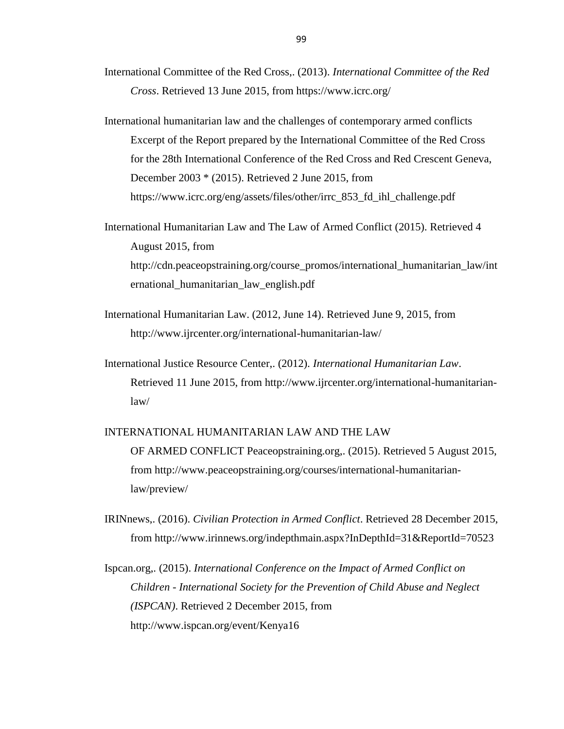International Committee of the Red Cross,. (2013). *International Committee of the Red Cross*. Retrieved 13 June 2015, from https://www.icrc.org/

International humanitarian law and the challenges of contemporary armed conflicts Excerpt of the Report prepared by the International Committee of the Red Cross for the 28th International Conference of the Red Cross and Red Crescent Geneva, December 2003 * (2015). Retrieved 2 June 2015, from https://www.icrc.org/eng/assets/files/other/irrc_853_fd_ihl_challenge.pdf

International Humanitarian Law and The Law of Armed Conflict (2015). Retrieved 4 August 2015, from http://cdn.peaceopstraining.org/course_promos/international_humanitarian_law/international_humanitarian_law_english.pdf

International Humanitarian Law. (2012, June 14). Retrieved June 9, 2015, from http://www.ijrcenter.org/international-humanitarian-law/

International Justice Resource Center,. (2012). *International Humanitarian Law*. Retrieved 11 June 2015, from http://www.ijrcenter.org/international-humanitarian-law/

INTERNATIONAL HUMANITARIAN LAW AND THE LAW OF ARMED CONFLICT Peaceopstraining.org,. (2015). Retrieved 5 August 2015, from http://www.peaceopstraining.org/courses/international-humanitarian-law/preview/

IRINnews,. (2016). *Civilian Protection in Armed Conflict*. Retrieved 28 December 2015, from http://www.irinnews.org/indepthmain.aspx?InDepthId=31&ReportId=70523

Ispcan.org,. (2015). *International Conference on the Impact of Armed Conflict on Children - International Society for the Prevention of Child Abuse and Neglect (ISPCAN)*. Retrieved 2 December 2015, from http://www.ispcan.org/event/Kenya16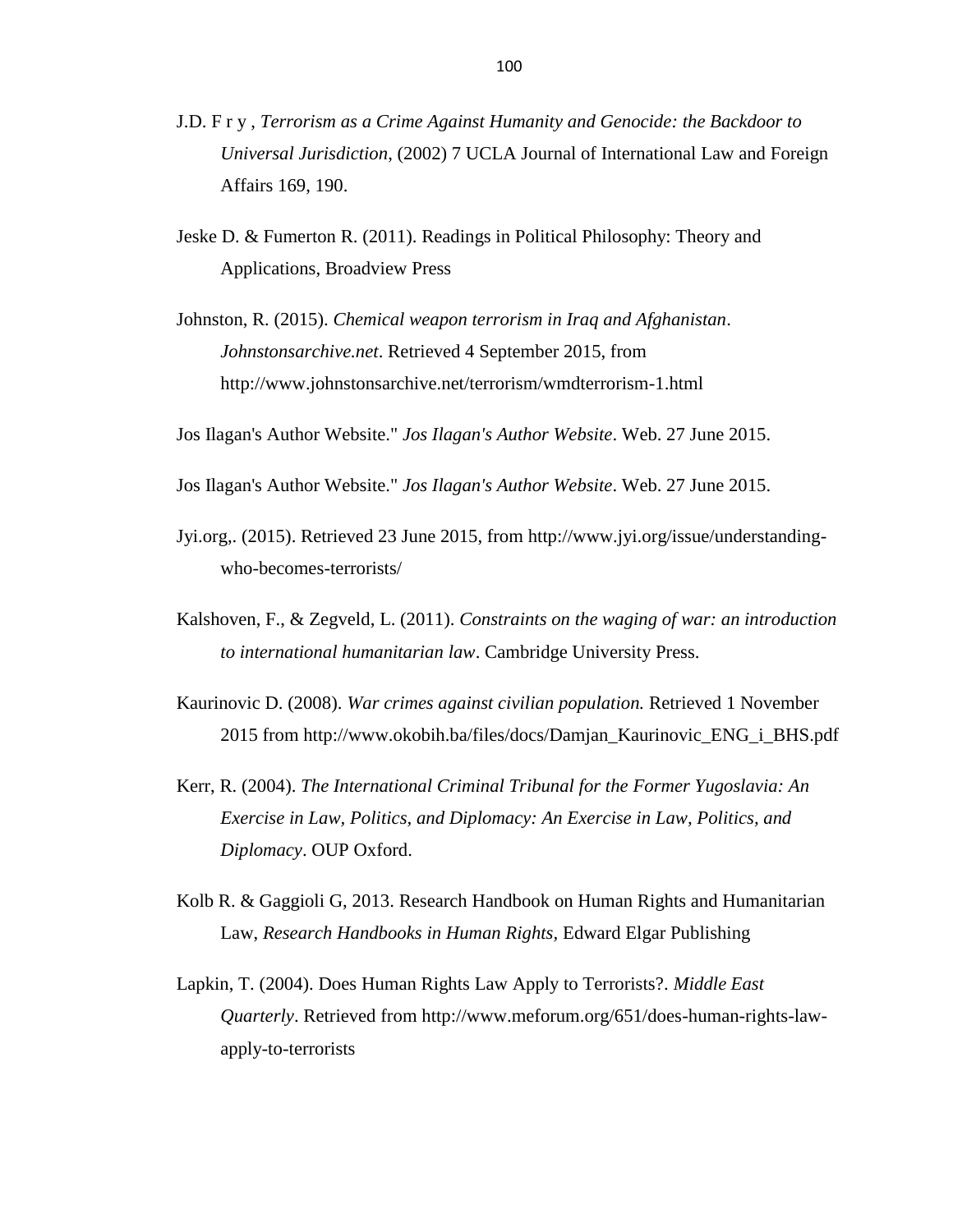J.D. F r y , *Terrorism as a Crime Against Humanity and Genocide: the Backdoor to Universal Jurisdiction*, (2002) 7 UCLA Journal of International Law and Foreign Affairs 169, 190.

Jeske D. & Fumerton R. (2011). Readings in Political Philosophy: Theory and Applications, Broadview Press

Johnston, R. (2015). *Chemical weapon terrorism in Iraq and Afghanistan*. *Johnstonsarchive.net*. Retrieved 4 September 2015, from http://www.johnstonsarchive.net/terrorism/wmdterrorism-1.html

Jos Ilagan's Author Website." *Jos Ilagan's Author Website*. Web. 27 June 2015.

Jos Ilagan's Author Website." *Jos Ilagan's Author Website*. Web. 27 June 2015.

Jyi.org,. (2015). Retrieved 23 June 2015, from http://www.jyi.org/issue/understanding-who-becomes-terrorists/

Kalshoven, F., & Zegveld, L. (2011). *Constraints on the waging of war: an introduction to international humanitarian law*. Cambridge University Press.

Kaurinovic D. (2008). *War crimes against civilian population.* Retrieved 1 November 2015 from http://www.okobih.ba/files/docs/Damjan_Kaurinovic_ENG_i_BHS.pdf

Kerr, R. (2004). *The International Criminal Tribunal for the Former Yugoslavia: An Exercise in Law, Politics, and Diplomacy: An Exercise in Law, Politics, and Diplomacy*. OUP Oxford.

Kolb R. & Gaggioli G, 2013. Research Handbook on Human Rights and Humanitarian Law, *Research Handbooks in Human Rights*, Edward Elgar Publishing

Lapkin, T. (2004). Does Human Rights Law Apply to Terrorists?. *Middle East Quarterly*. Retrieved from http://www.meforum.org/651/does-human-rights-law-apply-to-terrorists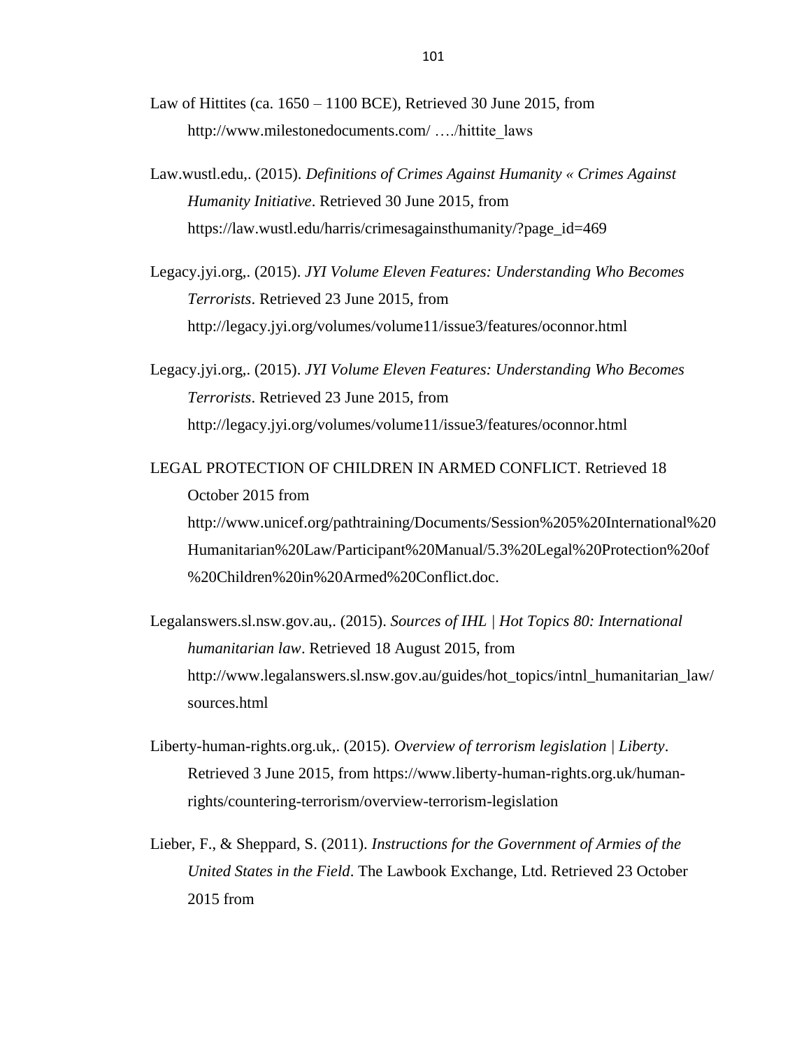Law of Hittites (ca. 1650 – 1100 BCE), Retrieved 30 June 2015, from http://www.milestonedocuments.com/ …./hittite_laws

Law.wustl.edu,. (2015). *Definitions of Crimes Against Humanity « Crimes Against Humanity Initiative*. Retrieved 30 June 2015, from https://law.wustl.edu/harris/crimesagainsthumanity/?page_id=469

Legacy.jyi.org,. (2015). *JYI Volume Eleven Features: Understanding Who Becomes Terrorists*. Retrieved 23 June 2015, from http://legacy.jyi.org/volumes/volume11/issue3/features/oconnor.html

Legacy.jyi.org,. (2015). *JYI Volume Eleven Features: Understanding Who Becomes Terrorists*. Retrieved 23 June 2015, from http://legacy.jyi.org/volumes/volume11/issue3/features/oconnor.html

LEGAL PROTECTION OF CHILDREN IN ARMED CONFLICT. Retrieved 18 October 2015 from http://www.unicef.org/pathtraining/Documents/Session%205%20International%20Humanitarian%20Law/Participant%20Manual/5.3%20Legal%20Protection%20of%20Children%20in%20Armed%20Conflict.doc.

Legalanswers.sl.nsw.gov.au,. (2015). *Sources of IHL | Hot Topics 80: International humanitarian law*. Retrieved 18 August 2015, from http://www.legalanswers.sl.nsw.gov.au/guides/hot_topics/intnl_humanitarian_law/sources.html

Liberty-human-rights.org.uk,. (2015). *Overview of terrorism legislation | Liberty*. Retrieved 3 June 2015, from https://www.liberty-human-rights.org.uk/human-rights/countering-terrorism/overview-terrorism-legislation

Lieber, F., & Sheppard, S. (2011). *Instructions for the Government of Armies of the United States in the Field*. The Lawbook Exchange, Ltd. Retrieved 23 October 2015 from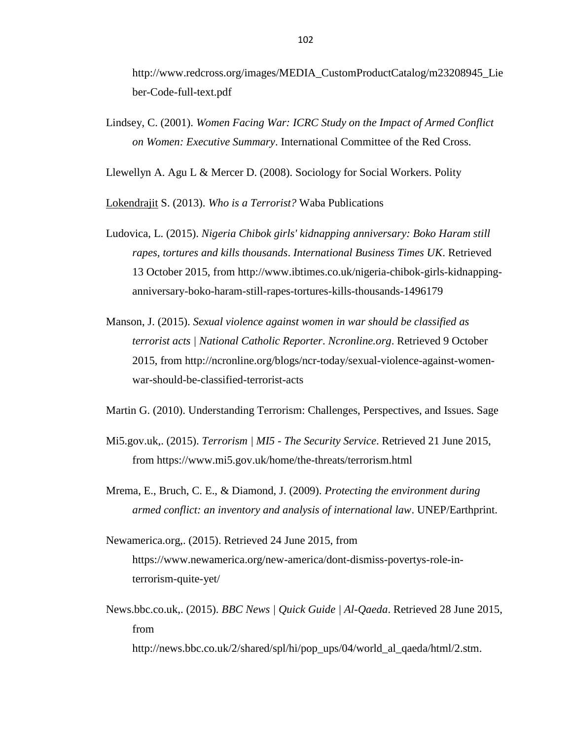http://www.redcross.org/images/MEDIA_CustomProductCatalog/m23208945_Lieber-Code-full-text.pdf

Lindsey, C. (2001). *Women Facing War: ICRC Study on the Impact of Armed Conflict on Women: Executive Summary*. International Committee of the Red Cross.

Llewellyn A. Agu L & Mercer D. (2008). Sociology for Social Workers. Polity

Lokendrajit S. (2013). *Who is a Terrorist?* Waba Publications

Ludovica, L. (2015). *Nigeria Chibok girls' kidnapping anniversary: Boko Haram still rapes, tortures and kills thousands*. *International Business Times UK*. Retrieved 13 October 2015, from http://www.ibtimes.co.uk/nigeria-chibok-girls-kidnapping-anniversary-boko-haram-still-rapes-tortures-kills-thousands-1496179

Manson, J. (2015). *Sexual violence against women in war should be classified as terrorist acts | National Catholic Reporter*. *Ncronline.org*. Retrieved 9 October 2015, from http://ncronline.org/blogs/ncr-today/sexual-violence-against-women-war-should-be-classified-terrorist-acts

Martin G. (2010). Understanding Terrorism: Challenges, Perspectives, and Issues. Sage

Mi5.gov.uk,. (2015). *Terrorism | MI5 - The Security Service*. Retrieved 21 June 2015, from https://www.mi5.gov.uk/home/the-threats/terrorism.html

Mrema, E., Bruch, C. E., & Diamond, J. (2009). *Protecting the environment during armed conflict: an inventory and analysis of international law*. UNEP/Earthprint.

Newamerica.org,. (2015). Retrieved 24 June 2015, from https://www.newamerica.org/new-america/dont-dismiss-povertys-role-in-terrorism-quite-yet/

News.bbc.co.uk,. (2015). *BBC News | Quick Guide | Al-Qaeda*. Retrieved 28 June 2015, from http://news.bbc.co.uk/2/shared/spl/hi/pop_ups/04/world_al_qaeda/html/2.stm.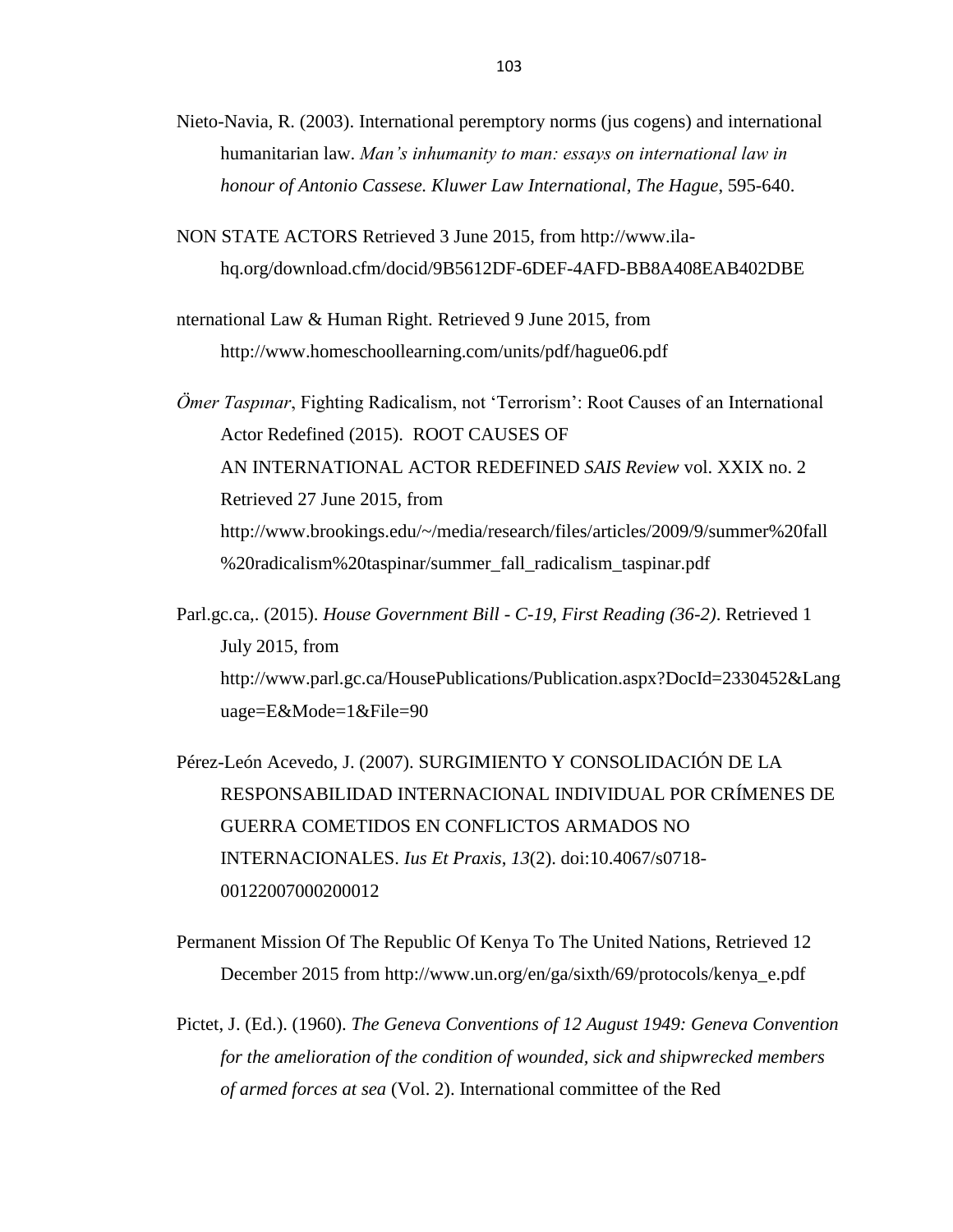Nieto-Navia, R. (2003). International peremptory norms (jus cogens) and international humanitarian law. *Man's inhumanity to man: essays on international law in honour of Antonio Cassese. Kluwer Law International, The Hague*, 595-640.

NON STATE ACTORS Retrieved 3 June 2015, from http://www.ila-hq.org/download.cfm/docid/9B5612DF-6DEF-4AFD-BB8A408EAB402DBE

nternational Law & Human Right. Retrieved 9 June 2015, from http://www.homeschoollearning.com/units/pdf/hague06.pdf

*Ömer Taspınar*, Fighting Radicalism, not 'Terrorism': Root Causes of an International Actor Redefined (2015). ROOT CAUSES OF AN INTERNATIONAL ACTOR REDEFINED *SAIS Review* vol. XXIX no. 2 Retrieved 27 June 2015, from http://www.brookings.edu/~/media/research/files/articles/2009/9/summer%20fall%20radicalism%20taspinar/summer_fall_radicalism_taspinar.pdf

Parl.gc.ca,. (2015). *House Government Bill - C-19, First Reading (36-2)*. Retrieved 1 July 2015, from http://www.parl.gc.ca/HousePublications/Publication.aspx?DocId=2330452&Language=E&Mode=1&File=90

Pérez-León Acevedo, J. (2007). SURGIMIENTO Y CONSOLIDACIÓN DE LA RESPONSABILIDAD INTERNACIONAL INDIVIDUAL POR CRÍMENES DE GUERRA COMETIDOS EN CONFLICTOS ARMADOS NO INTERNACIONALES. *Ius Et Praxis*, *13*(2). doi:10.4067/s0718-00122007000200012

Permanent Mission Of The Republic Of Kenya To The United Nations, Retrieved 12 December 2015 from http://www.un.org/en/ga/sixth/69/protocols/kenya_e.pdf

Pictet, J. (Ed.). (1960). *The Geneva Conventions of 12 August 1949: Geneva Convention for the amelioration of the condition of wounded, sick and shipwrecked members of armed forces at sea* (Vol. 2). International committee of the Red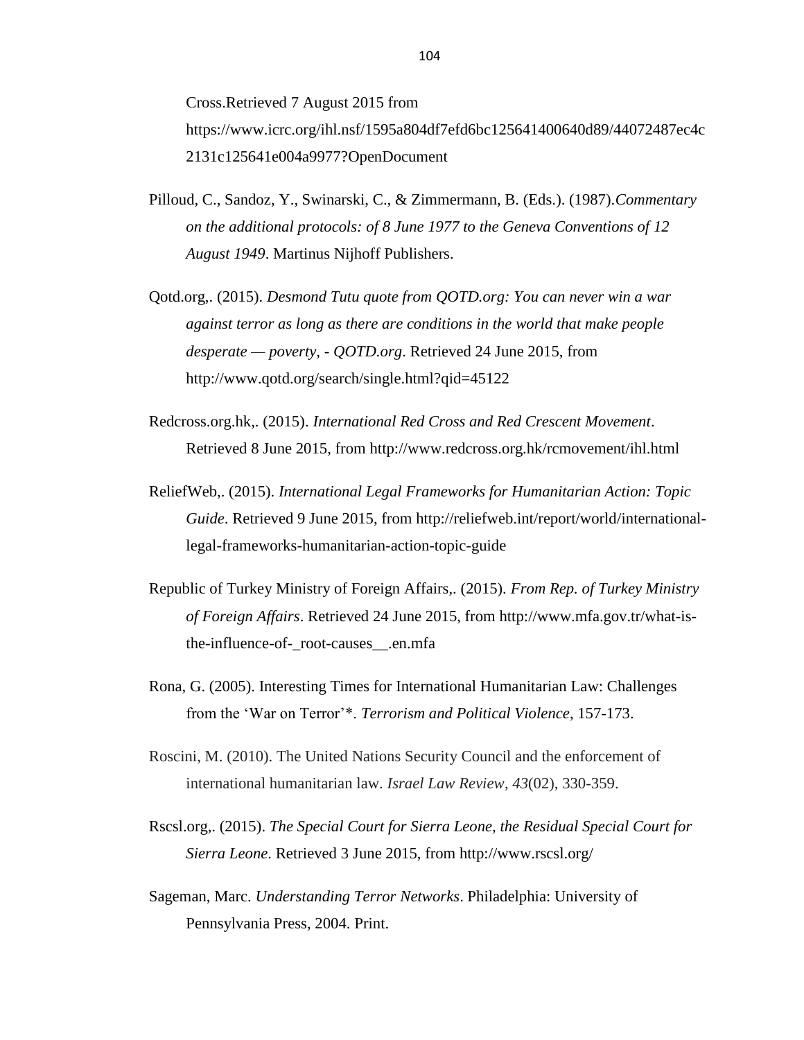Cross.Retrieved 7 August 2015 from https://www.icrc.org/ihl.nsf/1595a804df7efd6bc125641400640d89/44072487ec4c2131c125641e004a9977?OpenDocument

Pilloud, C., Sandoz, Y., Swinarski, C., & Zimmermann, B. (Eds.). (1987).*Commentary on the additional protocols: of 8 June 1977 to the Geneva Conventions of 12 August 1949*. Martinus Nijhoff Publishers.

Qotd.org,. (2015). *Desmond Tutu quote from QOTD.org: You can never win a war against terror as long as there are conditions in the world that make people desperate — poverty, - QOTD.org*. Retrieved 24 June 2015, from http://www.qotd.org/search/single.html?qid=45122

Redcross.org.hk,. (2015). *International Red Cross and Red Crescent Movement*. Retrieved 8 June 2015, from http://www.redcross.org.hk/rcmovement/ihl.html

ReliefWeb,. (2015). *International Legal Frameworks for Humanitarian Action: Topic Guide*. Retrieved 9 June 2015, from http://reliefweb.int/report/world/international-legal-frameworks-humanitarian-action-topic-guide

Republic of Turkey Ministry of Foreign Affairs,. (2015). *From Rep. of Turkey Ministry of Foreign Affairs*. Retrieved 24 June 2015, from http://www.mfa.gov.tr/what-is-the-influence-of-_root-causes__.en.mfa

Rona, G. (2005). Interesting Times for International Humanitarian Law: Challenges from the 'War on Terror'*. *Terrorism and Political Violence*, 157-173.

Roscini, M. (2010). The United Nations Security Council and the enforcement of international humanitarian law. *Israel Law Review*, *43*(02), 330-359.

Rscsl.org,. (2015). *The Special Court for Sierra Leone, the Residual Special Court for Sierra Leone*. Retrieved 3 June 2015, from http://www.rscsl.org/

Sageman, Marc. *Understanding Terror Networks*. Philadelphia: University of Pennsylvania Press, 2004. Print.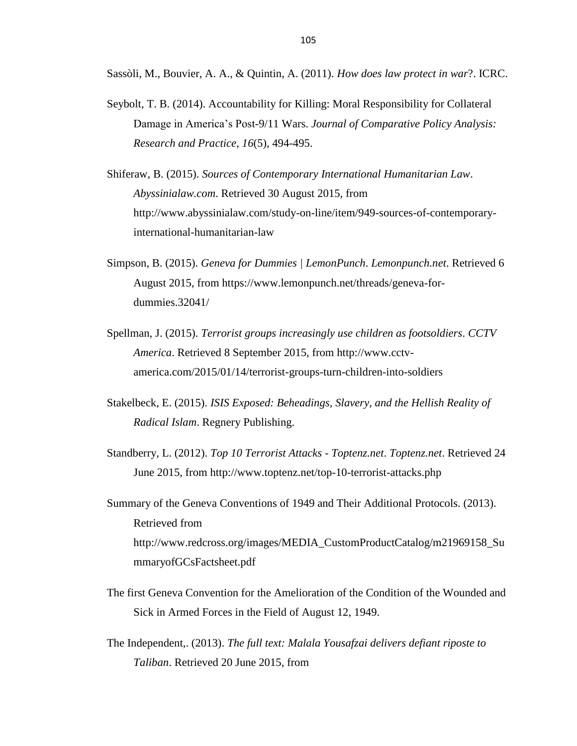Sassòli, M., Bouvier, A. A., & Quintin, A. (2011). *How does law protect in war*?. ICRC.

Seybolt, T. B. (2014). Accountability for Killing: Moral Responsibility for Collateral Damage in America's Post-9/11 Wars. *Journal of Comparative Policy Analysis: Research and Practice*, *16*(5), 494-495.

Shiferaw, B. (2015). *Sources of Contemporary International Humanitarian Law*. *Abyssinialaw.com*. Retrieved 30 August 2015, from http://www.abyssinialaw.com/study-on-line/item/949-sources-of-contemporary-international-humanitarian-law

Simpson, B. (2015). *Geneva for Dummies | LemonPunch*. *Lemonpunch.net*. Retrieved 6 August 2015, from https://www.lemonpunch.net/threads/geneva-for-dummies.32041/

Spellman, J. (2015). *Terrorist groups increasingly use children as footsoldiers*. *CCTV America*. Retrieved 8 September 2015, from http://www.cctv-america.com/2015/01/14/terrorist-groups-turn-children-into-soldiers

Stakelbeck, E. (2015). *ISIS Exposed: Beheadings, Slavery, and the Hellish Reality of Radical Islam*. Regnery Publishing.

Standberry, L. (2012). *Top 10 Terrorist Attacks - Toptenz.net*. *Toptenz.net*. Retrieved 24 June 2015, from http://www.toptenz.net/top-10-terrorist-attacks.php

Summary of the Geneva Conventions of 1949 and Their Additional Protocols. (2013). Retrieved from http://www.redcross.org/images/MEDIA_CustomProductCatalog/m21969158_SummaryofGCsFactsheet.pdf

The first Geneva Convention for the Amelioration of the Condition of the Wounded and Sick in Armed Forces in the Field of August 12, 1949.

The Independent,. (2013). *The full text: Malala Yousafzai delivers defiant riposte to Taliban*. Retrieved 20 June 2015, from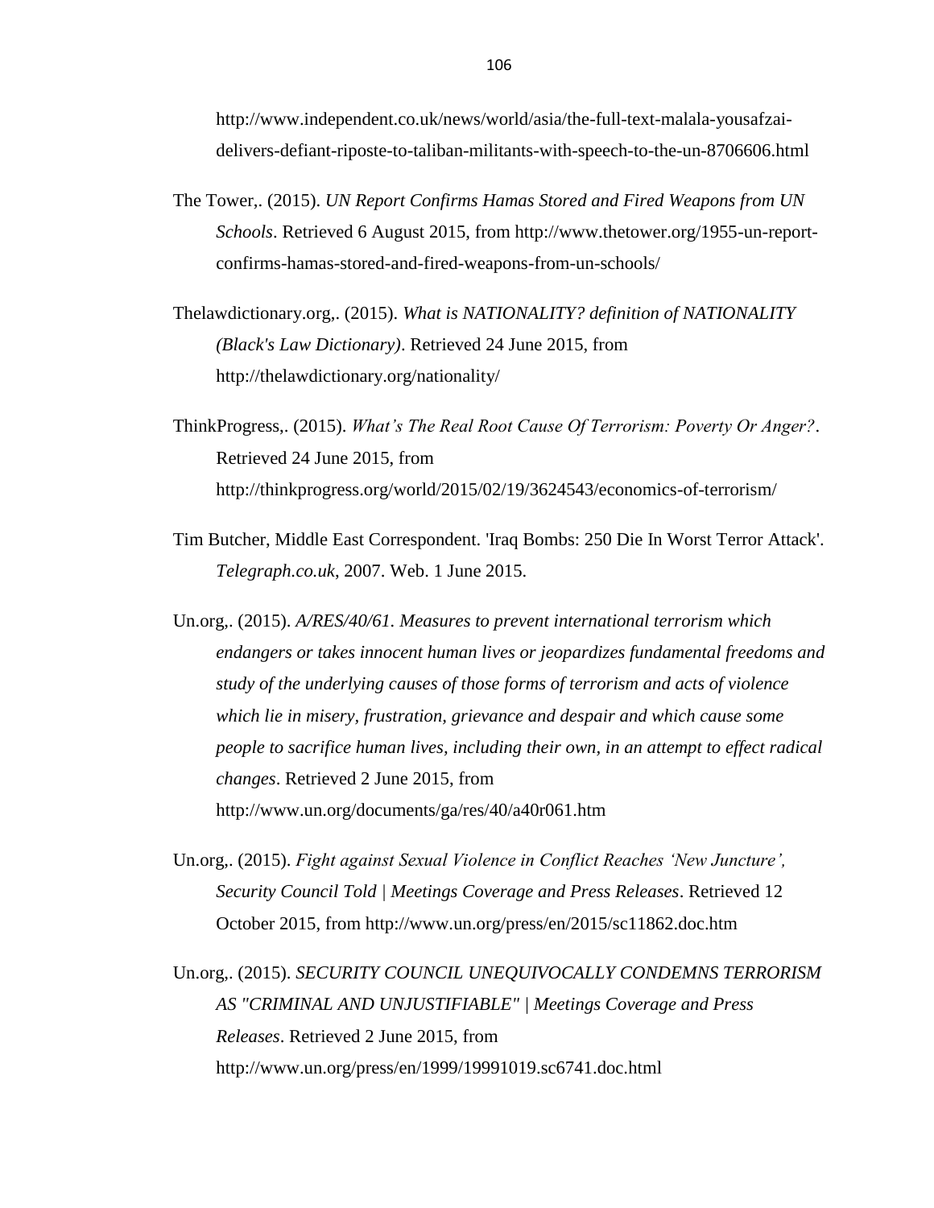http://www.independent.co.uk/news/world/asia/the-full-text-malala-yousafzai-delivers-defiant-riposte-to-taliban-militants-with-speech-to-the-un-8706606.html

The Tower,. (2015). *UN Report Confirms Hamas Stored and Fired Weapons from UN Schools*. Retrieved 6 August 2015, from http://www.thetower.org/1955-un-report-confirms-hamas-stored-and-fired-weapons-from-un-schools/

Thelawdictionary.org,. (2015). *What is NATIONALITY? definition of NATIONALITY (Black's Law Dictionary)*. Retrieved 24 June 2015, from http://thelawdictionary.org/nationality/

ThinkProgress,. (2015). *What's The Real Root Cause Of Terrorism: Poverty Or Anger?*. Retrieved 24 June 2015, from http://thinkprogress.org/world/2015/02/19/3624543/economics-of-terrorism/

Tim Butcher, Middle East Correspondent. 'Iraq Bombs: 250 Die In Worst Terror Attack'. *Telegraph.co.uk*, 2007. Web. 1 June 2015.

Un.org,. (2015). *A/RES/40/61. Measures to prevent international terrorism which endangers or takes innocent human lives or jeopardizes fundamental freedoms and study of the underlying causes of those forms of terrorism and acts of violence which lie in misery, frustration, grievance and despair and which cause some people to sacrifice human lives, including their own, in an attempt to effect radical changes*. Retrieved 2 June 2015, from http://www.un.org/documents/ga/res/40/a40r061.htm

Un.org,. (2015). *Fight against Sexual Violence in Conflict Reaches 'New Juncture', Security Council Told | Meetings Coverage and Press Releases*. Retrieved 12 October 2015, from http://www.un.org/press/en/2015/sc11862.doc.htm

Un.org,. (2015). *SECURITY COUNCIL UNEQUIVOCALLY CONDEMNS TERRORISM AS "CRIMINAL AND UNJUSTIFIABLE" | Meetings Coverage and Press Releases*. Retrieved 2 June 2015, from http://www.un.org/press/en/1999/19991019.sc6741.doc.html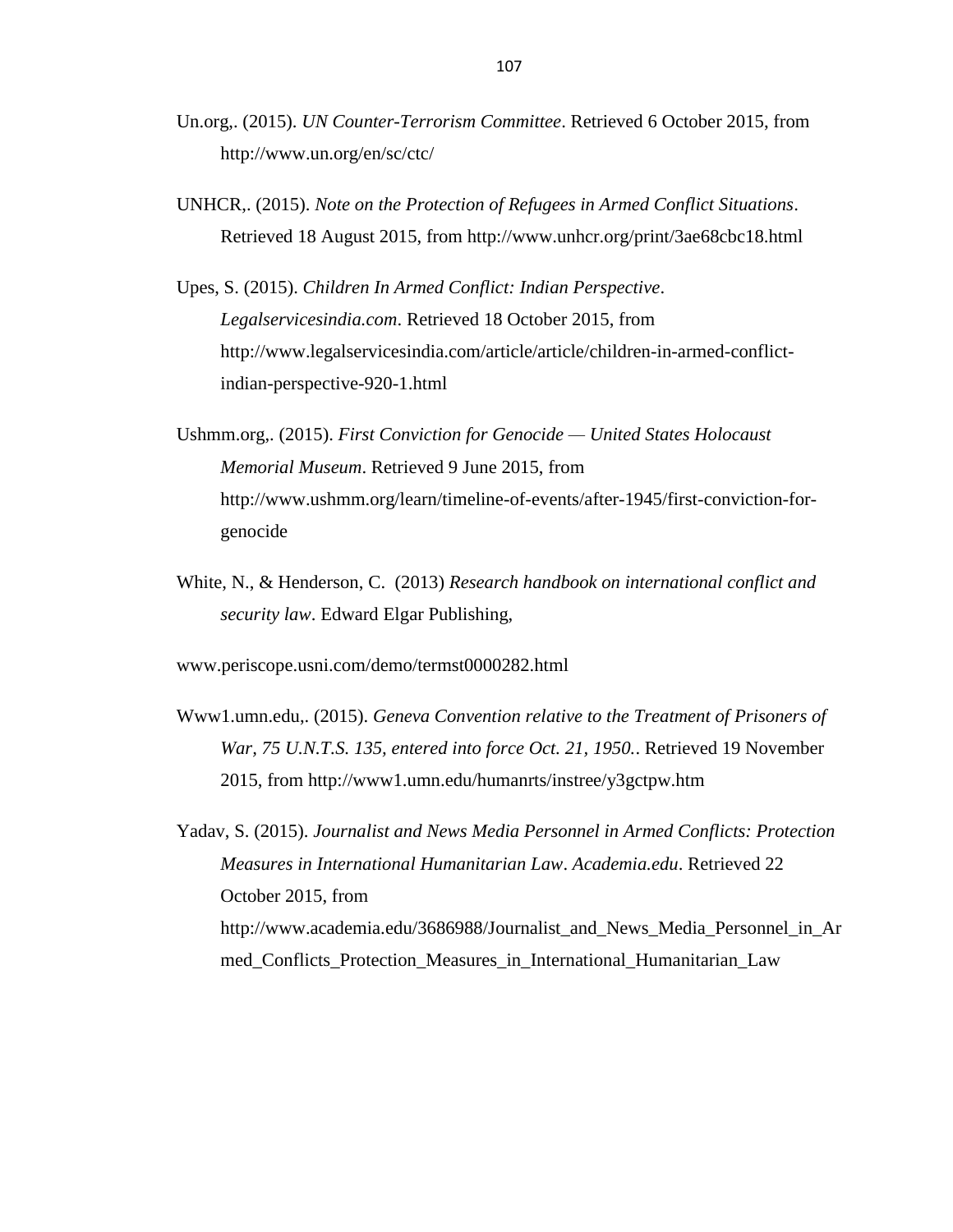Un.org,. (2015). *UN Counter-Terrorism Committee*. Retrieved 6 October 2015, from http://www.un.org/en/sc/ctc/

UNHCR,. (2015). *Note on the Protection of Refugees in Armed Conflict Situations*. Retrieved 18 August 2015, from http://www.unhcr.org/print/3ae68cbc18.html

Upes, S. (2015). *Children In Armed Conflict: Indian Perspective*. *Legalservicesindia.com*. Retrieved 18 October 2015, from http://www.legalservicesindia.com/article/article/children-in-armed-conflict-indian-perspective-920-1.html

Ushmm.org,. (2015). *First Conviction for Genocide — United States Holocaust Memorial Museum*. Retrieved 9 June 2015, from http://www.ushmm.org/learn/timeline-of-events/after-1945/first-conviction-for-genocide

White, N., & Henderson, C. (2013) *Research handbook on international conflict and security law*. Edward Elgar Publishing,

www.periscope.usni.com/demo/termst0000282.html

Www1.umn.edu,. (2015). *Geneva Convention relative to the Treatment of Prisoners of War, 75 U.N.T.S. 135, entered into force Oct. 21, 1950.*. Retrieved 19 November 2015, from http://www1.umn.edu/humanrts/instree/y3gctpw.htm

Yadav, S. (2015). *Journalist and News Media Personnel in Armed Conflicts: Protection Measures in International Humanitarian Law*. *Academia.edu*. Retrieved 22 October 2015, from http://www.academia.edu/3686988/Journalist_and_News_Media_Personnel_in_Armed_Conflicts_Protection_Measures_in_International_Humanitarian_Law